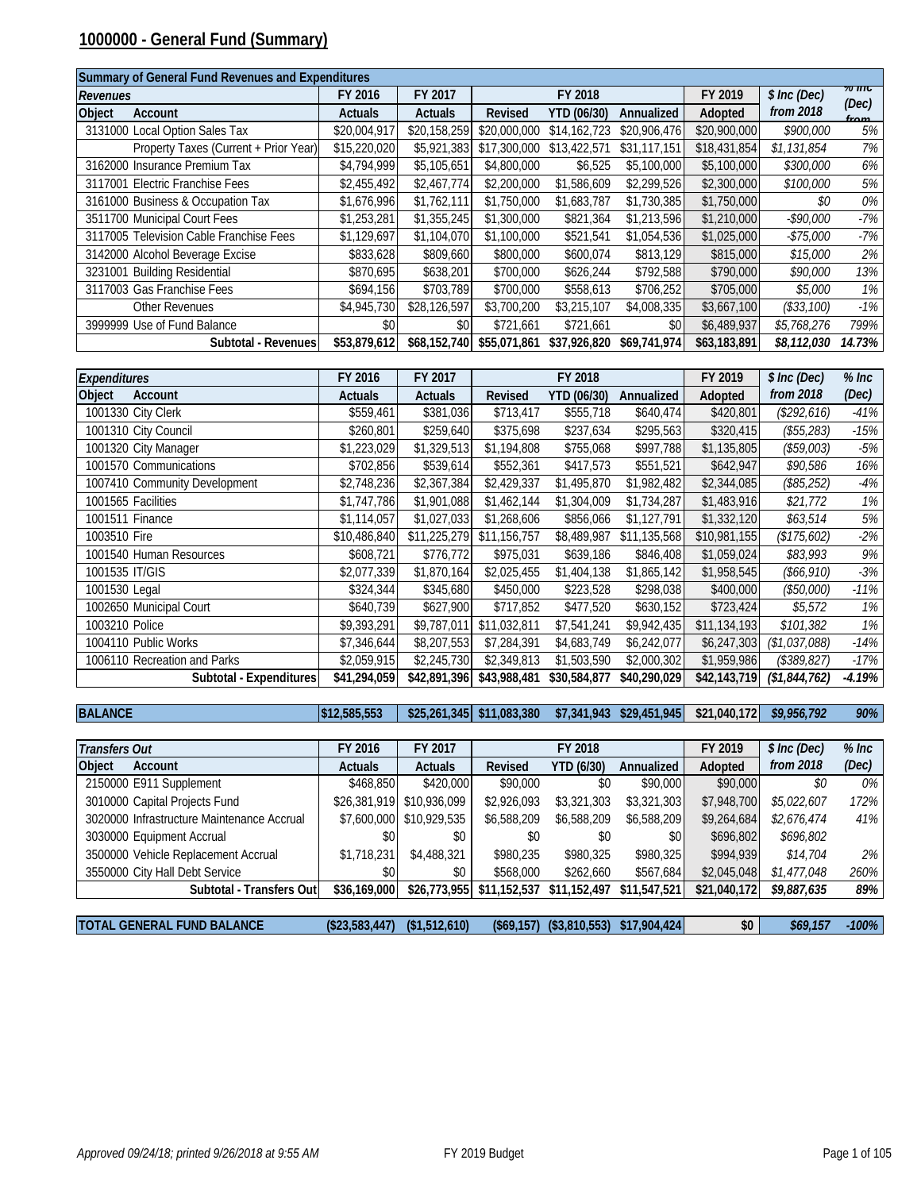# 1000000 - General Fund (Summary)

| Summary of General Fund Revenues and Expenditures | | | | | | | | | |
|---|---|---|---|---|---|---|---|---|---|
| **Revenues** | | FY 2016 | FY 2017 | FY 2018 | | | FY 2019 | $ Inc (Dec) | % Inc (Dec) from |
| **Object** | **Account** | **Actuals** | **Actuals** | **Revised** | **YTD (06/30)** | **Annualized** | **Adopted** | from 2018 | |
| 3131000 | Local Option Sales Tax | $20,004,917 | $20,158,259 | $20,000,000 | $14,162,723 | $20,906,476 | $20,900,000 | $900,000 | 5% |
| | Property Taxes (Current + Prior Year) | $15,220,020 | $5,921,383 | $17,300,000 | $13,422,571 | $31,117,151 | $18,431,854 | $1,131,854 | 7% |
| 3162000 | Insurance Premium Tax | $4,794,999 | $5,105,651 | $4,800,000 | $6,525 | $5,100,000 | $5,100,000 | $300,000 | 6% |
| 3117001 | Electric Franchise Fees | $2,455,492 | $2,467,774 | $2,200,000 | $1,586,609 | $2,299,526 | $2,300,000 | $100,000 | 5% |
| 3161000 | Business & Occupation Tax | $1,676,996 | $1,762,111 | $1,750,000 | $1,683,787 | $1,730,385 | $1,750,000 | $0 | 0% |
| 3511700 | Municipal Court Fees | $1,253,281 | $1,355,245 | $1,300,000 | $821,364 | $1,213,596 | $1,210,000 | -$90,000 | -7% |
| 3117005 | Television Cable Franchise Fees | $1,129,697 | $1,104,070 | $1,100,000 | $521,541 | $1,054,536 | $1,025,000 | -$75,000 | -7% |
| 3142000 | Alcohol Beverage Excise | $833,628 | $809,660 | $800,000 | $600,074 | $813,129 | $815,000 | $15,000 | 2% |
| 3231001 | Building Residential | $870,695 | $638,201 | $700,000 | $626,244 | $792,588 | $790,000 | $90,000 | 13% |
| 3117003 | Gas Franchise Fees | $694,156 | $703,789 | $700,000 | $558,613 | $706,252 | $705,000 | $5,000 | 1% |
| | Other Revenues | $4,945,730 | $28,126,597 | $3,700,200 | $3,215,107 | $4,008,335 | $3,667,100 | ($33,100) | -1% |
| 3999999 | Use of Fund Balance | $0 | $0 | $721,661 | $721,661 | $0 | $6,489,937 | $5,768,276 | 799% |
| | **Subtotal - Revenues** | **$53,879,612** | **$68,152,740** | **$55,071,861** | **$37,926,820** | **$69,741,974** | **$63,183,891** | **$8,112,030** | **14.73%** |

| **Expenditures** | | FY 2016 | FY 2017 | FY 2018 | | | FY 2019 | $ Inc (Dec) | % Inc |
|---|---|---|---|---|---|---|---|---|---|
| **Object** | **Account** | **Actuals** | **Actuals** | **Revised** | **YTD (06/30)** | **Annualized** | **Adopted** | from 2018 | (Dec) |
| 1001330 | City Clerk | $559,461 | $381,036 | $713,417 | $555,718 | $640,474 | $420,801 | ($292,616) | -41% |
| 1001310 | City Council | $260,801 | $259,640 | $375,698 | $237,634 | $295,563 | $320,415 | ($55,283) | -15% |
| 1001320 | City Manager | $1,223,029 | $1,329,513 | $1,194,808 | $755,068 | $997,788 | $1,135,805 | ($59,003) | -5% |
| 1001570 | Communications | $702,856 | $539,614 | $552,361 | $417,573 | $551,521 | $642,947 | $90,586 | 16% |
| 1007410 | Community Development | $2,748,236 | $2,367,384 | $2,429,337 | $1,495,870 | $1,982,482 | $2,344,085 | ($85,252) | -4% |
| 1001565 | Facilities | $1,747,786 | $1,901,088 | $1,462,144 | $1,304,009 | $1,734,287 | $1,483,916 | $21,772 | 1% |
| 1001511 | Finance | $1,114,057 | $1,027,033 | $1,268,606 | $856,066 | $1,127,791 | $1,332,120 | $63,514 | 5% |
| 1003510 | Fire | $10,486,840 | $11,225,279 | $11,156,757 | $8,489,987 | $11,135,568 | $10,981,155 | ($175,602) | -2% |
| 1001540 | Human Resources | $608,721 | $776,772 | $975,031 | $639,186 | $846,408 | $1,059,024 | $83,993 | 9% |
| 1001535 | IT/GIS | $2,077,339 | $1,870,164 | $2,025,455 | $1,404,138 | $1,865,142 | $1,958,545 | ($66,910) | -3% |
| 1001530 | Legal | $324,344 | $345,680 | $450,000 | $223,528 | $298,038 | $400,000 | ($50,000) | -11% |
| 1002650 | Municipal Court | $640,739 | $627,900 | $717,852 | $477,520 | $630,152 | $723,424 | $5,572 | 1% |
| 1003210 | Police | $9,393,291 | $9,787,011 | $11,032,811 | $7,541,241 | $9,942,435 | $11,134,193 | $101,382 | 1% |
| 1004110 | Public Works | $7,346,644 | $8,207,553 | $7,284,391 | $4,683,749 | $6,242,077 | $6,247,303 | ($1,037,088) | -14% |
| 1006110 | Recreation and Parks | $2,059,915 | $2,245,730 | $2,349,813 | $1,503,590 | $2,000,302 | $1,959,986 | ($389,827) | -17% |
| | **Subtotal - Expenditures** | **$41,294,059** | **$42,891,396** | **$43,988,481** | **$30,584,877** | **$40,290,029** | **$42,143,719** | **($1,844,762)** | **-4.19%** |

| **BALANCE** | | $12,585,553 | $25,261,345 | $11,083,380 | $7,341,943 | $29,451,945 | $21,040,172 | $9,956,792 | 90% |
|---|---|---|---|---|---|---|---|---|---|

| **Transfers Out** | | FY 2016 | FY 2017 | FY 2018 | | | FY 2019 | $ Inc (Dec) | % Inc |
|---|---|---|---|---|---|---|---|---|---|
| **Object** | **Account** | **Actuals** | **Actuals** | **Revised** | **YTD (6/30)** | **Annualized** | **Adopted** | from 2018 | (Dec) |
| 2150000 | E911 Supplement | $468,850 | $420,000 | $90,000 | $0 | $90,000 | $90,000 | $0 | 0% |
| 3010000 | Capital Projects Fund | $26,381,919 | $10,936,099 | $2,926,093 | $3,321,303 | $3,321,303 | $7,948,700 | $5,022,607 | 172% |
| 3020000 | Infrastructure Maintenance Accrual | $7,600,000 | $10,929,535 | $6,588,209 | $6,588,209 | $6,588,209 | $9,264,684 | $2,676,474 | 41% |
| 3030000 | Equipment Accrual | $0 | $0 | $0 | $0 | $0 | $696,802 | $696,802 | |
| 3500000 | Vehicle Replacement Accrual | $1,718,231 | $4,488,321 | $980,235 | $980,325 | $980,325 | $994,939 | $14,704 | 2% |
| 3550000 | City Hall Debt Service | $0 | $0 | $568,000 | $262,660 | $567,684 | $2,045,048 | $1,477,048 | 260% |
| | **Subtotal - Transfers Out** | **$36,169,000** | **$26,773,955** | **$11,152,537** | **$11,152,497** | **$11,547,521** | **$21,040,172** | **$9,887,635** | **89%** |

| **TOTAL GENERAL FUND BALANCE** | | ($23,583,447) | ($1,512,610) | ($69,157) | ($3,810,553) | $17,904,424 | $0 | $69,157 | -100% |
|---|---|---|---|---|---|---|---|---|---|

*Approved 09/24/18; printed 9/26/2018 at 9:55 AM*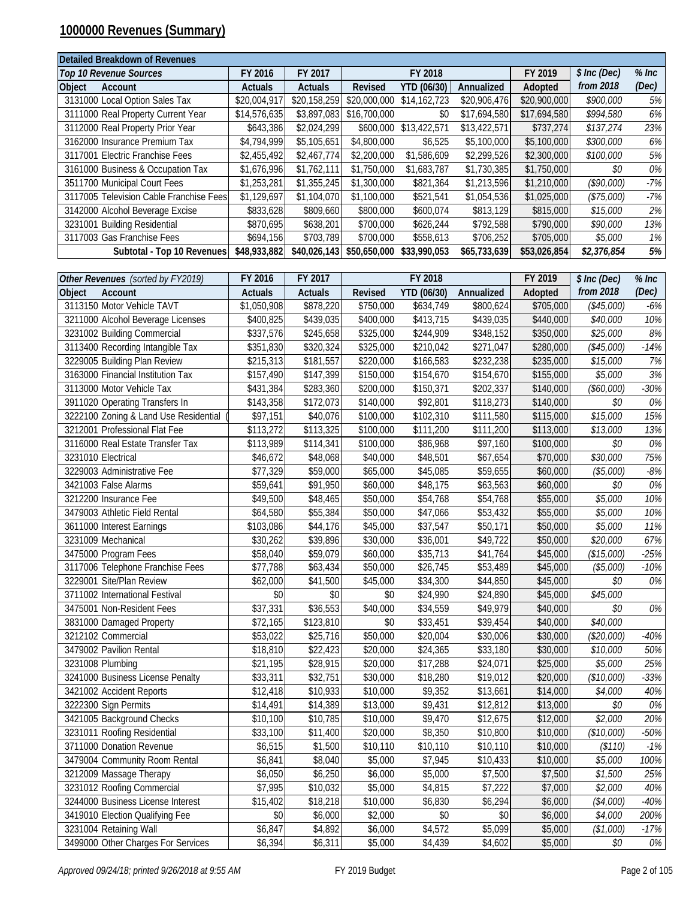# 1000000 Revenues (Summary)

| Detailed Breakdown of Revenues | | | | | | | | |
|---|---|---|---|---|---|---|---|---|
| *Top 10 Revenue Sources* | FY 2016 | FY 2017 | FY 2018 | | | FY 2019 | *$ Inc (Dec)* | *% Inc* |
| Object Account | Actuals | Actuals | Revised | YTD (06/30) | Annualized | Adopted | *from 2018* | *(Dec)* |
| 3131000 Local Option Sales Tax | $20,004,917 | $20,158,259 | $20,000,000 | $14,162,723 | $20,906,476 | $20,900,000 | *$900,000* | *5%* |
| 3111000 Real Property Current Year | $14,576,635 | $3,897,083 | $16,700,000 | $0 | $17,694,580 | $17,694,580 | *$994,580* | *6%* |
| 3112000 Real Property Prior Year | $643,386 | $2,024,299 | $600,000 | $13,422,571 | $13,422,571 | $737,274 | *$137,274* | *23%* |
| 3162000 Insurance Premium Tax | $4,794,999 | $5,105,651 | $4,800,000 | $6,525 | $5,100,000 | $5,100,000 | *$300,000* | *6%* |
| 3117001 Electric Franchise Fees | $2,455,492 | $2,467,774 | $2,200,000 | $1,586,609 | $2,299,526 | $2,300,000 | *$100,000* | *5%* |
| 3161000 Business & Occupation Tax | $1,676,996 | $1,762,111 | $1,750,000 | $1,683,787 | $1,730,385 | $1,750,000 | *$0* | *0%* |
| 3511700 Municipal Court Fees | $1,253,281 | $1,355,245 | $1,300,000 | $821,364 | $1,213,596 | $1,210,000 | *($90,000)* | *-7%* |
| 3117005 Television Cable Franchise Fees | $1,129,697 | $1,104,070 | $1,100,000 | $521,541 | $1,054,536 | $1,025,000 | *($75,000)* | *-7%* |
| 3142000 Alcohol Beverage Excise | $833,628 | $809,660 | $800,000 | $600,074 | $813,129 | $815,000 | *$15,000* | *2%* |
| 3231001 Building Residential | $870,695 | $638,201 | $700,000 | $626,244 | $792,588 | $790,000 | *$90,000* | *13%* |
| 3117003 Gas Franchise Fees | $694,156 | $703,789 | $700,000 | $558,613 | $706,252 | $705,000 | *$5,000* | *1%* |
| **Subtotal - Top 10 Revenues** | **$48,933,882** | **$40,026,143** | **$50,650,000** | **$33,990,053** | **$65,733,639** | **$53,026,854** | ***$2,376,854*** | ***5%*** |

| *Other Revenues (sorted by FY2019)* | FY 2016 | FY 2017 | FY 2018 | | | FY 2019 | *$ Inc (Dec)* | *% Inc* |
|---|---|---|---|---|---|---|---|---|
| Object Account | Actuals | Actuals | Revised | YTD (06/30) | Annualized | Adopted | *from 2018* | *(Dec)* |
| 3113150 Motor Vehicle TAVT | $1,050,908 | $878,220 | $750,000 | $634,749 | $800,624 | $705,000 | *($45,000)* | *-6%* |
| 3211000 Alcohol Beverage Licenses | $400,825 | $439,035 | $400,000 | $413,715 | $439,035 | $440,000 | *$40,000* | *10%* |
| 3231002 Building Commercial | $337,576 | $245,658 | $325,000 | $244,909 | $348,152 | $350,000 | *$25,000* | *8%* |
| 3113400 Recording Intangible Tax | $351,830 | $320,324 | $325,000 | $210,042 | $271,047 | $280,000 | *($45,000)* | *-14%* |
| 3229005 Building Plan Review | $215,313 | $181,557 | $220,000 | $166,583 | $232,238 | $235,000 | *$15,000* | *7%* |
| 3163000 Financial Institution Tax | $157,490 | $147,399 | $150,000 | $154,670 | $154,670 | $155,000 | *$5,000* | *3%* |
| 3113000 Motor Vehicle Tax | $431,384 | $283,360 | $200,000 | $150,371 | $202,337 | $140,000 | *($60,000)* | *-30%* |
| 3911020 Operating Transfers In | $143,358 | $172,073 | $140,000 | $92,801 | $118,273 | $140,000 | *$0* | *0%* |
| 3222100 Zoning & Land Use Residential ( | $97,151 | $40,076 | $100,000 | $102,310 | $111,580 | $115,000 | *$15,000* | *15%* |
| 3212001 Professional Flat Fee | $113,272 | $113,325 | $100,000 | $111,200 | $111,200 | $113,000 | *$13,000* | *13%* |
| 3116000 Real Estate Transfer Tax | $113,989 | $114,341 | $100,000 | $86,968 | $97,160 | $100,000 | *$0* | *0%* |
| 3231010 Electrical | $46,672 | $48,068 | $40,000 | $48,501 | $67,654 | $70,000 | *$30,000* | *75%* |
| 3229003 Administrative Fee | $77,329 | $59,000 | $65,000 | $45,085 | $59,655 | $60,000 | *($5,000)* | *-8%* |
| 3421003 False Alarms | $59,641 | $91,950 | $60,000 | $48,175 | $63,563 | $60,000 | *$0* | *0%* |
| 3212200 Insurance Fee | $49,500 | $48,465 | $50,000 | $54,768 | $54,768 | $55,000 | *$5,000* | *10%* |
| 3479003 Athletic Field Rental | $64,580 | $55,384 | $50,000 | $47,066 | $53,432 | $55,000 | *$5,000* | *10%* |
| 3611000 Interest Earnings | $103,086 | $44,176 | $45,000 | $37,547 | $50,171 | $50,000 | *$5,000* | *11%* |
| 3231009 Mechanical | $30,262 | $39,896 | $30,000 | $36,001 | $49,722 | $50,000 | *$20,000* | *67%* |
| 3475000 Program Fees | $58,040 | $59,079 | $60,000 | $35,713 | $41,764 | $45,000 | *($15,000)* | *-25%* |
| 3117006 Telephone Franchise Fees | $77,788 | $63,434 | $50,000 | $26,745 | $53,489 | $45,000 | *($5,000)* | *-10%* |
| 3229001 Site/Plan Review | $62,000 | $41,500 | $45,000 | $34,300 | $44,850 | $45,000 | *$0* | *0%* |
| 3711002 International Festival | $0 | $0 | $0 | $24,990 | $24,890 | $45,000 | *$45,000* | |
| 3475001 Non-Resident Fees | $37,331 | $36,553 | $40,000 | $34,559 | $49,979 | $40,000 | *$0* | *0%* |
| 3831000 Damaged Property | $72,165 | $123,810 | $0 | $33,451 | $39,454 | $40,000 | *$40,000* | |
| 3212102 Commercial | $53,022 | $25,716 | $50,000 | $20,004 | $30,006 | $30,000 | *($20,000)* | *-40%* |
| 3479002 Pavilion Rental | $18,810 | $22,423 | $20,000 | $24,365 | $33,180 | $30,000 | *$10,000* | *50%* |
| 3231008 Plumbing | $21,195 | $28,915 | $20,000 | $17,288 | $24,071 | $25,000 | *$5,000* | *25%* |
| 3241000 Business License Penalty | $33,311 | $32,751 | $30,000 | $18,280 | $19,012 | $20,000 | *($10,000)* | *-33%* |
| 3421002 Accident Reports | $12,418 | $10,933 | $10,000 | $9,352 | $13,661 | $14,000 | *$4,000* | *40%* |
| 3222300 Sign Permits | $14,491 | $14,389 | $13,000 | $9,431 | $12,812 | $13,000 | *$0* | *0%* |
| 3421005 Background Checks | $10,100 | $10,785 | $10,000 | $9,470 | $12,675 | $12,000 | *$2,000* | *20%* |
| 3231011 Roofing Residential | $33,100 | $11,400 | $20,000 | $8,350 | $10,800 | $10,000 | *($10,000)* | *-50%* |
| 3711000 Donation Revenue | $6,515 | $1,500 | $10,110 | $10,110 | $10,110 | $10,000 | *($110)* | *-1%* |
| 3479004 Community Room Rental | $6,841 | $8,040 | $5,000 | $7,945 | $10,433 | $10,000 | *$5,000* | *100%* |
| 3212009 Massage Therapy | $6,050 | $6,250 | $6,000 | $5,000 | $7,500 | $7,500 | *$1,500* | *25%* |
| 3231012 Roofing Commercial | $7,995 | $10,032 | $5,000 | $4,815 | $7,222 | $7,000 | *$2,000* | *40%* |
| 3244000 Business License Interest | $15,402 | $18,218 | $10,000 | $6,830 | $6,294 | $6,000 | *($4,000)* | *-40%* |
| 3419010 Election Qualifying Fee | $0 | $6,000 | $2,000 | $0 | $0 | $6,000 | *$4,000* | *200%* |
| 3231004 Retaining Wall | $6,847 | $4,892 | $6,000 | $4,572 | $5,099 | $5,000 | *($1,000)* | *-17%* |
| 3499000 Other Charges For Services | $6,394 | $6,311 | $5,000 | $4,439 | $4,602 | $5,000 | *$0* | *0%* |

*Approved 09/24/18; printed 9/26/2018 at 9:55 AM* FY 2019 Budget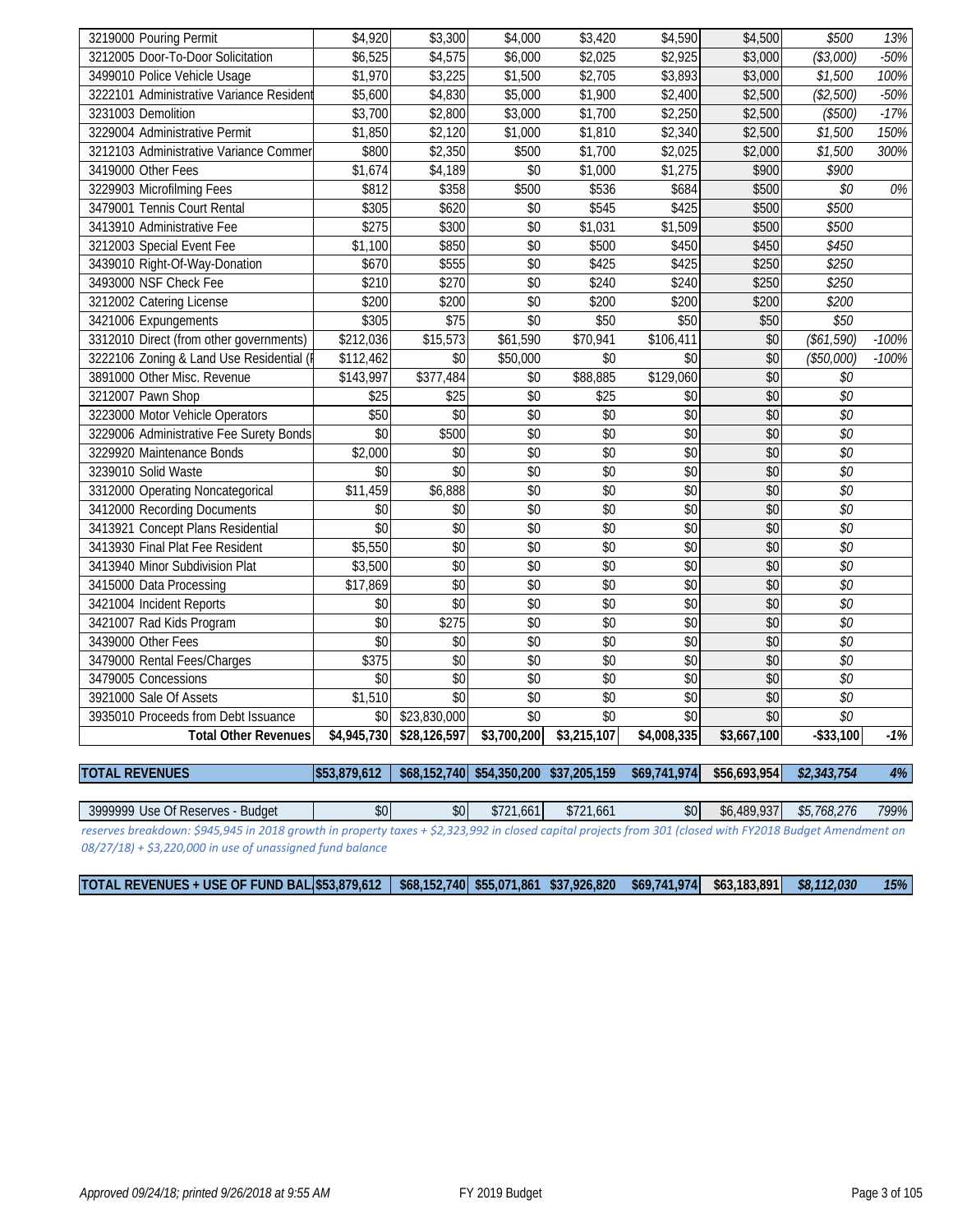| | | | | | | | | |
|---|---|---|---|---|---|---|---|---|
| 3219000 Pouring Permit | $4,920 | $3,300 | $4,000 | $3,420 | $4,590 | $4,500 | *$500* | *13%* |
| 3212005 Door-To-Door Solicitation | $6,525 | $4,575 | $6,000 | $2,025 | $2,925 | $3,000 | *($3,000)* | *-50%* |
| 3499010 Police Vehicle Usage | $1,970 | $3,225 | $1,500 | $2,705 | $3,893 | $3,000 | *$1,500* | *100%* |
| 3222101 Administrative Variance Resident | $5,600 | $4,830 | $5,000 | $1,900 | $2,400 | $2,500 | *($2,500)* | *-50%* |
| 3231003 Demolition | $3,700 | $2,800 | $3,000 | $1,700 | $2,250 | $2,500 | *($500)* | *-17%* |
| 3229004 Administrative Permit | $1,850 | $2,120 | $1,000 | $1,810 | $2,340 | $2,500 | *$1,500* | *150%* |
| 3212103 Administrative Variance Commer | $800 | $2,350 | $500 | $1,700 | $2,025 | $2,000 | *$1,500* | *300%* |
| 3419000 Other Fees | $1,674 | $4,189 | $0 | $1,000 | $1,275 | $900 | *$900* | |
| 3229903 Microfilming Fees | $812 | $358 | $500 | $536 | $684 | $500 | *$0* | *0%* |
| 3479001 Tennis Court Rental | $305 | $620 | $0 | $545 | $425 | $500 | *$500* | |
| 3413910 Administrative Fee | $275 | $300 | $0 | $1,031 | $1,509 | $500 | *$500* | |
| 3212003 Special Event Fee | $1,100 | $850 | $0 | $500 | $450 | $450 | *$450* | |
| 3439010 Right-Of-Way-Donation | $670 | $555 | $0 | $425 | $425 | $250 | *$250* | |
| 3493000 NSF Check Fee | $210 | $270 | $0 | $240 | $240 | $250 | *$250* | |
| 3212002 Catering License | $200 | $200 | $0 | $200 | $200 | $200 | *$200* | |
| 3421006 Expungements | $305 | $75 | $0 | $50 | $50 | $50 | *$50* | |
| 3312010 Direct (from other governments) | $212,036 | $15,573 | $61,590 | $70,941 | $106,411 | $0 | *($61,590)* | *-100%* |
| 3222106 Zoning & Land Use Residential (F | $112,462 | $0 | $50,000 | $0 | $0 | $0 | *($50,000)* | *-100%* |
| 3891000 Other Misc. Revenue | $143,997 | $377,484 | $0 | $88,885 | $129,060 | $0 | *$0* | |
| 3212007 Pawn Shop | $25 | $25 | $0 | $25 | $0 | $0 | *$0* | |
| 3223000 Motor Vehicle Operators | $50 | $0 | $0 | $0 | $0 | $0 | *$0* | |
| 3229006 Administrative Fee Surety Bonds | $0 | $500 | $0 | $0 | $0 | $0 | *$0* | |
| 3229920 Maintenance Bonds | $2,000 | $0 | $0 | $0 | $0 | $0 | *$0* | |
| 3239010 Solid Waste | $0 | $0 | $0 | $0 | $0 | $0 | *$0* | |
| 3312000 Operating Noncategorical | $11,459 | $6,888 | $0 | $0 | $0 | $0 | *$0* | |
| 3412000 Recording Documents | $0 | $0 | $0 | $0 | $0 | $0 | *$0* | |
| 3413921 Concept Plans Residential | $0 | $0 | $0 | $0 | $0 | $0 | *$0* | |
| 3413930 Final Plat Fee Resident | $5,550 | $0 | $0 | $0 | $0 | $0 | *$0* | |
| 3413940 Minor Subdivision Plat | $3,500 | $0 | $0 | $0 | $0 | $0 | *$0* | |
| 3415000 Data Processing | $17,869 | $0 | $0 | $0 | $0 | $0 | *$0* | |
| 3421004 Incident Reports | $0 | $0 | $0 | $0 | $0 | $0 | *$0* | |
| 3421007 Rad Kids Program | $0 | $275 | $0 | $0 | $0 | $0 | *$0* | |
| 3439000 Other Fees | $0 | $0 | $0 | $0 | $0 | $0 | *$0* | |
| 3479000 Rental Fees/Charges | $375 | $0 | $0 | $0 | $0 | $0 | *$0* | |
| 3479005 Concessions | $0 | $0 | $0 | $0 | $0 | $0 | *$0* | |
| 3921000 Sale Of Assets | $1,510 | $0 | $0 | $0 | $0 | $0 | *$0* | |
| 3935010 Proceeds from Debt Issuance | $0 | $23,830,000 | $0 | $0 | $0 | $0 | *$0* | |
| **Total Other Revenues** | **$4,945,730** | **$28,126,597** | **$3,700,200** | **$3,215,107** | **$4,008,335** | **$3,667,100** | **-$33,100** | ***-1%*** |
| **TOTAL REVENUES** | **$53,879,612** | **$68,152,740** | **$54,350,200** | **$37,205,159** | **$69,741,974** | **$56,693,954** | ***$2,343,754*** | ***4%*** |
| 3999999 Use Of Reserves - Budget | $0 | $0 | $721,661 | $721,661 | $0 | $6,489,937 | *$5,768,276* | *799%* |

*reserves breakdown: $945,945 in 2018 growth in property taxes + $2,323,992 in closed capital projects from 301 (closed with FY2018 Budget Amendment on 08/27/18) + $3,220,000 in use of unassigned fund balance*

| | | | | | | | | |
|---|---|---|---|---|---|---|---|---|
| **TOTAL REVENUES + USE OF FUND BAL** | **$53,879,612** | **$68,152,740** | **$55,071,861** | **$37,926,820** | **$69,741,974** | **$63,183,891** | ***$8,112,030*** | ***15%*** |

*Approved 09/24/18; printed 9/26/2018 at 9:55 AM* FY 2019 Budget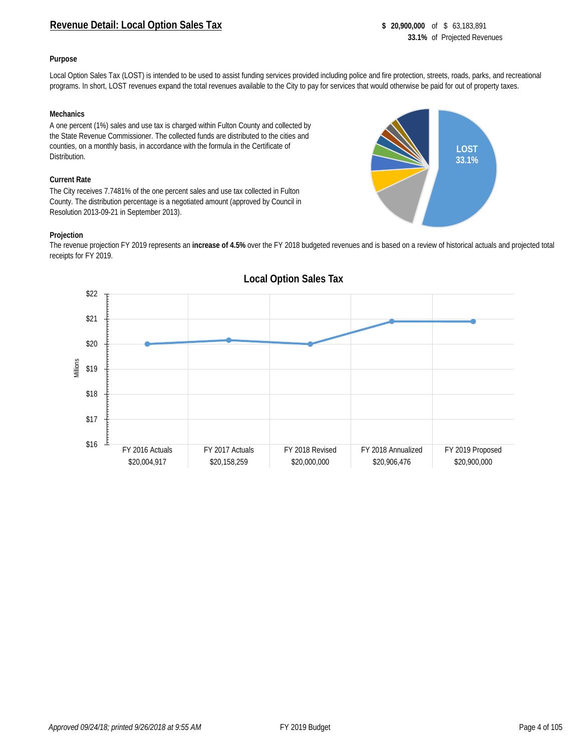## Revenue Detail: Local Option Sales Tax

**$ 20,900,000** of $ 63,183,891
**33.1%** of Projected Revenues

**Purpose**

Local Option Sales Tax (LOST) is intended to be used to assist funding services provided including police and fire protection, streets, roads, parks, and recreational programs. In short, LOST revenues expand the total revenues available to the City to pay for services that would otherwise be paid for out of property taxes.

**Mechanics**

A one percent (1%) sales and use tax is charged within Fulton County and collected by the State Revenue Commissioner. The collected funds are distributed to the cities and counties, on a monthly basis, in accordance with the formula in the Certificate of Distribution.

**Current Rate**

The City receives 7.7481% of the one percent sales and use tax collected in Fulton County. The distribution percentage is a negotiated amount (approved by Council in Resolution 2013-09-21 in September 2013).

LOST
33.1%

**Projection**

The revenue projection FY 2019 represents an **increase of 4.5%** over the FY 2018 budgeted revenues and is based on a review of historical actuals and projected total receipts for FY 2019.

**Local Option Sales Tax**

| FY 2016 Actuals | FY 2017 Actuals | FY 2018 Revised | FY 2018 Annualized | FY 2019 Proposed |
|---|---|---|---|---|
| $20,004,917 | $20,158,259 | $20,000,000 | $20,906,476 | $20,900,000 |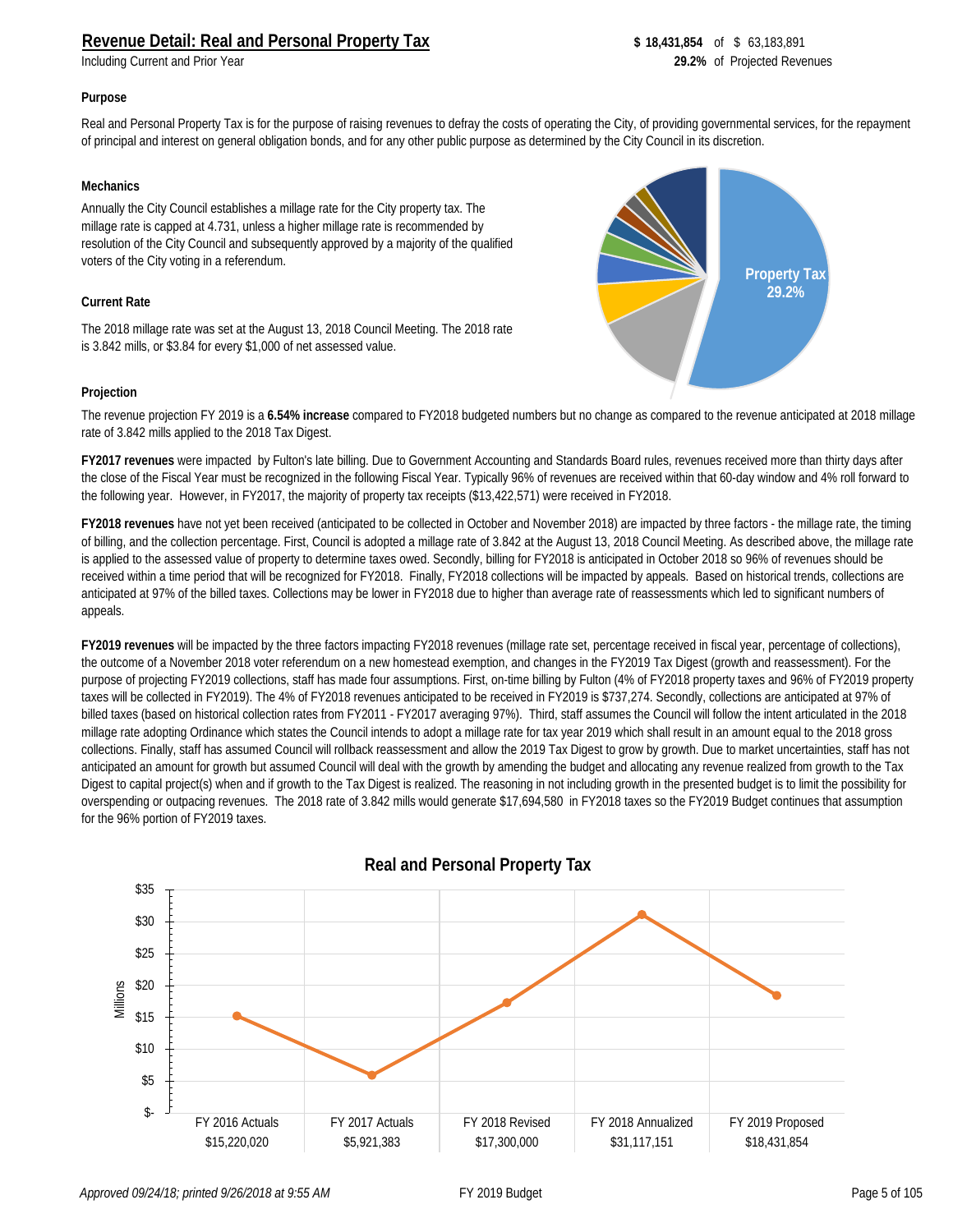## Revenue Detail: Real and Personal Property Tax

Including Current and Prior Year

**$ 18,431,854** of $ 63,183,891
**29.2%** of Projected Revenues

### Purpose

Real and Personal Property Tax is for the purpose of raising revenues to defray the costs of operating the City, of providing governmental services, for the repayment of principal and interest on general obligation bonds, and for any other public purpose as determined by the City Council in its discretion.

### Mechanics

Annually the City Council establishes a millage rate for the City property tax. The millage rate is capped at 4.731, unless a higher millage rate is recommended by resolution of the City Council and subsequently approved by a majority of the qualified voters of the City voting in a referendum.

Property Tax 29.2%

### Current Rate

The 2018 millage rate was set at the August 13, 2018 Council Meeting. The 2018 rate is 3.842 mills, or $3.84 for every $1,000 of net assessed value.

### Projection

The revenue projection FY 2019 is a **6.54% increase** compared to FY2018 budgeted numbers but no change as compared to the revenue anticipated at 2018 millage rate of 3.842 mills applied to the 2018 Tax Digest.

**FY2017 revenues** were impacted by Fulton's late billing. Due to Government Accounting and Standards Board rules, revenues received more than thirty days after the close of the Fiscal Year must be recognized in the following Fiscal Year. Typically 96% of revenues are received within that 60-day window and 4% roll forward to the following year. However, in FY2017, the majority of property tax receipts ($13,422,571) were received in FY2018.

**FY2018 revenues** have not yet been received (anticipated to be collected in October and November 2018) are impacted by three factors - the millage rate, the timing of billing, and the collection percentage. First, Council is adopted a millage rate of 3.842 at the August 13, 2018 Council Meeting. As described above, the millage rate is applied to the assessed value of property to determine taxes owed. Secondly, billing for FY2018 is anticipated in October 2018 so 96% of revenues should be received within a time period that will be recognized for FY2018. Finally, FY2018 collections will be impacted by appeals. Based on historical trends, collections are anticipated at 97% of the billed taxes. Collections may be lower in FY2018 due to higher than average rate of reassessments which led to significant numbers of appeals.

**FY2019 revenues** will be impacted by the three factors impacting FY2018 revenues (millage rate set, percentage received in fiscal year, percentage of collections), the outcome of a November 2018 voter referendum on a new homestead exemption, and changes in the FY2019 Tax Digest (growth and reassessment). For the purpose of projecting FY2019 collections, staff has made four assumptions. First, on-time billing by Fulton (4% of FY2018 property taxes and 96% of FY2019 property taxes will be collected in FY2019). The 4% of FY2018 revenues anticipated to be received in FY2019 is $737,274. Secondly, collections are anticipated at 97% of billed taxes (based on historical collection rates from FY2011 - FY2017 averaging 97%). Third, staff assumes the Council will follow the intent articulated in the 2018 millage rate adopting Ordinance which states the Council intends to adopt a millage rate for tax year 2019 which shall result in an amount equal to the 2018 gross collections. Finally, staff has assumed Council will rollback reassessment and allow the 2019 Tax Digest to grow by growth. Due to market uncertainties, staff has not anticipated an amount for growth but assumed Council will deal with the growth by amending the budget and allocating any revenue realized from growth to the Tax Digest to capital project(s) when and if growth to the Tax Digest is realized. The reasoning in not including growth in the presented budget is to limit the possibility for overspending or outpacing revenues. The 2018 rate of 3.842 mills would generate $17,694,580 in FY2018 taxes so the FY2019 Budget continues that assumption for the 96% portion of FY2019 taxes.

**Real and Personal Property Tax**

| FY 2016 Actuals | FY 2017 Actuals | FY 2018 Revised | FY 2018 Annualized | FY 2019 Proposed |
|---|---|---|---|---|
| $15,220,020 | $5,921,383 | $17,300,000 | $31,117,151 | $18,431,854 |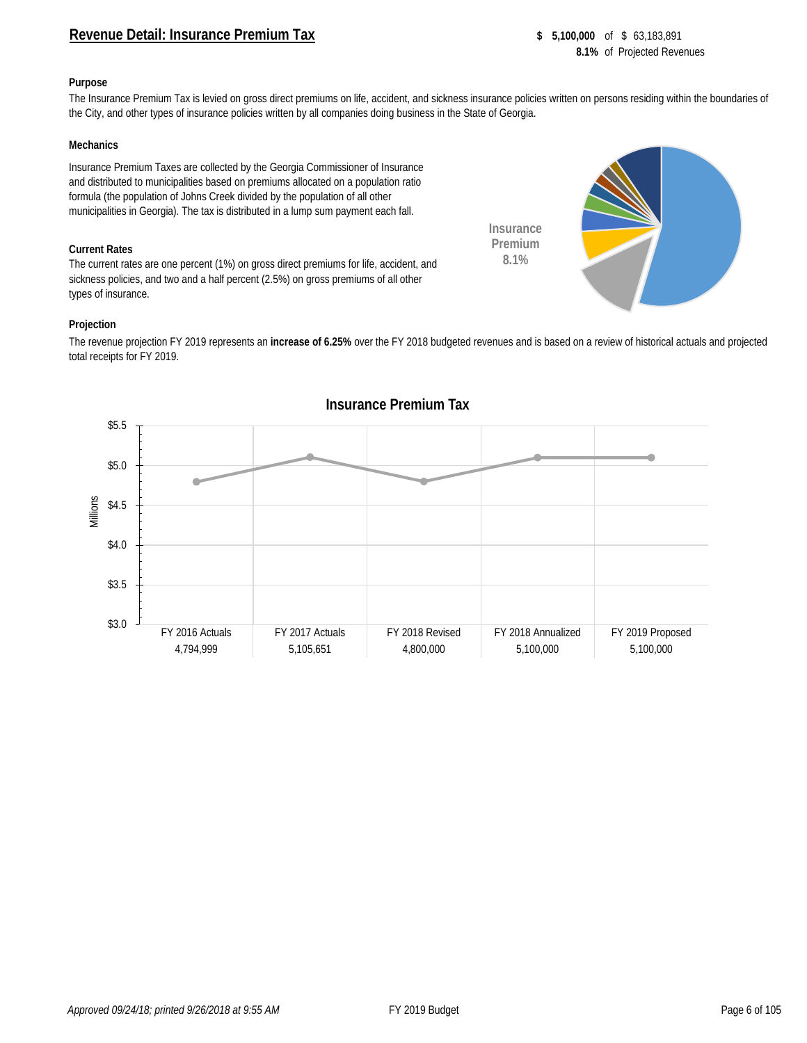## Revenue Detail: Insurance Premium Tax

**$ 5,100,000** of $ 63,183,891
**8.1%** of Projected Revenues

**Purpose**

The Insurance Premium Tax is levied on gross direct premiums on life, accident, and sickness insurance policies written on persons residing within the boundaries of the City, and other types of insurance policies written by all companies doing business in the State of Georgia.

**Mechanics**

Insurance Premium Taxes are collected by the Georgia Commissioner of Insurance and distributed to municipalities based on premiums allocated on a population ratio formula (the population of Johns Creek divided by the population of all other municipalities in Georgia). The tax is distributed in a lump sum payment each fall.

Insurance Premium 8.1%

**Current Rates**

The current rates are one percent (1%) on gross direct premiums for life, accident, and sickness policies, and two and a half percent (2.5%) on gross premiums of all other types of insurance.

**Projection**

The revenue projection FY 2019 represents an **increase of 6.25%** over the FY 2018 budgeted revenues and is based on a review of historical actuals and projected total receipts for FY 2019.

**Insurance Premium Tax**

| FY 2016 Actuals | FY 2017 Actuals | FY 2018 Revised | FY 2018 Annualized | FY 2019 Proposed |
|---|---|---|---|---|
| 4,794,999 | 5,105,651 | 4,800,000 | 5,100,000 | 5,100,000 |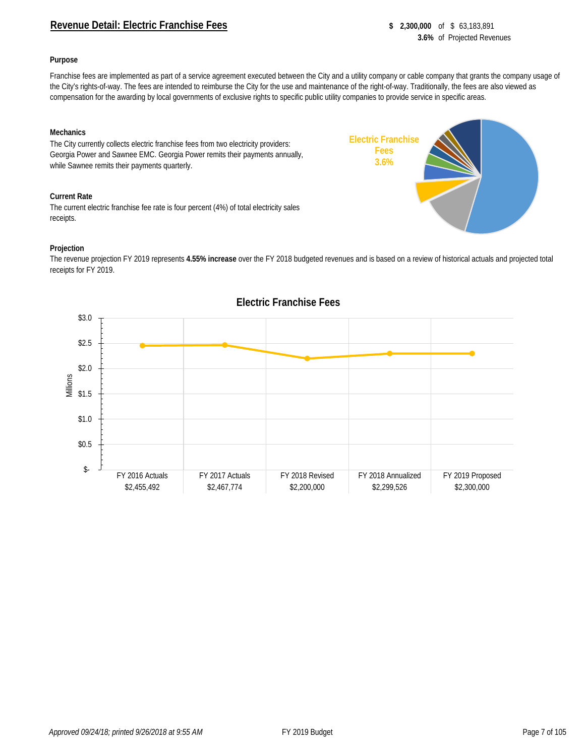## Revenue Detail: Electric Franchise Fees

**$ 2,300,000** of $ 63,183,891
**3.6%** of Projected Revenues

**Purpose**

Franchise fees are implemented as part of a service agreement executed between the City and a utility company or cable company that grants the company usage of the City's rights-of-way. The fees are intended to reimburse the City for the use and maintenance of the right-of-way. Traditionally, the fees are also viewed as compensation for the awarding by local governments of exclusive rights to specific public utility companies to provide service in specific areas.

**Mechanics**

The City currently collects electric franchise fees from two electricity providers: Georgia Power and Sawnee EMC. Georgia Power remits their payments annually, while Sawnee remits their payments quarterly.

Electric Franchise Fees
3.6%

**Current Rate**

The current electric franchise fee rate is four percent (4%) of total electricity sales receipts.

**Projection**

The revenue projection FY 2019 represents **4.55% increase** over the FY 2018 budgeted revenues and is based on a review of historical actuals and projected total receipts for FY 2019.

**Electric Franchise Fees**

| FY 2016 Actuals | FY 2017 Actuals | FY 2018 Revised | FY 2018 Annualized | FY 2019 Proposed |
|---|---|---|---|---|
| $2,455,492 | $2,467,774 | $2,200,000 | $2,299,526 | $2,300,000 |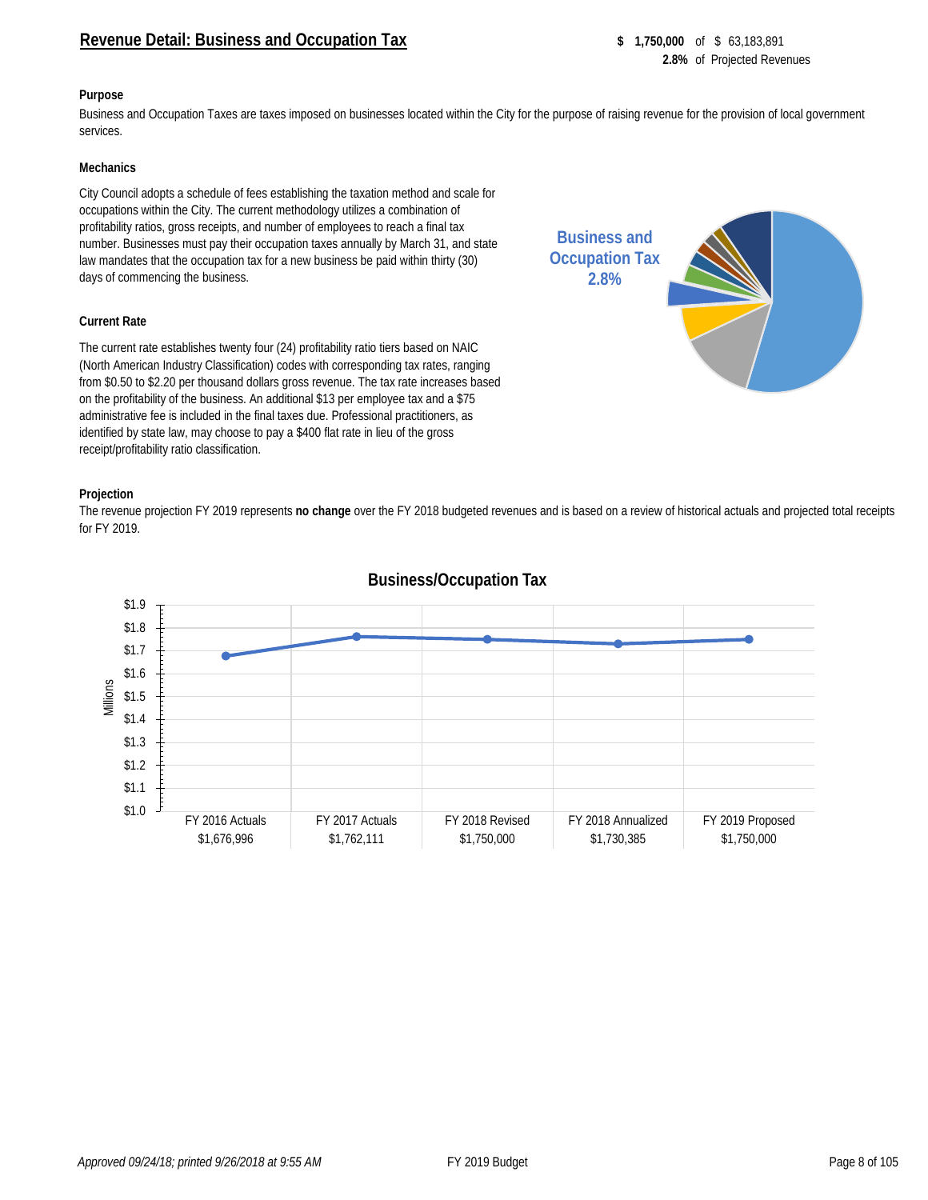## Revenue Detail: Business and Occupation Tax

**$ 1,750,000** of $ 63,183,891
**2.8%** of Projected Revenues

**Purpose**

Business and Occupation Taxes are taxes imposed on businesses located within the City for the purpose of raising revenue for the provision of local government services.

**Mechanics**

City Council adopts a schedule of fees establishing the taxation method and scale for occupations within the City. The current methodology utilizes a combination of profitability ratios, gross receipts, and number of employees to reach a final tax number. Businesses must pay their occupation taxes annually by March 31, and state law mandates that the occupation tax for a new business be paid within thirty (30) days of commencing the business.

Business and Occupation Tax 2.8%

**Current Rate**

The current rate establishes twenty four (24) profitability ratio tiers based on NAIC (North American Industry Classification) codes with corresponding tax rates, ranging from $0.50 to $2.20 per thousand dollars gross revenue. The tax rate increases based on the profitability of the business. An additional $13 per employee tax and a $75 administrative fee is included in the final taxes due. Professional practitioners, as identified by state law, may choose to pay a $400 flat rate in lieu of the gross receipt/profitability ratio classification.

**Projection**

The revenue projection FY 2019 represents **no change** over the FY 2018 budgeted revenues and is based on a review of historical actuals and projected total receipts for FY 2019.

**Business/Occupation Tax**

| FY 2016 Actuals | FY 2017 Actuals | FY 2018 Revised | FY 2018 Annualized | FY 2019 Proposed |
|---|---|---|---|---|
| $1,676,996 | $1,762,111 | $1,750,000 | $1,730,385 | $1,750,000 |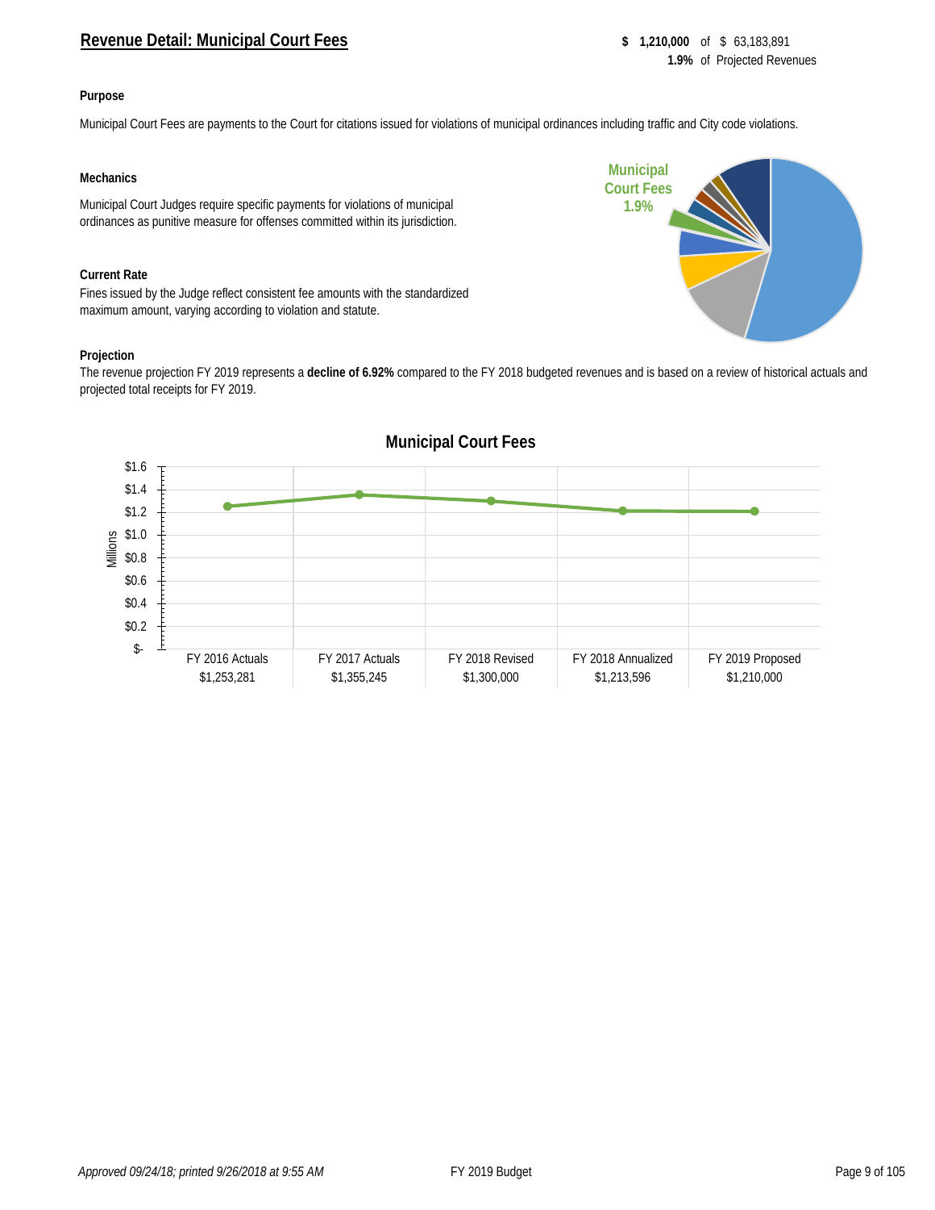# Revenue Detail: Municipal Court Fees

**$ 1,210,000** of $ 63,183,891
**1.9%** of Projected Revenues

### Purpose

Municipal Court Fees are payments to the Court for citations issued for violations of municipal ordinances including traffic and City code violations.

### Mechanics

Municipal Court Judges require specific payments for violations of municipal ordinances as punitive measure for offenses committed within its jurisdiction.

### Current Rate

Fines issued by the Judge reflect consistent fee amounts with the standardized maximum amount, varying according to violation and statute.

### Projection

The revenue projection FY 2019 represents a **decline of 6.92%** compared to the FY 2018 budgeted revenues and is based on a review of historical actuals and projected total receipts for FY 2019.

**Municipal Court Fees**

| FY 2016 Actuals | FY 2017 Actuals | FY 2018 Revised | FY 2018 Annualized | FY 2019 Proposed |
|---|---|---|---|---|
| $1,253,281 | $1,355,245 | $1,300,000 | $1,213,596 | $1,210,000 |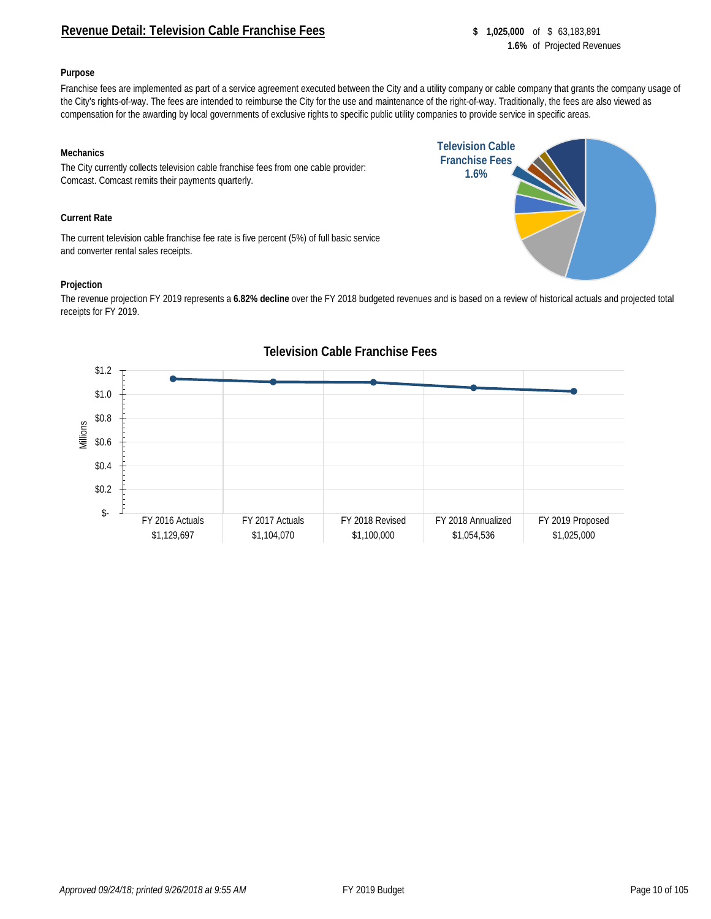## Revenue Detail: Television Cable Franchise Fees

**$ 1,025,000** of $ 63,183,891
**1.6%** of Projected Revenues

### Purpose

Franchise fees are implemented as part of a service agreement executed between the City and a utility company or cable company that grants the company usage of the City's rights-of-way. The fees are intended to reimburse the City for the use and maintenance of the right-of-way. Traditionally, the fees are also viewed as compensation for the awarding by local governments of exclusive rights to specific public utility companies to provide service in specific areas.

### Mechanics

The City currently collects television cable franchise fees from one cable provider: Comcast. Comcast remits their payments quarterly.

Television Cable Franchise Fees 1.6%

### Current Rate

The current television cable franchise fee rate is five percent (5%) of full basic service and converter rental sales receipts.

### Projection

The revenue projection FY 2019 represents a **6.82% decline** over the FY 2018 budgeted revenues and is based on a review of historical actuals and projected total receipts for FY 2019.

**Television Cable Franchise Fees**

| FY 2016 Actuals | FY 2017 Actuals | FY 2018 Revised | FY 2018 Annualized | FY 2019 Proposed |
|---|---|---|---|---|
| $1,129,697 | $1,104,070 | $1,100,000 | $1,054,536 | $1,025,000 |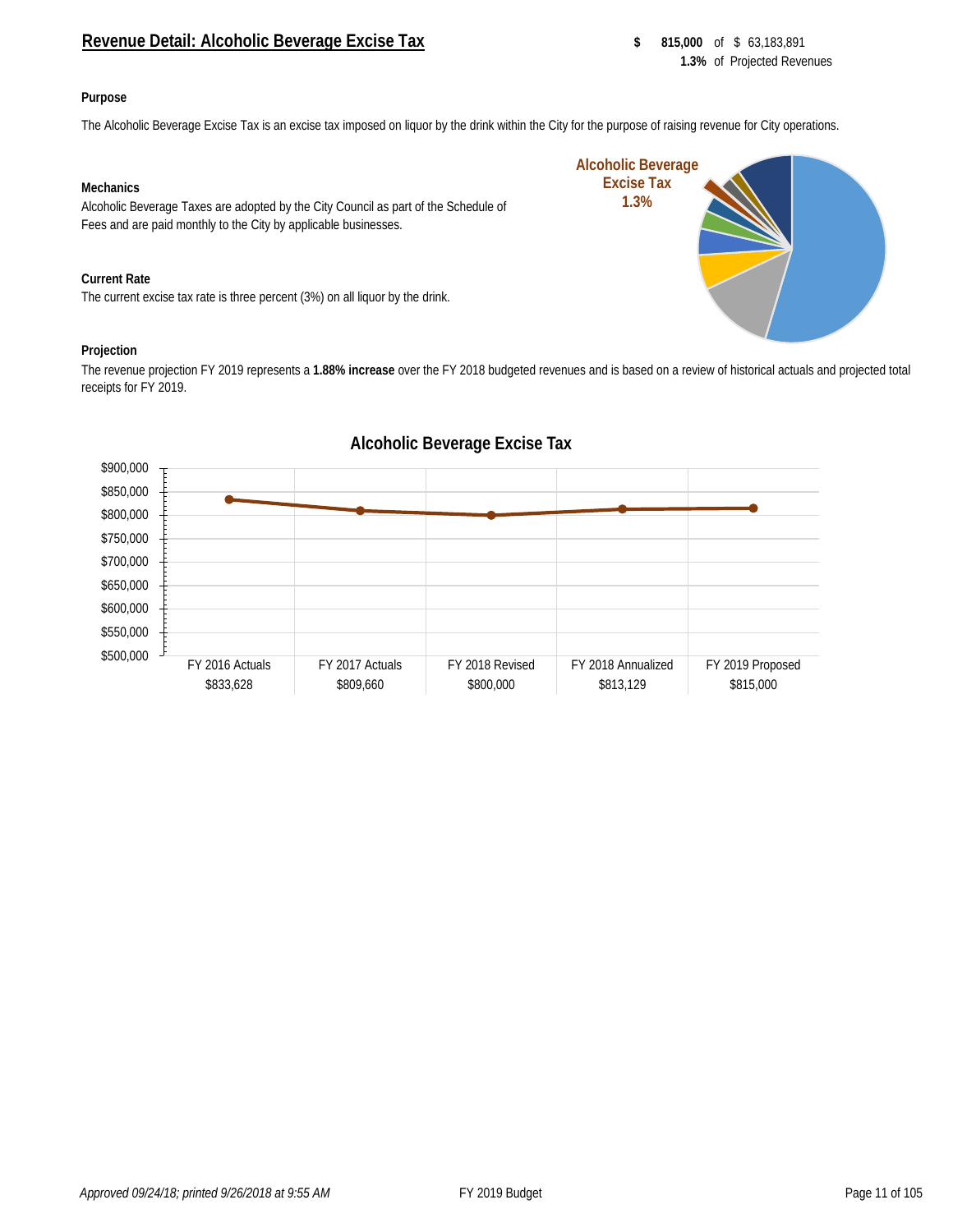## Revenue Detail: Alcoholic Beverage Excise Tax

**$ 815,000** of $ 63,183,891
**1.3%** of Projected Revenues

**Purpose**

The Alcoholic Beverage Excise Tax is an excise tax imposed on liquor by the drink within the City for the purpose of raising revenue for City operations.

**Mechanics**

Alcoholic Beverage Taxes are adopted by the City Council as part of the Schedule of Fees and are paid monthly to the City by applicable businesses.

Alcoholic Beverage Excise Tax 1.3%

**Current Rate**

The current excise tax rate is three percent (3%) on all liquor by the drink.

**Projection**

The revenue projection FY 2019 represents a **1.88% increase** over the FY 2018 budgeted revenues and is based on a review of historical actuals and projected total receipts for FY 2019.

**Alcoholic Beverage Excise Tax**

| FY 2016 Actuals | FY 2017 Actuals | FY 2018 Revised | FY 2018 Annualized | FY 2019 Proposed |
|---|---|---|---|---|
| $833,628 | $809,660 | $800,000 | $813,129 | $815,000 |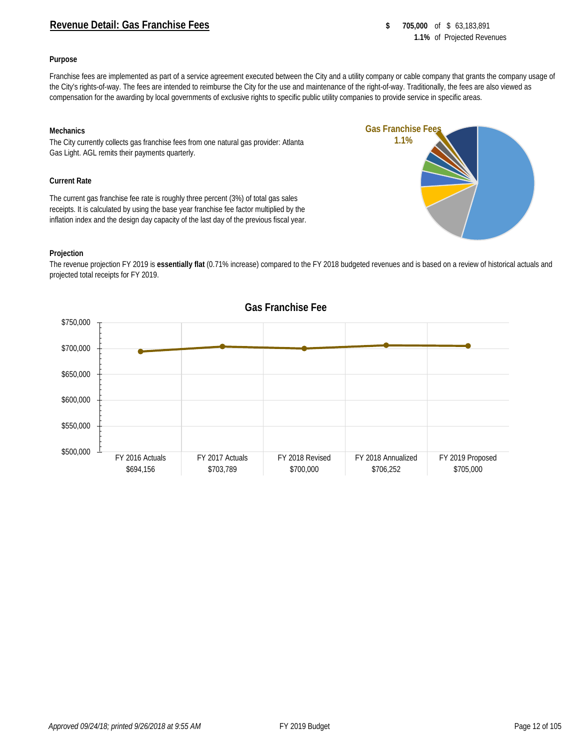## Revenue Detail: Gas Franchise Fees

**$ 705,000** of $ 63,183,891
**1.1%** of Projected Revenues

**Purpose**

Franchise fees are implemented as part of a service agreement executed between the City and a utility company or cable company that grants the company usage of the City's rights-of-way. The fees are intended to reimburse the City for the use and maintenance of the right-of-way. Traditionally, the fees are also viewed as compensation for the awarding by local governments of exclusive rights to specific public utility companies to provide service in specific areas.

**Mechanics**

The City currently collects gas franchise fees from one natural gas provider: Atlanta Gas Light. AGL remits their payments quarterly.

Gas Franchise Fees 1.1%

**Current Rate**

The current gas franchise fee rate is roughly three percent (3%) of total gas sales receipts. It is calculated by using the base year franchise fee factor multiplied by the inflation index and the design day capacity of the last day of the previous fiscal year.

**Projection**

The revenue projection FY 2019 is **essentially flat** (0.71% increase) compared to the FY 2018 budgeted revenues and is based on a review of historical actuals and projected total receipts for FY 2019.

**Gas Franchise Fee**

| FY 2016 Actuals | FY 2017 Actuals | FY 2018 Revised | FY 2018 Annualized | FY 2019 Proposed |
|---|---|---|---|---|
| $694,156 | $703,789 | $700,000 | $706,252 | $705,000 |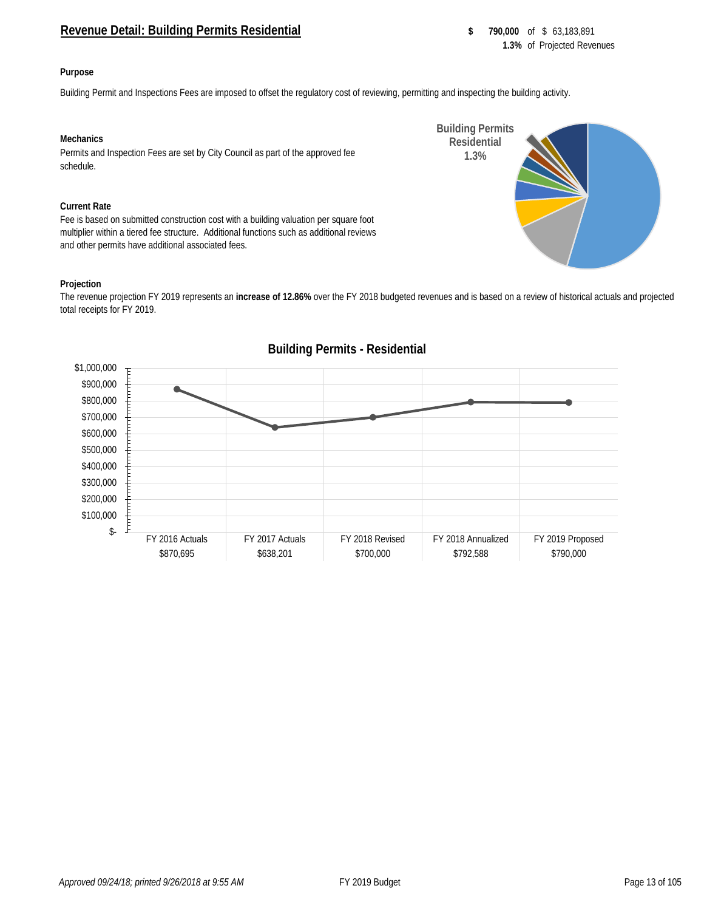## Revenue Detail: Building Permits Residential

**$ 790,000** of $ 63,183,891
**1.3%** of Projected Revenues

**Purpose**

Building Permit and Inspections Fees are imposed to offset the regulatory cost of reviewing, permitting and inspecting the building activity.

**Mechanics**

Permits and Inspection Fees are set by City Council as part of the approved fee schedule.

**Building Permits Residential 1.3%**

**Current Rate**

Fee is based on submitted construction cost with a building valuation per square foot multiplier within a tiered fee structure. Additional functions such as additional reviews and other permits have additional associated fees.

**Projection**

The revenue projection FY 2019 represents an **increase of 12.86%** over the FY 2018 budgeted revenues and is based on a review of historical actuals and projected total receipts for FY 2019.

**Building Permits - Residential**

| FY 2016 Actuals | FY 2017 Actuals | FY 2018 Revised | FY 2018 Annualized | FY 2019 Proposed |
|---|---|---|---|---|
| $870,695 | $638,201 | $700,000 | $792,588 | $790,000 |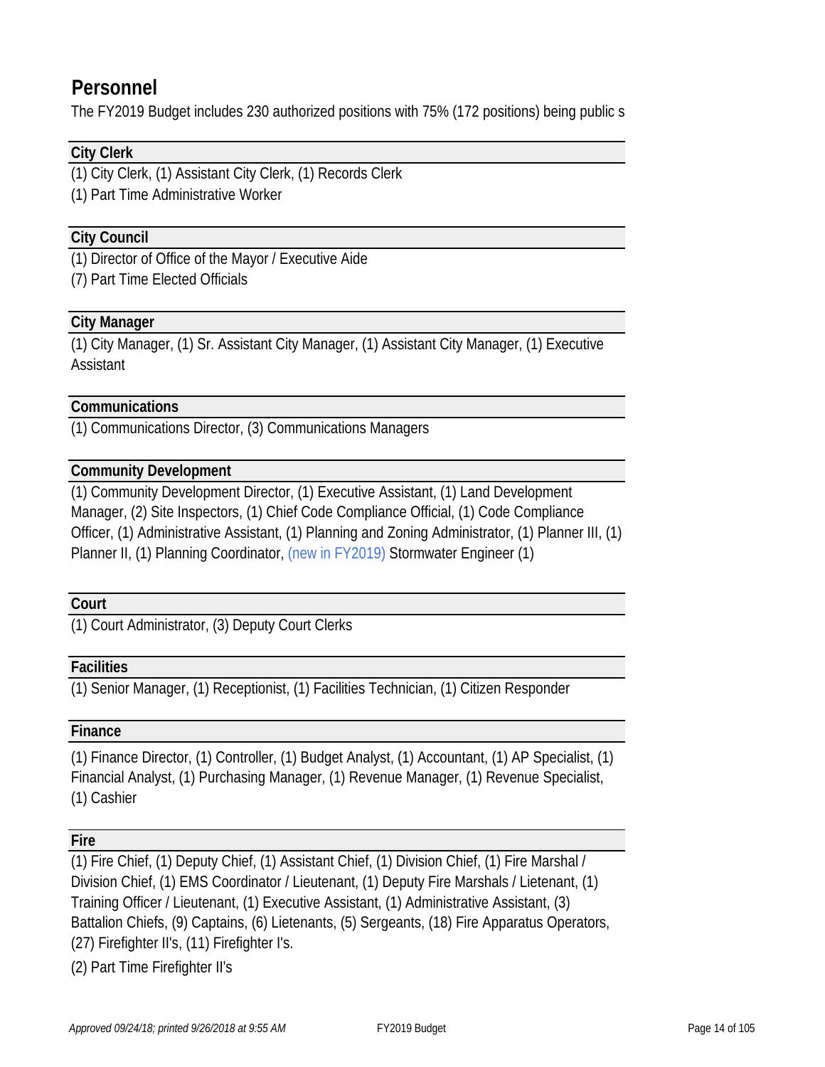# Personnel

The FY2019 Budget includes 230 authorized positions with 75% (172 positions) being public s

## City Clerk

(1) City Clerk, (1) Assistant City Clerk, (1) Records Clerk

(1) Part Time Administrative Worker

## City Council

(1) Director of Office of the Mayor / Executive Aide

(7) Part Time Elected Officials

## City Manager

(1) City Manager, (1) Sr. Assistant City Manager, (1) Assistant City Manager, (1) Executive Assistant

## Communications

(1) Communications Director, (3) Communications Managers

## Community Development

(1) Community Development Director, (1) Executive Assistant, (1) Land Development Manager, (2) Site Inspectors, (1) Chief Code Compliance Official, (1) Code Compliance Officer, (1) Administrative Assistant, (1) Planning and Zoning Administrator, (1) Planner III, (1) Planner II, (1) Planning Coordinator, (new in FY2019) Stormwater Engineer (1)

## Court

(1) Court Administrator, (3) Deputy Court Clerks

## Facilities

(1) Senior Manager, (1) Receptionist, (1) Facilities Technician, (1) Citizen Responder

## Finance

(1) Finance Director, (1) Controller, (1) Budget Analyst, (1) Accountant, (1) AP Specialist, (1) Financial Analyst, (1) Purchasing Manager, (1) Revenue Manager, (1) Revenue Specialist, (1) Cashier

## Fire

(1) Fire Chief, (1) Deputy Chief, (1) Assistant Chief, (1) Division Chief, (1) Fire Marshal / Division Chief, (1) EMS Coordinator / Lieutenant, (1) Deputy Fire Marshals / Lietenant, (1) Training Officer / Lieutenant, (1) Executive Assistant, (1) Administrative Assistant, (3) Battalion Chiefs, (9) Captains, (6) Lietenants, (5) Sergeants, (18) Fire Apparatus Operators, (27) Firefighter II's, (11) Firefighter I's.

(2) Part Time Firefighter II's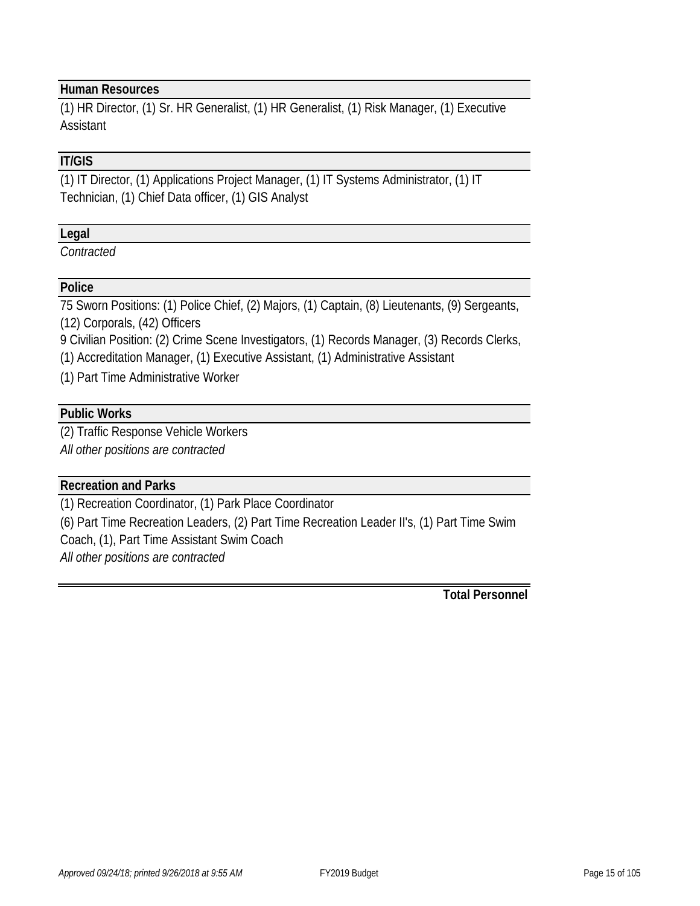**Human Resources**

(1) HR Director, (1) Sr. HR Generalist, (1) HR Generalist, (1) Risk Manager, (1) Executive Assistant

**IT/GIS**

(1) IT Director, (1) Applications Project Manager, (1) IT Systems Administrator, (1) IT Technician, (1) Chief Data officer, (1) GIS Analyst

**Legal**

*Contracted*

**Police**

75 Sworn Positions: (1) Police Chief, (2) Majors, (1) Captain, (8) Lieutenants, (9) Sergeants, (12) Corporals, (42) Officers

9 Civilian Position: (2) Crime Scene Investigators, (1) Records Manager, (3) Records Clerks, (1) Accreditation Manager, (1) Executive Assistant, (1) Administrative Assistant

(1) Part Time Administrative Worker

**Public Works**

(2) Traffic Response Vehicle Workers

*All other positions are contracted*

**Recreation and Parks**

(1) Recreation Coordinator, (1) Park Place Coordinator

(6) Part Time Recreation Leaders, (2) Part Time Recreation Leader II's, (1) Part Time Swim Coach, (1), Part Time Assistant Swim Coach

*All other positions are contracted*

**Total Personnel**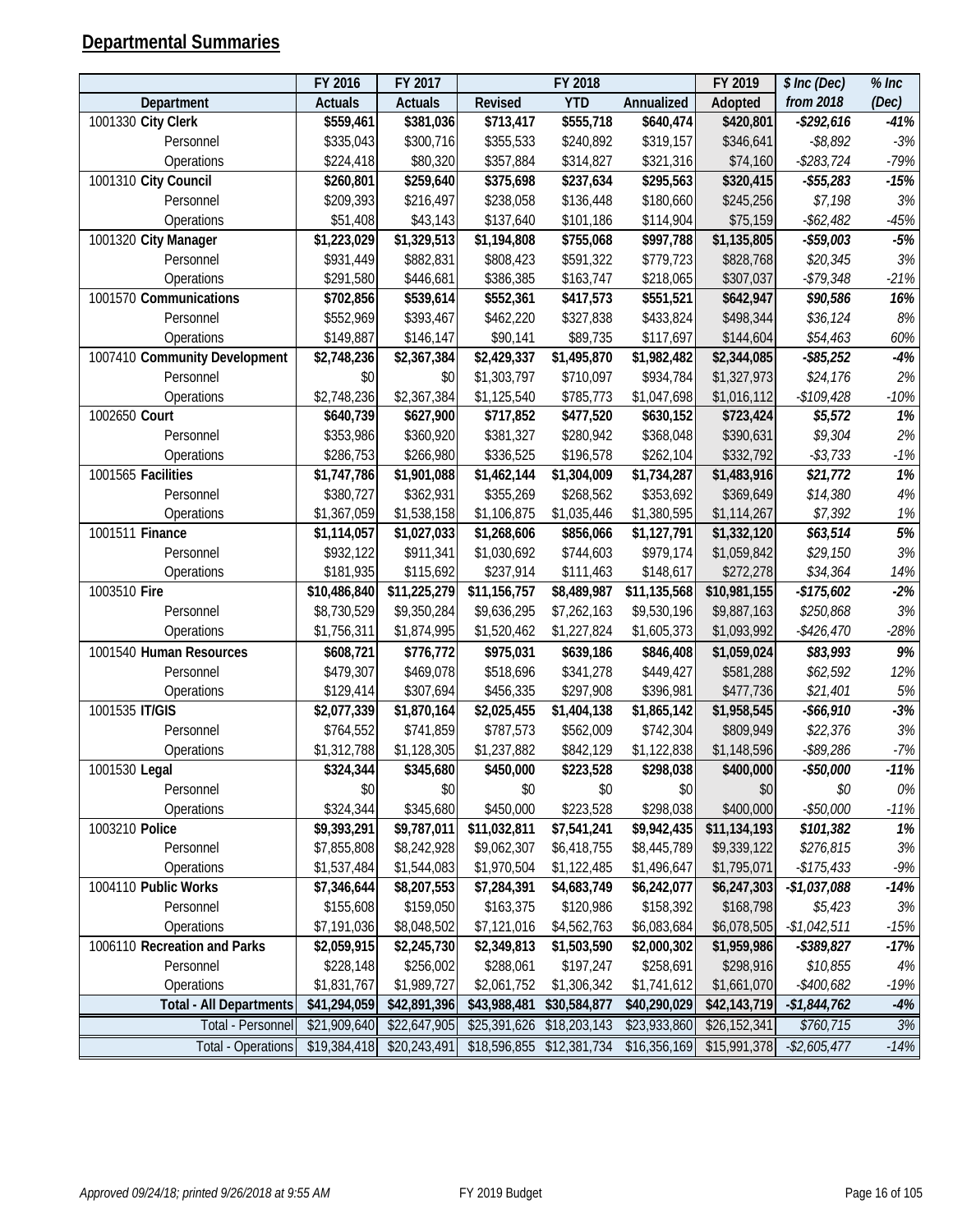## Departmental Summaries

| | FY 2016 | FY 2017 | FY 2018 | | | FY 2019 | *$ Inc (Dec)* | *% Inc* |
|---|---|---|---|---|---|---|---|---|
| Department | Actuals | Actuals | Revised | YTD | Annualized | Adopted | *from 2018* | *(Dec)* |
| 1001330 **City Clerk** | **$559,461** | **$381,036** | **$713,417** | **$555,718** | **$640,474** | **$420,801** | ***-$292,616*** | ***-41%*** |
| Personnel | $335,043 | $300,716 | $355,533 | $240,892 | $319,157 | $346,641 | *-$8,892* | *-3%* |
| Operations | $224,418 | $80,320 | $357,884 | $314,827 | $321,316 | $74,160 | *-$283,724* | *-79%* |
| 1001310 **City Council** | **$260,801** | **$259,640** | **$375,698** | **$237,634** | **$295,563** | **$320,415** | ***-$55,283*** | ***-15%*** |
| Personnel | $209,393 | $216,497 | $238,058 | $136,448 | $180,660 | $245,256 | *$7,198* | *3%* |
| Operations | $51,408 | $43,143 | $137,640 | $101,186 | $114,904 | $75,159 | *-$62,482* | *-45%* |
| 1001320 **City Manager** | **$1,223,029** | **$1,329,513** | **$1,194,808** | **$755,068** | **$997,788** | **$1,135,805** | ***-$59,003*** | ***-5%*** |
| Personnel | $931,449 | $882,831 | $808,423 | $591,322 | $779,723 | $828,768 | *$20,345* | *3%* |
| Operations | $291,580 | $446,681 | $386,385 | $163,747 | $218,065 | $307,037 | *-$79,348* | *-21%* |
| 1001570 **Communications** | **$702,856** | **$539,614** | **$552,361** | **$417,573** | **$551,521** | **$642,947** | ***$90,586*** | ***16%*** |
| Personnel | $552,969 | $393,467 | $462,220 | $327,838 | $433,824 | $498,344 | *$36,124* | *8%* |
| Operations | $149,887 | $146,147 | $90,141 | $89,735 | $117,697 | $144,604 | *$54,463* | *60%* |
| 1007410 **Community Development** | **$2,748,236** | **$2,367,384** | **$2,429,337** | **$1,495,870** | **$1,982,482** | **$2,344,085** | ***-$85,252*** | ***-4%*** |
| Personnel | $0 | $0 | $1,303,797 | $710,097 | $934,784 | $1,327,973 | *$24,176* | *2%* |
| Operations | $2,748,236 | $2,367,384 | $1,125,540 | $785,773 | $1,047,698 | $1,016,112 | *-$109,428* | *-10%* |
| 1002650 **Court** | **$640,739** | **$627,900** | **$717,852** | **$477,520** | **$630,152** | **$723,424** | ***$5,572*** | ***1%*** |
| Personnel | $353,986 | $360,920 | $381,327 | $280,942 | $368,048 | $390,631 | *$9,304* | *2%* |
| Operations | $286,753 | $266,980 | $336,525 | $196,578 | $262,104 | $332,792 | *-$3,733* | *-1%* |
| 1001565 **Facilities** | **$1,747,786** | **$1,901,088** | **$1,462,144** | **$1,304,009** | **$1,734,287** | **$1,483,916** | ***$21,772*** | ***1%*** |
| Personnel | $380,727 | $362,931 | $355,269 | $268,562 | $353,692 | $369,649 | *$14,380* | *4%* |
| Operations | $1,367,059 | $1,538,158 | $1,106,875 | $1,035,446 | $1,380,595 | $1,114,267 | *$7,392* | *1%* |
| 1001511 **Finance** | **$1,114,057** | **$1,027,033** | **$1,268,606** | **$856,066** | **$1,127,791** | **$1,332,120** | ***$63,514*** | ***5%*** |
| Personnel | $932,122 | $911,341 | $1,030,692 | $744,603 | $979,174 | $1,059,842 | *$29,150* | *3%* |
| Operations | $181,935 | $115,692 | $237,914 | $111,463 | $148,617 | $272,278 | *$34,364* | *14%* |
| 1003510 **Fire** | **$10,486,840** | **$11,225,279** | **$11,156,757** | **$8,489,987** | **$11,135,568** | **$10,981,155** | ***-$175,602*** | ***-2%*** |
| Personnel | $8,730,529 | $9,350,284 | $9,636,295 | $7,262,163 | $9,530,196 | $9,887,163 | *$250,868* | *3%* |
| Operations | $1,756,311 | $1,874,995 | $1,520,462 | $1,227,824 | $1,605,373 | $1,093,992 | *-$426,470* | *-28%* |
| 1001540 **Human Resources** | **$608,721** | **$776,772** | **$975,031** | **$639,186** | **$846,408** | **$1,059,024** | ***$83,993*** | ***9%*** |
| Personnel | $479,307 | $469,078 | $518,696 | $341,278 | $449,427 | $581,288 | *$62,592* | *12%* |
| Operations | $129,414 | $307,694 | $456,335 | $297,908 | $396,981 | $477,736 | *$21,401* | *5%* |
| 1001535 **IT/GIS** | **$2,077,339** | **$1,870,164** | **$2,025,455** | **$1,404,138** | **$1,865,142** | **$1,958,545** | ***-$66,910*** | ***-3%*** |
| Personnel | $764,552 | $741,859 | $787,573 | $562,009 | $742,304 | $809,949 | *$22,376* | *3%* |
| Operations | $1,312,788 | $1,128,305 | $1,237,882 | $842,129 | $1,122,838 | $1,148,596 | *-$89,286* | *-7%* |
| 1001530 **Legal** | **$324,344** | **$345,680** | **$450,000** | **$223,528** | **$298,038** | **$400,000** | ***-$50,000*** | ***-11%*** |
| Personnel | $0 | $0 | $0 | $0 | $0 | $0 | *$0* | *0%* |
| Operations | $324,344 | $345,680 | $450,000 | $223,528 | $298,038 | $400,000 | *-$50,000* | *-11%* |
| 1003210 **Police** | **$9,393,291** | **$9,787,011** | **$11,032,811** | **$7,541,241** | **$9,942,435** | **$11,134,193** | ***$101,382*** | ***1%*** |
| Personnel | $7,855,808 | $8,242,928 | $9,062,307 | $6,418,755 | $8,445,789 | $9,339,122 | *$276,815* | *3%* |
| Operations | $1,537,484 | $1,544,083 | $1,970,504 | $1,122,485 | $1,496,647 | $1,795,071 | *-$175,433* | *-9%* |
| 1004110 **Public Works** | **$7,346,644** | **$8,207,553** | **$7,284,391** | **$4,683,749** | **$6,242,077** | **$6,247,303** | ***-$1,037,088*** | ***-14%*** |
| Personnel | $155,608 | $159,050 | $163,375 | $120,986 | $158,392 | $168,798 | *$5,423* | *3%* |
| Operations | $7,191,036 | $8,048,502 | $7,121,016 | $4,562,763 | $6,083,684 | $6,078,505 | *-$1,042,511* | *-15%* |
| 1006110 **Recreation and Parks** | **$2,059,915** | **$2,245,730** | **$2,349,813** | **$1,503,590** | **$2,000,302** | **$1,959,986** | ***-$389,827*** | ***-17%*** |
| Personnel | $228,148 | $256,002 | $288,061 | $197,247 | $258,691 | $298,916 | *$10,855* | *4%* |
| Operations | $1,831,767 | $1,989,727 | $2,061,752 | $1,306,342 | $1,741,612 | $1,661,070 | *-$400,682* | *-19%* |
| **Total - All Departments** | **$41,294,059** | **$42,891,396** | **$43,988,481** | **$30,584,877** | **$40,290,029** | **$42,143,719** | ***-$1,844,762*** | ***-4%*** |
| Total - Personnel | $21,909,640 | $22,647,905 | $25,391,626 | $18,203,143 | $23,933,860 | $26,152,341 | *$760,715* | *3%* |
| Total - Operations | $19,384,418 | $20,243,491 | $18,596,855 | $12,381,734 | $16,356,169 | $15,991,378 | *-$2,605,477* | *-14%* |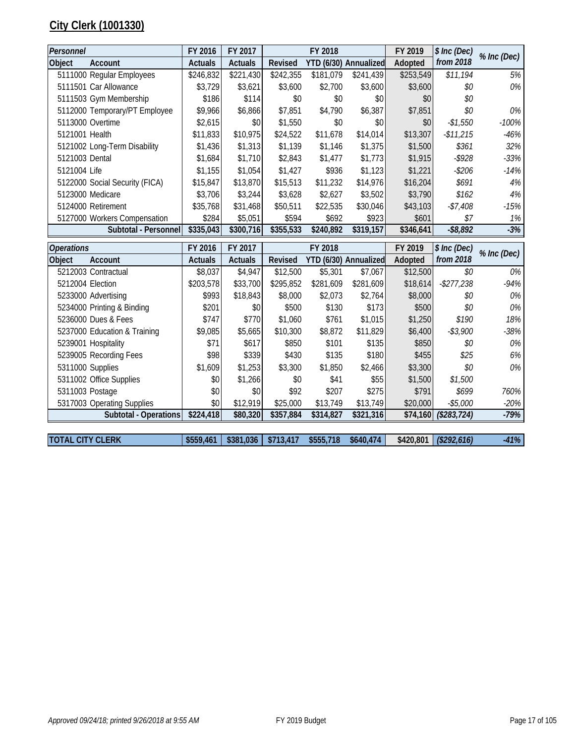## City Clerk (1001330)

| Personnel | | FY 2016 | FY 2017 | FY 2018 | | | FY 2019 | $ Inc (Dec) | % Inc (Dec) |
|---|---|---|---|---|---|---|---|---|---|
| Object | Account | Actuals | Actuals | Revised | YTD (6/30) | Annualized | Adopted | from 2018 | |
| 5111000 | Regular Employees | $246,832 | $221,430 | $242,355 | $181,079 | $241,439 | $253,549 | *$11,194* | *5%* |
| 5111501 | Car Allowance | $3,729 | $3,621 | $3,600 | $2,700 | $3,600 | $3,600 | *$0* | *0%* |
| 5111503 | Gym Membership | $186 | $114 | $0 | $0 | $0 | $0 | *$0* | |
| 5112000 | Temporary/PT Employee | $9,966 | $6,866 | $7,851 | $4,790 | $6,387 | $7,851 | *$0* | *0%* |
| 5113000 | Overtime | $2,615 | $0 | $1,550 | $0 | $0 | $0 | *-$1,550* | *-100%* |
| 5121001 | Health | $11,833 | $10,975 | $24,522 | $11,678 | $14,014 | $13,307 | *-$11,215* | *-46%* |
| 5121002 | Long-Term Disability | $1,436 | $1,313 | $1,139 | $1,146 | $1,375 | $1,500 | *$361* | *32%* |
| 5121003 | Dental | $1,684 | $1,710 | $2,843 | $1,477 | $1,773 | $1,915 | *-$928* | *-33%* |
| 5121004 | Life | $1,155 | $1,054 | $1,427 | $936 | $1,123 | $1,221 | *-$206* | *-14%* |
| 5122000 | Social Security (FICA) | $15,847 | $13,870 | $15,513 | $11,232 | $14,976 | $16,204 | *$691* | *4%* |
| 5123000 | Medicare | $3,706 | $3,244 | $3,628 | $2,627 | $3,502 | $3,790 | *$162* | *4%* |
| 5124000 | Retirement | $35,768 | $31,468 | $50,511 | $22,535 | $30,046 | $43,103 | *-$7,408* | *-15%* |
| 5127000 | Workers Compensation | $284 | $5,051 | $594 | $692 | $923 | $601 | *$7* | *1%* |
| | **Subtotal - Personnel** | **$335,043** | **$300,716** | **$355,533** | **$240,892** | **$319,157** | **$346,641** | ***-$8,892*** | ***-3%*** |

| Operations | | FY 2016 | FY 2017 | FY 2018 | | | FY 2019 | $ Inc (Dec) | % Inc (Dec) |
|---|---|---|---|---|---|---|---|---|---|
| Object | Account | Actuals | Actuals | Revised | YTD (6/30) | Annualized | Adopted | from 2018 | |
| 5212003 | Contractual | $8,037 | $4,947 | $12,500 | $5,301 | $7,067 | $12,500 | *$0* | *0%* |
| 5212004 | Election | $203,578 | $33,700 | $295,852 | $281,609 | $281,609 | $18,614 | *-$277,238* | *-94%* |
| 5233000 | Advertising | $993 | $18,843 | $8,000 | $2,073 | $2,764 | $8,000 | *$0* | *0%* |
| 5234000 | Printing & Binding | $201 | $0 | $500 | $130 | $173 | $500 | *$0* | *0%* |
| 5236000 | Dues & Fees | $747 | $770 | $1,060 | $761 | $1,015 | $1,250 | *$190* | *18%* |
| 5237000 | Education & Training | $9,085 | $5,665 | $10,300 | $8,872 | $11,829 | $6,400 | *-$3,900* | *-38%* |
| 5239001 | Hospitality | $71 | $617 | $850 | $101 | $135 | $850 | *$0* | *0%* |
| 5239005 | Recording Fees | $98 | $339 | $430 | $135 | $180 | $455 | *$25* | *6%* |
| 5311000 | Supplies | $1,609 | $1,253 | $3,300 | $1,850 | $2,466 | $3,300 | *$0* | *0%* |
| 5311002 | Office Supplies | $0 | $1,266 | $0 | $41 | $55 | $1,500 | *$1,500* | |
| 5311003 | Postage | $0 | $0 | $92 | $207 | $275 | $791 | *$699* | *760%* |
| 5317003 | Operating Supplies | $0 | $12,919 | $25,000 | $13,749 | $13,749 | $20,000 | *-$5,000* | *-20%* |
| | **Subtotal - Operations** | **$224,418** | **$80,320** | **$357,884** | **$314,827** | **$321,316** | **$74,160** | ***($283,724)*** | ***-79%*** |

| | | | | | | | | | |
|---|---|---|---|---|---|---|---|---|---|
| **TOTAL CITY CLERK** | | **$559,461** | **$381,036** | **$713,417** | **$555,718** | **$640,474** | **$420,801** | ***($292,616)*** | ***-41%*** |

*Approved 09/24/18; printed 9/26/2018 at 9:55 AM* FY 2019 Budget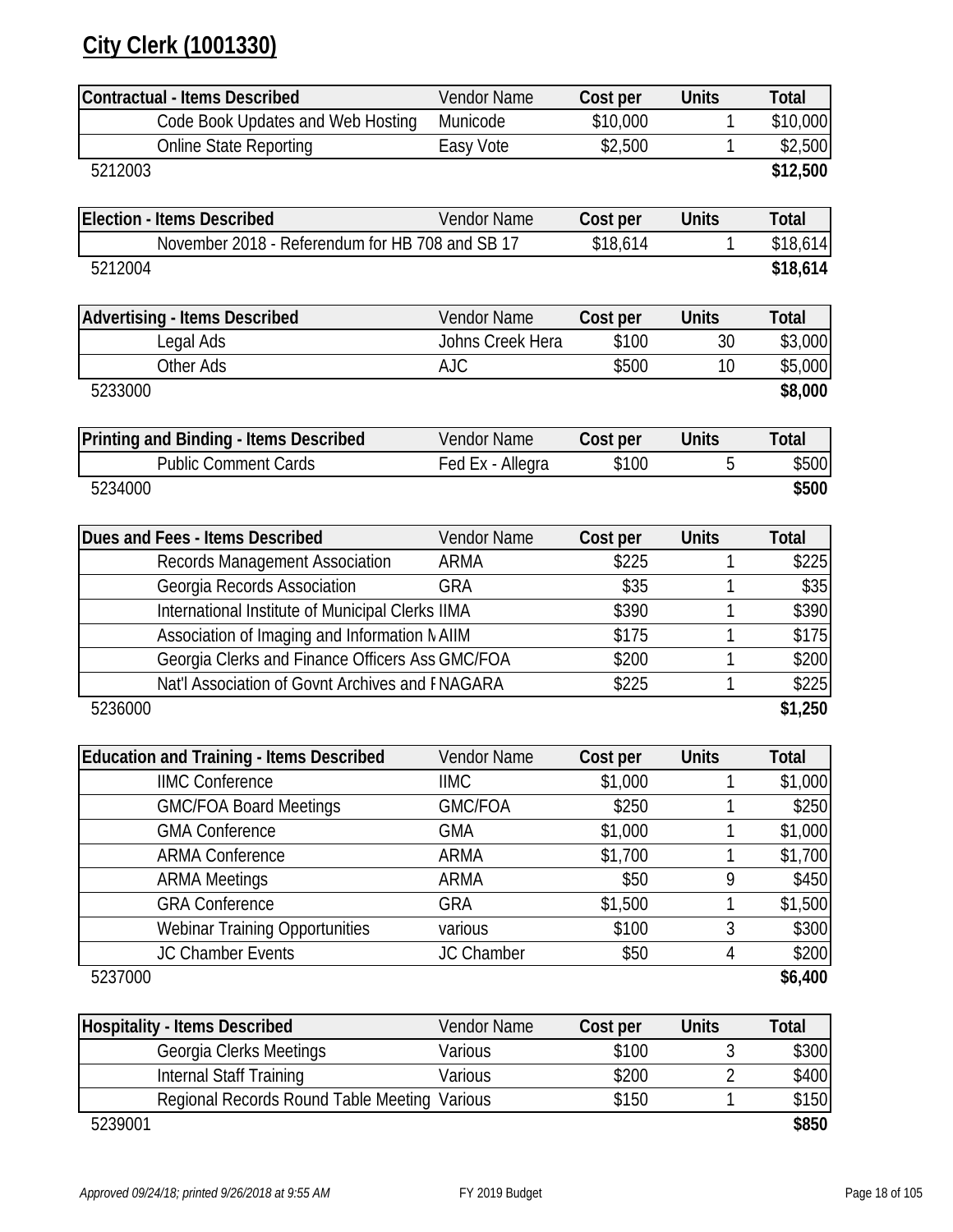# City Clerk (1001330)

| Contractual - Items Described | Vendor Name | Cost per | Units | Total |
|---|---|---|---|---|
| Code Book Updates and Web Hosting | Municode | $10,000 | 1 | $10,000 |
| Online State Reporting | Easy Vote | $2,500 | 1 | $2,500 |
| 5212003 | | | | **$12,500** |

| Election - Items Described | Vendor Name | Cost per | Units | Total |
|---|---|---|---|---|
| November 2018 - Referendum for HB 708 and SB 17 | | $18,614 | 1 | $18,614 |
| 5212004 | | | | **$18,614** |

| Advertising - Items Described | Vendor Name | Cost per | Units | Total |
|---|---|---|---|---|
| Legal Ads | Johns Creek Hera | $100 | 30 | $3,000 |
| Other Ads | AJC | $500 | 10 | $5,000 |
| 5233000 | | | | **$8,000** |

| Printing and Binding - Items Described | Vendor Name | Cost per | Units | Total |
|---|---|---|---|---|
| Public Comment Cards | Fed Ex - Allegra | $100 | 5 | $500 |
| 5234000 | | | | **$500** |

| Dues and Fees - Items Described | Vendor Name | Cost per | Units | Total |
|---|---|---|---|---|
| Records Management Association | ARMA | $225 | 1 | $225 |
| Georgia Records Association | GRA | $35 | 1 | $35 |
| International Institute of Municipal Clerks | IIMA | $390 | 1 | $390 |
| Association of Imaging and Information M | AIIM | $175 | 1 | $175 |
| Georgia Clerks and Finance Officers Ass | GMC/FOA | $200 | 1 | $200 |
| Nat'l Association of Govnt Archives and F | NAGARA | $225 | 1 | $225 |
| 5236000 | | | | **$1,250** |

| Education and Training - Items Described | Vendor Name | Cost per | Units | Total |
|---|---|---|---|---|
| IIMC Conference | IIMC | $1,000 | 1 | $1,000 |
| GMC/FOA Board Meetings | GMC/FOA | $250 | 1 | $250 |
| GMA Conference | GMA | $1,000 | 1 | $1,000 |
| ARMA Conference | ARMA | $1,700 | 1 | $1,700 |
| ARMA Meetings | ARMA | $50 | 9 | $450 |
| GRA Conference | GRA | $1,500 | 1 | $1,500 |
| Webinar Training Opportunities | various | $100 | 3 | $300 |
| JC Chamber Events | JC Chamber | $50 | 4 | $200 |
| 5237000 | | | | **$6,400** |

| Hospitality - Items Described | Vendor Name | Cost per | Units | Total |
|---|---|---|---|---|
| Georgia Clerks Meetings | Various | $100 | 3 | $300 |
| Internal Staff Training | Various | $200 | 2 | $400 |
| Regional Records Round Table Meeting | Various | $150 | 1 | $150 |
| 5239001 | | | | **$850** |

*Approved 09/24/18; printed 9/26/2018 at 9:55 AM* FY 2019 Budget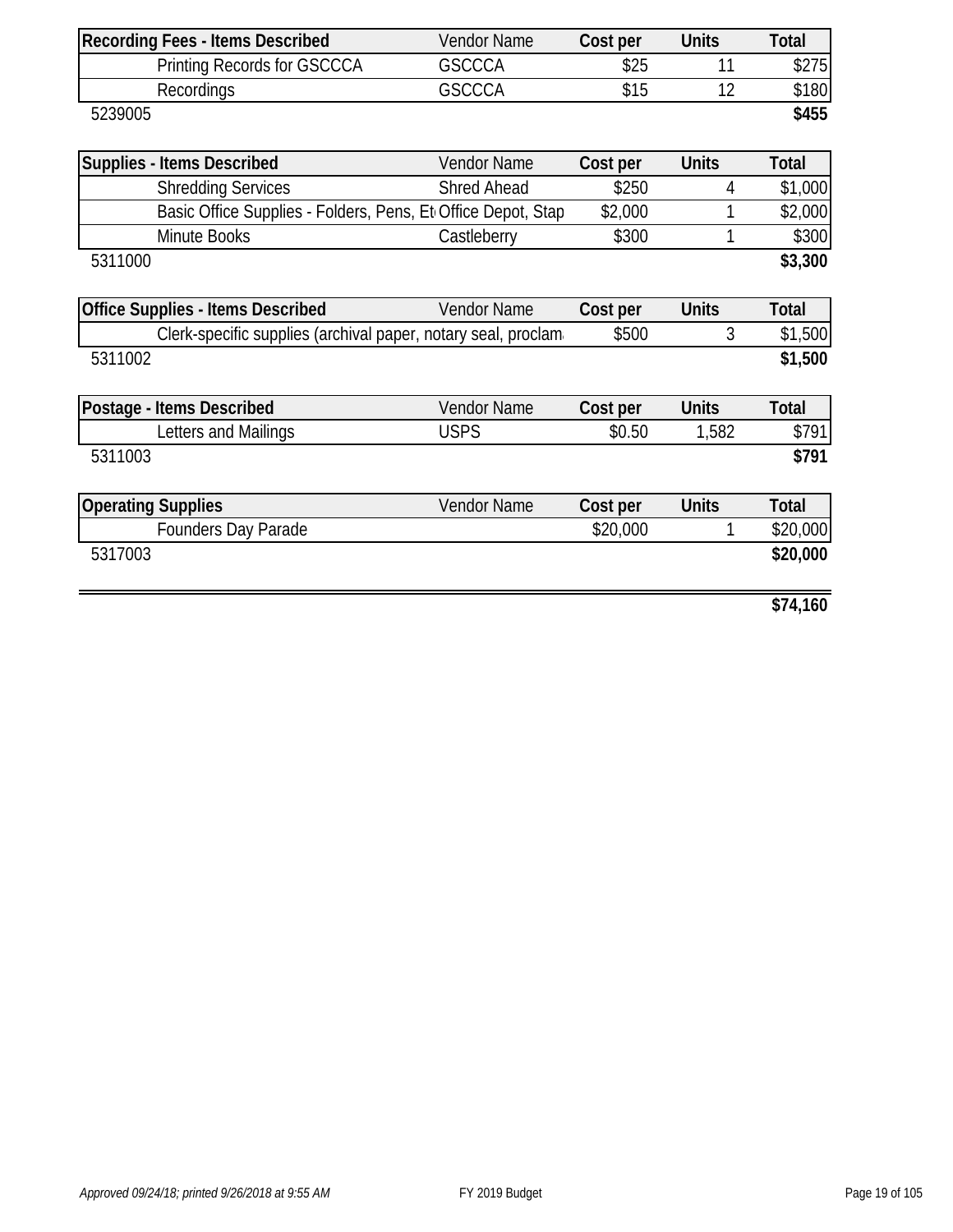| Recording Fees - Items Described | Vendor Name | Cost per | Units | Total |
|---|---|---|---|---|
| Printing Records for GSCCCA | GSCCCA | $25 | 11 | $275 |
| Recordings | GSCCCA | $15 | 12 | $180 |
| 5239005 | | | | **$455** |

| Supplies - Items Described | Vendor Name | Cost per | Units | Total |
|---|---|---|---|---|
| Shredding Services | Shred Ahead | $250 | 4 | $1,000 |
| Basic Office Supplies - Folders, Pens, Et | Office Depot, Stap | $2,000 | 1 | $2,000 |
| Minute Books | Castleberry | $300 | 1 | $300 |
| 5311000 | | | | **$3,300** |

| Office Supplies - Items Described | Vendor Name | Cost per | Units | Total |
|---|---|---|---|---|
| Clerk-specific supplies (archival paper, notary seal, proclam | | $500 | 3 | $1,500 |
| 5311002 | | | | **$1,500** |

| Postage - Items Described | Vendor Name | Cost per | Units | Total |
|---|---|---|---|---|
| Letters and Mailings | USPS | $0.50 | 1,582 | $791 |
| 5311003 | | | | **$791** |

| Operating Supplies | Vendor Name | Cost per | Units | Total |
|---|---|---|---|---|
| Founders Day Parade | | $20,000 | 1 | $20,000 |
| 5317003 | | | | **$20,000** |

**$74,160**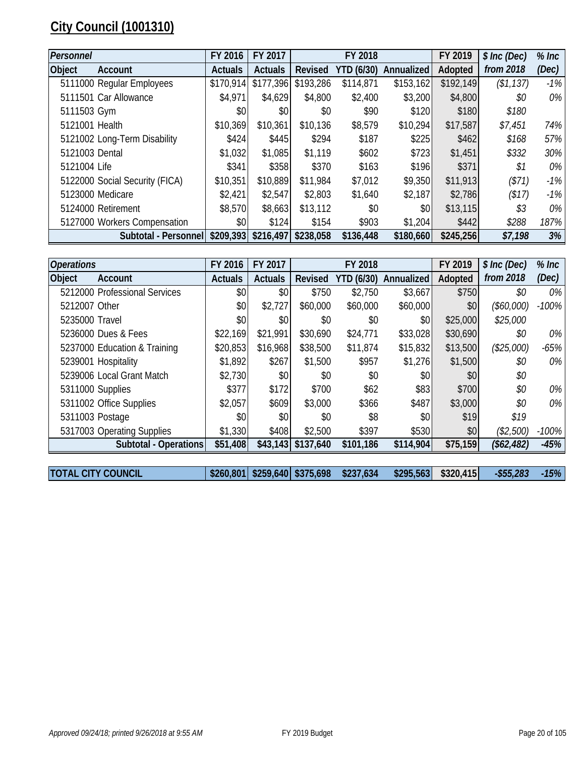# City Council (1001310)

| *Personnel* | | FY 2016 | FY 2017 | FY 2018 | | | FY 2019 | *$ Inc (Dec)* | *% Inc* |
|---|---|---|---|---|---|---|---|---|---|
| **Object** | **Account** | **Actuals** | **Actuals** | **Revised** | **YTD (6/30)** | **Annualized** | **Adopted** | ***from 2018*** | ***(Dec)*** |
| 5111000 | Regular Employees | $170,914 | $177,396 | $193,286 | $114,871 | $153,162 | $192,149 | *($1,137)* | *-1%* |
| 5111501 | Car Allowance | $4,971 | $4,629 | $4,800 | $2,400 | $3,200 | $4,800 | *$0* | *0%* |
| 5111503 | Gym | $0 | $0 | $0 | $90 | $120 | $180 | *$180* | |
| 5121001 | Health | $10,369 | $10,361 | $10,136 | $8,579 | $10,294 | $17,587 | *$7,451* | *74%* |
| 5121002 | Long-Term Disability | $424 | $445 | $294 | $187 | $225 | $462 | *$168* | *57%* |
| 5121003 | Dental | $1,032 | $1,085 | $1,119 | $602 | $723 | $1,451 | *$332* | *30%* |
| 5121004 | Life | $341 | $358 | $370 | $163 | $196 | $371 | *$1* | *0%* |
| 5122000 | Social Security (FICA) | $10,351 | $10,889 | $11,984 | $7,012 | $9,350 | $11,913 | *($71)* | *-1%* |
| 5123000 | Medicare | $2,421 | $2,547 | $2,803 | $1,640 | $2,187 | $2,786 | *($17)* | *-1%* |
| 5124000 | Retirement | $8,570 | $8,663 | $13,112 | $0 | $0 | $13,115 | *$3* | *0%* |
| 5127000 | Workers Compensation | $0 | $124 | $154 | $903 | $1,204 | $442 | *$288* | *187%* |
| | **Subtotal - Personnel** | **$209,393** | **$216,497** | **$238,058** | **$136,448** | **$180,660** | **$245,256** | ***$7,198*** | ***3%*** |

| *Operations* | | FY 2016 | FY 2017 | FY 2018 | | | FY 2019 | *$ Inc (Dec)* | *% Inc* |
|---|---|---|---|---|---|---|---|---|---|
| **Object** | **Account** | **Actuals** | **Actuals** | **Revised** | **YTD (6/30)** | **Annualized** | **Adopted** | ***from 2018*** | ***(Dec)*** |
| 5212000 | Professional Services | $0 | $0 | $750 | $2,750 | $3,667 | $750 | *$0* | *0%* |
| 5212007 | Other | $0 | $2,727 | $60,000 | $60,000 | $60,000 | $0 | *($60,000)* | *-100%* |
| 5235000 | Travel | $0 | $0 | $0 | $0 | $0 | $25,000 | *$25,000* | |
| 5236000 | Dues & Fees | $22,169 | $21,991 | $30,690 | $24,771 | $33,028 | $30,690 | *$0* | *0%* |
| 5237000 | Education & Training | $20,853 | $16,968 | $38,500 | $11,874 | $15,832 | $13,500 | *($25,000)* | *-65%* |
| 5239001 | Hospitality | $1,892 | $267 | $1,500 | $957 | $1,276 | $1,500 | *$0* | *0%* |
| 5239006 | Local Grant Match | $2,730 | $0 | $0 | $0 | $0 | $0 | *$0* | |
| 5311000 | Supplies | $377 | $172 | $700 | $62 | $83 | $700 | *$0* | *0%* |
| 5311002 | Office Supplies | $2,057 | $609 | $3,000 | $366 | $487 | $3,000 | *$0* | *0%* |
| 5311003 | Postage | $0 | $0 | $0 | $8 | $0 | $19 | *$19* | |
| 5317003 | Operating Supplies | $1,330 | $408 | $2,500 | $397 | $530 | $0 | *($2,500)* | *-100%* |
| | **Subtotal - Operations** | **$51,408** | **$43,143** | **$137,640** | **$101,186** | **$114,904** | **$75,159** | ***($62,482)*** | ***-45%*** |
| **TOTAL CITY COUNCIL** | | **$260,801** | **$259,640** | **$375,698** | **$237,634** | **$295,563** | **$320,415** | ***-$55,283*** | ***-15%*** |

*Approved 09/24/18; printed 9/26/2018 at 9:55 AM* FY 2019 Budget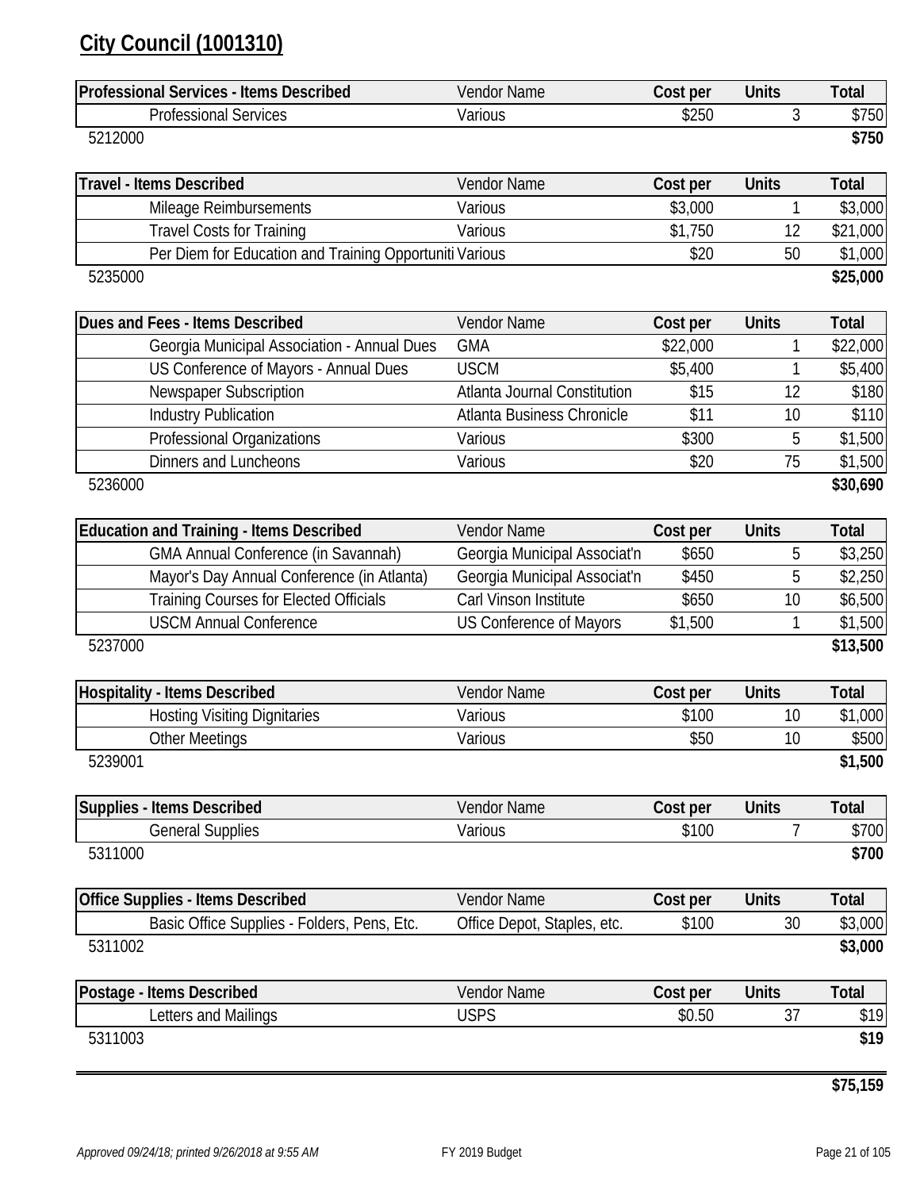## City Council (1001310)

| Professional Services - Items Described | Vendor Name | Cost per | Units | Total |
|---|---|---|---|---|
| Professional Services | Various | $250 | 3 | $750 |
| 5212000 | | | | **$750** |

| Travel - Items Described | Vendor Name | Cost per | Units | Total |
|---|---|---|---|---|
| Mileage Reimbursements | Various | $3,000 | 1 | $3,000 |
| Travel Costs for Training | Various | $1,750 | 12 | $21,000 |
| Per Diem for Education and Training Opportuniti | Various | $20 | 50 | $1,000 |
| 5235000 | | | | **$25,000** |

| Dues and Fees - Items Described | Vendor Name | Cost per | Units | Total |
|---|---|---|---|---|
| Georgia Municipal Association - Annual Dues | GMA | $22,000 | 1 | $22,000 |
| US Conference of Mayors - Annual Dues | USCM | $5,400 | 1 | $5,400 |
| Newspaper Subscription | Atlanta Journal Constitution | $15 | 12 | $180 |
| Industry Publication | Atlanta Business Chronicle | $11 | 10 | $110 |
| Professional Organizations | Various | $300 | 5 | $1,500 |
| Dinners and Luncheons | Various | $20 | 75 | $1,500 |
| 5236000 | | | | **$30,690** |

| Education and Training - Items Described | Vendor Name | Cost per | Units | Total |
|---|---|---|---|---|
| GMA Annual Conference (in Savannah) | Georgia Municipal Associat'n | $650 | 5 | $3,250 |
| Mayor's Day Annual Conference (in Atlanta) | Georgia Municipal Associat'n | $450 | 5 | $2,250 |
| Training Courses for Elected Officials | Carl Vinson Institute | $650 | 10 | $6,500 |
| USCM Annual Conference | US Conference of Mayors | $1,500 | 1 | $1,500 |
| 5237000 | | | | **$13,500** |

| Hospitality - Items Described | Vendor Name | Cost per | Units | Total |
|---|---|---|---|---|
| Hosting Visiting Dignitaries | Various | $100 | 10 | $1,000 |
| Other Meetings | Various | $50 | 10 | $500 |
| 5239001 | | | | **$1,500** |

| Supplies - Items Described | Vendor Name | Cost per | Units | Total |
|---|---|---|---|---|
| General Supplies | Various | $100 | 7 | $700 |
| 5311000 | | | | **$700** |

| Office Supplies - Items Described | Vendor Name | Cost per | Units | Total |
|---|---|---|---|---|
| Basic Office Supplies - Folders, Pens, Etc. | Office Depot, Staples, etc. | $100 | 30 | $3,000 |
| 5311002 | | | | **$3,000** |

| Postage - Items Described | Vendor Name | Cost per | Units | Total |
|---|---|---|---|---|
| Letters and Mailings | USPS | $0.50 | 37 | $19 |
| 5311003 | | | | **$19** |

**$75,159**

*Approved 09/24/18; printed 9/26/2018 at 9:55 AM* FY 2019 Budget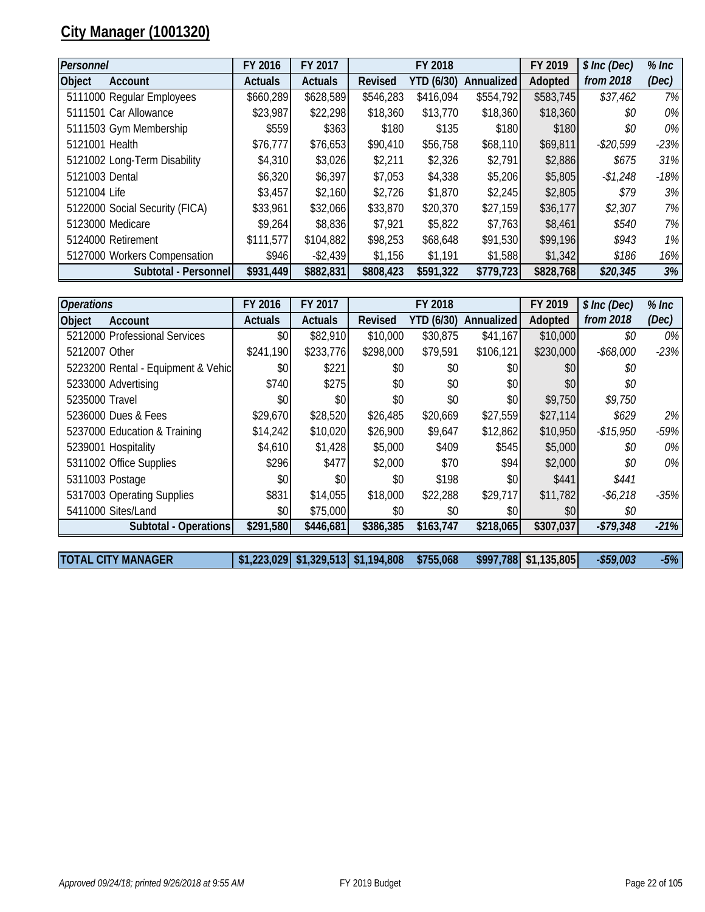# City Manager (1001320)

| *Personnel* | | FY 2016 | FY 2017 | FY 2018 | | | FY 2019 | *$ Inc (Dec)* | *% Inc* |
|---|---|---|---|---|---|---|---|---|---|
| Object | Account | Actuals | Actuals | Revised | YTD (6/30) | Annualized | Adopted | *from 2018* | *(Dec)* |
| 5111000 | Regular Employees | $660,289 | $628,589 | $546,283 | $416,094 | $554,792 | $583,745 | *$37,462* | *7%* |
| 5111501 | Car Allowance | $23,987 | $22,298 | $18,360 | $13,770 | $18,360 | $18,360 | *$0* | *0%* |
| 5111503 | Gym Membership | $559 | $363 | $180 | $135 | $180 | $180 | *$0* | *0%* |
| 5121001 | Health | $76,777 | $76,653 | $90,410 | $56,758 | $68,110 | $69,811 | *-$20,599* | *-23%* |
| 5121002 | Long-Term Disability | $4,310 | $3,026 | $2,211 | $2,326 | $2,791 | $2,886 | *$675* | *31%* |
| 5121003 | Dental | $6,320 | $6,397 | $7,053 | $4,338 | $5,206 | $5,805 | *-$1,248* | *-18%* |
| 5121004 | Life | $3,457 | $2,160 | $2,726 | $1,870 | $2,245 | $2,805 | *$79* | *3%* |
| 5122000 | Social Security (FICA) | $33,961 | $32,066 | $33,870 | $20,370 | $27,159 | $36,177 | *$2,307* | *7%* |
| 5123000 | Medicare | $9,264 | $8,836 | $7,921 | $5,822 | $7,763 | $8,461 | *$540* | *7%* |
| 5124000 | Retirement | $111,577 | $104,882 | $98,253 | $68,648 | $91,530 | $99,196 | *$943* | *1%* |
| 5127000 | Workers Compensation | $946 | -$2,439 | $1,156 | $1,191 | $1,588 | $1,342 | *$186* | *16%* |
| | **Subtotal - Personnel** | **$931,449** | **$882,831** | **$808,423** | **$591,322** | **$779,723** | **$828,768** | ***$20,345*** | ***3%*** |

| *Operations* | | FY 2016 | FY 2017 | FY 2018 | | | FY 2019 | *$ Inc (Dec)* | *% Inc* |
|---|---|---|---|---|---|---|---|---|---|
| Object | Account | Actuals | Actuals | Revised | YTD (6/30) | Annualized | Adopted | *from 2018* | *(Dec)* |
| 5212000 | Professional Services | $0 | $82,910 | $10,000 | $30,875 | $41,167 | $10,000 | *$0* | *0%* |
| 5212007 | Other | $241,190 | $233,776 | $298,000 | $79,591 | $106,121 | $230,000 | *-$68,000* | *-23%* |
| 5223200 | Rental - Equipment & Vehic | $0 | $221 | $0 | $0 | $0 | $0 | *$0* | |
| 5233000 | Advertising | $740 | $275 | $0 | $0 | $0 | $0 | *$0* | |
| 5235000 | Travel | $0 | $0 | $0 | $0 | $0 | $9,750 | *$9,750* | |
| 5236000 | Dues & Fees | $29,670 | $28,520 | $26,485 | $20,669 | $27,559 | $27,114 | *$629* | *2%* |
| 5237000 | Education & Training | $14,242 | $10,020 | $26,900 | $9,647 | $12,862 | $10,950 | *-$15,950* | *-59%* |
| 5239001 | Hospitality | $4,610 | $1,428 | $5,000 | $409 | $545 | $5,000 | *$0* | *0%* |
| 5311002 | Office Supplies | $296 | $477 | $2,000 | $70 | $94 | $2,000 | *$0* | *0%* |
| 5311003 | Postage | $0 | $0 | $0 | $198 | $0 | $441 | *$441* | |
| 5317003 | Operating Supplies | $831 | $14,055 | $18,000 | $22,288 | $29,717 | $11,782 | *-$6,218* | *-35%* |
| 5411000 | Sites/Land | $0 | $75,000 | $0 | $0 | $0 | $0 | *$0* | |
| | **Subtotal - Operations** | **$291,580** | **$446,681** | **$386,385** | **$163,747** | **$218,065** | **$307,037** | ***-$79,348*** | ***-21%*** |
| **TOTAL CITY MANAGER** | | **$1,223,029** | **$1,329,513** | **$1,194,808** | **$755,068** | **$997,788** | **$1,135,805** | ***-$59,003*** | ***-5%*** |

*Approved 09/24/18; printed 9/26/2018 at 9:55 AM*

FY 2019 Budget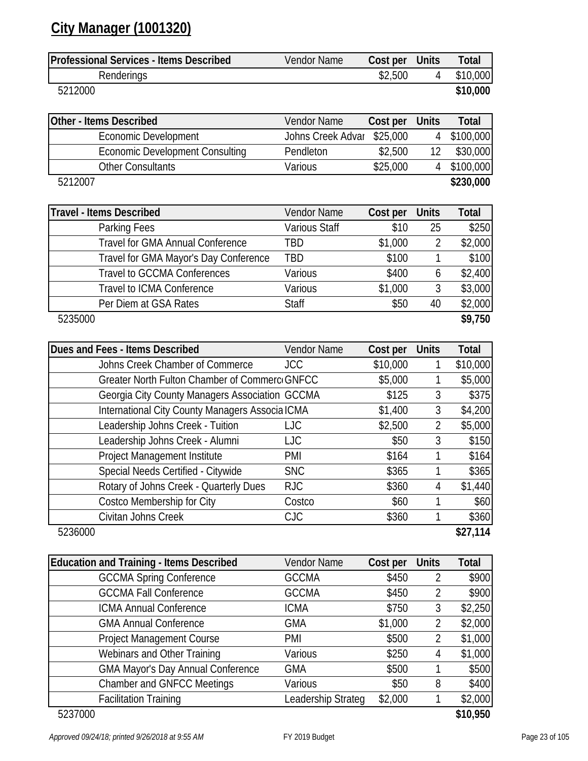# City Manager (1001320)

| Professional Services - Items Described | Vendor Name | Cost per | Units | Total |
|---|---|---|---|---|
| Renderings | | $2,500 | 4 | $10,000 |
| 5212000 | | | | **$10,000** |

| Other - Items Described | Vendor Name | Cost per | Units | Total |
|---|---|---|---|---|
| Economic Development | Johns Creek Advar | $25,000 | 4 | $100,000 |
| Economic Development Consulting | Pendleton | $2,500 | 12 | $30,000 |
| Other Consultants | Various | $25,000 | 4 | $100,000 |
| 5212007 | | | | **$230,000** |

| Travel - Items Described | Vendor Name | Cost per | Units | Total |
|---|---|---|---|---|
| Parking Fees | Various Staff | $10 | 25 | $250 |
| Travel for GMA Annual Conference | TBD | $1,000 | 2 | $2,000 |
| Travel for GMA Mayor's Day Conference | TBD | $100 | 1 | $100 |
| Travel to GCCMA Conferences | Various | $400 | 6 | $2,400 |
| Travel to ICMA Conference | Various | $1,000 | 3 | $3,000 |
| Per Diem at GSA Rates | Staff | $50 | 40 | $2,000 |
| 5235000 | | | | **$9,750** |

| Dues and Fees - Items Described | Vendor Name | Cost per | Units | Total |
|---|---|---|---|---|
| Johns Creek Chamber of Commerce | JCC | $10,000 | 1 | $10,000 |
| Greater North Fulton Chamber of Commerc | GNFCC | $5,000 | 1 | $5,000 |
| Georgia City County Managers Association | GCCMA | $125 | 3 | $375 |
| International City County Managers Associa | ICMA | $1,400 | 3 | $4,200 |
| Leadership Johns Creek - Tuition | LJC | $2,500 | 2 | $5,000 |
| Leadership Johns Creek - Alumni | LJC | $50 | 3 | $150 |
| Project Management Institute | PMI | $164 | 1 | $164 |
| Special Needs Certified - Citywide | SNC | $365 | 1 | $365 |
| Rotary of Johns Creek - Quarterly Dues | RJC | $360 | 4 | $1,440 |
| Costco Membership for City | Costco | $60 | 1 | $60 |
| Civitan Johns Creek | CJC | $360 | 1 | $360 |
| 5236000 | | | | **$27,114** |

| Education and Training - Items Described | Vendor Name | Cost per | Units | Total |
|---|---|---|---|---|
| GCCMA Spring Conference | GCCMA | $450 | 2 | $900 |
| GCCMA Fall Conference | GCCMA | $450 | 2 | $900 |
| ICMA Annual Conference | ICMA | $750 | 3 | $2,250 |
| GMA Annual Conference | GMA | $1,000 | 2 | $2,000 |
| Project Management Course | PMI | $500 | 2 | $1,000 |
| Webinars and Other Training | Various | $250 | 4 | $1,000 |
| GMA Mayor's Day Annual Conference | GMA | $500 | 1 | $500 |
| Chamber and GNFCC Meetings | Various | $50 | 8 | $400 |
| Facilitation Training | Leadership Strateg | $2,000 | 1 | $2,000 |
| 5237000 | | | | **$10,950** |

*Approved 09/24/18; printed 9/26/2018 at 9:55 AM* FY 2019 Budget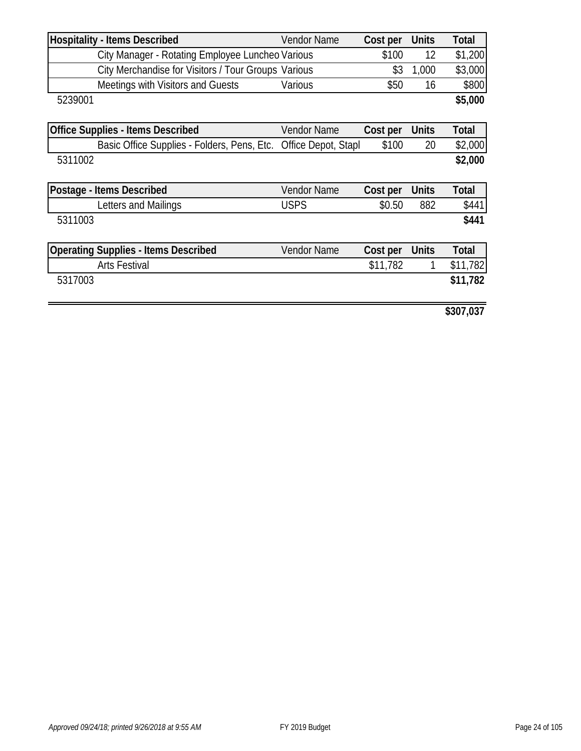| Hospitality - Items Described | Vendor Name | Cost per | Units | Total |
|---|---|---|---|---|
| City Manager - Rotating Employee Luncheo | Various | $100 | 12 | $1,200 |
| City Merchandise for Visitors / Tour Groups | Various | $3 | 1,000 | $3,000 |
| Meetings with Visitors and Guests | Various | $50 | 16 | $800 |
| 5239001 | | | | **$5,000** |

| Office Supplies - Items Described | Vendor Name | Cost per | Units | Total |
|---|---|---|---|---|
| Basic Office Supplies - Folders, Pens, Etc. | Office Depot, Stapl | $100 | 20 | $2,000 |
| 5311002 | | | | **$2,000** |

| Postage - Items Described | Vendor Name | Cost per | Units | Total |
|---|---|---|---|---|
| Letters and Mailings | USPS | $0.50 | 882 | $441 |
| 5311003 | | | | **$441** |

| Operating Supplies - Items Described | Vendor Name | Cost per | Units | Total |
|---|---|---|---|---|
| Arts Festival | | $11,782 | 1 | $11,782 |
| 5317003 | | | | **$11,782** |

**$307,037**

*Approved 09/24/18; printed 9/26/2018 at 9:55 AM*

FY 2019 Budget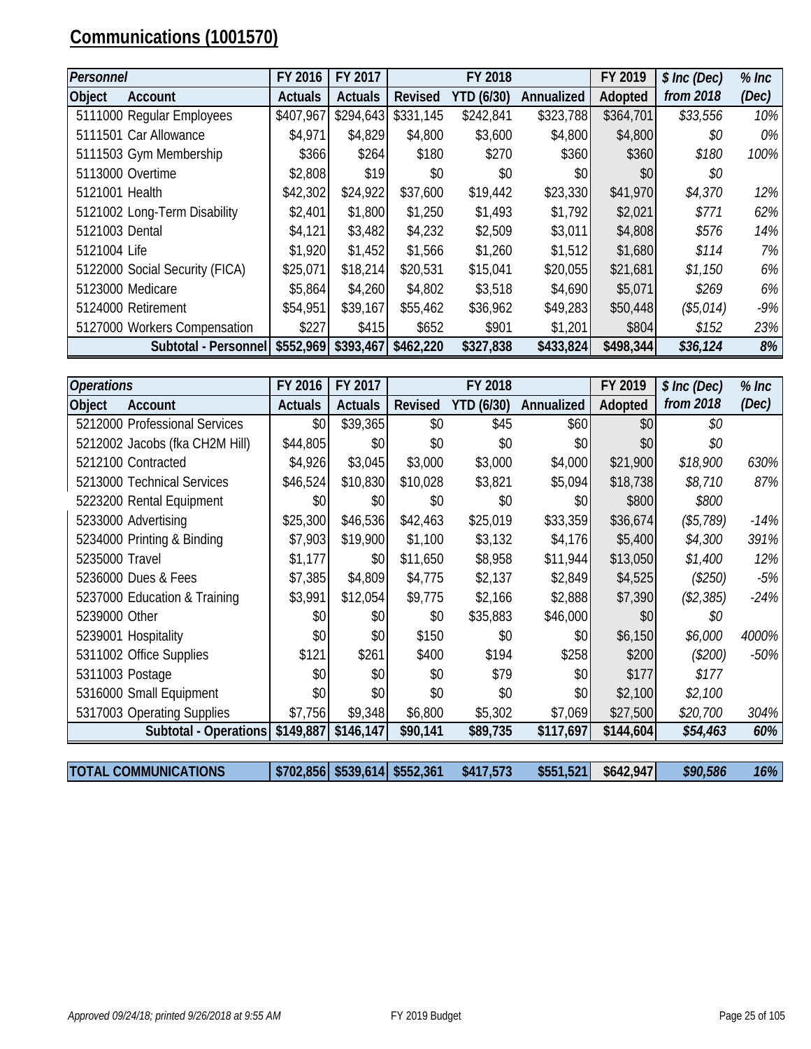# Communications (1001570)

| *Personnel* | | FY 2016 | FY 2017 | FY 2018 | | | FY 2019 | *$ Inc (Dec)* | *% Inc* |
|---|---|---|---|---|---|---|---|---|---|
| **Object** | **Account** | **Actuals** | **Actuals** | **Revised** | **YTD (6/30)** | **Annualized** | **Adopted** | ***from 2018*** | ***(Dec)*** |
| 5111000 | Regular Employees | $407,967 | $294,643 | $331,145 | $242,841 | $323,788 | $364,701 | *$33,556* | *10%* |
| 5111501 | Car Allowance | $4,971 | $4,829 | $4,800 | $3,600 | $4,800 | $4,800 | *$0* | *0%* |
| 5111503 | Gym Membership | $366 | $264 | $180 | $270 | $360 | $360 | *$180* | *100%* |
| 5113000 | Overtime | $2,808 | $19 | $0 | $0 | $0 | $0 | *$0* | |
| 5121001 | Health | $42,302 | $24,922 | $37,600 | $19,442 | $23,330 | $41,970 | *$4,370* | *12%* |
| 5121002 | Long-Term Disability | $2,401 | $1,800 | $1,250 | $1,493 | $1,792 | $2,021 | *$771* | *62%* |
| 5121003 | Dental | $4,121 | $3,482 | $4,232 | $2,509 | $3,011 | $4,808 | *$576* | *14%* |
| 5121004 | Life | $1,920 | $1,452 | $1,566 | $1,260 | $1,512 | $1,680 | *$114* | *7%* |
| 5122000 | Social Security (FICA) | $25,071 | $18,214 | $20,531 | $15,041 | $20,055 | $21,681 | *$1,150* | *6%* |
| 5123000 | Medicare | $5,864 | $4,260 | $4,802 | $3,518 | $4,690 | $5,071 | *$269* | *6%* |
| 5124000 | Retirement | $54,951 | $39,167 | $55,462 | $36,962 | $49,283 | $50,448 | *($5,014)* | *-9%* |
| 5127000 | Workers Compensation | $227 | $415 | $652 | $901 | $1,201 | $804 | *$152* | *23%* |
| | **Subtotal - Personnel** | **$552,969** | **$393,467** | **$462,220** | **$327,838** | **$433,824** | **$498,344** | ***$36,124*** | ***8%*** |

| *Operations* | | FY 2016 | FY 2017 | FY 2018 | | | FY 2019 | *$ Inc (Dec)* | *% Inc* |
|---|---|---|---|---|---|---|---|---|---|
| **Object** | **Account** | **Actuals** | **Actuals** | **Revised** | **YTD (6/30)** | **Annualized** | **Adopted** | ***from 2018*** | ***(Dec)*** |
| 5212000 | Professional Services | $0 | $39,365 | $0 | $45 | $60 | $0 | *$0* | |
| 5212002 | Jacobs (fka CH2M Hill) | $44,805 | $0 | $0 | $0 | $0 | $0 | *$0* | |
| 5212100 | Contracted | $4,926 | $3,045 | $3,000 | $3,000 | $4,000 | $21,900 | *$18,900* | *630%* |
| 5213000 | Technical Services | $46,524 | $10,830 | $10,028 | $3,821 | $5,094 | $18,738 | *$8,710* | *87%* |
| 5223200 | Rental Equipment | $0 | $0 | $0 | $0 | $0 | $800 | *$800* | |
| 5233000 | Advertising | $25,300 | $46,536 | $42,463 | $25,019 | $33,359 | $36,674 | *($5,789)* | *-14%* |
| 5234000 | Printing & Binding | $7,903 | $19,900 | $1,100 | $3,132 | $4,176 | $5,400 | *$4,300* | *391%* |
| 5235000 | Travel | $1,177 | $0 | $11,650 | $8,958 | $11,944 | $13,050 | *$1,400* | *12%* |
| 5236000 | Dues & Fees | $7,385 | $4,809 | $4,775 | $2,137 | $2,849 | $4,525 | *($250)* | *-5%* |
| 5237000 | Education & Training | $3,991 | $12,054 | $9,775 | $2,166 | $2,888 | $7,390 | *($2,385)* | *-24%* |
| 5239000 | Other | $0 | $0 | $0 | $35,883 | $46,000 | $0 | *$0* | |
| 5239001 | Hospitality | $0 | $0 | $150 | $0 | $0 | $6,150 | *$6,000* | *4000%* |
| 5311002 | Office Supplies | $121 | $261 | $400 | $194 | $258 | $200 | *($200)* | *-50%* |
| 5311003 | Postage | $0 | $0 | $0 | $79 | $0 | $177 | *$177* | |
| 5316000 | Small Equipment | $0 | $0 | $0 | $0 | $0 | $2,100 | *$2,100* | |
| 5317003 | Operating Supplies | $7,756 | $9,348 | $6,800 | $5,302 | $7,069 | $27,500 | *$20,700* | *304%* |
| | **Subtotal - Operations** | **$149,887** | **$146,147** | **$90,141** | **$89,735** | **$117,697** | **$144,604** | ***$54,463*** | ***60%*** |

| **TOTAL COMMUNICATIONS** | | **$702,856** | **$539,614** | **$552,361** | **$417,573** | **$551,521** | **$642,947** | ***$90,586*** | ***16%*** |
|---|---|---|---|---|---|---|---|---|---|

*Approved 09/24/18; printed 9/26/2018 at 9:55 AM* FY 2019 Budget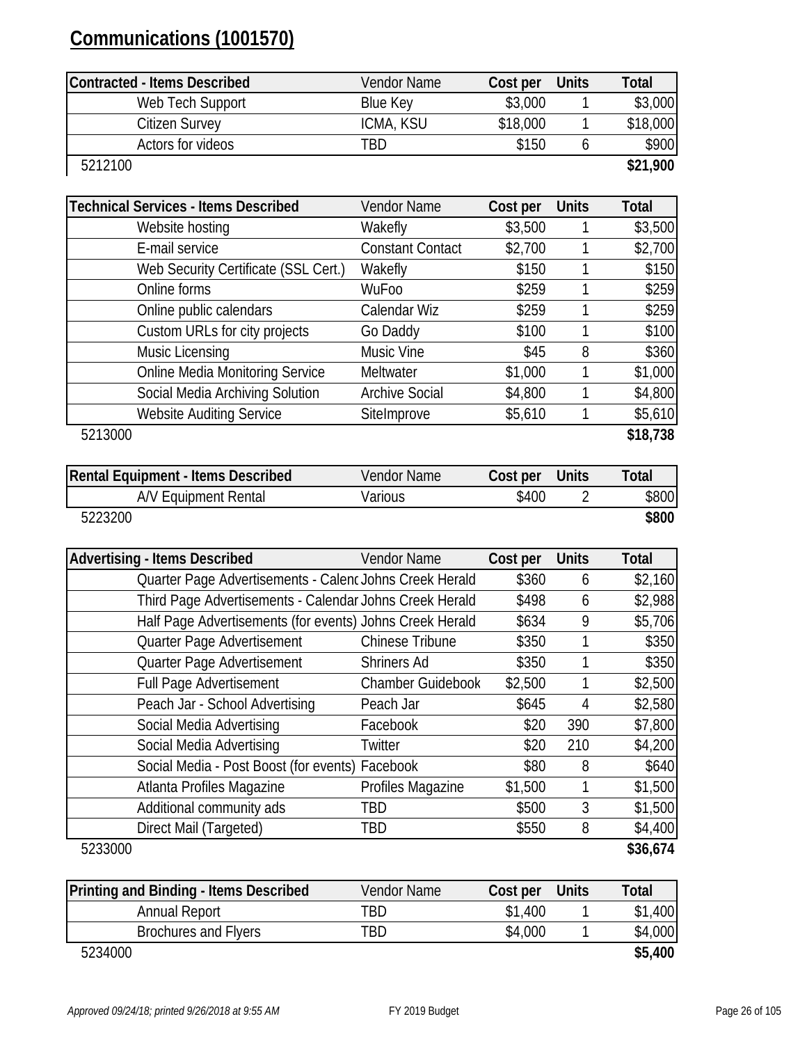# Communications (1001570)

| Contracted - Items Described | Vendor Name | Cost per | Units | Total |
|---|---|---|---|---|
| Web Tech Support | Blue Key | $3,000 | 1 | $3,000 |
| Citizen Survey | ICMA, KSU | $18,000 | 1 | $18,000 |
| Actors for videos | TBD | $150 | 6 | $900 |
| 5212100 | | | | **$21,900** |

| Technical Services - Items Described | Vendor Name | Cost per | Units | Total |
|---|---|---|---|---|
| Website hosting | Wakefly | $3,500 | 1 | $3,500 |
| E-mail service | Constant Contact | $2,700 | 1 | $2,700 |
| Web Security Certificate (SSL Cert.) | Wakefly | $150 | 1 | $150 |
| Online forms | WuFoo | $259 | 1 | $259 |
| Online public calendars | Calendar Wiz | $259 | 1 | $259 |
| Custom URLs for city projects | Go Daddy | $100 | 1 | $100 |
| Music Licensing | Music Vine | $45 | 8 | $360 |
| Online Media Monitoring Service | Meltwater | $1,000 | 1 | $1,000 |
| Social Media Archiving Solution | Archive Social | $4,800 | 1 | $4,800 |
| Website Auditing Service | SiteImprove | $5,610 | 1 | $5,610 |
| 5213000 | | | | **$18,738** |

| Rental Equipment - Items Described | Vendor Name | Cost per | Units | Total |
|---|---|---|---|---|
| A/V Equipment Rental | Various | $400 | 2 | $800 |
| 5223200 | | | | **$800** |

| Advertising - Items Described | Vendor Name | Cost per | Units | Total |
|---|---|---|---|---|
| Quarter Page Advertisements - Calend | Johns Creek Herald | $360 | 6 | $2,160 |
| Third Page Advertisements - Calendar | Johns Creek Herald | $498 | 6 | $2,988 |
| Half Page Advertisements (for events) | Johns Creek Herald | $634 | 9 | $5,706 |
| Quarter Page Advertisement | Chinese Tribune | $350 | 1 | $350 |
| Quarter Page Advertisement | Shriners Ad | $350 | 1 | $350 |
| Full Page Advertisement | Chamber Guidebook | $2,500 | 1 | $2,500 |
| Peach Jar - School Advertising | Peach Jar | $645 | 4 | $2,580 |
| Social Media Advertising | Facebook | $20 | 390 | $7,800 |
| Social Media Advertising | Twitter | $20 | 210 | $4,200 |
| Social Media - Post Boost (for events) | Facebook | $80 | 8 | $640 |
| Atlanta Profiles Magazine | Profiles Magazine | $1,500 | 1 | $1,500 |
| Additional community ads | TBD | $500 | 3 | $1,500 |
| Direct Mail (Targeted) | TBD | $550 | 8 | $4,400 |
| 5233000 | | | | **$36,674** |

| Printing and Binding - Items Described | Vendor Name | Cost per | Units | Total |
|---|---|---|---|---|
| Annual Report | TBD | $1,400 | 1 | $1,400 |
| Brochures and Flyers | TBD | $4,000 | 1 | $4,000 |
| 5234000 | | | | **$5,400** |

*Approved 09/24/18; printed 9/26/2018 at 9:55 AM* FY 2019 Budget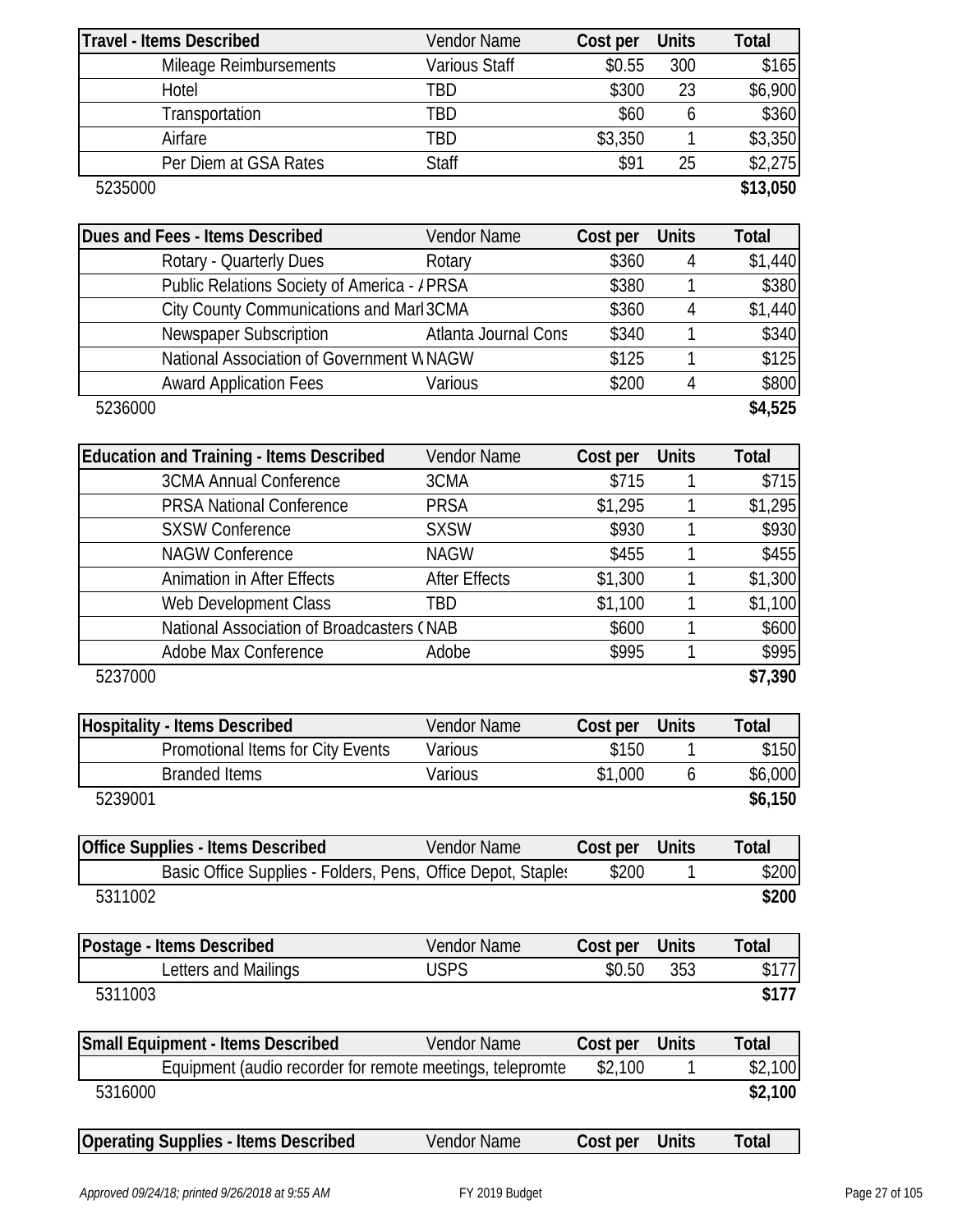| Travel - Items Described | Vendor Name | Cost per | Units | Total |
|---|---|---|---|---|
| Mileage Reimbursements | Various Staff | $0.55 | 300 | $165 |
| Hotel | TBD | $300 | 23 | $6,900 |
| Transportation | TBD | $60 | 6 | $360 |
| Airfare | TBD | $3,350 | 1 | $3,350 |
| Per Diem at GSA Rates | Staff | $91 | 25 | $2,275 |
| 5235000 | | | | **$13,050** |

| Dues and Fees - Items Described | Vendor Name | Cost per | Units | Total |
|---|---|---|---|---|
| Rotary - Quarterly Dues | Rotary | $360 | 4 | $1,440 |
| Public Relations Society of America - / | PRSA | $380 | 1 | $380 |
| City County Communications and Marl | 3CMA | $360 | 4 | $1,440 |
| Newspaper Subscription | Atlanta Journal Cons | $340 | 1 | $340 |
| National Association of Government W | NAGW | $125 | 1 | $125 |
| Award Application Fees | Various | $200 | 4 | $800 |
| 5236000 | | | | **$4,525** |

| Education and Training - Items Described | Vendor Name | Cost per | Units | Total |
|---|---|---|---|---|
| 3CMA Annual Conference | 3CMA | $715 | 1 | $715 |
| PRSA National Conference | PRSA | $1,295 | 1 | $1,295 |
| SXSW Conference | SXSW | $930 | 1 | $930 |
| NAGW Conference | NAGW | $455 | 1 | $455 |
| Animation in After Effects | After Effects | $1,300 | 1 | $1,300 |
| Web Development Class | TBD | $1,100 | 1 | $1,100 |
| National Association of Broadcasters ( | NAB | $600 | 1 | $600 |
| Adobe Max Conference | Adobe | $995 | 1 | $995 |
| 5237000 | | | | **$7,390** |

| Hospitality - Items Described | Vendor Name | Cost per | Units | Total |
|---|---|---|---|---|
| Promotional Items for City Events | Various | $150 | 1 | $150 |
| Branded Items | Various | $1,000 | 6 | $6,000 |
| 5239001 | | | | **$6,150** |

| Office Supplies - Items Described | Vendor Name | Cost per | Units | Total |
|---|---|---|---|---|
| Basic Office Supplies - Folders, Pens, | Office Depot, Staples | $200 | 1 | $200 |
| 5311002 | | | | **$200** |

| Postage - Items Described | Vendor Name | Cost per | Units | Total |
|---|---|---|---|---|
| Letters and Mailings | USPS | $0.50 | 353 | $177 |
| 5311003 | | | | **$177** |

| Small Equipment - Items Described | Vendor Name | Cost per | Units | Total |
|---|---|---|---|---|
| Equipment (audio recorder for remote meetings, telepromte | | $2,100 | 1 | $2,100 |
| 5316000 | | | | **$2,100** |

| Operating Supplies - Items Described | Vendor Name | Cost per | Units | Total |
|---|---|---|---|---|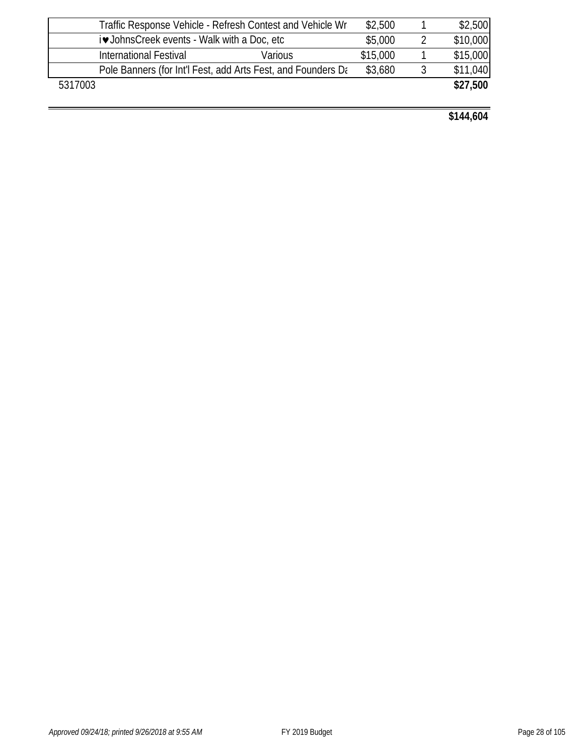| | | | | | |
|---|---|---|---|---|---|
| | Traffic Response Vehicle - Refresh Contest and Vehicle Wr | | $2,500 | 1 | $2,500 |
| | i♥JohnsCreek events - Walk with a Doc, etc | | $5,000 | 2 | $10,000 |
| | International Festival | Various | $15,000 | 1 | $15,000 |
| | Pole Banners (for Int'l Fest, add Arts Fest, and Founders Da | | $3,680 | 3 | $11,040 |
| 5317003 | | | | | **$27,500** |
| | | | | | **$144,604** |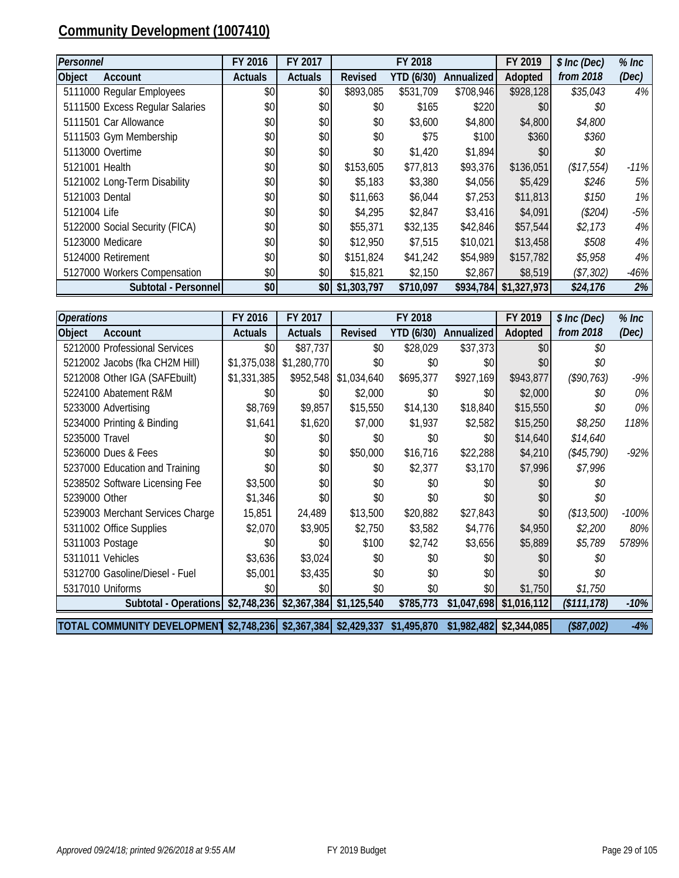# Community Development (1007410)

| *Personnel* | | FY 2016 | FY 2017 | FY 2018 | | | FY 2019 | *$ Inc (Dec)* | *% Inc* |
|---|---|---|---|---|---|---|---|---|---|
| Object | Account | Actuals | Actuals | Revised | YTD (6/30) | Annualized | Adopted | *from 2018* | *(Dec)* |
| 5111000 | Regular Employees | $0 | $0 | $893,085 | $531,709 | $708,946 | $928,128 | *$35,043* | *4%* |
| 5111500 | Excess Regular Salaries | $0 | $0 | $0 | $165 | $220 | $0 | *$0* | |
| 5111501 | Car Allowance | $0 | $0 | $0 | $3,600 | $4,800 | $4,800 | *$4,800* | |
| 5111503 | Gym Membership | $0 | $0 | $0 | $75 | $100 | $360 | *$360* | |
| 5113000 | Overtime | $0 | $0 | $0 | $1,420 | $1,894 | $0 | *$0* | |
| 5121001 | Health | $0 | $0 | $153,605 | $77,813 | $93,376 | $136,051 | *($17,554)* | *-11%* |
| 5121002 | Long-Term Disability | $0 | $0 | $5,183 | $3,380 | $4,056 | $5,429 | *$246* | *5%* |
| 5121003 | Dental | $0 | $0 | $11,663 | $6,044 | $7,253 | $11,813 | *$150* | *1%* |
| 5121004 | Life | $0 | $0 | $4,295 | $2,847 | $3,416 | $4,091 | *($204)* | *-5%* |
| 5122000 | Social Security (FICA) | $0 | $0 | $55,371 | $32,135 | $42,846 | $57,544 | *$2,173* | *4%* |
| 5123000 | Medicare | $0 | $0 | $12,950 | $7,515 | $10,021 | $13,458 | *$508* | *4%* |
| 5124000 | Retirement | $0 | $0 | $151,824 | $41,242 | $54,989 | $157,782 | *$5,958* | *4%* |
| 5127000 | Workers Compensation | $0 | $0 | $15,821 | $2,150 | $2,867 | $8,519 | *($7,302)* | *-46%* |
| | **Subtotal - Personnel** | **$0** | **$0** | **$1,303,797** | **$710,097** | **$934,784** | **$1,327,973** | ***$24,176*** | ***2%*** |

| *Operations* | | FY 2016 | FY 2017 | FY 2018 | | | FY 2019 | *$ Inc (Dec)* | *% Inc* |
|---|---|---|---|---|---|---|---|---|---|
| Object | Account | Actuals | Actuals | Revised | YTD (6/30) | Annualized | Adopted | *from 2018* | *(Dec)* |
| 5212000 | Professional Services | $0 | $87,737 | $0 | $28,029 | $37,373 | $0 | *$0* | |
| 5212002 | Jacobs (fka CH2M Hill) | $1,375,038 | $1,280,770 | $0 | $0 | $0 | $0 | *$0* | |
| 5212008 | Other IGA (SAFEbuilt) | $1,331,385 | $952,548 | $1,034,640 | $695,377 | $927,169 | $943,877 | *($90,763)* | *-9%* |
| 5224100 | Abatement R&M | $0 | $0 | $2,000 | $0 | $0 | $2,000 | *$0* | *0%* |
| 5233000 | Advertising | $8,769 | $9,857 | $15,550 | $14,130 | $18,840 | $15,550 | *$0* | *0%* |
| 5234000 | Printing & Binding | $1,641 | $1,620 | $7,000 | $1,937 | $2,582 | $15,250 | *$8,250* | *118%* |
| 5235000 | Travel | $0 | $0 | $0 | $0 | $0 | $14,640 | *$14,640* | |
| 5236000 | Dues & Fees | $0 | $0 | $50,000 | $16,716 | $22,288 | $4,210 | *($45,790)* | *-92%* |
| 5237000 | Education and Training | $0 | $0 | $0 | $2,377 | $3,170 | $7,996 | *$7,996* | |
| 5238502 | Software Licensing Fee | $3,500 | $0 | $0 | $0 | $0 | $0 | *$0* | |
| 5239000 | Other | $1,346 | $0 | $0 | $0 | $0 | $0 | *$0* | |
| 5239003 | Merchant Services Charge | 15,851 | 24,489 | $13,500 | $20,882 | $27,843 | $0 | *($13,500)* | *-100%* |
| 5311002 | Office Supplies | $2,070 | $3,905 | $2,750 | $3,582 | $4,776 | $4,950 | *$2,200* | *80%* |
| 5311003 | Postage | $0 | $0 | $100 | $2,742 | $3,656 | $5,889 | *$5,789* | *5789%* |
| 5311011 | Vehicles | $3,636 | $3,024 | $0 | $0 | $0 | $0 | *$0* | |
| 5312700 | Gasoline/Diesel - Fuel | $5,001 | $3,435 | $0 | $0 | $0 | $0 | *$0* | |
| 5317010 | Uniforms | $0 | $0 | $0 | $0 | $0 | $1,750 | *$1,750* | |
| | **Subtotal - Operations** | **$2,748,236** | **$2,367,384** | **$1,125,540** | **$785,773** | **$1,047,698** | **$1,016,112** | ***($111,178)*** | ***-10%*** |
| **TOTAL COMMUNITY DEVELOPMENT** | | **$2,748,236** | **$2,367,384** | **$2,429,337** | **$1,495,870** | **$1,982,482** | **$2,344,085** | ***($87,002)*** | ***-4%*** |

*Approved 09/24/18; printed 9/26/2018 at 9:55 AM* FY 2019 Budget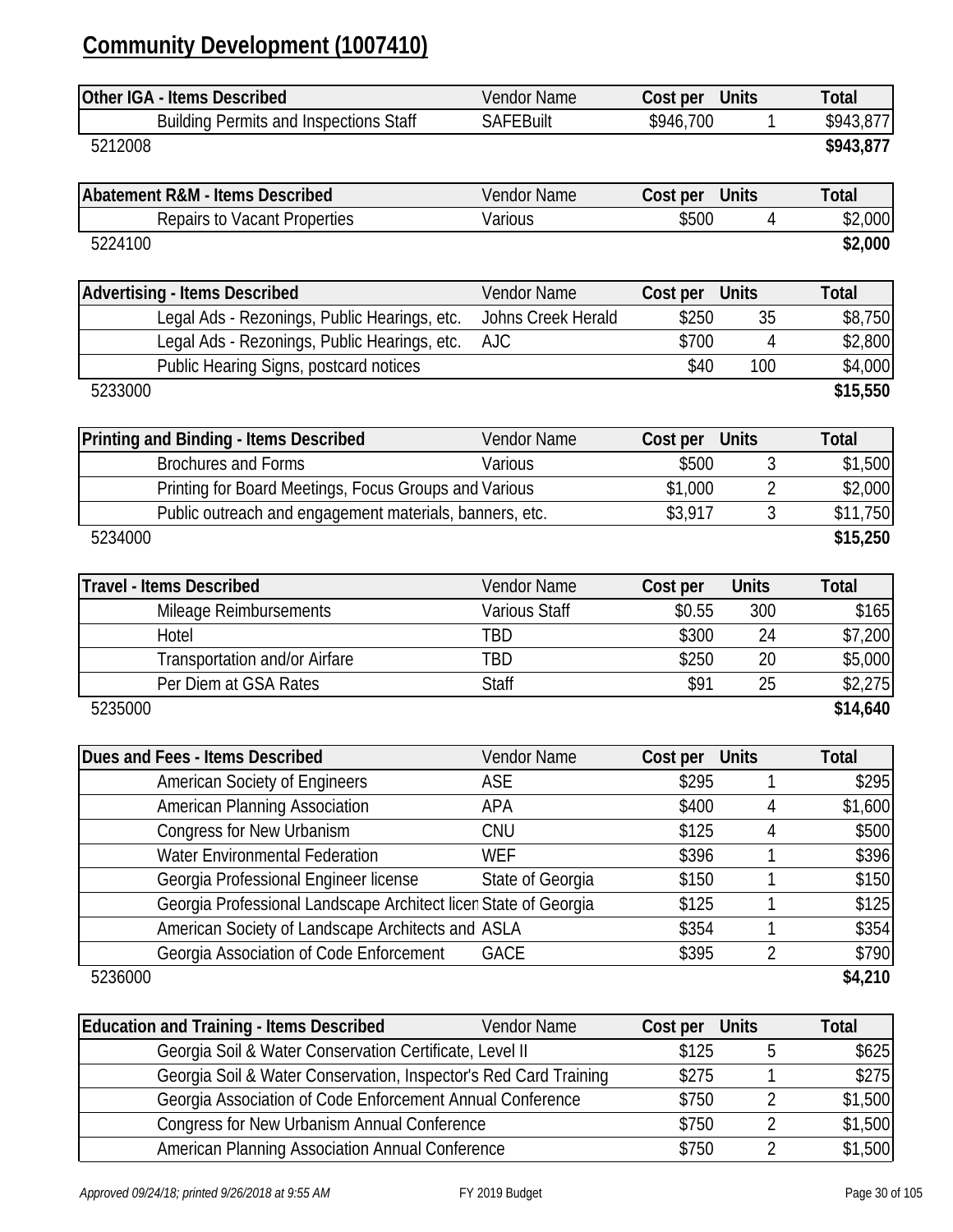# Community Development (1007410)

| Other IGA - Items Described | Vendor Name | Cost per | Units | Total |
|---|---|---|---|---|
| Building Permits and Inspections Staff | SAFEBuilt | $946,700 | 1 | $943,877 |
| 5212008 | | | | **$943,877** |

| Abatement R&M - Items Described | Vendor Name | Cost per | Units | Total |
|---|---|---|---|---|
| Repairs to Vacant Properties | Various | $500 | 4 | $2,000 |
| 5224100 | | | | **$2,000** |

| Advertising - Items Described | Vendor Name | Cost per | Units | Total |
|---|---|---|---|---|
| Legal Ads - Rezonings, Public Hearings, etc. | Johns Creek Herald | $250 | 35 | $8,750 |
| Legal Ads - Rezonings, Public Hearings, etc. | AJC | $700 | 4 | $2,800 |
| Public Hearing Signs, postcard notices | | $40 | 100 | $4,000 |
| 5233000 | | | | **$15,550** |

| Printing and Binding - Items Described | Vendor Name | Cost per | Units | Total |
|---|---|---|---|---|
| Brochures and Forms | Various | $500 | 3 | $1,500 |
| Printing for Board Meetings, Focus Groups and | Various | $1,000 | 2 | $2,000 |
| Public outreach and engagement materials, banners, etc. | | $3,917 | 3 | $11,750 |
| 5234000 | | | | **$15,250** |

| Travel - Items Described | Vendor Name | Cost per | Units | Total |
|---|---|---|---|---|
| Mileage Reimbursements | Various Staff | $0.55 | 300 | $165 |
| Hotel | TBD | $300 | 24 | $7,200 |
| Transportation and/or Airfare | TBD | $250 | 20 | $5,000 |
| Per Diem at GSA Rates | Staff | $91 | 25 | $2,275 |
| 5235000 | | | | **$14,640** |

| Dues and Fees - Items Described | Vendor Name | Cost per | Units | Total |
|---|---|---|---|---|
| American Society of Engineers | ASE | $295 | 1 | $295 |
| American Planning Association | APA | $400 | 4 | $1,600 |
| Congress for New Urbanism | CNU | $125 | 4 | $500 |
| Water Environmental Federation | WEF | $396 | 1 | $396 |
| Georgia Professional Engineer license | State of Georgia | $150 | 1 | $150 |
| Georgia Professional Landscape Architect licen | State of Georgia | $125 | 1 | $125 |
| American Society of Landscape Architects and | ASLA | $354 | 1 | $354 |
| Georgia Association of Code Enforcement | GACE | $395 | 2 | $790 |
| 5236000 | | | | **$4,210** |

| Education and Training - Items Described | Vendor Name | Cost per | Units | Total |
|---|---|---|---|---|
| Georgia Soil & Water Conservation Certificate, Level II | | $125 | 5 | $625 |
| Georgia Soil & Water Conservation, Inspector's Red Card Training | | $275 | 1 | $275 |
| Georgia Association of Code Enforcement Annual Conference | | $750 | 2 | $1,500 |
| Congress for New Urbanism Annual Conference | | $750 | 2 | $1,500 |
| American Planning Association Annual Conference | | $750 | 2 | $1,500 |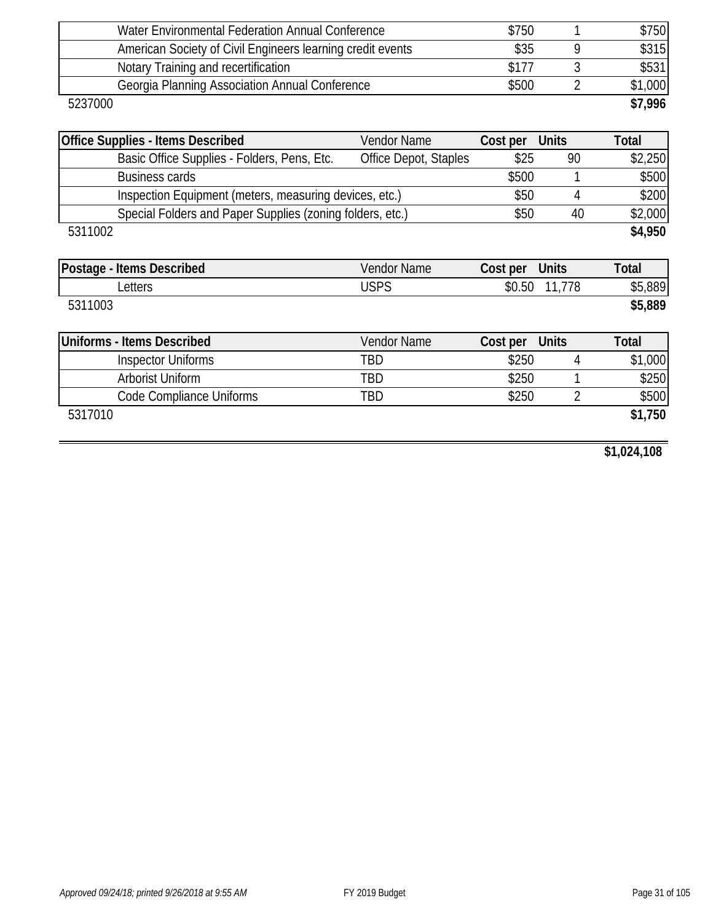| | Vendor Name | Cost per | Units | Total |
|---|---|---|---|---|
| Water Environmental Federation Annual Conference | | $750 | 1 | $750 |
| American Society of Civil Engineers learning credit events | | $35 | 9 | $315 |
| Notary Training and recertification | | $177 | 3 | $531 |
| Georgia Planning Association Annual Conference | | $500 | 2 | $1,000 |
| 5237000 | | | | **$7,996** |

| Office Supplies - Items Described | Vendor Name | Cost per | Units | Total |
|---|---|---|---|---|
| Basic Office Supplies - Folders, Pens, Etc. | Office Depot, Staples | $25 | 90 | $2,250 |
| Business cards | | $500 | 1 | $500 |
| Inspection Equipment (meters, measuring devices, etc.) | | $50 | 4 | $200 |
| Special Folders and Paper Supplies (zoning folders, etc.) | | $50 | 40 | $2,000 |
| 5311002 | | | | **$4,950** |

| Postage - Items Described | Vendor Name | Cost per | Units | Total |
|---|---|---|---|---|
| Letters | USPS | $0.50 | 11,778 | $5,889 |
| 5311003 | | | | **$5,889** |

| Uniforms - Items Described | Vendor Name | Cost per | Units | Total |
|---|---|---|---|---|
| Inspector Uniforms | TBD | $250 | 4 | $1,000 |
| Arborist Uniform | TBD | $250 | 1 | $250 |
| Code Compliance Uniforms | TBD | $250 | 2 | $500 |
| 5317010 | | | | **$1,750** |

**$1,024,108**

*Approved 09/24/18; printed 9/26/2018 at 9:55 AM* FY 2019 Budget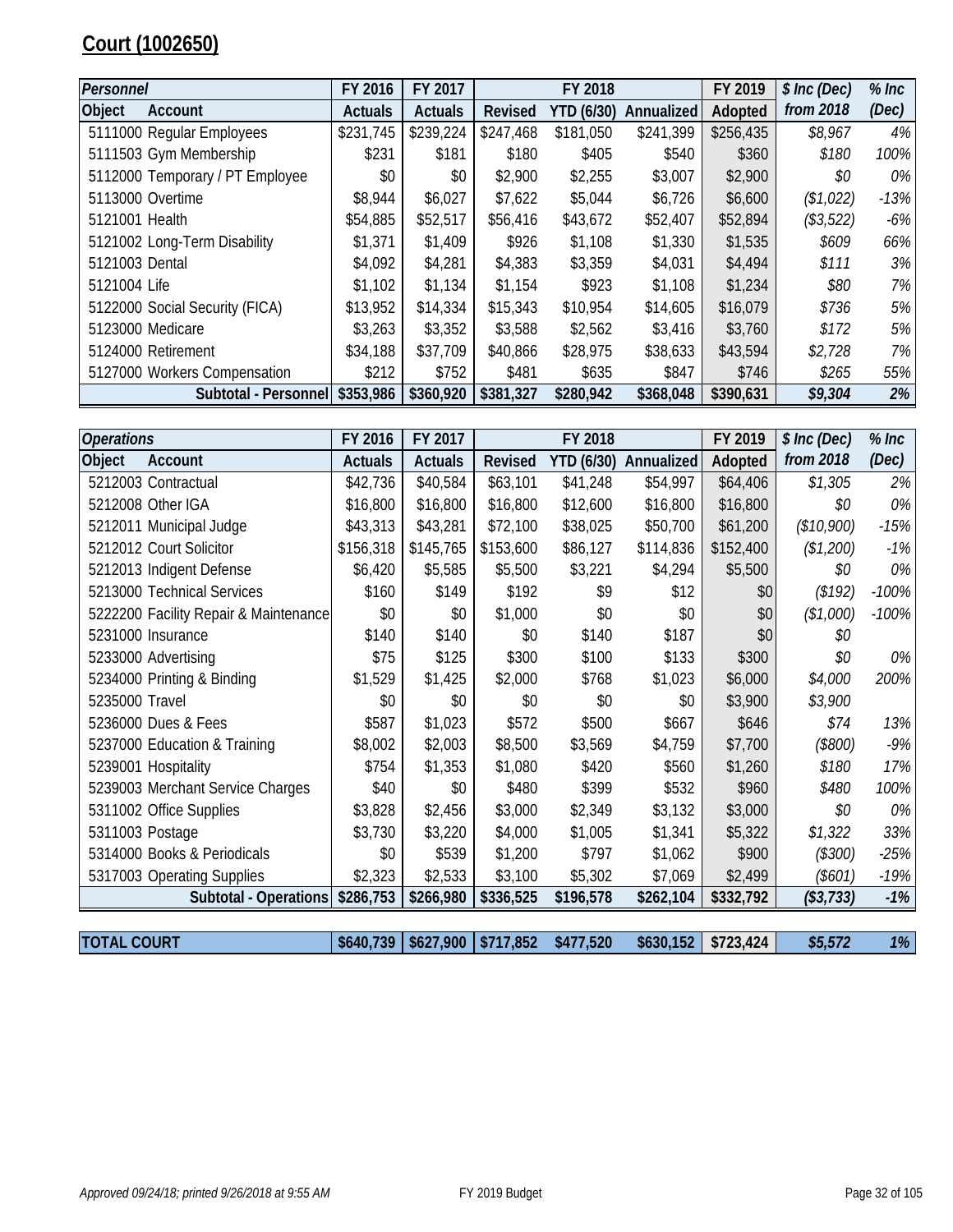# Court (1002650)

| Personnel | | FY 2016 | FY 2017 | FY 2018 | | | FY 2019 | $ Inc (Dec) | % Inc |
|---|---|---|---|---|---|---|---|---|---|
| Object | Account | Actuals | Actuals | Revised | YTD (6/30) | Annualized | Adopted | from 2018 | (Dec) |
| 5111000 | Regular Employees | $231,745 | $239,224 | $247,468 | $181,050 | $241,399 | $256,435 | $8,967 | 4% |
| 5111503 | Gym Membership | $231 | $181 | $180 | $405 | $540 | $360 | $180 | 100% |
| 5112000 | Temporary / PT Employee | $0 | $0 | $2,900 | $2,255 | $3,007 | $2,900 | $0 | 0% |
| 5113000 | Overtime | $8,944 | $6,027 | $7,622 | $5,044 | $6,726 | $6,600 | ($1,022) | -13% |
| 5121001 | Health | $54,885 | $52,517 | $56,416 | $43,672 | $52,407 | $52,894 | ($3,522) | -6% |
| 5121002 | Long-Term Disability | $1,371 | $1,409 | $926 | $1,108 | $1,330 | $1,535 | $609 | 66% |
| 5121003 | Dental | $4,092 | $4,281 | $4,383 | $3,359 | $4,031 | $4,494 | $111 | 3% |
| 5121004 | Life | $1,102 | $1,134 | $1,154 | $923 | $1,108 | $1,234 | $80 | 7% |
| 5122000 | Social Security (FICA) | $13,952 | $14,334 | $15,343 | $10,954 | $14,605 | $16,079 | $736 | 5% |
| 5123000 | Medicare | $3,263 | $3,352 | $3,588 | $2,562 | $3,416 | $3,760 | $172 | 5% |
| 5124000 | Retirement | $34,188 | $37,709 | $40,866 | $28,975 | $38,633 | $43,594 | $2,728 | 7% |
| 5127000 | Workers Compensation | $212 | $752 | $481 | $635 | $847 | $746 | $265 | 55% |
| | **Subtotal - Personnel** | **$353,986** | **$360,920** | **$381,327** | **$280,942** | **$368,048** | **$390,631** | **$9,304** | **2%** |

| Operations | | FY 2016 | FY 2017 | FY 2018 | | | FY 2019 | $ Inc (Dec) | % Inc |
|---|---|---|---|---|---|---|---|---|---|
| Object | Account | Actuals | Actuals | Revised | YTD (6/30) | Annualized | Adopted | from 2018 | (Dec) |
| 5212003 | Contractual | $42,736 | $40,584 | $63,101 | $41,248 | $54,997 | $64,406 | $1,305 | 2% |
| 5212008 | Other IGA | $16,800 | $16,800 | $16,800 | $12,600 | $16,800 | $16,800 | $0 | 0% |
| 5212011 | Municipal Judge | $43,313 | $43,281 | $72,100 | $38,025 | $50,700 | $61,200 | ($10,900) | -15% |
| 5212012 | Court Solicitor | $156,318 | $145,765 | $153,600 | $86,127 | $114,836 | $152,400 | ($1,200) | -1% |
| 5212013 | Indigent Defense | $6,420 | $5,585 | $5,500 | $3,221 | $4,294 | $5,500 | $0 | 0% |
| 5213000 | Technical Services | $160 | $149 | $192 | $9 | $12 | $0 | ($192) | -100% |
| 5222200 | Facility Repair & Maintenance | $0 | $0 | $1,000 | $0 | $0 | $0 | ($1,000) | -100% |
| 5231000 | Insurance | $140 | $140 | $0 | $140 | $187 | $0 | $0 | |
| 5233000 | Advertising | $75 | $125 | $300 | $100 | $133 | $300 | $0 | 0% |
| 5234000 | Printing & Binding | $1,529 | $1,425 | $2,000 | $768 | $1,023 | $6,000 | $4,000 | 200% |
| 5235000 | Travel | $0 | $0 | $0 | $0 | $0 | $3,900 | $3,900 | |
| 5236000 | Dues & Fees | $587 | $1,023 | $572 | $500 | $667 | $646 | $74 | 13% |
| 5237000 | Education & Training | $8,002 | $2,003 | $8,500 | $3,569 | $4,759 | $7,700 | ($800) | -9% |
| 5239001 | Hospitality | $754 | $1,353 | $1,080 | $420 | $560 | $1,260 | $180 | 17% |
| 5239003 | Merchant Service Charges | $40 | $0 | $480 | $399 | $532 | $960 | $480 | 100% |
| 5311002 | Office Supplies | $3,828 | $2,456 | $3,000 | $2,349 | $3,132 | $3,000 | $0 | 0% |
| 5311003 | Postage | $3,730 | $3,220 | $4,000 | $1,005 | $1,341 | $5,322 | $1,322 | 33% |
| 5314000 | Books & Periodicals | $0 | $539 | $1,200 | $797 | $1,062 | $900 | ($300) | -25% |
| 5317003 | Operating Supplies | $2,323 | $2,533 | $3,100 | $5,302 | $7,069 | $2,499 | ($601) | -19% |
| | **Subtotal - Operations** | **$286,753** | **$266,980** | **$336,525** | **$196,578** | **$262,104** | **$332,792** | **($3,733)** | **-1%** |

| TOTAL COURT | | FY 2016 | FY 2017 | FY 2018 Revised | FY 2018 YTD (6/30) | FY 2018 Annualized | FY 2019 Adopted | $ Inc (Dec) from 2018 | % Inc (Dec) |
|---|---|---|---|---|---|---|---|---|---|
| **TOTAL COURT** | | **$640,739** | **$627,900** | **$717,852** | **$477,520** | **$630,152** | **$723,424** | **$5,572** | **1%** |

Approved 09/24/18; printed 9/26/2018 at 9:55 AM FY 2019 Budget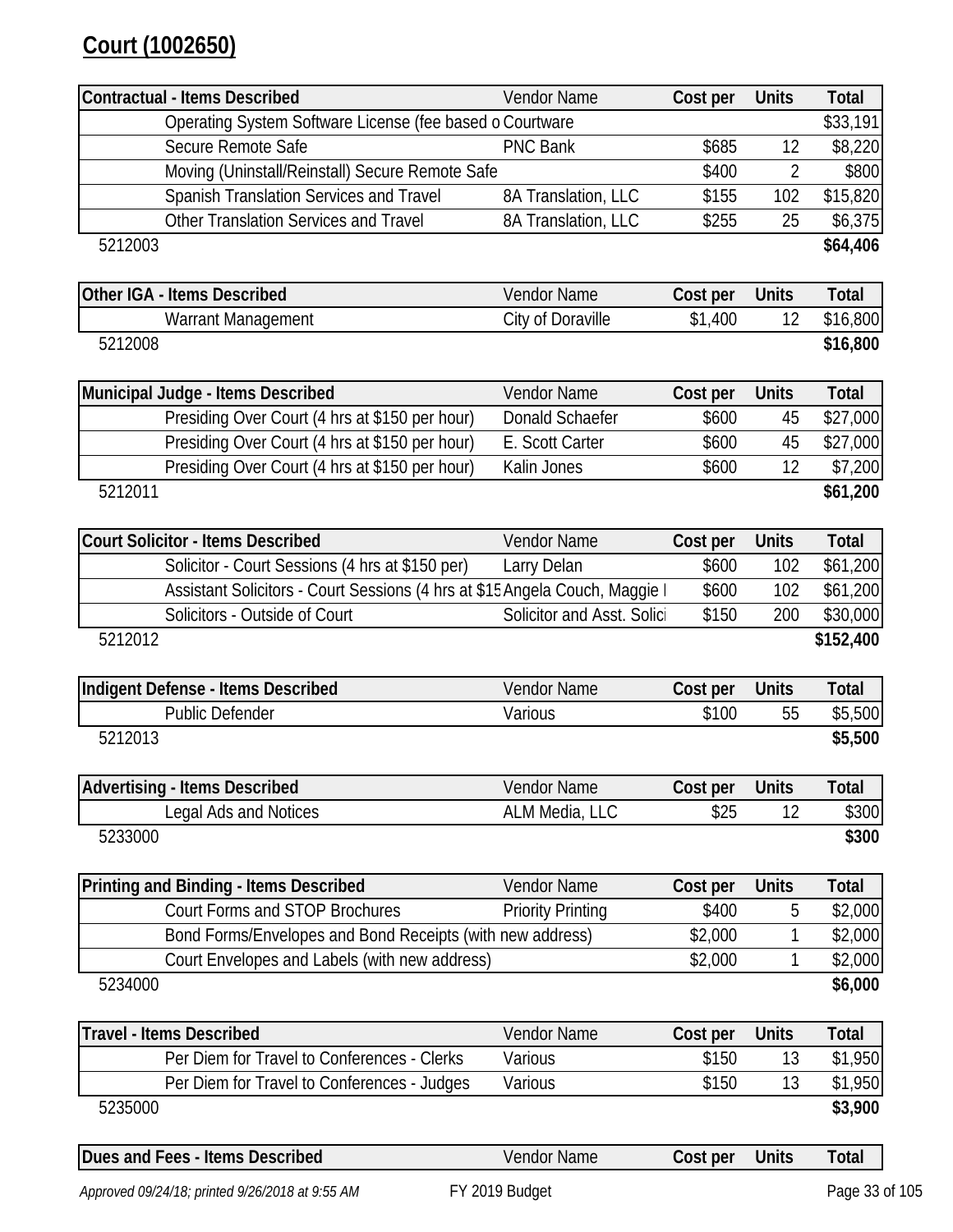## Court (1002650)

| Contractual - Items Described | Vendor Name | Cost per | Units | Total |
|---|---|---|---|---|
| Operating System Software License (fee based o | Courtware | | | $33,191 |
| Secure Remote Safe | PNC Bank | $685 | 12 | $8,220 |
| Moving (Uninstall/Reinstall) Secure Remote Safe | | $400 | 2 | $800 |
| Spanish Translation Services and Travel | 8A Translation, LLC | $155 | 102 | $15,820 |
| Other Translation Services and Travel | 8A Translation, LLC | $255 | 25 | $6,375 |
| 5212003 | | | | **$64,406** |

| Other IGA - Items Described | Vendor Name | Cost per | Units | Total |
|---|---|---|---|---|
| Warrant Management | City of Doraville | $1,400 | 12 | $16,800 |
| 5212008 | | | | **$16,800** |

| Municipal Judge - Items Described | Vendor Name | Cost per | Units | Total |
|---|---|---|---|---|
| Presiding Over Court (4 hrs at $150 per hour) | Donald Schaefer | $600 | 45 | $27,000 |
| Presiding Over Court (4 hrs at $150 per hour) | E. Scott Carter | $600 | 45 | $27,000 |
| Presiding Over Court (4 hrs at $150 per hour) | Kalin Jones | $600 | 12 | $7,200 |
| 5212011 | | | | **$61,200** |

| Court Solicitor - Items Described | Vendor Name | Cost per | Units | Total |
|---|---|---|---|---|
| Solicitor - Court Sessions (4 hrs at $150 per) | Larry Delan | $600 | 102 | $61,200 |
| Assistant Solicitors - Court Sessions (4 hrs at $15 | Angela Couch, Maggie I | $600 | 102 | $61,200 |
| Solicitors - Outside of Court | Solicitor and Asst. Solici | $150 | 200 | $30,000 |
| 5212012 | | | | **$152,400** |

| Indigent Defense - Items Described | Vendor Name | Cost per | Units | Total |
|---|---|---|---|---|
| Public Defender | Various | $100 | 55 | $5,500 |
| 5212013 | | | | **$5,500** |

| Advertising - Items Described | Vendor Name | Cost per | Units | Total |
|---|---|---|---|---|
| Legal Ads and Notices | ALM Media, LLC | $25 | 12 | $300 |
| 5233000 | | | | **$300** |

| Printing and Binding - Items Described | Vendor Name | Cost per | Units | Total |
|---|---|---|---|---|
| Court Forms and STOP Brochures | Priority Printing | $400 | 5 | $2,000 |
| Bond Forms/Envelopes and Bond Receipts (with new address) | | $2,000 | 1 | $2,000 |
| Court Envelopes and Labels (with new address) | | $2,000 | 1 | $2,000 |
| 5234000 | | | | **$6,000** |

| Travel - Items Described | Vendor Name | Cost per | Units | Total |
|---|---|---|---|---|
| Per Diem for Travel to Conferences - Clerks | Various | $150 | 13 | $1,950 |
| Per Diem for Travel to Conferences - Judges | Various | $150 | 13 | $1,950 |
| 5235000 | | | | **$3,900** |

| Dues and Fees - Items Described | Vendor Name | Cost per | Units | Total |
|---|---|---|---|---|

*Approved 09/24/18; printed 9/26/2018 at 9:55 AM* FY 2019 Budget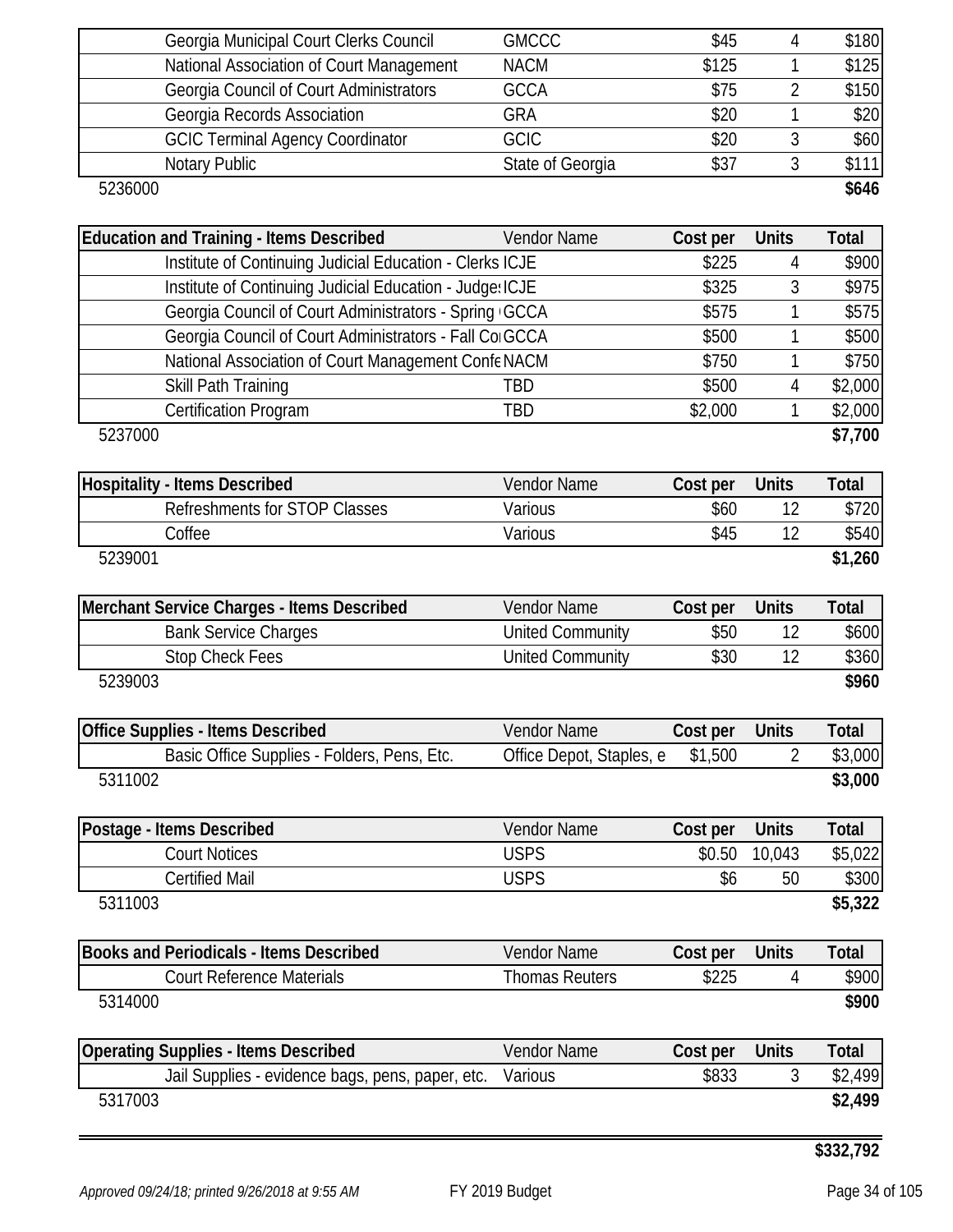| | Vendor Name | Cost per | Units | Total |
|---|---|---|---|---|
| Georgia Municipal Court Clerks Council | GMCCC | $45 | 4 | $180 |
| National Association of Court Management | NACM | $125 | 1 | $125 |
| Georgia Council of Court Administrators | GCCA | $75 | 2 | $150 |
| Georgia Records Association | GRA | $20 | 1 | $20 |
| GCIC Terminal Agency Coordinator | GCIC | $20 | 3 | $60 |
| Notary Public | State of Georgia | $37 | 3 | $111 |
| 5236000 | | | | **$646** |

| Education and Training - Items Described | Vendor Name | Cost per | Units | Total |
|---|---|---|---|---|
| Institute of Continuing Judicial Education - Clerks | ICJE | $225 | 4 | $900 |
| Institute of Continuing Judicial Education - Judges | ICJE | $325 | 3 | $975 |
| Georgia Council of Court Administrators - Spring | GCCA | $575 | 1 | $575 |
| Georgia Council of Court Administrators - Fall Co | GCCA | $500 | 1 | $500 |
| National Association of Court Management Confe | NACM | $750 | 1 | $750 |
| Skill Path Training | TBD | $500 | 4 | $2,000 |
| Certification Program | TBD | $2,000 | 1 | $2,000 |
| 5237000 | | | | **$7,700** |

| Hospitality - Items Described | Vendor Name | Cost per | Units | Total |
|---|---|---|---|---|
| Refreshments for STOP Classes | Various | $60 | 12 | $720 |
| Coffee | Various | $45 | 12 | $540 |
| 5239001 | | | | **$1,260** |

| Merchant Service Charges - Items Described | Vendor Name | Cost per | Units | Total |
|---|---|---|---|---|
| Bank Service Charges | United Community | $50 | 12 | $600 |
| Stop Check Fees | United Community | $30 | 12 | $360 |
| 5239003 | | | | **$960** |

| Office Supplies - Items Described | Vendor Name | Cost per | Units | Total |
|---|---|---|---|---|
| Basic Office Supplies - Folders, Pens, Etc. | Office Depot, Staples, e | $1,500 | 2 | $3,000 |
| 5311002 | | | | **$3,000** |

| Postage - Items Described | Vendor Name | Cost per | Units | Total |
|---|---|---|---|---|
| Court Notices | USPS | $0.50 | 10,043 | $5,022 |
| Certified Mail | USPS | $6 | 50 | $300 |
| 5311003 | | | | **$5,322** |

| Books and Periodicals - Items Described | Vendor Name | Cost per | Units | Total |
|---|---|---|---|---|
| Court Reference Materials | Thomas Reuters | $225 | 4 | $900 |
| 5314000 | | | | **$900** |

| Operating Supplies - Items Described | Vendor Name | Cost per | Units | Total |
|---|---|---|---|---|
| Jail Supplies - evidence bags, pens, paper, etc. | Various | $833 | 3 | $2,499 |
| 5317003 | | | | **$2,499** |

**$332,792**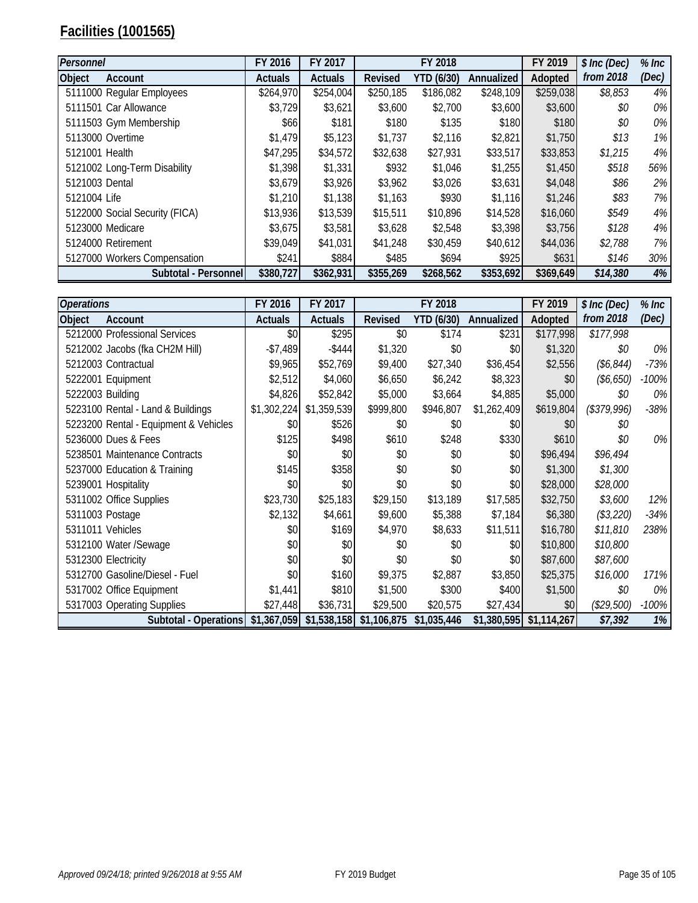## Facilities (1001565)

| Personnel | | FY 2016 | FY 2017 | FY 2018 | | | FY 2019 | $ Inc (Dec) | % Inc |
|---|---|---|---|---|---|---|---|---|---|
| Object | Account | Actuals | Actuals | Revised | YTD (6/30) | Annualized | Adopted | from 2018 | (Dec) |
| 5111000 | Regular Employees | $264,970 | $254,004 | $250,185 | $186,082 | $248,109 | $259,038 | $8,853 | 4% |
| 5111501 | Car Allowance | $3,729 | $3,621 | $3,600 | $2,700 | $3,600 | $3,600 | $0 | 0% |
| 5111503 | Gym Membership | $66 | $181 | $180 | $135 | $180 | $180 | $0 | 0% |
| 5113000 | Overtime | $1,479 | $5,123 | $1,737 | $2,116 | $2,821 | $1,750 | $13 | 1% |
| 5121001 | Health | $47,295 | $34,572 | $32,638 | $27,931 | $33,517 | $33,853 | $1,215 | 4% |
| 5121002 | Long-Term Disability | $1,398 | $1,331 | $932 | $1,046 | $1,255 | $1,450 | $518 | 56% |
| 5121003 | Dental | $3,679 | $3,926 | $3,962 | $3,026 | $3,631 | $4,048 | $86 | 2% |
| 5121004 | Life | $1,210 | $1,138 | $1,163 | $930 | $1,116 | $1,246 | $83 | 7% |
| 5122000 | Social Security (FICA) | $13,936 | $13,539 | $15,511 | $10,896 | $14,528 | $16,060 | $549 | 4% |
| 5123000 | Medicare | $3,675 | $3,581 | $3,628 | $2,548 | $3,398 | $3,756 | $128 | 4% |
| 5124000 | Retirement | $39,049 | $41,031 | $41,248 | $30,459 | $40,612 | $44,036 | $2,788 | 7% |
| 5127000 | Workers Compensation | $241 | $884 | $485 | $694 | $925 | $631 | $146 | 30% |
| | **Subtotal - Personnel** | **$380,727** | **$362,931** | **$355,269** | **$268,562** | **$353,692** | **$369,649** | **$14,380** | **4%** |

| Operations | | FY 2016 | FY 2017 | FY 2018 | | | FY 2019 | $ Inc (Dec) | % Inc |
|---|---|---|---|---|---|---|---|---|---|
| Object | Account | Actuals | Actuals | Revised | YTD (6/30) | Annualized | Adopted | from 2018 | (Dec) |
| 5212000 | Professional Services | $0 | $295 | $0 | $174 | $231 | $177,998 | $177,998 | |
| 5212002 | Jacobs (fka CH2M Hill) | -$7,489 | -$444 | $1,320 | $0 | $0 | $1,320 | $0 | 0% |
| 5212003 | Contractual | $9,965 | $52,769 | $9,400 | $27,340 | $36,454 | $2,556 | ($6,844) | -73% |
| 5222001 | Equipment | $2,512 | $4,060 | $6,650 | $6,242 | $8,323 | $0 | ($6,650) | -100% |
| 5222003 | Building | $4,826 | $52,842 | $5,000 | $3,664 | $4,885 | $5,000 | $0 | 0% |
| 5223100 | Rental - Land & Buildings | $1,302,224 | $1,359,539 | $999,800 | $946,807 | $1,262,409 | $619,804 | ($379,996) | -38% |
| 5223200 | Rental - Equipment & Vehicles | $0 | $526 | $0 | $0 | $0 | $0 | $0 | |
| 5236000 | Dues & Fees | $125 | $498 | $610 | $248 | $330 | $610 | $0 | 0% |
| 5238501 | Maintenance Contracts | $0 | $0 | $0 | $0 | $0 | $96,494 | $96,494 | |
| 5237000 | Education & Training | $145 | $358 | $0 | $0 | $0 | $1,300 | $1,300 | |
| 5239001 | Hospitality | $0 | $0 | $0 | $0 | $0 | $28,000 | $28,000 | |
| 5311002 | Office Supplies | $23,730 | $25,183 | $29,150 | $13,189 | $17,585 | $32,750 | $3,600 | 12% |
| 5311003 | Postage | $2,132 | $4,661 | $9,600 | $5,388 | $7,184 | $6,380 | ($3,220) | -34% |
| 5311011 | Vehicles | $0 | $169 | $4,970 | $8,633 | $11,511 | $16,780 | $11,810 | 238% |
| 5312100 | Water /Sewage | $0 | $0 | $0 | $0 | $0 | $10,800 | $10,800 | |
| 5312300 | Electricity | $0 | $0 | $0 | $0 | $0 | $87,600 | $87,600 | |
| 5312700 | Gasoline/Diesel - Fuel | $0 | $160 | $9,375 | $2,887 | $3,850 | $25,375 | $16,000 | 171% |
| 5317002 | Office Equipment | $1,441 | $810 | $1,500 | $300 | $400 | $1,500 | $0 | 0% |
| 5317003 | Operating Supplies | $27,448 | $36,731 | $29,500 | $20,575 | $27,434 | $0 | ($29,500) | -100% |
| | **Subtotal - Operations** | **$1,367,059** | **$1,538,158** | **$1,106,875** | **$1,035,446** | **$1,380,595** | **$1,114,267** | **$7,392** | **1%** |

*Approved 09/24/18; printed 9/26/2018 at 9:55 AM* FY 2019 Budget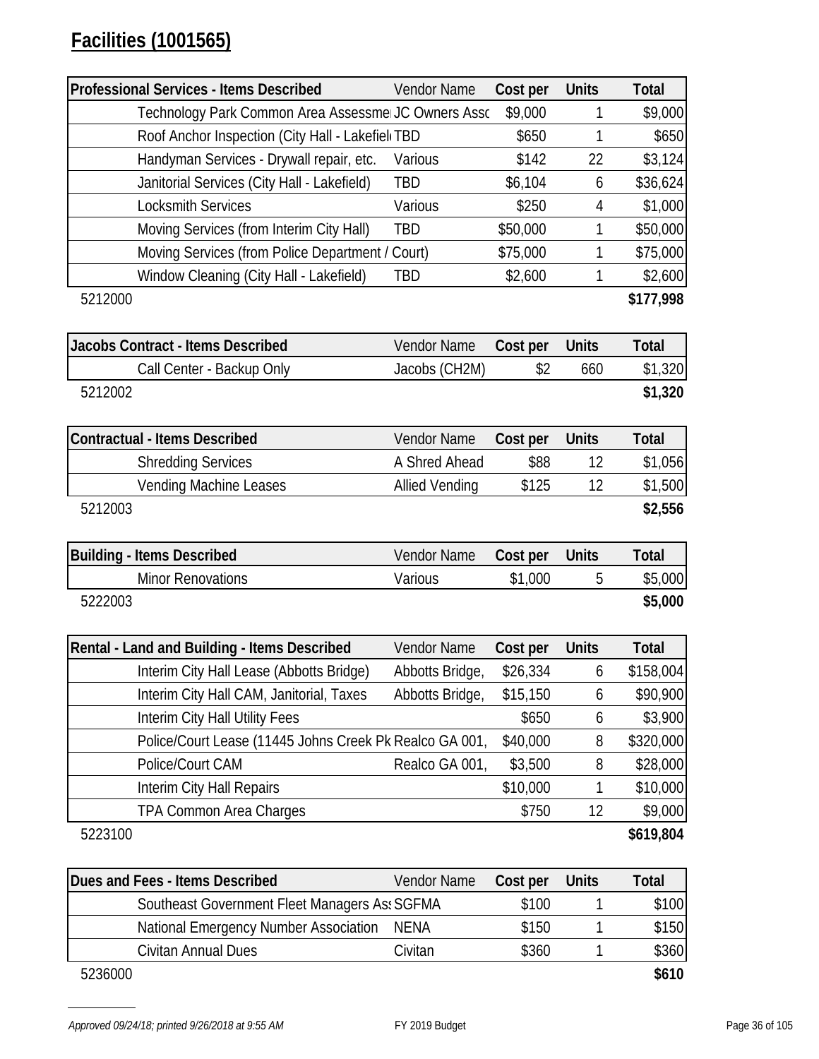# Facilities (1001565)

| Professional Services - Items Described | Vendor Name | Cost per | Units | Total |
|---|---|---|---|---|
| Technology Park Common Area Assessme | JC Owners Assc | $9,000 | 1 | $9,000 |
| Roof Anchor Inspection (City Hall - Lakefiel | TBD | $650 | 1 | $650 |
| Handyman Services - Drywall repair, etc. | Various | $142 | 22 | $3,124 |
| Janitorial Services (City Hall - Lakefield) | TBD | $6,104 | 6 | $36,624 |
| Locksmith Services | Various | $250 | 4 | $1,000 |
| Moving Services (from Interim City Hall) | TBD | $50,000 | 1 | $50,000 |
| Moving Services (from Police Department / Court) | | $75,000 | 1 | $75,000 |
| Window Cleaning (City Hall - Lakefield) | TBD | $2,600 | 1 | $2,600 |
| 5212000 | | | | **$177,998** |

| Jacobs Contract - Items Described | Vendor Name | Cost per | Units | Total |
|---|---|---|---|---|
| Call Center - Backup Only | Jacobs (CH2M) | $2 | 660 | $1,320 |
| 5212002 | | | | **$1,320** |

| Contractual - Items Described | Vendor Name | Cost per | Units | Total |
|---|---|---|---|---|
| Shredding Services | A Shred Ahead | $88 | 12 | $1,056 |
| Vending Machine Leases | Allied Vending | $125 | 12 | $1,500 |
| 5212003 | | | | **$2,556** |

| Building - Items Described | Vendor Name | Cost per | Units | Total |
|---|---|---|---|---|
| Minor Renovations | Various | $1,000 | 5 | $5,000 |
| 5222003 | | | | **$5,000** |

| Rental - Land and Building - Items Described | Vendor Name | Cost per | Units | Total |
|---|---|---|---|---|
| Interim City Hall Lease (Abbotts Bridge) | Abbotts Bridge, | $26,334 | 6 | $158,004 |
| Interim City Hall CAM, Janitorial, Taxes | Abbotts Bridge, | $15,150 | 6 | $90,900 |
| Interim City Hall Utility Fees | | $650 | 6 | $3,900 |
| Police/Court Lease (11445 Johns Creek Pk | Realco GA 001, | $40,000 | 8 | $320,000 |
| Police/Court CAM | Realco GA 001, | $3,500 | 8 | $28,000 |
| Interim City Hall Repairs | | $10,000 | 1 | $10,000 |
| TPA Common Area Charges | | $750 | 12 | $9,000 |
| 5223100 | | | | **$619,804** |

| Dues and Fees - Items Described | Vendor Name | Cost per | Units | Total |
|---|---|---|---|---|
| Southeast Government Fleet Managers Ass | SGFMA | $100 | 1 | $100 |
| National Emergency Number Association | NENA | $150 | 1 | $150 |
| Civitan Annual Dues | Civitan | $360 | 1 | $360 |
| 5236000 | | | | **$610** |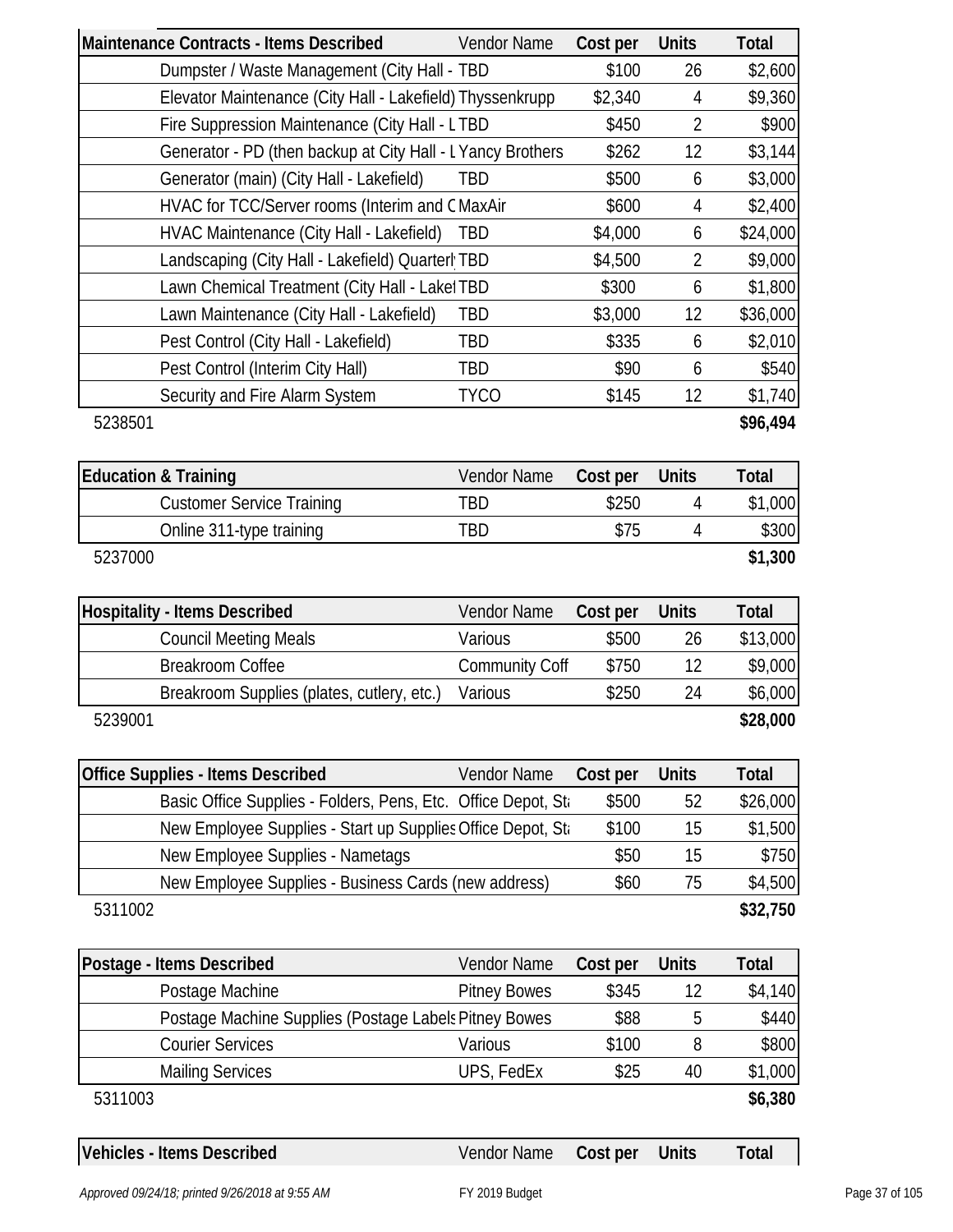| Maintenance Contracts - Items Described | Vendor Name | Cost per | Units | Total |
|---|---|---|---|---|
| Dumpster / Waste Management (City Hall - | TBD | $100 | 26 | $2,600 |
| Elevator Maintenance (City Hall - Lakefield) | Thyssenkrupp | $2,340 | 4 | $9,360 |
| Fire Suppression Maintenance (City Hall - L | TBD | $450 | 2 | $900 |
| Generator - PD (then backup at City Hall - L | Yancy Brothers | $262 | 12 | $3,144 |
| Generator (main) (City Hall - Lakefield) | TBD | $500 | 6 | $3,000 |
| HVAC for TCC/Server rooms (Interim and C | MaxAir | $600 | 4 | $2,400 |
| HVAC Maintenance (City Hall - Lakefield) | TBD | $4,000 | 6 | $24,000 |
| Landscaping (City Hall - Lakefield) Quarterl | TBD | $4,500 | 2 | $9,000 |
| Lawn Chemical Treatment (City Hall - Lakef | TBD | $300 | 6 | $1,800 |
| Lawn Maintenance (City Hall - Lakefield) | TBD | $3,000 | 12 | $36,000 |
| Pest Control (City Hall - Lakefield) | TBD | $335 | 6 | $2,010 |
| Pest Control (Interim City Hall) | TBD | $90 | 6 | $540 |
| Security and Fire Alarm System | TYCO | $145 | 12 | $1,740 |
| 5238501 | | | | **$96,494** |

| Education & Training | Vendor Name | Cost per | Units | Total |
|---|---|---|---|---|
| Customer Service Training | TBD | $250 | 4 | $1,000 |
| Online 311-type training | TBD | $75 | 4 | $300 |
| 5237000 | | | | **$1,300** |

| Hospitality - Items Described | Vendor Name | Cost per | Units | Total |
|---|---|---|---|---|
| Council Meeting Meals | Various | $500 | 26 | $13,000 |
| Breakroom Coffee | Community Coff | $750 | 12 | $9,000 |
| Breakroom Supplies (plates, cutlery, etc.) | Various | $250 | 24 | $6,000 |
| 5239001 | | | | **$28,000** |

| Office Supplies - Items Described | Vendor Name | Cost per | Units | Total |
|---|---|---|---|---|
| Basic Office Supplies - Folders, Pens, Etc. | Office Depot, Sta | $500 | 52 | $26,000 |
| New Employee Supplies - Start up Supplies | Office Depot, Sta | $100 | 15 | $1,500 |
| New Employee Supplies - Nametags | | $50 | 15 | $750 |
| New Employee Supplies - Business Cards (new address) | | $60 | 75 | $4,500 |
| 5311002 | | | | **$32,750** |

| Postage - Items Described | Vendor Name | Cost per | Units | Total |
|---|---|---|---|---|
| Postage Machine | Pitney Bowes | $345 | 12 | $4,140 |
| Postage Machine Supplies (Postage Labels | Pitney Bowes | $88 | 5 | $440 |
| Courier Services | Various | $100 | 8 | $800 |
| Mailing Services | UPS, FedEx | $25 | 40 | $1,000 |
| 5311003 | | | | **$6,380** |

| Vehicles - Items Described | Vendor Name | Cost per | Units | Total |
|---|---|---|---|---|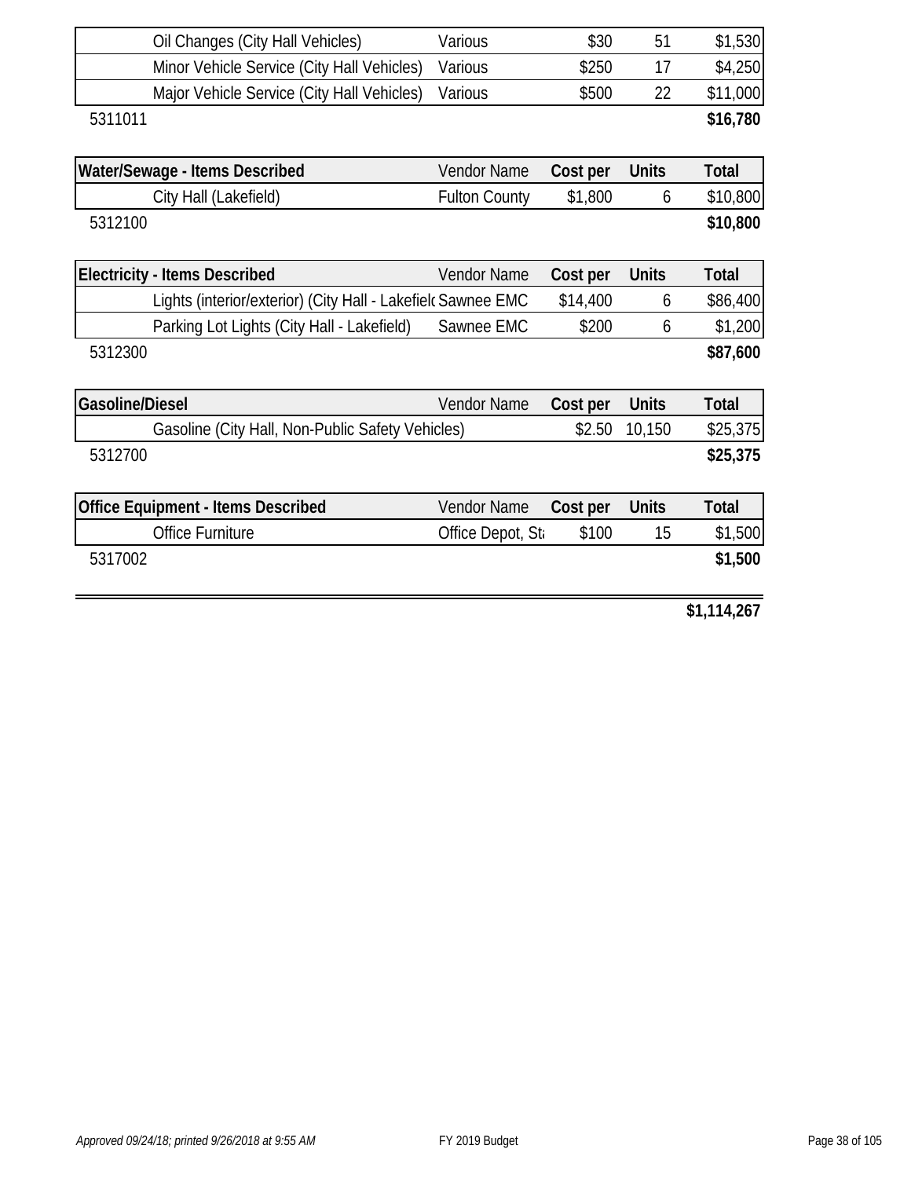| | Vendor Name | Cost per | Units | Total |
|---|---|---|---|---|
| Oil Changes (City Hall Vehicles) | Various | $30 | 51 | $1,530 |
| Minor Vehicle Service (City Hall Vehicles) | Various | $250 | 17 | $4,250 |
| Major Vehicle Service (City Hall Vehicles) | Various | $500 | 22 | $11,000 |
| 5311011 | | | | **$16,780** |

| Water/Sewage - Items Described | Vendor Name | Cost per | Units | Total |
|---|---|---|---|---|
| City Hall (Lakefield) | Fulton County | $1,800 | 6 | $10,800 |
| 5312100 | | | | **$10,800** |

| Electricity - Items Described | Vendor Name | Cost per | Units | Total |
|---|---|---|---|---|
| Lights (interior/exterior) (City Hall - Lakefield | Sawnee EMC | $14,400 | 6 | $86,400 |
| Parking Lot Lights (City Hall - Lakefield) | Sawnee EMC | $200 | 6 | $1,200 |
| 5312300 | | | | **$87,600** |

| Gasoline/Diesel | Vendor Name | Cost per | Units | Total |
|---|---|---|---|---|
| Gasoline (City Hall, Non-Public Safety Vehicles) | | $2.50 | 10,150 | $25,375 |
| 5312700 | | | | **$25,375** |

| Office Equipment - Items Described | Vendor Name | Cost per | Units | Total |
|---|---|---|---|---|
| Office Furniture | Office Depot, St | $100 | 15 | $1,500 |
| 5317002 | | | | **$1,500** |

**$1,114,267**

*Approved 09/24/18; printed 9/26/2018 at 9:55 AM* FY 2019 Budget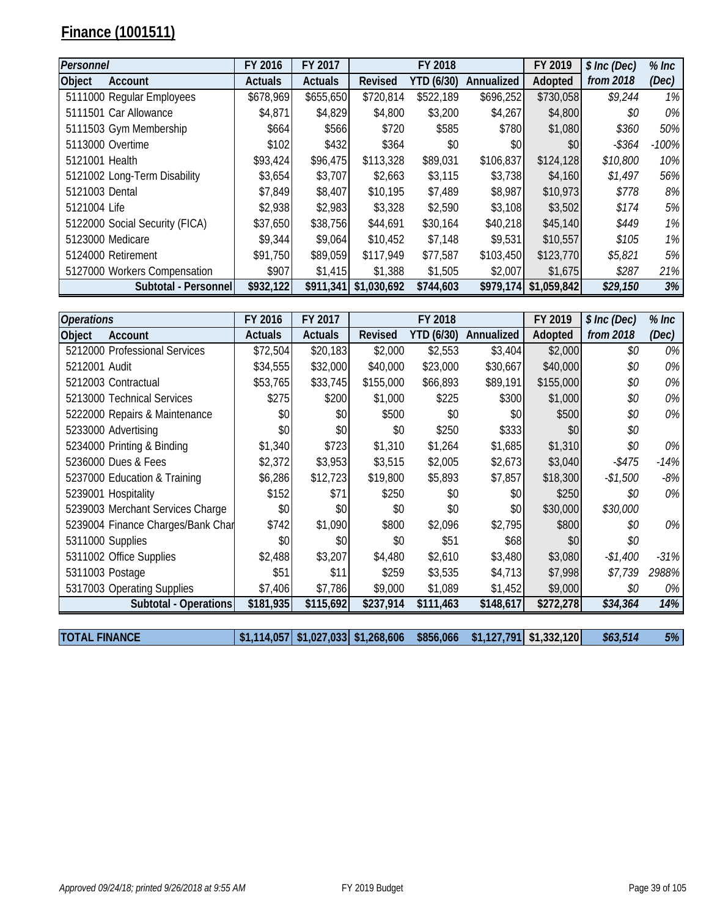# Finance (1001511)

| Personnel | | FY 2016 | FY 2017 | FY 2018 | | | FY 2019 | $ Inc (Dec) | % Inc |
|---|---|---|---|---|---|---|---|---|---|
| Object | Account | Actuals | Actuals | Revised | YTD (6/30) | Annualized | Adopted | from 2018 | (Dec) |
| 5111000 | Regular Employees | $678,969 | $655,650 | $720,814 | $522,189 | $696,252 | $730,058 | *$9,244* | *1%* |
| 5111501 | Car Allowance | $4,871 | $4,829 | $4,800 | $3,200 | $4,267 | $4,800 | *$0* | *0%* |
| 5111503 | Gym Membership | $664 | $566 | $720 | $585 | $780 | $1,080 | *$360* | *50%* |
| 5113000 | Overtime | $102 | $432 | $364 | $0 | $0 | $0 | *-$364* | *-100%* |
| 5121001 | Health | $93,424 | $96,475 | $113,328 | $89,031 | $106,837 | $124,128 | *$10,800* | *10%* |
| 5121002 | Long-Term Disability | $3,654 | $3,707 | $2,663 | $3,115 | $3,738 | $4,160 | *$1,497* | *56%* |
| 5121003 | Dental | $7,849 | $8,407 | $10,195 | $7,489 | $8,987 | $10,973 | *$778* | *8%* |
| 5121004 | Life | $2,938 | $2,983 | $3,328 | $2,590 | $3,108 | $3,502 | *$174* | *5%* |
| 5122000 | Social Security (FICA) | $37,650 | $38,756 | $44,691 | $30,164 | $40,218 | $45,140 | *$449* | *1%* |
| 5123000 | Medicare | $9,344 | $9,064 | $10,452 | $7,148 | $9,531 | $10,557 | *$105* | *1%* |
| 5124000 | Retirement | $91,750 | $89,059 | $117,949 | $77,587 | $103,450 | $123,770 | *$5,821* | *5%* |
| 5127000 | Workers Compensation | $907 | $1,415 | $1,388 | $1,505 | $2,007 | $1,675 | *$287* | *21%* |
| | **Subtotal - Personnel** | **$932,122** | **$911,341** | **$1,030,692** | **$744,603** | **$979,174** | **$1,059,842** | ***$29,150*** | ***3%*** |

| Operations | | FY 2016 | FY 2017 | FY 2018 | | | FY 2019 | $ Inc (Dec) | % Inc |
|---|---|---|---|---|---|---|---|---|---|
| Object | Account | Actuals | Actuals | Revised | YTD (6/30) | Annualized | Adopted | from 2018 | (Dec) |
| 5212000 | Professional Services | $72,504 | $20,183 | $2,000 | $2,553 | $3,404 | $2,000 | *$0* | *0%* |
| 5212001 | Audit | $34,555 | $32,000 | $40,000 | $23,000 | $30,667 | $40,000 | *$0* | *0%* |
| 5212003 | Contractual | $53,765 | $33,745 | $155,000 | $66,893 | $89,191 | $155,000 | *$0* | *0%* |
| 5213000 | Technical Services | $275 | $200 | $1,000 | $225 | $300 | $1,000 | *$0* | *0%* |
| 5222000 | Repairs & Maintenance | $0 | $0 | $500 | $0 | $0 | $500 | *$0* | *0%* |
| 5233000 | Advertising | $0 | $0 | $0 | $250 | $333 | $0 | *$0* | |
| 5234000 | Printing & Binding | $1,340 | $723 | $1,310 | $1,264 | $1,685 | $1,310 | *$0* | *0%* |
| 5236000 | Dues & Fees | $2,372 | $3,953 | $3,515 | $2,005 | $2,673 | $3,040 | *-$475* | *-14%* |
| 5237000 | Education & Training | $6,286 | $12,723 | $19,800 | $5,893 | $7,857 | $18,300 | *-$1,500* | *-8%* |
| 5239001 | Hospitality | $152 | $71 | $250 | $0 | $0 | $250 | *$0* | *0%* |
| 5239003 | Merchant Services Charge | $0 | $0 | $0 | $0 | $0 | $30,000 | *$30,000* | |
| 5239004 | Finance Charges/Bank Char | $742 | $1,090 | $800 | $2,096 | $2,795 | $800 | *$0* | *0%* |
| 5311000 | Supplies | $0 | $0 | $0 | $51 | $68 | $0 | *$0* | |
| 5311002 | Office Supplies | $2,488 | $3,207 | $4,480 | $2,610 | $3,480 | $3,080 | *-$1,400* | *-31%* |
| 5311003 | Postage | $51 | $11 | $259 | $3,535 | $4,713 | $7,998 | *$7,739* | *2988%* |
| 5317003 | Operating Supplies | $7,406 | $7,786 | $9,000 | $1,089 | $1,452 | $9,000 | *$0* | *0%* |
| | **Subtotal - Operations** | **$181,935** | **$115,692** | **$237,914** | **$111,463** | **$148,617** | **$272,278** | ***$34,364*** | ***14%*** |
| **TOTAL FINANCE** | | **$1,114,057** | **$1,027,033** | **$1,268,606** | **$856,066** | **$1,127,791** | **$1,332,120** | ***$63,514*** | ***5%*** |

*Approved 09/24/18; printed 9/26/2018 at 9:55 AM* FY 2019 Budget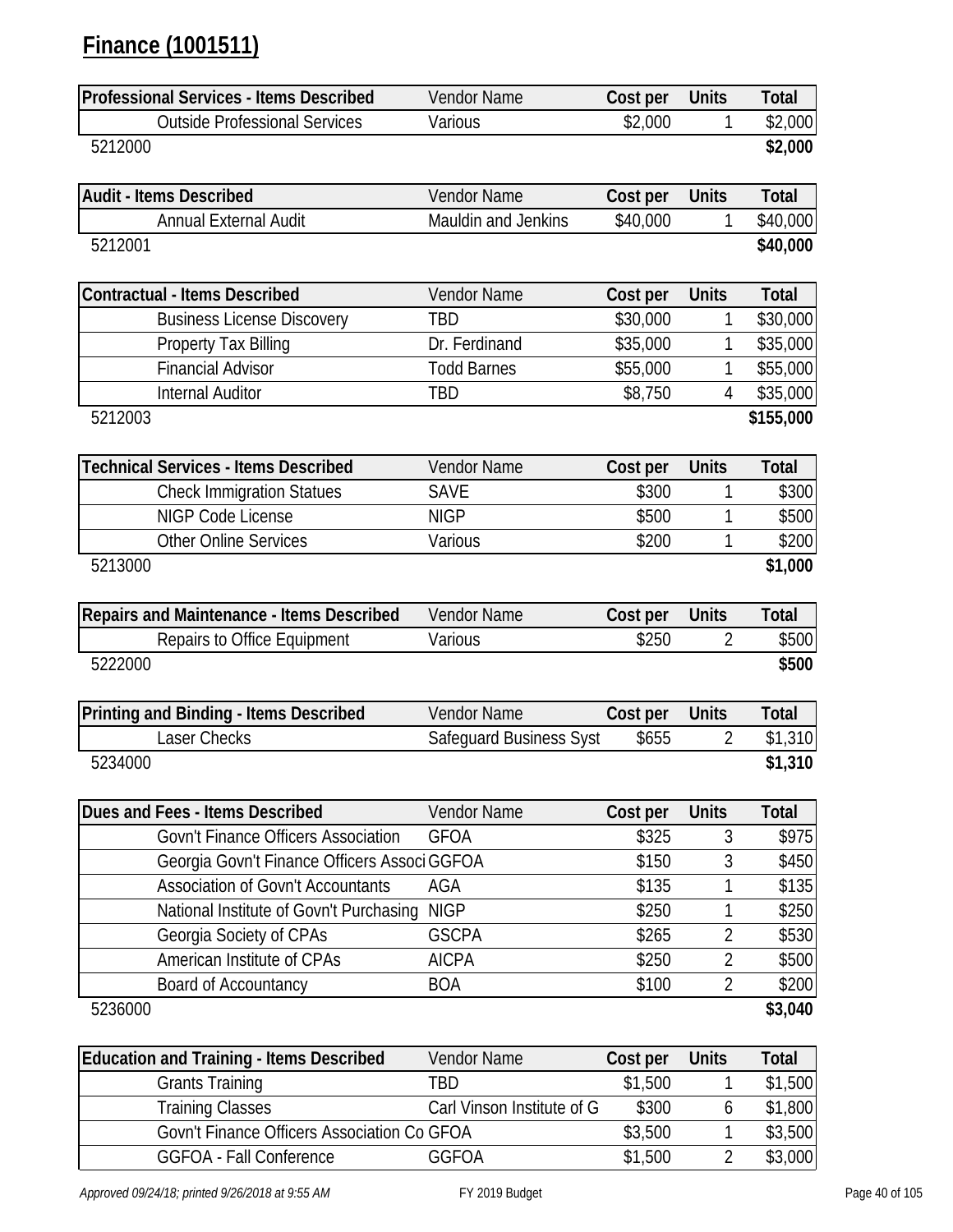# Finance (1001511)

| Professional Services - Items Described | Vendor Name | Cost per | Units | Total |
|---|---|---|---|---|
| Outside Professional Services | Various | $2,000 | 1 | $2,000 |
| 5212000 | | | | **$2,000** |

| Audit - Items Described | Vendor Name | Cost per | Units | Total |
|---|---|---|---|---|
| Annual External Audit | Mauldin and Jenkins | $40,000 | 1 | $40,000 |
| 5212001 | | | | **$40,000** |

| Contractual - Items Described | Vendor Name | Cost per | Units | Total |
|---|---|---|---|---|
| Business License Discovery | TBD | $30,000 | 1 | $30,000 |
| Property Tax Billing | Dr. Ferdinand | $35,000 | 1 | $35,000 |
| Financial Advisor | Todd Barnes | $55,000 | 1 | $55,000 |
| Internal Auditor | TBD | $8,750 | 4 | $35,000 |
| 5212003 | | | | **$155,000** |

| Technical Services - Items Described | Vendor Name | Cost per | Units | Total |
|---|---|---|---|---|
| Check Immigration Statues | SAVE | $300 | 1 | $300 |
| NIGP Code License | NIGP | $500 | 1 | $500 |
| Other Online Services | Various | $200 | 1 | $200 |
| 5213000 | | | | **$1,000** |

| Repairs and Maintenance - Items Described | Vendor Name | Cost per | Units | Total |
|---|---|---|---|---|
| Repairs to Office Equipment | Various | $250 | 2 | $500 |
| 5222000 | | | | **$500** |

| Printing and Binding - Items Described | Vendor Name | Cost per | Units | Total |
|---|---|---|---|---|
| Laser Checks | Safeguard Business Syst | $655 | 2 | $1,310 |
| 5234000 | | | | **$1,310** |

| Dues and Fees - Items Described | Vendor Name | Cost per | Units | Total |
|---|---|---|---|---|
| Govn't Finance Officers Association | GFOA | $325 | 3 | $975 |
| Georgia Govn't Finance Officers Associ | GGFOA | $150 | 3 | $450 |
| Association of Govn't Accountants | AGA | $135 | 1 | $135 |
| National Institute of Govn't Purchasing | NIGP | $250 | 1 | $250 |
| Georgia Society of CPAs | GSCPA | $265 | 2 | $530 |
| American Institute of CPAs | AICPA | $250 | 2 | $500 |
| Board of Accountancy | BOA | $100 | 2 | $200 |
| 5236000 | | | | **$3,040** |

| Education and Training - Items Described | Vendor Name | Cost per | Units | Total |
|---|---|---|---|---|
| Grants Training | TBD | $1,500 | 1 | $1,500 |
| Training Classes | Carl Vinson Institute of G | $300 | 6 | $1,800 |
| Govn't Finance Officers Association Co | GFOA | $3,500 | 1 | $3,500 |
| GGFOA - Fall Conference | GGFOA | $1,500 | 2 | $3,000 |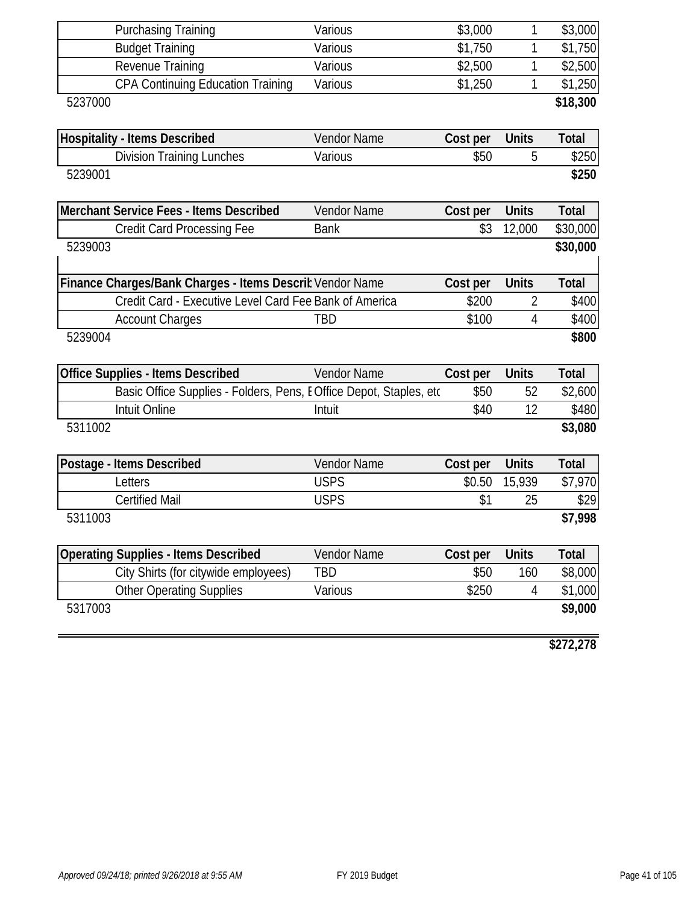| | Vendor Name | Cost per | Units | Total |
|---|---|---|---|---|
| Purchasing Training | Various | $3,000 | 1 | $3,000 |
| Budget Training | Various | $1,750 | 1 | $1,750 |
| Revenue Training | Various | $2,500 | 1 | $2,500 |
| CPA Continuing Education Training | Various | $1,250 | 1 | $1,250 |
| 5237000 | | | | **$18,300** |

| **Hospitality - Items Described** | Vendor Name | **Cost per** | **Units** | **Total** |
|---|---|---|---|---|
| Division Training Lunches | Various | $50 | 5 | $250 |
| 5239001 | | | | **$250** |

| **Merchant Service Fees - Items Described** | Vendor Name | **Cost per** | **Units** | **Total** |
|---|---|---|---|---|
| Credit Card Processing Fee | Bank | $3 | 12,000 | $30,000 |
| 5239003 | | | | **$30,000** |

| **Finance Charges/Bank Charges - Items Describ** | Vendor Name | **Cost per** | **Units** | **Total** |
|---|---|---|---|---|
| Credit Card - Executive Level Card Fee | Bank of America | $200 | 2 | $400 |
| Account Charges | TBD | $100 | 4 | $400 |
| 5239004 | | | | **$800** |

| **Office Supplies - Items Described** | Vendor Name | **Cost per** | **Units** | **Total** |
|---|---|---|---|---|
| Basic Office Supplies - Folders, Pens, E | Office Depot, Staples, etc | $50 | 52 | $2,600 |
| Intuit Online | Intuit | $40 | 12 | $480 |
| 5311002 | | | | **$3,080** |

| **Postage - Items Described** | Vendor Name | **Cost per** | **Units** | **Total** |
|---|---|---|---|---|
| Letters | USPS | $0.50 | 15,939 | $7,970 |
| Certified Mail | USPS | $1 | 25 | $29 |
| 5311003 | | | | **$7,998** |

| **Operating Supplies - Items Described** | Vendor Name | **Cost per** | **Units** | **Total** |
|---|---|---|---|---|
| City Shirts (for citywide employees) | TBD | $50 | 160 | $8,000 |
| Other Operating Supplies | Various | $250 | 4 | $1,000 |
| 5317003 | | | | **$9,000** |

**$272,278**

*Approved 09/24/18; printed 9/26/2018 at 9:55 AM* FY 2019 Budget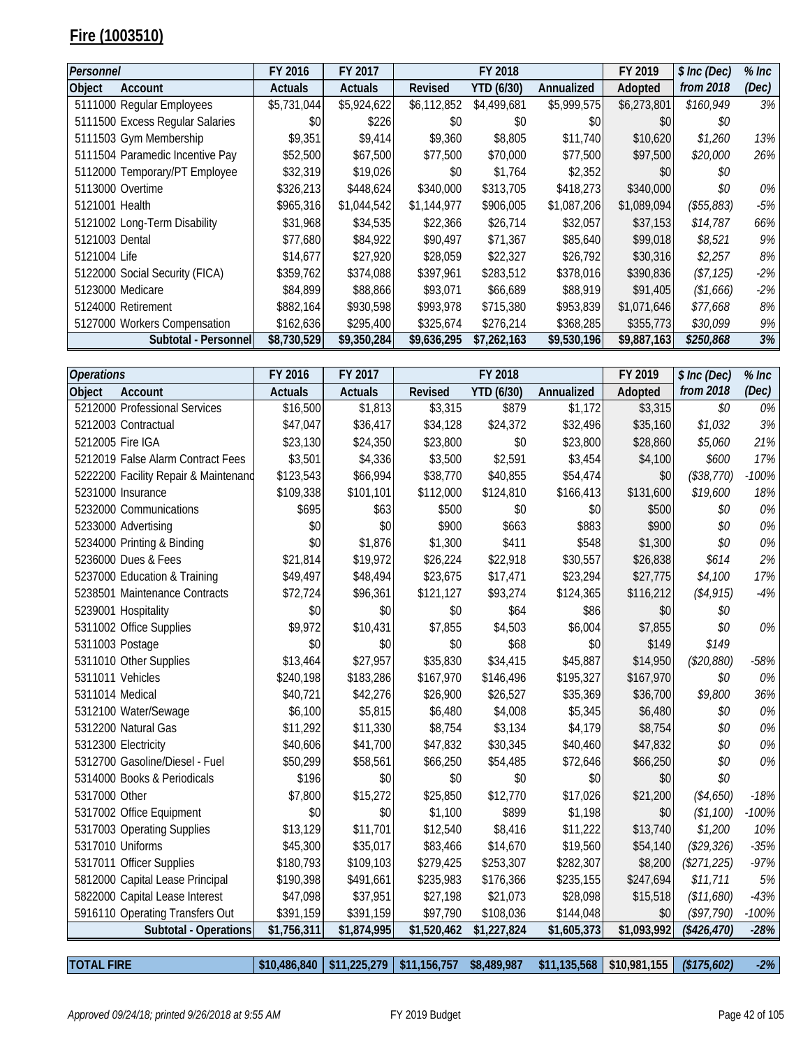## Fire (1003510)

| Personnel | | FY 2016 | FY 2017 | FY 2018 | | | FY 2019 | $ Inc (Dec) | % Inc |
|---|---|---|---|---|---|---|---|---|---|
| Object | Account | Actuals | Actuals | Revised | YTD (6/30) | Annualized | Adopted | from 2018 | (Dec) |
| 5111000 | Regular Employees | $5,731,044 | $5,924,622 | $6,112,852 | $4,499,681 | $5,999,575 | $6,273,801 | $160,949 | 3% |
| 5111500 | Excess Regular Salaries | $0 | $226 | $0 | $0 | $0 | $0 | $0 | |
| 5111503 | Gym Membership | $9,351 | $9,414 | $9,360 | $8,805 | $11,740 | $10,620 | $1,260 | 13% |
| 5111504 | Paramedic Incentive Pay | $52,500 | $67,500 | $77,500 | $70,000 | $77,500 | $97,500 | $20,000 | 26% |
| 5112000 | Temporary/PT Employee | $32,319 | $19,026 | $0 | $1,764 | $2,352 | $0 | $0 | |
| 5113000 | Overtime | $326,213 | $448,624 | $340,000 | $313,705 | $418,273 | $340,000 | $0 | 0% |
| 5121001 | Health | $965,316 | $1,044,542 | $1,144,977 | $906,005 | $1,087,206 | $1,089,094 | ($55,883) | -5% |
| 5121002 | Long-Term Disability | $31,968 | $34,535 | $22,366 | $26,714 | $32,057 | $37,153 | $14,787 | 66% |
| 5121003 | Dental | $77,680 | $84,922 | $90,497 | $71,367 | $85,640 | $99,018 | $8,521 | 9% |
| 5121004 | Life | $14,677 | $27,920 | $28,059 | $22,327 | $26,792 | $30,316 | $2,257 | 8% |
| 5122000 | Social Security (FICA) | $359,762 | $374,088 | $397,961 | $283,512 | $378,016 | $390,836 | ($7,125) | -2% |
| 5123000 | Medicare | $84,899 | $88,866 | $93,071 | $66,689 | $88,919 | $91,405 | ($1,666) | -2% |
| 5124000 | Retirement | $882,164 | $930,598 | $993,978 | $715,380 | $953,839 | $1,071,646 | $77,668 | 8% |
| 5127000 | Workers Compensation | $162,636 | $295,400 | $325,674 | $276,214 | $368,285 | $355,773 | $30,099 | 9% |
| | **Subtotal - Personnel** | **$8,730,529** | **$9,350,284** | **$9,636,295** | **$7,262,163** | **$9,530,196** | **$9,887,163** | **$250,868** | **3%** |

| Operations | | FY 2016 | FY 2017 | FY 2018 | | | FY 2019 | $ Inc (Dec) | % Inc |
|---|---|---|---|---|---|---|---|---|---|
| Object | Account | Actuals | Actuals | Revised | YTD (6/30) | Annualized | Adopted | from 2018 | (Dec) |
| 5212000 | Professional Services | $16,500 | $1,813 | $3,315 | $879 | $1,172 | $3,315 | $0 | 0% |
| 5212003 | Contractual | $47,047 | $36,417 | $34,128 | $24,372 | $32,496 | $35,160 | $1,032 | 3% |
| 5212005 | Fire IGA | $23,130 | $24,350 | $23,800 | $0 | $23,800 | $28,860 | $5,060 | 21% |
| 5212019 | False Alarm Contract Fees | $3,501 | $4,336 | $3,500 | $2,591 | $3,454 | $4,100 | $600 | 17% |
| 5222200 | Facility Repair & Maintenance | $123,543 | $66,994 | $38,770 | $40,855 | $54,474 | $0 | ($38,770) | -100% |
| 5231000 | Insurance | $109,338 | $101,101 | $112,000 | $124,810 | $166,413 | $131,600 | $19,600 | 18% |
| 5232000 | Communications | $695 | $63 | $500 | $0 | $0 | $500 | $0 | 0% |
| 5233000 | Advertising | $0 | $0 | $900 | $663 | $883 | $900 | $0 | 0% |
| 5234000 | Printing & Binding | $0 | $1,876 | $1,300 | $411 | $548 | $1,300 | $0 | 0% |
| 5236000 | Dues & Fees | $21,814 | $19,972 | $26,224 | $22,918 | $30,557 | $26,838 | $614 | 2% |
| 5237000 | Education & Training | $49,497 | $48,494 | $23,675 | $17,471 | $23,294 | $27,775 | $4,100 | 17% |
| 5238501 | Maintenance Contracts | $72,724 | $96,361 | $121,127 | $93,274 | $124,365 | $116,212 | ($4,915) | -4% |
| 5239001 | Hospitality | $0 | $0 | $0 | $64 | $86 | $0 | $0 | |
| 5311002 | Office Supplies | $9,972 | $10,431 | $7,855 | $4,503 | $6,004 | $7,855 | $0 | 0% |
| 5311003 | Postage | $0 | $0 | $0 | $68 | $0 | $149 | $149 | |
| 5311010 | Other Supplies | $13,464 | $27,957 | $35,830 | $34,415 | $45,887 | $14,950 | ($20,880) | -58% |
| 5311011 | Vehicles | $240,198 | $183,286 | $167,970 | $146,496 | $195,327 | $167,970 | $0 | 0% |
| 5311014 | Medical | $40,721 | $42,276 | $26,900 | $26,527 | $35,369 | $36,700 | $9,800 | 36% |
| 5312100 | Water/Sewage | $6,100 | $5,815 | $6,480 | $4,008 | $5,345 | $6,480 | $0 | 0% |
| 5312200 | Natural Gas | $11,292 | $11,330 | $8,754 | $3,134 | $4,179 | $8,754 | $0 | 0% |
| 5312300 | Electricity | $40,606 | $41,700 | $47,832 | $30,345 | $40,460 | $47,832 | $0 | 0% |
| 5312700 | Gasoline/Diesel - Fuel | $50,299 | $58,561 | $66,250 | $54,485 | $72,646 | $66,250 | $0 | 0% |
| 5314000 | Books & Periodicals | $196 | $0 | $0 | $0 | $0 | $0 | $0 | |
| 5317000 | Other | $7,800 | $15,272 | $25,850 | $12,770 | $17,026 | $21,200 | ($4,650) | -18% |
| 5317002 | Office Equipment | $0 | $0 | $1,100 | $899 | $1,198 | $0 | ($1,100) | -100% |
| 5317003 | Operating Supplies | $13,129 | $11,701 | $12,540 | $8,416 | $11,222 | $13,740 | $1,200 | 10% |
| 5317010 | Uniforms | $45,300 | $35,017 | $83,466 | $14,670 | $19,560 | $54,140 | ($29,326) | -35% |
| 5317011 | Officer Supplies | $180,793 | $109,103 | $279,425 | $253,307 | $282,307 | $8,200 | ($271,225) | -97% |
| 5812000 | Capital Lease Principal | $190,398 | $491,661 | $235,983 | $176,366 | $235,155 | $247,694 | $11,711 | 5% |
| 5822000 | Capital Lease Interest | $47,098 | $37,951 | $27,198 | $21,073 | $28,098 | $15,518 | ($11,680) | -43% |
| 5916110 | Operating Transfers Out | $391,159 | $391,159 | $97,790 | $108,036 | $144,048 | $0 | ($97,790) | -100% |
| | **Subtotal - Operations** | **$1,756,311** | **$1,874,995** | **$1,520,462** | **$1,227,824** | **$1,605,373** | **$1,093,992** | **($426,470)** | **-28%** |
| **TOTAL FIRE** | | **$10,486,840** | **$11,225,279** | **$11,156,757** | **$8,489,987** | **$11,135,568** | **$10,981,155** | **($175,602)** | **-2%** |

*Approved 09/24/18; printed 9/26/2018 at 9:55 AM* FY 2019 Budget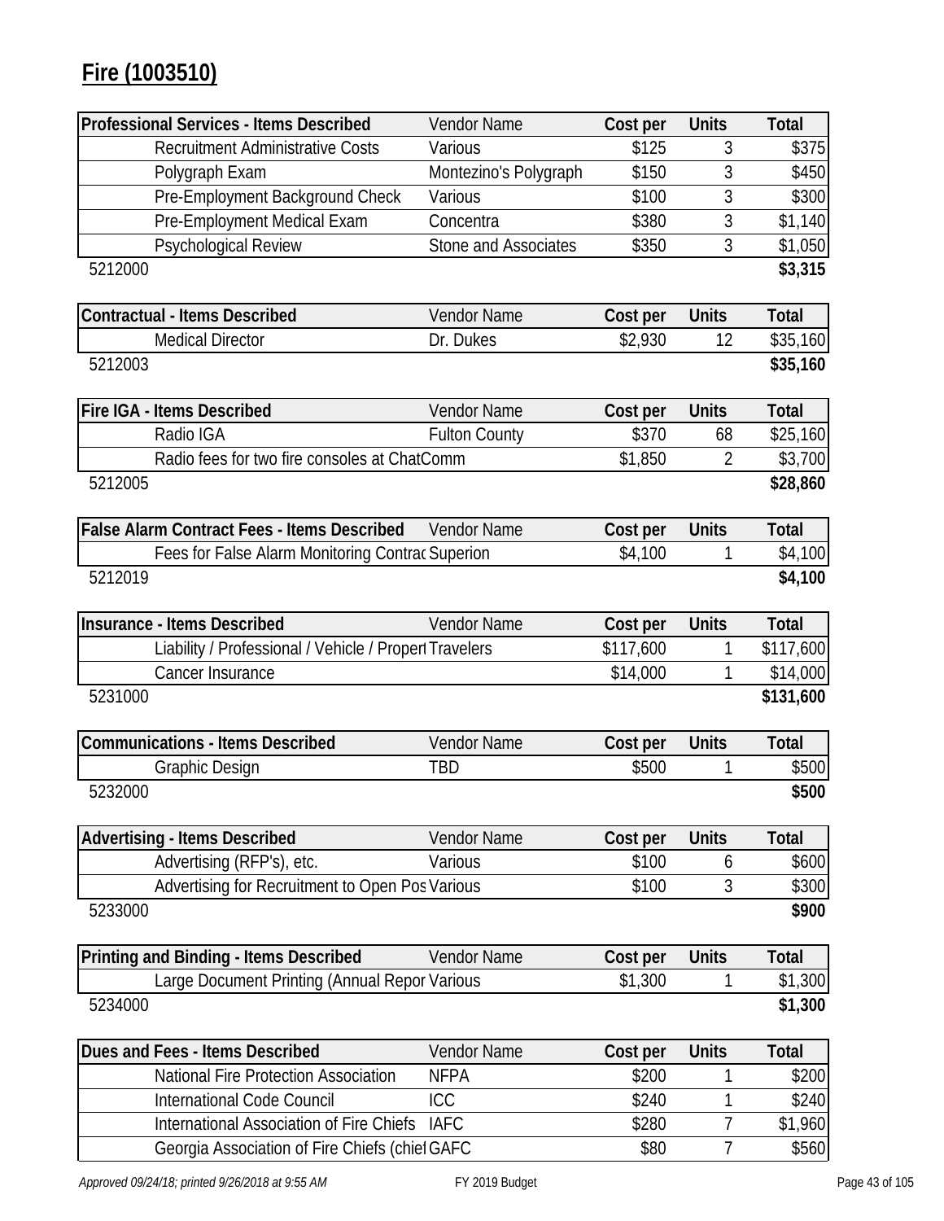# Fire (1003510)

| Professional Services - Items Described | Vendor Name | Cost per | Units | Total |
|---|---|---|---|---|
| Recruitment Administrative Costs | Various | $125 | 3 | $375 |
| Polygraph Exam | Montezino's Polygraph | $150 | 3 | $450 |
| Pre-Employment Background Check | Various | $100 | 3 | $300 |
| Pre-Employment Medical Exam | Concentra | $380 | 3 | $1,140 |
| Psychological Review | Stone and Associates | $350 | 3 | $1,050 |
| 5212000 | | | | **$3,315** |

| Contractual - Items Described | Vendor Name | Cost per | Units | Total |
|---|---|---|---|---|
| Medical Director | Dr. Dukes | $2,930 | 12 | $35,160 |
| 5212003 | | | | **$35,160** |

| Fire IGA - Items Described | Vendor Name | Cost per | Units | Total |
|---|---|---|---|---|
| Radio IGA | Fulton County | $370 | 68 | $25,160 |
| Radio fees for two fire consoles at ChatComm | | $1,850 | 2 | $3,700 |
| 5212005 | | | | **$28,860** |

| False Alarm Contract Fees - Items Described | Vendor Name | Cost per | Units | Total |
|---|---|---|---|---|
| Fees for False Alarm Monitoring Contrac | Superion | $4,100 | 1 | $4,100 |
| 5212019 | | | | **$4,100** |

| Insurance - Items Described | Vendor Name | Cost per | Units | Total |
|---|---|---|---|---|
| Liability / Professional / Vehicle / Propert | Travelers | $117,600 | 1 | $117,600 |
| Cancer Insurance | | $14,000 | 1 | $14,000 |
| 5231000 | | | | **$131,600** |

| Communications - Items Described | Vendor Name | Cost per | Units | Total |
|---|---|---|---|---|
| Graphic Design | TBD | $500 | 1 | $500 |
| 5232000 | | | | **$500** |

| Advertising - Items Described | Vendor Name | Cost per | Units | Total |
|---|---|---|---|---|
| Advertising (RFP's), etc. | Various | $100 | 6 | $600 |
| Advertising for Recruitment to Open Pos | Various | $100 | 3 | $300 |
| 5233000 | | | | **$900** |

| Printing and Binding - Items Described | Vendor Name | Cost per | Units | Total |
|---|---|---|---|---|
| Large Document Printing (Annual Repor | Various | $1,300 | 1 | $1,300 |
| 5234000 | | | | **$1,300** |

| Dues and Fees - Items Described | Vendor Name | Cost per | Units | Total |
|---|---|---|---|---|
| National Fire Protection Association | NFPA | $200 | 1 | $200 |
| International Code Council | ICC | $240 | 1 | $240 |
| International Association of Fire Chiefs | IAFC | $280 | 7 | $1,960 |
| Georgia Association of Fire Chiefs (chief | GAFC | $80 | 7 | $560 |

*Approved 09/24/18; printed 9/26/2018 at 9:55 AM* FY 2019 Budget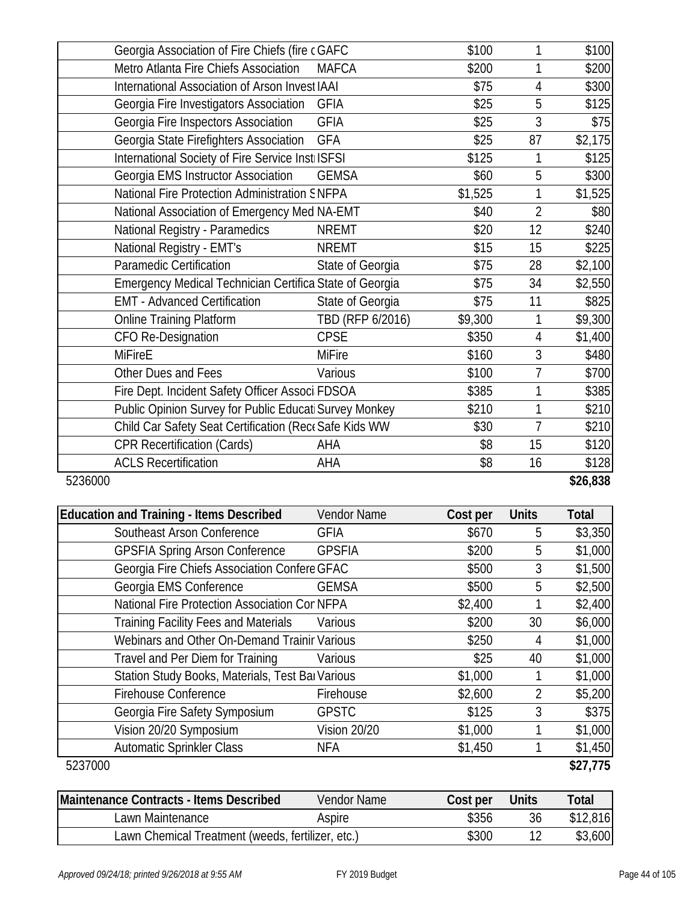| | Vendor Name | Cost per | Units | Total |
|---|---|---|---|---|
| Georgia Association of Fire Chiefs (fire c | GAFC | $100 | 1 | $100 |
| Metro Atlanta Fire Chiefs Association | MAFCA | $200 | 1 | $200 |
| International Association of Arson Invest | IAAI | $75 | 4 | $300 |
| Georgia Fire Investigators Association | GFIA | $25 | 5 | $125 |
| Georgia Fire Inspectors Association | GFIA | $25 | 3 | $75 |
| Georgia State Firefighters Association | GFA | $25 | 87 | $2,175 |
| International Society of Fire Service Inst | ISFSI | $125 | 1 | $125 |
| Georgia EMS Instructor Association | GEMSA | $60 | 5 | $300 |
| National Fire Protection Administration S | NFPA | $1,525 | 1 | $1,525 |
| National Association of Emergency Med | NA-EMT | $40 | 2 | $80 |
| National Registry - Paramedics | NREMT | $20 | 12 | $240 |
| National Registry - EMT's | NREMT | $15 | 15 | $225 |
| Paramedic Certification | State of Georgia | $75 | 28 | $2,100 |
| Emergency Medical Technician Certifica | State of Georgia | $75 | 34 | $2,550 |
| EMT - Advanced Certification | State of Georgia | $75 | 11 | $825 |
| Online Training Platform | TBD (RFP 6/2016) | $9,300 | 1 | $9,300 |
| CFO Re-Designation | CPSE | $350 | 4 | $1,400 |
| MiFireE | MiFire | $160 | 3 | $480 |
| Other Dues and Fees | Various | $100 | 7 | $700 |
| Fire Dept. Incident Safety Officer Associ | FDSOA | $385 | 1 | $385 |
| Public Opinion Survey for Public Educati | Survey Monkey | $210 | 1 | $210 |
| Child Car Safety Seat Certification (Rec | Safe Kids WW | $30 | 7 | $210 |
| CPR Recertification (Cards) | AHA | $8 | 15 | $120 |
| ACLS Recertification | AHA | $8 | 16 | $128 |
| 5236000 | | | | **$26,838** |

| Education and Training - Items Described | Vendor Name | Cost per | Units | Total |
|---|---|---|---|---|
| Southeast Arson Conference | GFIA | $670 | 5 | $3,350 |
| GPSFIA Spring Arson Conference | GPSFIA | $200 | 5 | $1,000 |
| Georgia Fire Chiefs Association Confere | GFAC | $500 | 3 | $1,500 |
| Georgia EMS Conference | GEMSA | $500 | 5 | $2,500 |
| National Fire Protection Association Cor | NFPA | $2,400 | 1 | $2,400 |
| Training Facility Fees and Materials | Various | $200 | 30 | $6,000 |
| Webinars and Other On-Demand Trainir | Various | $250 | 4 | $1,000 |
| Travel and Per Diem for Training | Various | $25 | 40 | $1,000 |
| Station Study Books, Materials, Test Ba | Various | $1,000 | 1 | $1,000 |
| Firehouse Conference | Firehouse | $2,600 | 2 | $5,200 |
| Georgia Fire Safety Symposium | GPSTC | $125 | 3 | $375 |
| Vision 20/20 Symposium | Vision 20/20 | $1,000 | 1 | $1,000 |
| Automatic Sprinkler Class | NFA | $1,450 | 1 | $1,450 |
| 5237000 | | | | **$27,775** |

| Maintenance Contracts - Items Described | Vendor Name | Cost per | Units | Total |
|---|---|---|---|---|
| Lawn Maintenance | Aspire | $356 | 36 | $12,816 |
| Lawn Chemical Treatment (weeds, fertilizer, etc.) | | $300 | 12 | $3,600 |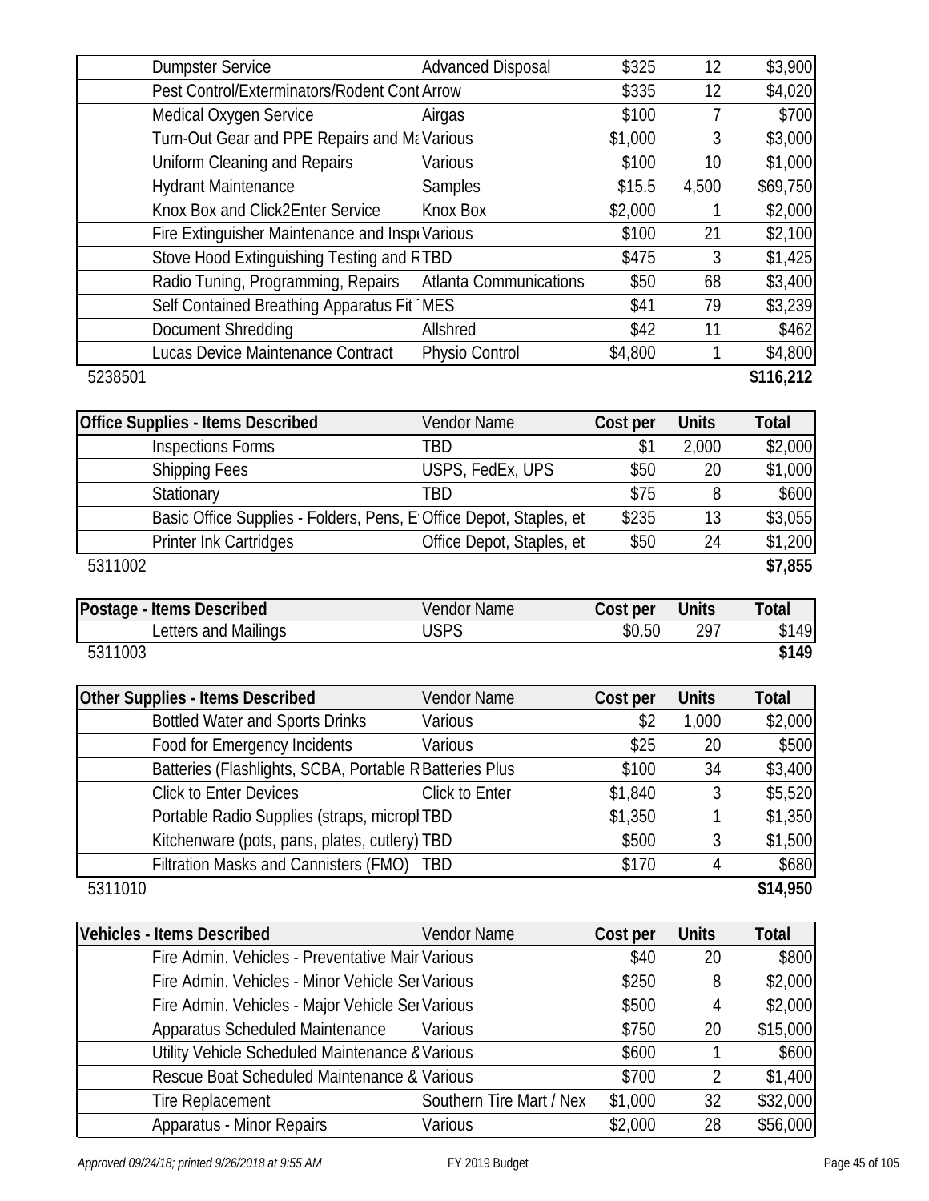| | Vendor Name | Cost per | Units | Total |
|---|---|---|---|---|
| Dumpster Service | Advanced Disposal | $325 | 12 | $3,900 |
| Pest Control/Exterminators/Rodent Cont | Arrow | $335 | 12 | $4,020 |
| Medical Oxygen Service | Airgas | $100 | 7 | $700 |
| Turn-Out Gear and PPE Repairs and Ma | Various | $1,000 | 3 | $3,000 |
| Uniform Cleaning and Repairs | Various | $100 | 10 | $1,000 |
| Hydrant Maintenance | Samples | $15.5 | 4,500 | $69,750 |
| Knox Box and Click2Enter Service | Knox Box | $2,000 | 1 | $2,000 |
| Fire Extinguisher Maintenance and Insp | Various | $100 | 21 | $2,100 |
| Stove Hood Extinguishing Testing and R | TBD | $475 | 3 | $1,425 |
| Radio Tuning, Programming, Repairs | Atlanta Communications | $50 | 68 | $3,400 |
| Self Contained Breathing Apparatus Fit | MES | $41 | 79 | $3,239 |
| Document Shredding | Allshred | $42 | 11 | $462 |
| Lucas Device Maintenance Contract | Physio Control | $4,800 | 1 | $4,800 |
| 5238501 | | | | **$116,212** |

| Office Supplies - Items Described | Vendor Name | Cost per | Units | Total |
|---|---|---|---|---|
| Inspections Forms | TBD | $1 | 2,000 | $2,000 |
| Shipping Fees | USPS, FedEx, UPS | $50 | 20 | $1,000 |
| Stationary | TBD | $75 | 8 | $600 |
| Basic Office Supplies - Folders, Pens, E | Office Depot, Staples, et | $235 | 13 | $3,055 |
| Printer Ink Cartridges | Office Depot, Staples, et | $50 | 24 | $1,200 |
| 5311002 | | | | **$7,855** |

| Postage - Items Described | Vendor Name | Cost per | Units | Total |
|---|---|---|---|---|
| Letters and Mailings | USPS | $0.50 | 297 | $149 |
| 5311003 | | | | **$149** |

| Other Supplies - Items Described | Vendor Name | Cost per | Units | Total |
|---|---|---|---|---|
| Bottled Water and Sports Drinks | Various | $2 | 1,000 | $2,000 |
| Food for Emergency Incidents | Various | $25 | 20 | $500 |
| Batteries (Flashlights, SCBA, Portable R | Batteries Plus | $100 | 34 | $3,400 |
| Click to Enter Devices | Click to Enter | $1,840 | 3 | $5,520 |
| Portable Radio Supplies (straps, micropl | TBD | $1,350 | 1 | $1,350 |
| Kitchenware (pots, pans, plates, cutlery) | TBD | $500 | 3 | $1,500 |
| Filtration Masks and Cannisters (FMO) | TBD | $170 | 4 | $680 |
| 5311010 | | | | **$14,950** |

| Vehicles - Items Described | Vendor Name | Cost per | Units | Total |
|---|---|---|---|---|
| Fire Admin. Vehicles - Preventative Mair | Various | $40 | 20 | $800 |
| Fire Admin. Vehicles - Minor Vehicle Ser | Various | $250 | 8 | $2,000 |
| Fire Admin. Vehicles - Major Vehicle Ser | Various | $500 | 4 | $2,000 |
| Apparatus Scheduled Maintenance | Various | $750 | 20 | $15,000 |
| Utility Vehicle Scheduled Maintenance & | Various | $600 | 1 | $600 |
| Rescue Boat Scheduled Maintenance & | Various | $700 | 2 | $1,400 |
| Tire Replacement | Southern Tire Mart / Nex | $1,000 | 32 | $32,000 |
| Apparatus - Minor Repairs | Various | $2,000 | 28 | $56,000 |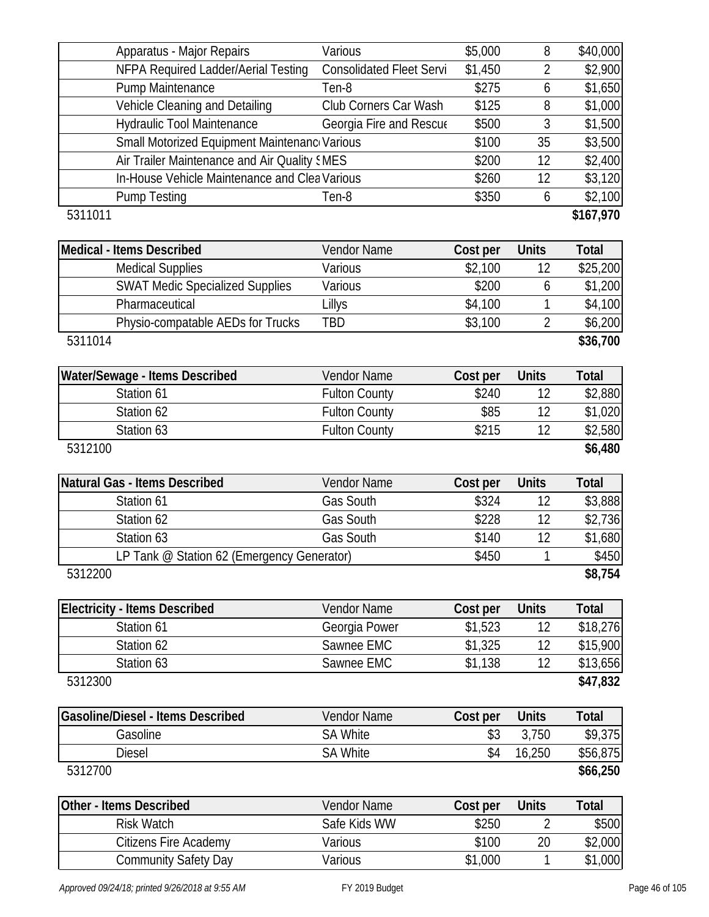| | Vendor Name | Cost per | Units | Total |
|---|---|---|---|---|
| Apparatus - Major Repairs | Various | $5,000 | 8 | $40,000 |
| NFPA Required Ladder/Aerial Testing | Consolidated Fleet Servi | $1,450 | 2 | $2,900 |
| Pump Maintenance | Ten-8 | $275 | 6 | $1,650 |
| Vehicle Cleaning and Detailing | Club Corners Car Wash | $125 | 8 | $1,000 |
| Hydraulic Tool Maintenance | Georgia Fire and Rescue | $500 | 3 | $1,500 |
| Small Motorized Equipment Maintenanc | Various | $100 | 35 | $3,500 |
| Air Trailer Maintenance and Air Quality S | MES | $200 | 12 | $2,400 |
| In-House Vehicle Maintenance and Clea | Various | $260 | 12 | $3,120 |
| Pump Testing | Ten-8 | $350 | 6 | $2,100 |
| 5311011 | | | | **$167,970** |

| Medical - Items Described | Vendor Name | Cost per | Units | Total |
|---|---|---|---|---|
| Medical Supplies | Various | $2,100 | 12 | $25,200 |
| SWAT Medic Specialized Supplies | Various | $200 | 6 | $1,200 |
| Pharmaceutical | Lillys | $4,100 | 1 | $4,100 |
| Physio-compatable AEDs for Trucks | TBD | $3,100 | 2 | $6,200 |
| 5311014 | | | | **$36,700** |

| Water/Sewage - Items Described | Vendor Name | Cost per | Units | Total |
|---|---|---|---|---|
| Station 61 | Fulton County | $240 | 12 | $2,880 |
| Station 62 | Fulton County | $85 | 12 | $1,020 |
| Station 63 | Fulton County | $215 | 12 | $2,580 |
| 5312100 | | | | **$6,480** |

| Natural Gas - Items Described | Vendor Name | Cost per | Units | Total |
|---|---|---|---|---|
| Station 61 | Gas South | $324 | 12 | $3,888 |
| Station 62 | Gas South | $228 | 12 | $2,736 |
| Station 63 | Gas South | $140 | 12 | $1,680 |
| LP Tank @ Station 62 (Emergency Generator) | | $450 | 1 | $450 |
| 5312200 | | | | **$8,754** |

| Electricity - Items Described | Vendor Name | Cost per | Units | Total |
|---|---|---|---|---|
| Station 61 | Georgia Power | $1,523 | 12 | $18,276 |
| Station 62 | Sawnee EMC | $1,325 | 12 | $15,900 |
| Station 63 | Sawnee EMC | $1,138 | 12 | $13,656 |
| 5312300 | | | | **$47,832** |

| Gasoline/Diesel - Items Described | Vendor Name | Cost per | Units | Total |
|---|---|---|---|---|
| Gasoline | SA White | $3 | 3,750 | $9,375 |
| Diesel | SA White | $4 | 16,250 | $56,875 |
| 5312700 | | | | **$66,250** |

| Other - Items Described | Vendor Name | Cost per | Units | Total |
|---|---|---|---|---|
| Risk Watch | Safe Kids WW | $250 | 2 | $500 |
| Citizens Fire Academy | Various | $100 | 20 | $2,000 |
| Community Safety Day | Various | $1,000 | 1 | $1,000 |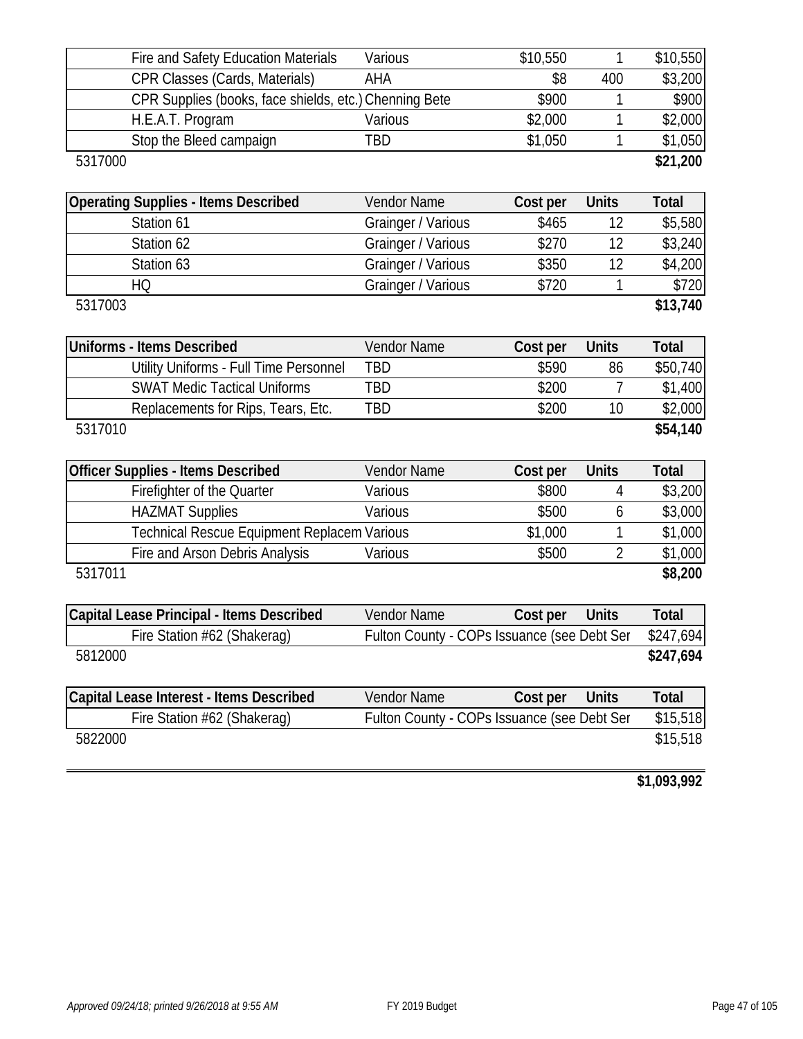| | Vendor Name | Cost per | Units | Total |
|---|---|---|---|---|
| Fire and Safety Education Materials | Various | $10,550 | 1 | $10,550 |
| CPR Classes (Cards, Materials) | AHA | $8 | 400 | $3,200 |
| CPR Supplies (books, face shields, etc.) | Chenning Bete | $900 | 1 | $900 |
| H.E.A.T. Program | Various | $2,000 | 1 | $2,000 |
| Stop the Bleed campaign | TBD | $1,050 | 1 | $1,050 |
| 5317000 | | | | **$21,200** |

| Operating Supplies - Items Described | Vendor Name | Cost per | Units | Total |
|---|---|---|---|---|
| Station 61 | Grainger / Various | $465 | 12 | $5,580 |
| Station 62 | Grainger / Various | $270 | 12 | $3,240 |
| Station 63 | Grainger / Various | $350 | 12 | $4,200 |
| HQ | Grainger / Various | $720 | 1 | $720 |
| 5317003 | | | | **$13,740** |

| Uniforms - Items Described | Vendor Name | Cost per | Units | Total |
|---|---|---|---|---|
| Utility Uniforms - Full Time Personnel | TBD | $590 | 86 | $50,740 |
| SWAT Medic Tactical Uniforms | TBD | $200 | 7 | $1,400 |
| Replacements for Rips, Tears, Etc. | TBD | $200 | 10 | $2,000 |
| 5317010 | | | | **$54,140** |

| Officer Supplies - Items Described | Vendor Name | Cost per | Units | Total |
|---|---|---|---|---|
| Firefighter of the Quarter | Various | $800 | 4 | $3,200 |
| HAZMAT Supplies | Various | $500 | 6 | $3,000 |
| Technical Rescue Equipment Replacem | Various | $1,000 | 1 | $1,000 |
| Fire and Arson Debris Analysis | Various | $500 | 2 | $1,000 |
| 5317011 | | | | **$8,200** |

| Capital Lease Principal - Items Described | Vendor Name | Cost per | Units | Total |
|---|---|---|---|---|
| Fire Station #62 (Shakerag) | Fulton County - COPs Issuance (see Debt Ser | | | $247,694 |
| 5812000 | | | | **$247,694** |

| Capital Lease Interest - Items Described | Vendor Name | Cost per | Units | Total |
|---|---|---|---|---|
| Fire Station #62 (Shakerag) | Fulton County - COPs Issuance (see Debt Ser | | | $15,518 |
| 5822000 | | | | $15,518 |

**$1,093,992**

*Approved 09/24/18; printed 9/26/2018 at 9:55 AM* FY 2019 Budget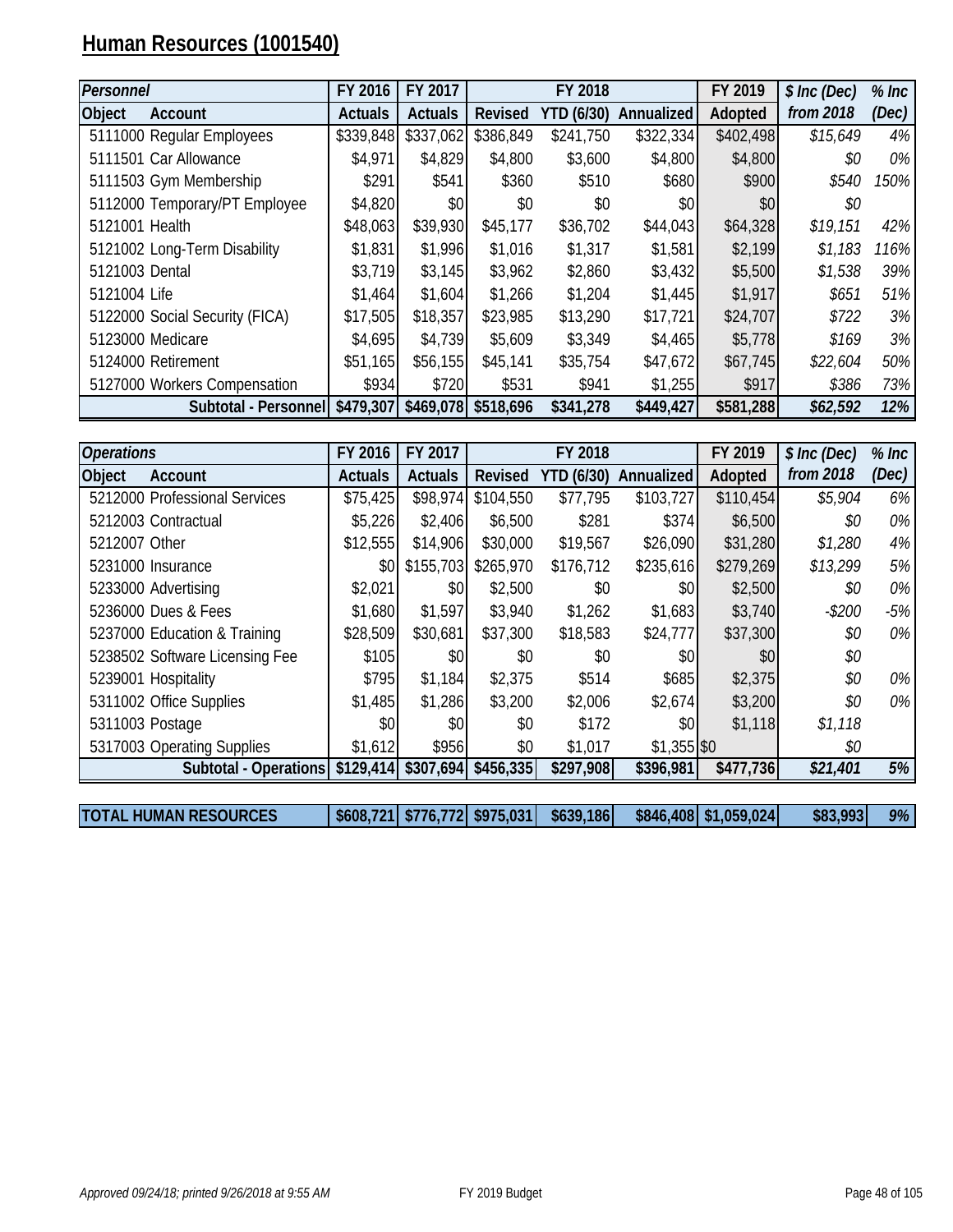# Human Resources (1001540)

| *Personnel* | | FY 2016 | FY 2017 | FY 2018 | | | FY 2019 | *$ Inc (Dec)* | *% Inc* |
|---|---|---|---|---|---|---|---|---|---|
| **Object** | **Account** | **Actuals** | **Actuals** | **Revised** | **YTD (6/30)** | **Annualized** | **Adopted** | ***from 2018*** | ***(Dec)*** |
| 5111000 | Regular Employees | $339,848 | $337,062 | $386,849 | $241,750 | $322,334 | $402,498 | *$15,649* | *4%* |
| 5111501 | Car Allowance | $4,971 | $4,829 | $4,800 | $3,600 | $4,800 | $4,800 | *$0* | *0%* |
| 5111503 | Gym Membership | $291 | $541 | $360 | $510 | $680 | $900 | *$540* | *150%* |
| 5112000 | Temporary/PT Employee | $4,820 | $0 | $0 | $0 | $0 | $0 | *$0* | |
| 5121001 | Health | $48,063 | $39,930 | $45,177 | $36,702 | $44,043 | $64,328 | *$19,151* | *42%* |
| 5121002 | Long-Term Disability | $1,831 | $1,996 | $1,016 | $1,317 | $1,581 | $2,199 | *$1,183* | *116%* |
| 5121003 | Dental | $3,719 | $3,145 | $3,962 | $2,860 | $3,432 | $5,500 | *$1,538* | *39%* |
| 5121004 | Life | $1,464 | $1,604 | $1,266 | $1,204 | $1,445 | $1,917 | *$651* | *51%* |
| 5122000 | Social Security (FICA) | $17,505 | $18,357 | $23,985 | $13,290 | $17,721 | $24,707 | *$722* | *3%* |
| 5123000 | Medicare | $4,695 | $4,739 | $5,609 | $3,349 | $4,465 | $5,778 | *$169* | *3%* |
| 5124000 | Retirement | $51,165 | $56,155 | $45,141 | $35,754 | $47,672 | $67,745 | *$22,604* | *50%* |
| 5127000 | Workers Compensation | $934 | $720 | $531 | $941 | $1,255 | $917 | *$386* | *73%* |
| | **Subtotal - Personnel** | **$479,307** | **$469,078** | **$518,696** | **$341,278** | **$449,427** | **$581,288** | ***$62,592*** | ***12%*** |

| *Operations* | | FY 2016 | FY 2017 | FY 2018 | | | FY 2019 | *$ Inc (Dec)* | *% Inc* |
|---|---|---|---|---|---|---|---|---|---|
| **Object** | **Account** | **Actuals** | **Actuals** | **Revised** | **YTD (6/30)** | **Annualized** | **Adopted** | ***from 2018*** | ***(Dec)*** |
| 5212000 | Professional Services | $75,425 | $98,974 | $104,550 | $77,795 | $103,727 | $110,454 | *$5,904* | *6%* |
| 5212003 | Contractual | $5,226 | $2,406 | $6,500 | $281 | $374 | $6,500 | *$0* | *0%* |
| 5212007 | Other | $12,555 | $14,906 | $30,000 | $19,567 | $26,090 | $31,280 | *$1,280* | *4%* |
| 5231000 | Insurance | $0 | $155,703 | $265,970 | $176,712 | $235,616 | $279,269 | *$13,299* | *5%* |
| 5233000 | Advertising | $2,021 | $0 | $2,500 | $0 | $0 | $2,500 | *$0* | *0%* |
| 5236000 | Dues & Fees | $1,680 | $1,597 | $3,940 | $1,262 | $1,683 | $3,740 | *-$200* | *-5%* |
| 5237000 | Education & Training | $28,509 | $30,681 | $37,300 | $18,583 | $24,777 | $37,300 | *$0* | *0%* |
| 5238502 | Software Licensing Fee | $105 | $0 | $0 | $0 | $0 | $0 | *$0* | |
| 5239001 | Hospitality | $795 | $1,184 | $2,375 | $514 | $685 | $2,375 | *$0* | *0%* |
| 5311002 | Office Supplies | $1,485 | $1,286 | $3,200 | $2,006 | $2,674 | $3,200 | *$0* | *0%* |
| 5311003 | Postage | $0 | $0 | $0 | $172 | $0 | $1,118 | *$1,118* | |
| 5317003 | Operating Supplies | $1,612 | $956 | $0 | $1,017 | $1,355 $0 | | *$0* | |
| | **Subtotal - Operations** | **$129,414** | **$307,694** | **$456,335** | **$297,908** | **$396,981** | **$477,736** | ***$21,401*** | ***5%*** |

| **TOTAL HUMAN RESOURCES** | | **$608,721** | **$776,772** | **$975,031** | **$639,186** | **$846,408** | **$1,059,024** | **$83,993** | ***9%*** |
|---|---|---|---|---|---|---|---|---|---|

*Approved 09/24/18; printed 9/26/2018 at 9:55 AM* FY 2019 Budget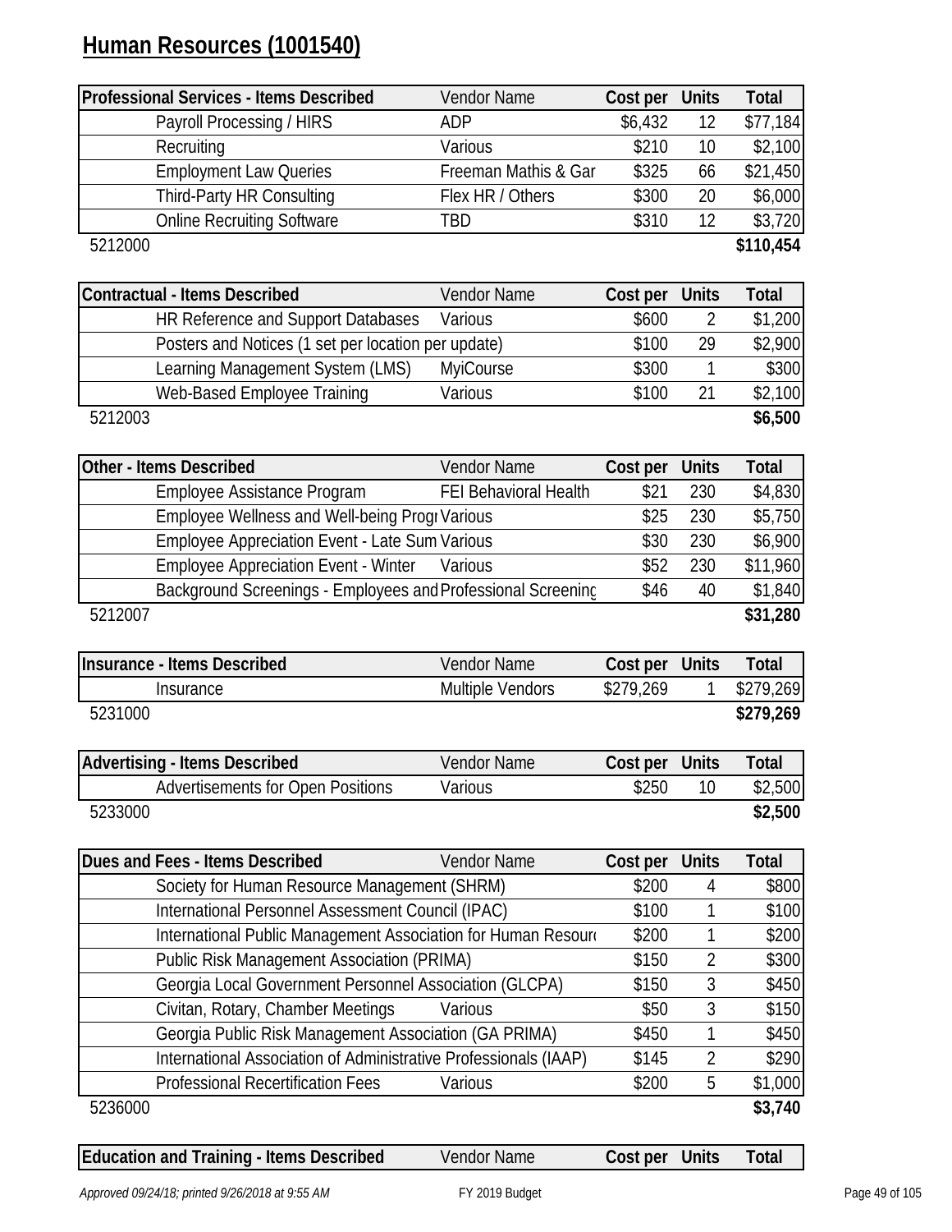## Human Resources (1001540)

| Professional Services - Items Described | Vendor Name | Cost per | Units | Total |
|---|---|---|---|---|
| Payroll Processing / HIRS | ADP | $6,432 | 12 | $77,184 |
| Recruiting | Various | $210 | 10 | $2,100 |
| Employment Law Queries | Freeman Mathis & Gar | $325 | 66 | $21,450 |
| Third-Party HR Consulting | Flex HR / Others | $300 | 20 | $6,000 |
| Online Recruiting Software | TBD | $310 | 12 | $3,720 |
| 5212000 | | | | **$110,454** |

| Contractual - Items Described | Vendor Name | Cost per | Units | Total |
|---|---|---|---|---|
| HR Reference and Support Databases | Various | $600 | 2 | $1,200 |
| Posters and Notices (1 set per location per update) | | $100 | 29 | $2,900 |
| Learning Management System (LMS) | MyiCourse | $300 | 1 | $300 |
| Web-Based Employee Training | Various | $100 | 21 | $2,100 |
| 5212003 | | | | **$6,500** |

| Other - Items Described | Vendor Name | Cost per | Units | Total |
|---|---|---|---|---|
| Employee Assistance Program | FEI Behavioral Health | $21 | 230 | $4,830 |
| Employee Wellness and Well-being Progr | Various | $25 | 230 | $5,750 |
| Employee Appreciation Event - Late Sum | Various | $30 | 230 | $6,900 |
| Employee Appreciation Event - Winter | Various | $52 | 230 | $11,960 |
| Background Screenings - Employees and | Professional Screening | $46 | 40 | $1,840 |
| 5212007 | | | | **$31,280** |

| Insurance - Items Described | Vendor Name | Cost per | Units | Total |
|---|---|---|---|---|
| Insurance | Multiple Vendors | $279,269 | 1 | $279,269 |
| 5231000 | | | | **$279,269** |

| Advertising - Items Described | Vendor Name | Cost per | Units | Total |
|---|---|---|---|---|
| Advertisements for Open Positions | Various | $250 | 10 | $2,500 |
| 5233000 | | | | **$2,500** |

| Dues and Fees - Items Described | Vendor Name | Cost per | Units | Total |
|---|---|---|---|---|
| Society for Human Resource Management (SHRM) | | $200 | 4 | $800 |
| International Personnel Assessment Council (IPAC) | | $100 | 1 | $100 |
| International Public Management Association for Human Resour | | $200 | 1 | $200 |
| Public Risk Management Association (PRIMA) | | $150 | 2 | $300 |
| Georgia Local Government Personnel Association (GLCPA) | | $150 | 3 | $450 |
| Civitan, Rotary, Chamber Meetings | Various | $50 | 3 | $150 |
| Georgia Public Risk Management Association (GA PRIMA) | | $450 | 1 | $450 |
| International Association of Administrative Professionals (IAAP) | | $145 | 2 | $290 |
| Professional Recertification Fees | Various | $200 | 5 | $1,000 |
| 5236000 | | | | **$3,740** |

| Education and Training - Items Described | Vendor Name | Cost per | Units | Total |
|---|---|---|---|---|

*Approved 09/24/18; printed 9/26/2018 at 9:55 AM* FY 2019 Budget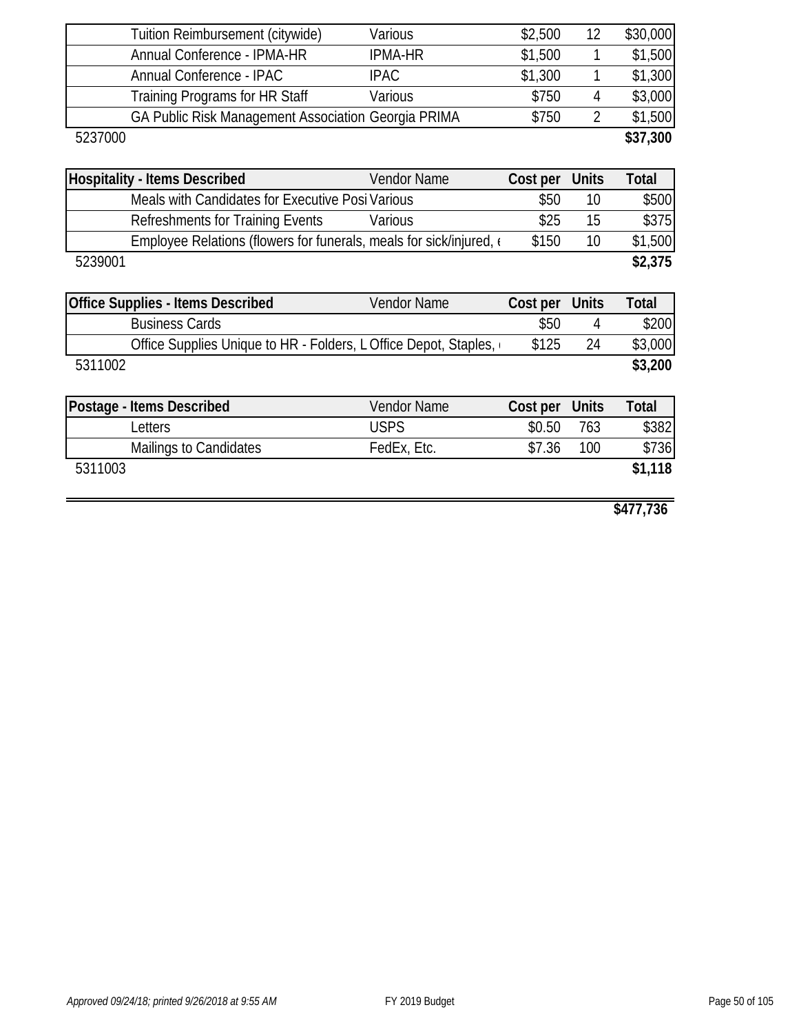| | | | | |
|---|---|---|---|---|
| Tuition Reimbursement (citywide) | Various | $2,500 | 12 | $30,000 |
| Annual Conference - IPMA-HR | IPMA-HR | $1,500 | 1 | $1,500 |
| Annual Conference - IPAC | IPAC | $1,300 | 1 | $1,300 |
| Training Programs for HR Staff | Various | $750 | 4 | $3,000 |
| GA Public Risk Management Association | Georgia PRIMA | $750 | 2 | $1,500 |
| 5237000 | | | | **$37,300** |

| Hospitality - Items Described | Vendor Name | Cost per | Units | Total |
|---|---|---|---|---|
| Meals with Candidates for Executive Posi | Various | $50 | 10 | $500 |
| Refreshments for Training Events | Various | $25 | 15 | $375 |
| Employee Relations (flowers for funerals, meals for sick/injured, e | | $150 | 10 | $1,500 |
| 5239001 | | | | **$2,375** |

| Office Supplies - Items Described | Vendor Name | Cost per | Units | Total |
|---|---|---|---|---|
| Business Cards | | $50 | 4 | $200 |
| Office Supplies Unique to HR - Folders, L | Office Depot, Staples, e | $125 | 24 | $3,000 |
| 5311002 | | | | **$3,200** |

| Postage - Items Described | Vendor Name | Cost per | Units | Total |
|---|---|---|---|---|
| Letters | USPS | $0.50 | 763 | $382 |
| Mailings to Candidates | FedEx, Etc. | $7.36 | 100 | $736 |
| 5311003 | | | | **$1,118** |

**$477,736**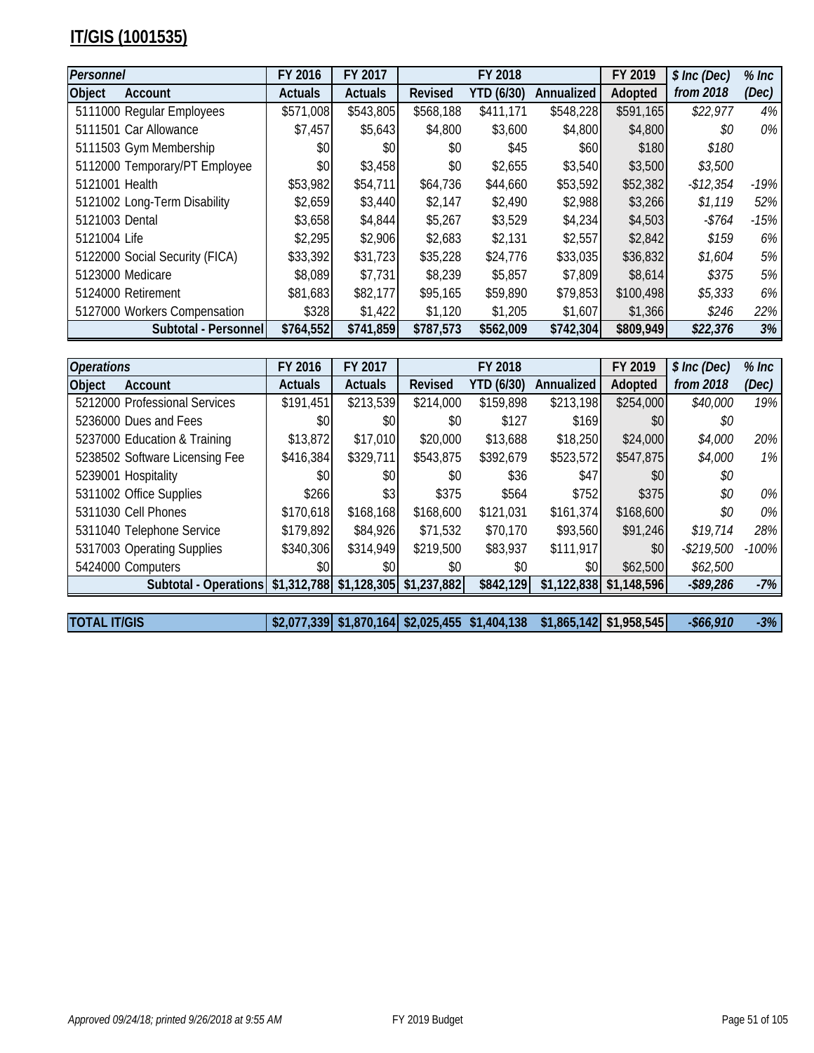## IT/GIS (1001535)

| *Personnel* | | FY 2016 | FY 2017 | FY 2018 | | | FY 2019 | *$ Inc (Dec)* | *% Inc* |
|---|---|---|---|---|---|---|---|---|---|
| **Object** | **Account** | **Actuals** | **Actuals** | **Revised** | **YTD (6/30)** | **Annualized** | **Adopted** | ***from 2018*** | ***(Dec)*** |
| 5111000 | Regular Employees | $571,008 | $543,805 | $568,188 | $411,171 | $548,228 | $591,165 | *$22,977* | *4%* |
| 5111501 | Car Allowance | $7,457 | $5,643 | $4,800 | $3,600 | $4,800 | $4,800 | *$0* | *0%* |
| 5111503 | Gym Membership | $0 | $0 | $0 | $45 | $60 | $180 | *$180* | |
| 5112000 | Temporary/PT Employee | $0 | $3,458 | $0 | $2,655 | $3,540 | $3,500 | *$3,500* | |
| 5121001 | Health | $53,982 | $54,711 | $64,736 | $44,660 | $53,592 | $52,382 | *-$12,354* | *-19%* |
| 5121002 | Long-Term Disability | $2,659 | $3,440 | $2,147 | $2,490 | $2,988 | $3,266 | *$1,119* | *52%* |
| 5121003 | Dental | $3,658 | $4,844 | $5,267 | $3,529 | $4,234 | $4,503 | *-$764* | *-15%* |
| 5121004 | Life | $2,295 | $2,906 | $2,683 | $2,131 | $2,557 | $2,842 | *$159* | *6%* |
| 5122000 | Social Security (FICA) | $33,392 | $31,723 | $35,228 | $24,776 | $33,035 | $36,832 | *$1,604* | *5%* |
| 5123000 | Medicare | $8,089 | $7,731 | $8,239 | $5,857 | $7,809 | $8,614 | *$375* | *5%* |
| 5124000 | Retirement | $81,683 | $82,177 | $95,165 | $59,890 | $79,853 | $100,498 | *$5,333* | *6%* |
| 5127000 | Workers Compensation | $328 | $1,422 | $1,120 | $1,205 | $1,607 | $1,366 | *$246* | *22%* |
| | **Subtotal - Personnel** | **$764,552** | **$741,859** | **$787,573** | **$562,009** | **$742,304** | **$809,949** | ***$22,376*** | ***3%*** |

| *Operations* | | FY 2016 | FY 2017 | FY 2018 | | | FY 2019 | *$ Inc (Dec)* | *% Inc* |
|---|---|---|---|---|---|---|---|---|---|
| **Object** | **Account** | **Actuals** | **Actuals** | **Revised** | **YTD (6/30)** | **Annualized** | **Adopted** | ***from 2018*** | ***(Dec)*** |
| 5212000 | Professional Services | $191,451 | $213,539 | $214,000 | $159,898 | $213,198 | $254,000 | *$40,000* | *19%* |
| 5236000 | Dues and Fees | $0 | $0 | $0 | $127 | $169 | $0 | *$0* | |
| 5237000 | Education & Training | $13,872 | $17,010 | $20,000 | $13,688 | $18,250 | $24,000 | *$4,000* | *20%* |
| 5238502 | Software Licensing Fee | $416,384 | $329,711 | $543,875 | $392,679 | $523,572 | $547,875 | *$4,000* | *1%* |
| 5239001 | Hospitality | $0 | $0 | $0 | $36 | $47 | $0 | *$0* | |
| 5311002 | Office Supplies | $266 | $3 | $375 | $564 | $752 | $375 | *$0* | *0%* |
| 5311030 | Cell Phones | $170,618 | $168,168 | $168,600 | $121,031 | $161,374 | $168,600 | *$0* | *0%* |
| 5311040 | Telephone Service | $179,892 | $84,926 | $71,532 | $70,170 | $93,560 | $91,246 | *$19,714* | *28%* |
| 5317003 | Operating Supplies | $340,306 | $314,949 | $219,500 | $83,937 | $111,917 | $0 | *-$219,500* | *-100%* |
| 5424000 | Computers | $0 | $0 | $0 | $0 | $0 | $62,500 | *$62,500* | |
| | **Subtotal - Operations** | **$1,312,788** | **$1,128,305** | **$1,237,882** | **$842,129** | **$1,122,838** | **$1,148,596** | ***-$89,286*** | ***-7%*** |

| **TOTAL IT/GIS** | | **$2,077,339** | **$1,870,164** | **$2,025,455** | **$1,404,138** | **$1,865,142** | **$1,958,545** | ***-$66,910*** | ***-3%*** |
|---|---|---|---|---|---|---|---|---|---|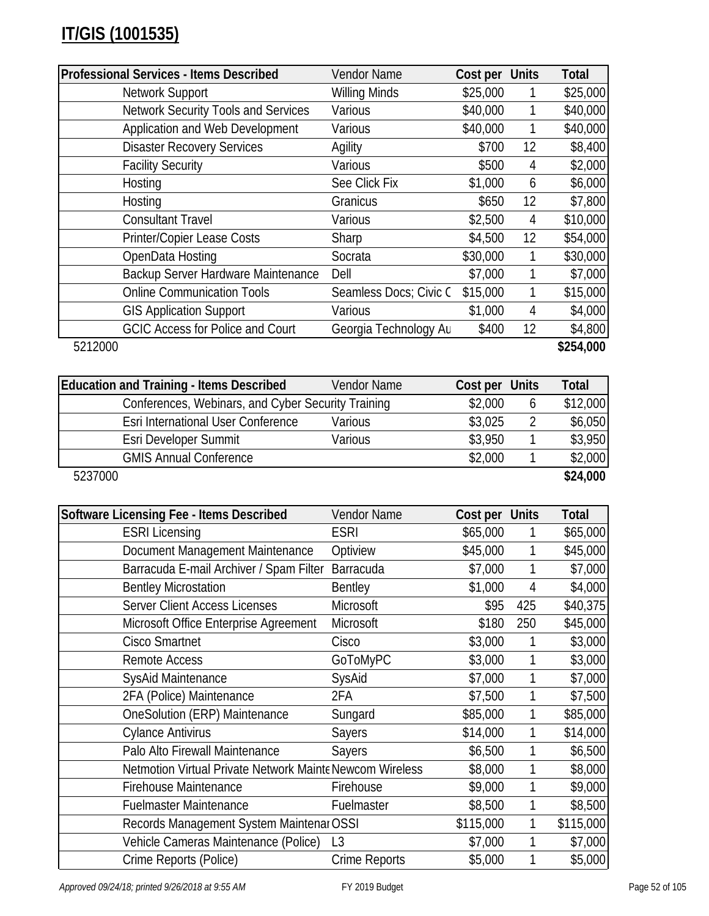# IT/GIS (1001535)

| Professional Services - Items Described | Vendor Name | Cost per | Units | Total |
|---|---|---|---|---|
| Network Support | Willing Minds | $25,000 | 1 | $25,000 |
| Network Security Tools and Services | Various | $40,000 | 1 | $40,000 |
| Application and Web Development | Various | $40,000 | 1 | $40,000 |
| Disaster Recovery Services | Agility | $700 | 12 | $8,400 |
| Facility Security | Various | $500 | 4 | $2,000 |
| Hosting | See Click Fix | $1,000 | 6 | $6,000 |
| Hosting | Granicus | $650 | 12 | $7,800 |
| Consultant Travel | Various | $2,500 | 4 | $10,000 |
| Printer/Copier Lease Costs | Sharp | $4,500 | 12 | $54,000 |
| OpenData Hosting | Socrata | $30,000 | 1 | $30,000 |
| Backup Server Hardware Maintenance | Dell | $7,000 | 1 | $7,000 |
| Online Communication Tools | Seamless Docs; Civic C | $15,000 | 1 | $15,000 |
| GIS Application Support | Various | $1,000 | 4 | $4,000 |
| GCIC Access for Police and Court | Georgia Technology Au | $400 | 12 | $4,800 |
| 5212000 | | | | **$254,000** |

| Education and Training - Items Described | Vendor Name | Cost per | Units | Total |
|---|---|---|---|---|
| Conferences, Webinars, and Cyber Security Training | | $2,000 | 6 | $12,000 |
| Esri International User Conference | Various | $3,025 | 2 | $6,050 |
| Esri Developer Summit | Various | $3,950 | 1 | $3,950 |
| GMIS Annual Conference | | $2,000 | 1 | $2,000 |
| 5237000 | | | | **$24,000** |

| Software Licensing Fee - Items Described | Vendor Name | Cost per | Units | Total |
|---|---|---|---|---|
| ESRI Licensing | ESRI | $65,000 | 1 | $65,000 |
| Document Management Maintenance | Optiview | $45,000 | 1 | $45,000 |
| Barracuda E-mail Archiver / Spam Filter | Barracuda | $7,000 | 1 | $7,000 |
| Bentley Microstation | Bentley | $1,000 | 4 | $4,000 |
| Server Client Access Licenses | Microsoft | $95 | 425 | $40,375 |
| Microsoft Office Enterprise Agreement | Microsoft | $180 | 250 | $45,000 |
| Cisco Smartnet | Cisco | $3,000 | 1 | $3,000 |
| Remote Access | GoToMyPC | $3,000 | 1 | $3,000 |
| SysAid Maintenance | SysAid | $7,000 | 1 | $7,000 |
| 2FA (Police) Maintenance | 2FA | $7,500 | 1 | $7,500 |
| OneSolution (ERP) Maintenance | Sungard | $85,000 | 1 | $85,000 |
| Cylance Antivirus | Sayers | $14,000 | 1 | $14,000 |
| Palo Alto Firewall Maintenance | Sayers | $6,500 | 1 | $6,500 |
| Netmotion Virtual Private Network Mainte | Newcom Wireless | $8,000 | 1 | $8,000 |
| Firehouse Maintenance | Firehouse | $9,000 | 1 | $9,000 |
| Fuelmaster Maintenance | Fuelmaster | $8,500 | 1 | $8,500 |
| Records Management System Maintenar | OSSI | $115,000 | 1 | $115,000 |
| Vehicle Cameras Maintenance (Police) | L3 | $7,000 | 1 | $7,000 |
| Crime Reports (Police) | Crime Reports | $5,000 | 1 | $5,000 |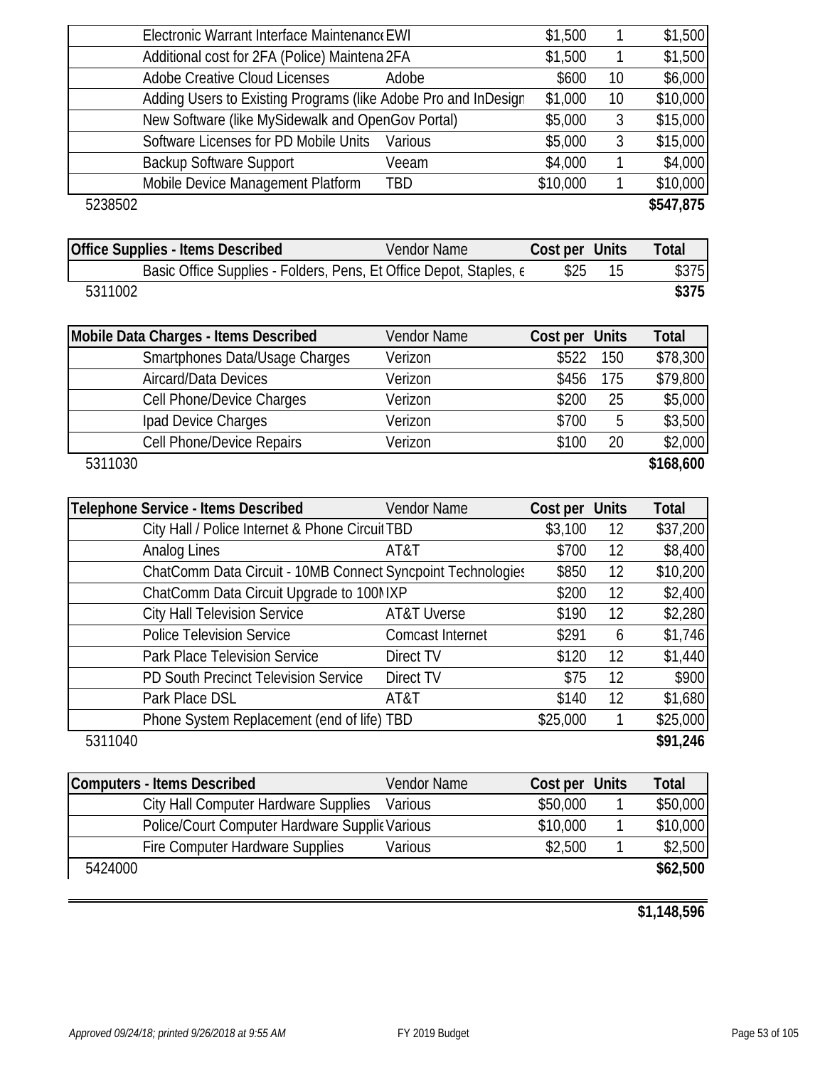| | Items Described | Vendor Name | Cost per | Units | Total |
|---|---|---|---|---|---|
| | Electronic Warrant Interface Maintenance | EWI | $1,500 | 1 | $1,500 |
| | Additional cost for 2FA (Police) Maintena | 2FA | $1,500 | 1 | $1,500 |
| | Adobe Creative Cloud Licenses | Adobe | $600 | 10 | $6,000 |
| | Adding Users to Existing Programs (like Adobe Pro and InDesign | | $1,000 | 10 | $10,000 |
| | New Software (like MySidewalk and OpenGov Portal) | | $5,000 | 3 | $15,000 |
| | Software Licenses for PD Mobile Units | Various | $5,000 | 3 | $15,000 |
| | Backup Software Support | Veeam | $4,000 | 1 | $4,000 |
| | Mobile Device Management Platform | TBD | $10,000 | 1 | $10,000 |
| 5238502 | | | | | **$547,875** |

| Office Supplies - Items Described | | Vendor Name | Cost per | Units | Total |
|---|---|---|---|---|---|
| | Basic Office Supplies - Folders, Pens, Et | Office Depot, Staples, e | $25 | 15 | $375 |
| 5311002 | | | | | **$375** |

| Mobile Data Charges - Items Described | | Vendor Name | Cost per | Units | Total |
|---|---|---|---|---|---|
| | Smartphones Data/Usage Charges | Verizon | $522 | 150 | $78,300 |
| | Aircard/Data Devices | Verizon | $456 | 175 | $79,800 |
| | Cell Phone/Device Charges | Verizon | $200 | 25 | $5,000 |
| | Ipad Device Charges | Verizon | $700 | 5 | $3,500 |
| | Cell Phone/Device Repairs | Verizon | $100 | 20 | $2,000 |
| 5311030 | | | | | **$168,600** |

| Telephone Service - Items Described | | Vendor Name | Cost per | Units | Total |
|---|---|---|---|---|---|
| | City Hall / Police Internet & Phone Circuit | TBD | $3,100 | 12 | $37,200 |
| | Analog Lines | AT&T | $700 | 12 | $8,400 |
| | ChatComm Data Circuit - 10MB Connect | Syncpoint Technologies | $850 | 12 | $10,200 |
| | ChatComm Data Circuit Upgrade to 100M | IXP | $200 | 12 | $2,400 |
| | City Hall Television Service | AT&T Uverse | $190 | 12 | $2,280 |
| | Police Television Service | Comcast Internet | $291 | 6 | $1,746 |
| | Park Place Television Service | Direct TV | $120 | 12 | $1,440 |
| | PD South Precinct Television Service | Direct TV | $75 | 12 | $900 |
| | Park Place DSL | AT&T | $140 | 12 | $1,680 |
| | Phone System Replacement (end of life) | TBD | $25,000 | 1 | $25,000 |
| 5311040 | | | | | **$91,246** |

| Computers - Items Described | | Vendor Name | Cost per | Units | Total |
|---|---|---|---|---|---|
| | City Hall Computer Hardware Supplies | Various | $50,000 | 1 | $50,000 |
| | Police/Court Computer Hardware Supplie | Various | $10,000 | 1 | $10,000 |
| | Fire Computer Hardware Supplies | Various | $2,500 | 1 | $2,500 |
| 5424000 | | | | | **$62,500** |

**$1,148,596**

*Approved 09/24/18; printed 9/26/2018 at 9:55 AM* FY 2019 Budget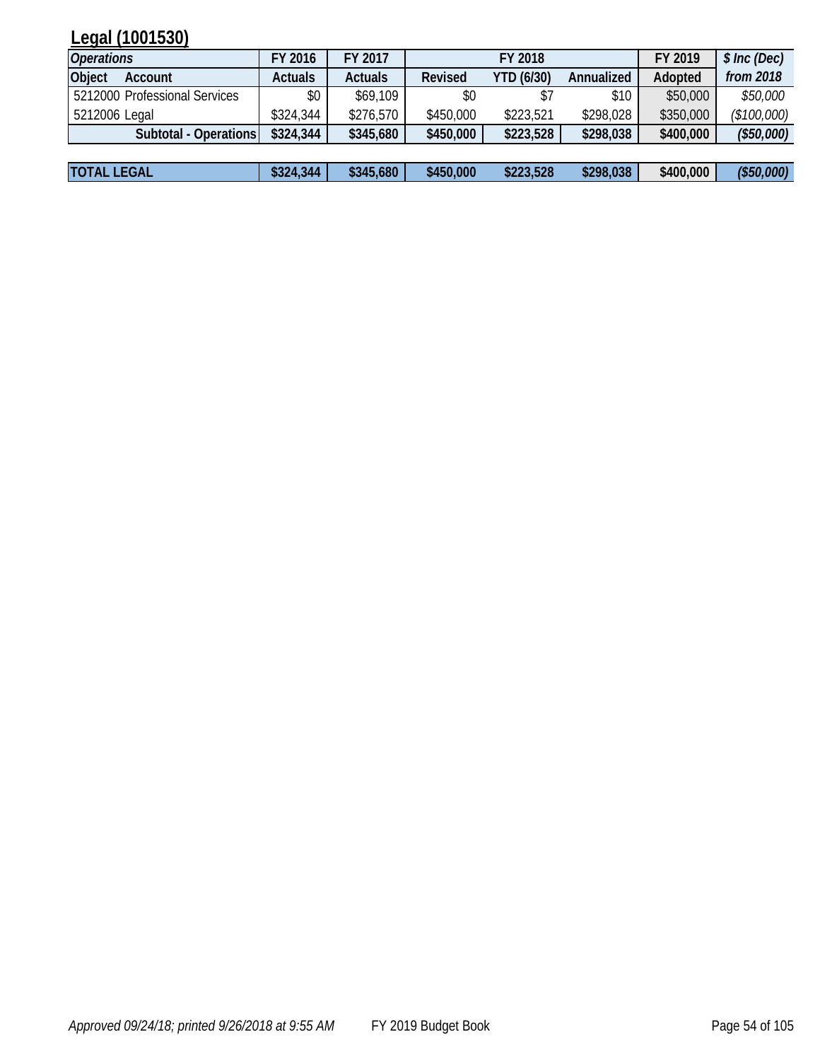## Legal (1001530)

| *Operations* | FY 2016 | FY 2017 | FY 2018 | | | FY 2019 | *$ Inc (Dec)* |
|---|---|---|---|---|---|---|---|
| **Object Account** | **Actuals** | **Actuals** | **Revised** | **YTD (6/30)** | **Annualized** | **Adopted** | ***from 2018*** |
| 5212000 Professional Services | $0 | $69,109 | $0 | $7 | $10 | $50,000 | *$50,000* |
| 5212006 Legal | $324,344 | $276,570 | $450,000 | $223,521 | $298,028 | $350,000 | *($100,000)* |
| **Subtotal - Operations** | **$324,344** | **$345,680** | **$450,000** | **$223,528** | **$298,038** | **$400,000** | ***($50,000)*** |
| | | | | | | | |
| **TOTAL LEGAL** | **$324,344** | **$345,680** | **$450,000** | **$223,528** | **$298,038** | **$400,000** | ***($50,000)*** |

*Approved 09/24/18; printed 9/26/2018 at 9:55 AM* FY 2019 Budget Book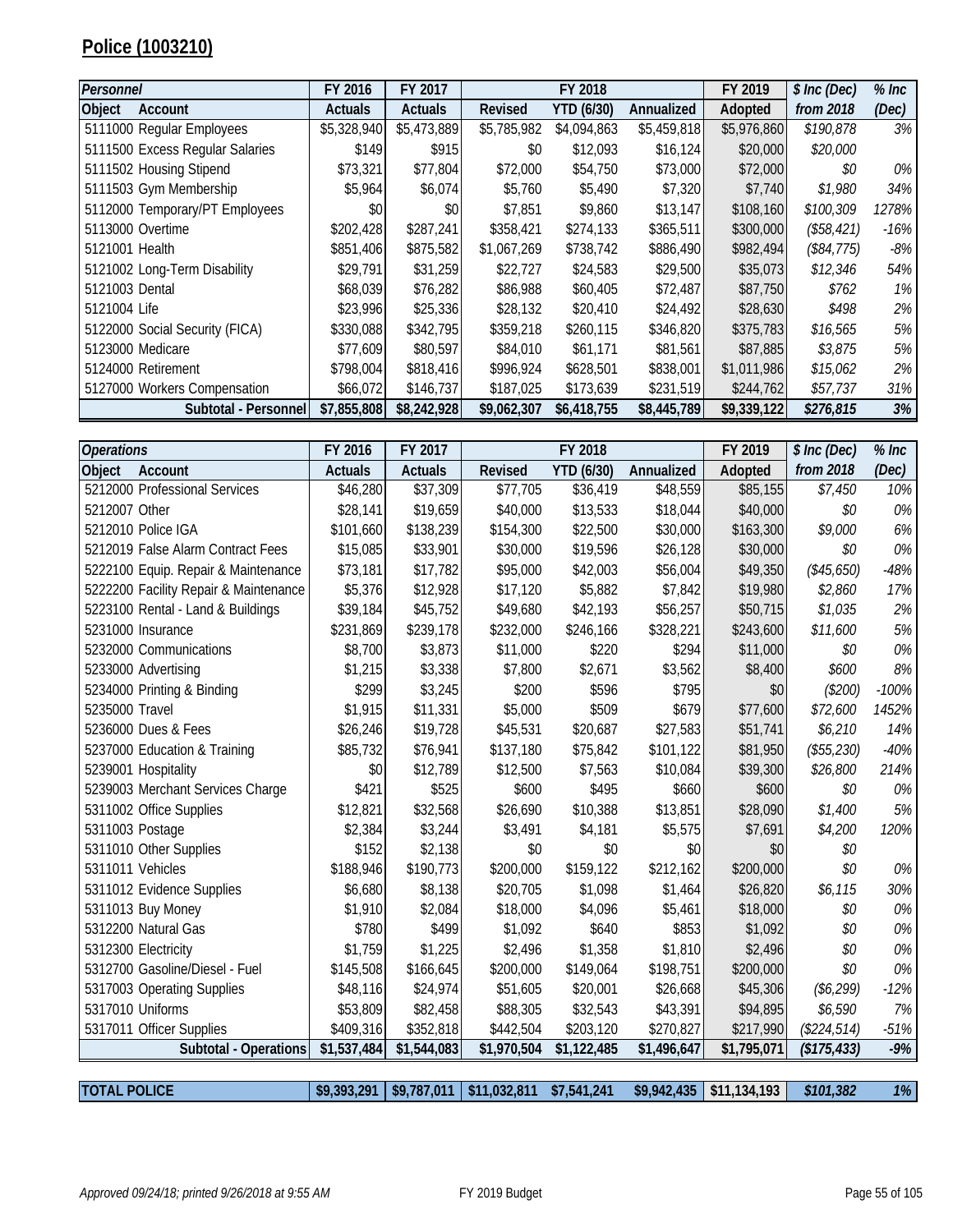## Police (1003210)

| *Personnel* | | FY 2016 | FY 2017 | FY 2018 | | | FY 2019 | *$ Inc (Dec)* | *% Inc* |
|---|---|---|---|---|---|---|---|---|---|
| Object | Account | Actuals | Actuals | Revised | YTD (6/30) | Annualized | Adopted | *from 2018* | *(Dec)* |
| 5111000 | Regular Employees | $5,328,940 | $5,473,889 | $5,785,982 | $4,094,863 | $5,459,818 | $5,976,860 | *$190,878* | *3%* |
| 5111500 | Excess Regular Salaries | $149 | $915 | $0 | $12,093 | $16,124 | $20,000 | *$20,000* | |
| 5111502 | Housing Stipend | $73,321 | $77,804 | $72,000 | $54,750 | $73,000 | $72,000 | *$0* | *0%* |
| 5111503 | Gym Membership | $5,964 | $6,074 | $5,760 | $5,490 | $7,320 | $7,740 | *$1,980* | *34%* |
| 5112000 | Temporary/PT Employees | $0 | $0 | $7,851 | $9,860 | $13,147 | $108,160 | *$100,309* | *1278%* |
| 5113000 | Overtime | $202,428 | $287,241 | $358,421 | $274,133 | $365,511 | $300,000 | *($58,421)* | *-16%* |
| 5121001 | Health | $851,406 | $875,582 | $1,067,269 | $738,742 | $886,490 | $982,494 | *($84,775)* | *-8%* |
| 5121002 | Long-Term Disability | $29,791 | $31,259 | $22,727 | $24,583 | $29,500 | $35,073 | *$12,346* | *54%* |
| 5121003 | Dental | $68,039 | $76,282 | $86,988 | $60,405 | $72,487 | $87,750 | *$762* | *1%* |
| 5121004 | Life | $23,996 | $25,336 | $28,132 | $20,410 | $24,492 | $28,630 | *$498* | *2%* |
| 5122000 | Social Security (FICA) | $330,088 | $342,795 | $359,218 | $260,115 | $346,820 | $375,783 | *$16,565* | *5%* |
| 5123000 | Medicare | $77,609 | $80,597 | $84,010 | $61,171 | $81,561 | $87,885 | *$3,875* | *5%* |
| 5124000 | Retirement | $798,004 | $818,416 | $996,924 | $628,501 | $838,001 | $1,011,986 | *$15,062* | *2%* |
| 5127000 | Workers Compensation | $66,072 | $146,737 | $187,025 | $173,639 | $231,519 | $244,762 | *$57,737* | *31%* |
| | **Subtotal - Personnel** | **$7,855,808** | **$8,242,928** | **$9,062,307** | **$6,418,755** | **$8,445,789** | **$9,339,122** | ***$276,815*** | ***3%*** |

| *Operations* | | FY 2016 | FY 2017 | FY 2018 | | | FY 2019 | *$ Inc (Dec)* | *% Inc* |
|---|---|---|---|---|---|---|---|---|---|
| Object | Account | Actuals | Actuals | Revised | YTD (6/30) | Annualized | Adopted | *from 2018* | *(Dec)* |
| 5212000 | Professional Services | $46,280 | $37,309 | $77,705 | $36,419 | $48,559 | $85,155 | *$7,450* | *10%* |
| 5212007 | Other | $28,141 | $19,659 | $40,000 | $13,533 | $18,044 | $40,000 | *$0* | *0%* |
| 5212010 | Police IGA | $101,660 | $138,239 | $154,300 | $22,500 | $30,000 | $163,300 | *$9,000* | *6%* |
| 5212019 | False Alarm Contract Fees | $15,085 | $33,901 | $30,000 | $19,596 | $26,128 | $30,000 | *$0* | *0%* |
| 5222100 | Equip. Repair & Maintenance | $73,181 | $17,782 | $95,000 | $42,003 | $56,004 | $49,350 | *($45,650)* | *-48%* |
| 5222200 | Facility Repair & Maintenance | $5,376 | $12,928 | $17,120 | $5,882 | $7,842 | $19,980 | *$2,860* | *17%* |
| 5223100 | Rental - Land & Buildings | $39,184 | $45,752 | $49,680 | $42,193 | $56,257 | $50,715 | *$1,035* | *2%* |
| 5231000 | Insurance | $231,869 | $239,178 | $232,000 | $246,166 | $328,221 | $243,600 | *$11,600* | *5%* |
| 5232000 | Communications | $8,700 | $3,873 | $11,000 | $220 | $294 | $11,000 | *$0* | *0%* |
| 5233000 | Advertising | $1,215 | $3,338 | $7,800 | $2,671 | $3,562 | $8,400 | *$600* | *8%* |
| 5234000 | Printing & Binding | $299 | $3,245 | $200 | $596 | $795 | $0 | *($200)* | *-100%* |
| 5235000 | Travel | $1,915 | $11,331 | $5,000 | $509 | $679 | $77,600 | *$72,600* | *1452%* |
| 5236000 | Dues & Fees | $26,246 | $19,728 | $45,531 | $20,687 | $27,583 | $51,741 | *$6,210* | *14%* |
| 5237000 | Education & Training | $85,732 | $76,941 | $137,180 | $75,842 | $101,122 | $81,950 | *($55,230)* | *-40%* |
| 5239001 | Hospitality | $0 | $12,789 | $12,500 | $7,563 | $10,084 | $39,300 | *$26,800* | *214%* |
| 5239003 | Merchant Services Charge | $421 | $525 | $600 | $495 | $660 | $600 | *$0* | *0%* |
| 5311002 | Office Supplies | $12,821 | $32,568 | $26,690 | $10,388 | $13,851 | $28,090 | *$1,400* | *5%* |
| 5311003 | Postage | $2,384 | $3,244 | $3,491 | $4,181 | $5,575 | $7,691 | *$4,200* | *120%* |
| 5311010 | Other Supplies | $152 | $2,138 | $0 | $0 | $0 | $0 | *$0* | |
| 5311011 | Vehicles | $188,946 | $190,773 | $200,000 | $159,122 | $212,162 | $200,000 | *$0* | *0%* |
| 5311012 | Evidence Supplies | $6,680 | $8,138 | $20,705 | $1,098 | $1,464 | $26,820 | *$6,115* | *30%* |
| 5311013 | Buy Money | $1,910 | $2,084 | $18,000 | $4,096 | $5,461 | $18,000 | *$0* | *0%* |
| 5312200 | Natural Gas | $780 | $499 | $1,092 | $640 | $853 | $1,092 | *$0* | *0%* |
| 5312300 | Electricity | $1,759 | $1,225 | $2,496 | $1,358 | $1,810 | $2,496 | *$0* | *0%* |
| 5312700 | Gasoline/Diesel - Fuel | $145,508 | $166,645 | $200,000 | $149,064 | $198,751 | $200,000 | *$0* | *0%* |
| 5317003 | Operating Supplies | $48,116 | $24,974 | $51,605 | $20,001 | $26,668 | $45,306 | *($6,299)* | *-12%* |
| 5317010 | Uniforms | $53,809 | $82,458 | $88,305 | $32,543 | $43,391 | $94,895 | *$6,590* | *7%* |
| 5317011 | Officer Supplies | $409,316 | $352,818 | $442,504 | $203,120 | $270,827 | $217,990 | *($224,514)* | *-51%* |
| | **Subtotal - Operations** | **$1,537,484** | **$1,544,083** | **$1,970,504** | **$1,122,485** | **$1,496,647** | **$1,795,071** | ***($175,433)*** | ***-9%*** |

| **TOTAL POLICE** | | **$9,393,291** | **$9,787,011** | **$11,032,811** | **$7,541,241** | **$9,942,435** | **$11,134,193** | ***$101,382*** | ***1%*** |
|---|---|---|---|---|---|---|---|---|---|

*Approved 09/24/18; printed 9/26/2018 at 9:55 AM* — FY 2019 Budget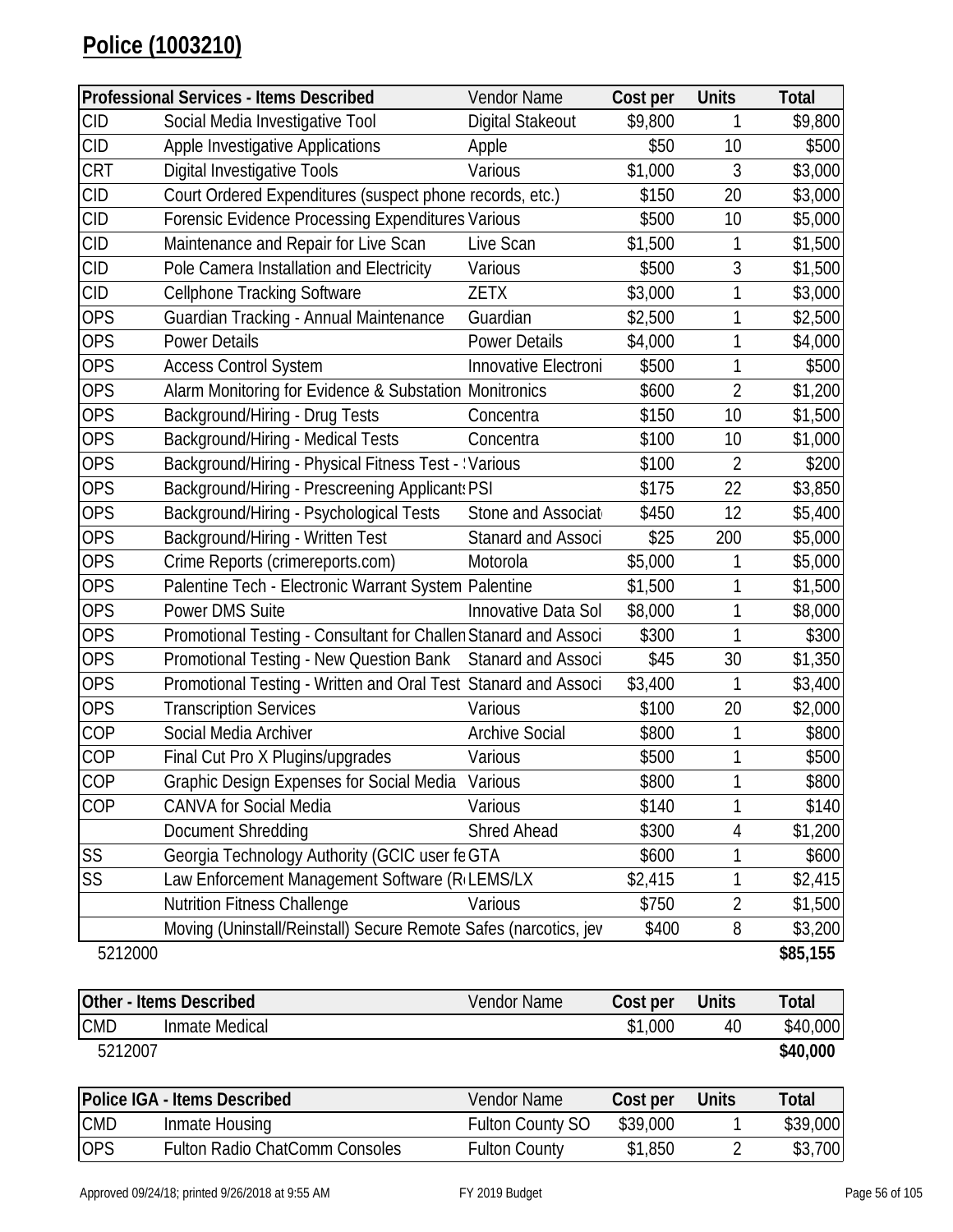# Police (1003210)

| Professional Services - Items Described | | Vendor Name | Cost per | Units | Total |
|---|---|---|---|---|---|
| CID | Social Media Investigative Tool | Digital Stakeout | $9,800 | 1 | $9,800 |
| CID | Apple Investigative Applications | Apple | $50 | 10 | $500 |
| CRT | Digital Investigative Tools | Various | $1,000 | 3 | $3,000 |
| CID | Court Ordered Expenditures (suspect phone records, etc.) | | $150 | 20 | $3,000 |
| CID | Forensic Evidence Processing Expenditures | Various | $500 | 10 | $5,000 |
| CID | Maintenance and Repair for Live Scan | Live Scan | $1,500 | 1 | $1,500 |
| CID | Pole Camera Installation and Electricity | Various | $500 | 3 | $1,500 |
| CID | Cellphone Tracking Software | ZETX | $3,000 | 1 | $3,000 |
| OPS | Guardian Tracking - Annual Maintenance | Guardian | $2,500 | 1 | $2,500 |
| OPS | Power Details | Power Details | $4,000 | 1 | $4,000 |
| OPS | Access Control System | Innovative Electroni | $500 | 1 | $500 |
| OPS | Alarm Monitoring for Evidence & Substation | Monitronics | $600 | 2 | $1,200 |
| OPS | Background/Hiring - Drug Tests | Concentra | $150 | 10 | $1,500 |
| OPS | Background/Hiring - Medical Tests | Concentra | $100 | 10 | $1,000 |
| OPS | Background/Hiring - Physical Fitness Test - : | Various | $100 | 2 | $200 |
| OPS | Background/Hiring - Prescreening Applicants | PSI | $175 | 22 | $3,850 |
| OPS | Background/Hiring - Psychological Tests | Stone and Associat | $450 | 12 | $5,400 |
| OPS | Background/Hiring - Written Test | Stanard and Associ | $25 | 200 | $5,000 |
| OPS | Crime Reports (crimereports.com) | Motorola | $5,000 | 1 | $5,000 |
| OPS | Palentine Tech - Electronic Warrant System | Palentine | $1,500 | 1 | $1,500 |
| OPS | Power DMS Suite | Innovative Data Sol | $8,000 | 1 | $8,000 |
| OPS | Promotional Testing - Consultant for Challen | Stanard and Associ | $300 | 1 | $300 |
| OPS | Promotional Testing - New Question Bank | Stanard and Associ | $45 | 30 | $1,350 |
| OPS | Promotional Testing - Written and Oral Test | Stanard and Associ | $3,400 | 1 | $3,400 |
| OPS | Transcription Services | Various | $100 | 20 | $2,000 |
| COP | Social Media Archiver | Archive Social | $800 | 1 | $800 |
| COP | Final Cut Pro X Plugins/upgrades | Various | $500 | 1 | $500 |
| COP | Graphic Design Expenses for Social Media | Various | $800 | 1 | $800 |
| COP | CANVA for Social Media | Various | $140 | 1 | $140 |
| | Document Shredding | Shred Ahead | $300 | 4 | $1,200 |
| SS | Georgia Technology Authority (GCIC user fe | GTA | $600 | 1 | $600 |
| SS | Law Enforcement Management Software (R | LEMS/LX | $2,415 | 1 | $2,415 |
| | Nutrition Fitness Challenge | Various | $750 | 2 | $1,500 |
| | Moving (Uninstall/Reinstall) Secure Remote Safes (narcotics, jev | | $400 | 8 | $3,200 |
| 5212000 | | | | | **$85,155** |

| Other - Items Described | | Vendor Name | Cost per | Units | Total |
|---|---|---|---|---|---|
| CMD | Inmate Medical | | $1,000 | 40 | $40,000 |
| 5212007 | | | | | **$40,000** |

| Police IGA - Items Described | | Vendor Name | Cost per | Units | Total |
|---|---|---|---|---|---|
| CMD | Inmate Housing | Fulton County SO | $39,000 | 1 | $39,000 |
| OPS | Fulton Radio ChatComm Consoles | Fulton County | $1,850 | 2 | $3,700 |

Approved 09/24/18; printed 9/26/2018 at 9:55 AM FY 2019 Budget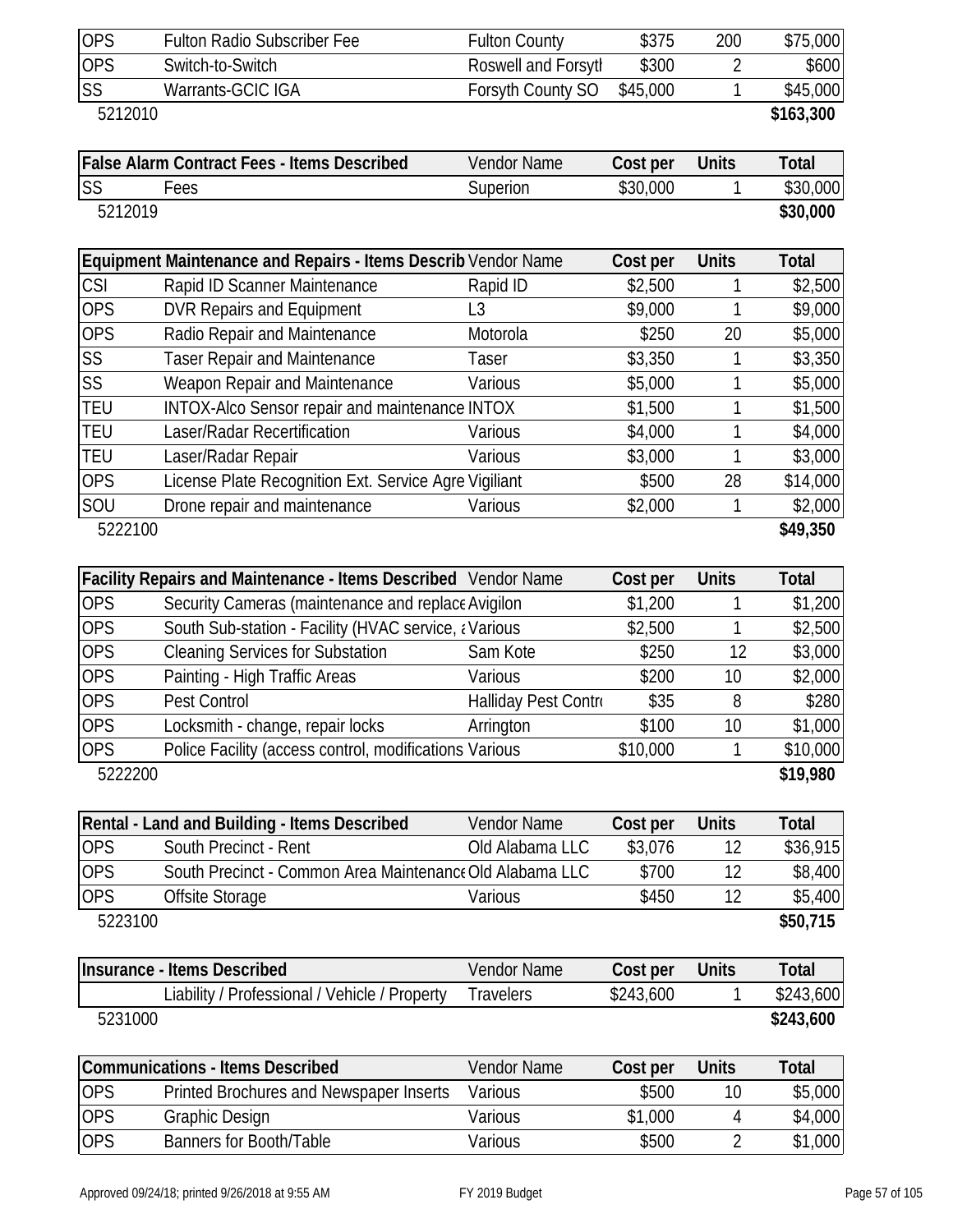| | | | | | |
|---|---|---|---|---|---|
| OPS | Fulton Radio Subscriber Fee | Fulton County | $375 | 200 | $75,000 |
| OPS | Switch-to-Switch | Roswell and Forsyth | $300 | 2 | $600 |
| SS | Warrants-GCIC IGA | Forsyth County SO | $45,000 | 1 | $45,000 |
| 5212010 | | | | | **$163,300** |

| **False Alarm Contract Fees - Items Described** | | Vendor Name | **Cost per** | **Units** | **Total** |
|---|---|---|---|---|---|
| SS | Fees | Superion | $30,000 | 1 | $30,000 |
| 5212019 | | | | | **$30,000** |

| **Equipment Maintenance and Repairs - Items Described** | | Vendor Name | **Cost per** | **Units** | **Total** |
|---|---|---|---|---|---|
| CSI | Rapid ID Scanner Maintenance | Rapid ID | $2,500 | 1 | $2,500 |
| OPS | DVR Repairs and Equipment | L3 | $9,000 | 1 | $9,000 |
| OPS | Radio Repair and Maintenance | Motorola | $250 | 20 | $5,000 |
| SS | Taser Repair and Maintenance | Taser | $3,350 | 1 | $3,350 |
| SS | Weapon Repair and Maintenance | Various | $5,000 | 1 | $5,000 |
| TEU | INTOX-Alco Sensor repair and maintenance | INTOX | $1,500 | 1 | $1,500 |
| TEU | Laser/Radar Recertification | Various | $4,000 | 1 | $4,000 |
| TEU | Laser/Radar Repair | Various | $3,000 | 1 | $3,000 |
| OPS | License Plate Recognition Ext. Service Agre | Vigiliant | $500 | 28 | $14,000 |
| SOU | Drone repair and maintenance | Various | $2,000 | 1 | $2,000 |
| 5222100 | | | | | **$49,350** |

| **Facility Repairs and Maintenance - Items Described** | | Vendor Name | **Cost per** | **Units** | **Total** |
|---|---|---|---|---|---|
| OPS | Security Cameras (maintenance and replace | Avigilon | $1,200 | 1 | $1,200 |
| OPS | South Sub-station - Facility (HVAC service, a | Various | $2,500 | 1 | $2,500 |
| OPS | Cleaning Services for Substation | Sam Kote | $250 | 12 | $3,000 |
| OPS | Painting - High Traffic Areas | Various | $200 | 10 | $2,000 |
| OPS | Pest Control | Halliday Pest Contro | $35 | 8 | $280 |
| OPS | Locksmith - change, repair locks | Arrington | $100 | 10 | $1,000 |
| OPS | Police Facility (access control, modifications | Various | $10,000 | 1 | $10,000 |
| 5222200 | | | | | **$19,980** |

| **Rental - Land and Building - Items Described** | | Vendor Name | **Cost per** | **Units** | **Total** |
|---|---|---|---|---|---|
| OPS | South Precinct - Rent | Old Alabama LLC | $3,076 | 12 | $36,915 |
| OPS | South Precinct - Common Area Maintenance | Old Alabama LLC | $700 | 12 | $8,400 |
| OPS | Offsite Storage | Various | $450 | 12 | $5,400 |
| 5223100 | | | | | **$50,715** |

| **Insurance - Items Described** | | Vendor Name | **Cost per** | **Units** | **Total** |
|---|---|---|---|---|---|
| | Liability / Professional / Vehicle / Property | Travelers | $243,600 | 1 | $243,600 |
| 5231000 | | | | | **$243,600** |

| **Communications - Items Described** | | Vendor Name | **Cost per** | **Units** | **Total** |
|---|---|---|---|---|---|
| OPS | Printed Brochures and Newspaper Inserts | Various | $500 | 10 | $5,000 |
| OPS | Graphic Design | Various | $1,000 | 4 | $4,000 |
| OPS | Banners for Booth/Table | Various | $500 | 2 | $1,000 |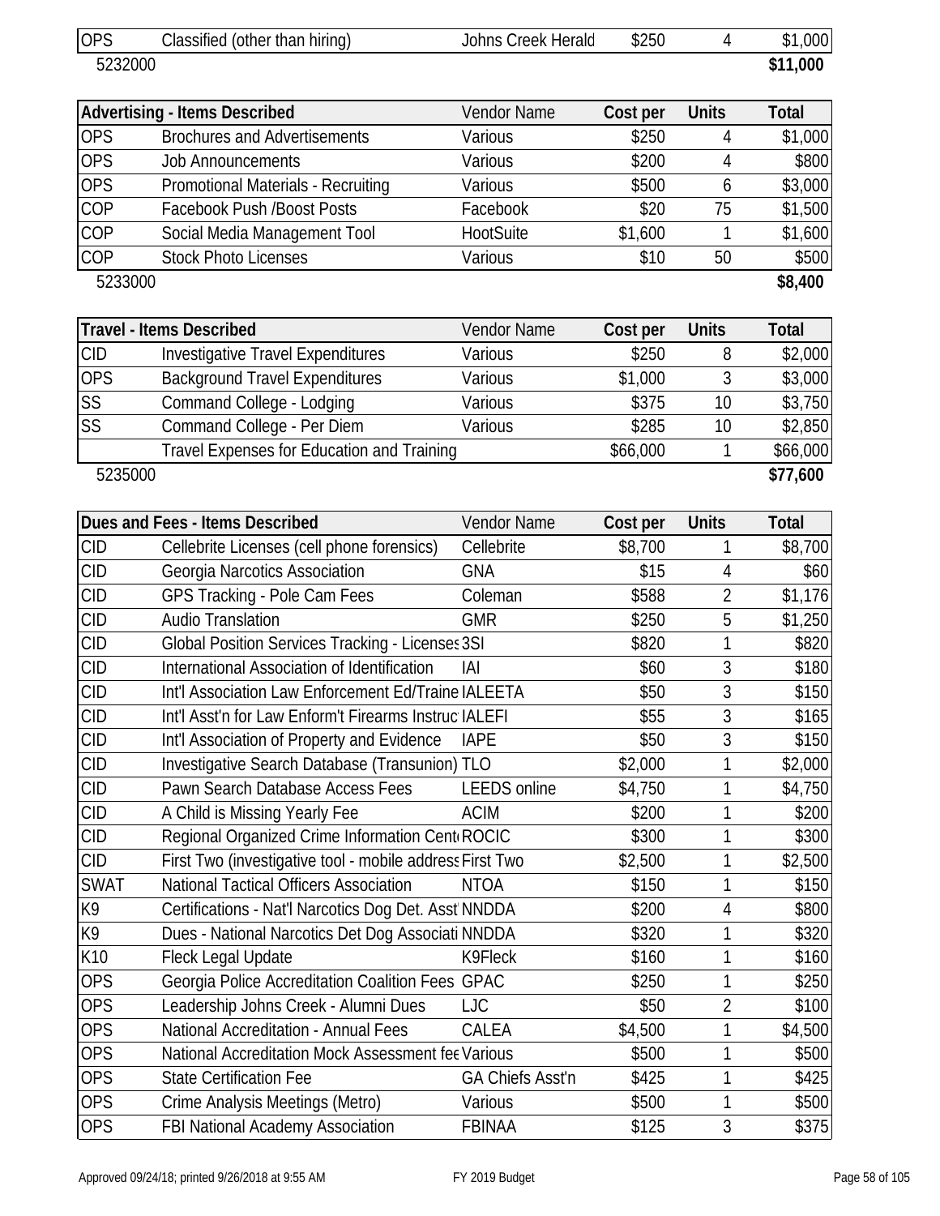| | | | | | |
|---|---|---|---|---|---|
| OPS | Classified (other than hiring) | Johns Creek Herald | $250 | 4 | $1,000 |
| 5232000 | | | | | **$11,000** |

| Advertising - Items Described | | Vendor Name | Cost per | Units | Total |
|---|---|---|---|---|---|
| OPS | Brochures and Advertisements | Various | $250 | 4 | $1,000 |
| OPS | Job Announcements | Various | $200 | 4 | $800 |
| OPS | Promotional Materials - Recruiting | Various | $500 | 6 | $3,000 |
| COP | Facebook Push /Boost Posts | Facebook | $20 | 75 | $1,500 |
| COP | Social Media Management Tool | HootSuite | $1,600 | 1 | $1,600 |
| COP | Stock Photo Licenses | Various | $10 | 50 | $500 |
| 5233000 | | | | | **$8,400** |

| Travel - Items Described | | Vendor Name | Cost per | Units | Total |
|---|---|---|---|---|---|
| CID | Investigative Travel Expenditures | Various | $250 | 8 | $2,000 |
| OPS | Background Travel Expenditures | Various | $1,000 | 3 | $3,000 |
| SS | Command College - Lodging | Various | $375 | 10 | $3,750 |
| SS | Command College - Per Diem | Various | $285 | 10 | $2,850 |
| | Travel Expenses for Education and Training | | $66,000 | 1 | $66,000 |
| 5235000 | | | | | **$77,600** |

| Dues and Fees - Items Described | | Vendor Name | Cost per | Units | Total |
|---|---|---|---|---|---|
| CID | Cellebrite Licenses (cell phone forensics) | Cellebrite | $8,700 | 1 | $8,700 |
| CID | Georgia Narcotics Association | GNA | $15 | 4 | $60 |
| CID | GPS Tracking - Pole Cam Fees | Coleman | $588 | 2 | $1,176 |
| CID | Audio Translation | GMR | $250 | 5 | $1,250 |
| CID | Global Position Services Tracking - Licenses | 3SI | $820 | 1 | $820 |
| CID | International Association of Identification | IAI | $60 | 3 | $180 |
| CID | Int'l Association Law Enforcement Ed/Traine | IALEETA | $50 | 3 | $150 |
| CID | Int'l Asst'n for Law Enform't Firearms Instruc | IALEFI | $55 | 3 | $165 |
| CID | Int'l Association of Property and Evidence | IAPE | $50 | 3 | $150 |
| CID | Investigative Search Database (Transunion) | TLO | $2,000 | 1 | $2,000 |
| CID | Pawn Search Database Access Fees | LEEDS online | $4,750 | 1 | $4,750 |
| CID | A Child is Missing Yearly Fee | ACIM | $200 | 1 | $200 |
| CID | Regional Organized Crime Information Cent | ROCIC | $300 | 1 | $300 |
| CID | First Two (investigative tool - mobile address | First Two | $2,500 | 1 | $2,500 |
| SWAT | National Tactical Officers Association | NTOA | $150 | 1 | $150 |
| K9 | Certifications - Nat'l Narcotics Dog Det. Asst | NNDDA | $200 | 4 | $800 |
| K9 | Dues - National Narcotics Det Dog Associati | NNDDA | $320 | 1 | $320 |
| K10 | Fleck Legal Update | K9Fleck | $160 | 1 | $160 |
| OPS | Georgia Police Accreditation Coalition Fees | GPAC | $250 | 1 | $250 |
| OPS | Leadership Johns Creek - Alumni Dues | LJC | $50 | 2 | $100 |
| OPS | National Accreditation - Annual Fees | CALEA | $4,500 | 1 | $4,500 |
| OPS | National Accreditation Mock Assessment fee | Various | $500 | 1 | $500 |
| OPS | State Certification Fee | GA Chiefs Asst'n | $425 | 1 | $425 |
| OPS | Crime Analysis Meetings (Metro) | Various | $500 | 1 | $500 |
| OPS | FBI National Academy Association | FBINAA | $125 | 3 | $375 |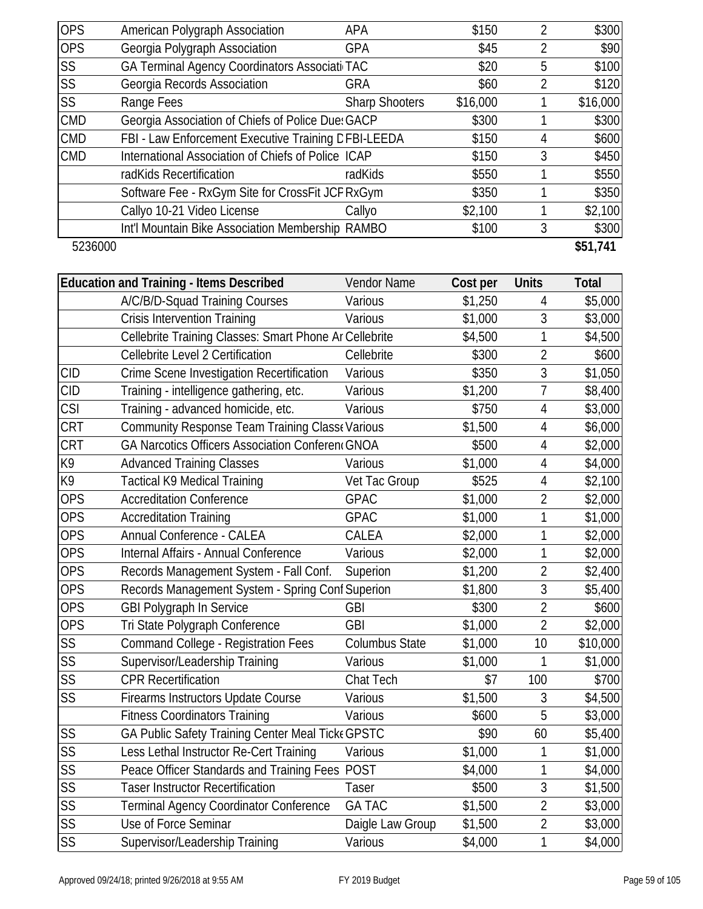| | | | | | |
|---|---|---|---|---|---|
| OPS | American Polygraph Association | APA | $150 | 2 | $300 |
| OPS | Georgia Polygraph Association | GPA | $45 | 2 | $90 |
| SS | GA Terminal Agency Coordinators Associati | TAC | $20 | 5 | $100 |
| SS | Georgia Records Association | GRA | $60 | 2 | $120 |
| SS | Range Fees | Sharp Shooters | $16,000 | 1 | $16,000 |
| CMD | Georgia Association of Chiefs of Police Dues | GACP | $300 | 1 | $300 |
| CMD | FBI - Law Enforcement Executive Training D | FBI-LEEDA | $150 | 4 | $600 |
| CMD | International Association of Chiefs of Police | ICAP | $150 | 3 | $450 |
| | radKids Recertification | radKids | $550 | 1 | $550 |
| | Software Fee - RxGym Site for CrossFit JCF | RxGym | $350 | 1 | $350 |
| | Callyo 10-21 Video License | Callyo | $2,100 | 1 | $2,100 |
| | Int'l Mountain Bike Association Membership | RAMBO | $100 | 3 | $300 |
| 5236000 | | | | | **$51,741** |

| | Education and Training - Items Described | Vendor Name | Cost per | Units | Total |
|---|---|---|---|---|---|
| | A/C/B/D-Squad Training Courses | Various | $1,250 | 4 | $5,000 |
| | Crisis Intervention Training | Various | $1,000 | 3 | $3,000 |
| | Cellebrite Training Classes: Smart Phone Ar | Cellebrite | $4,500 | 1 | $4,500 |
| | Cellebrite Level 2 Certification | Cellebrite | $300 | 2 | $600 |
| CID | Crime Scene Investigation Recertification | Various | $350 | 3 | $1,050 |
| CID | Training - intelligence gathering, etc. | Various | $1,200 | 7 | $8,400 |
| CSI | Training - advanced homicide, etc. | Various | $750 | 4 | $3,000 |
| CRT | Community Response Team Training Classe | Various | $1,500 | 4 | $6,000 |
| CRT | GA Narcotics Officers Association Conferen | GNOA | $500 | 4 | $2,000 |
| K9 | Advanced Training Classes | Various | $1,000 | 4 | $4,000 |
| K9 | Tactical K9 Medical Training | Vet Tac Group | $525 | 4 | $2,100 |
| OPS | Accreditation Conference | GPAC | $1,000 | 2 | $2,000 |
| OPS | Accreditation Training | GPAC | $1,000 | 1 | $1,000 |
| OPS | Annual Conference - CALEA | CALEA | $2,000 | 1 | $2,000 |
| OPS | Internal Affairs - Annual Conference | Various | $2,000 | 1 | $2,000 |
| OPS | Records Management System - Fall Conf. | Superion | $1,200 | 2 | $2,400 |
| OPS | Records Management System - Spring Conf | Superion | $1,800 | 3 | $5,400 |
| OPS | GBI Polygraph In Service | GBI | $300 | 2 | $600 |
| OPS | Tri State Polygraph Conference | GBI | $1,000 | 2 | $2,000 |
| SS | Command College - Registration Fees | Columbus State | $1,000 | 10 | $10,000 |
| SS | Supervisor/Leadership Training | Various | $1,000 | 1 | $1,000 |
| SS | CPR Recertification | Chat Tech | $7 | 100 | $700 |
| SS | Firearms Instructors Update Course | Various | $1,500 | 3 | $4,500 |
| | Fitness Coordinators Training | Various | $600 | 5 | $3,000 |
| SS | GA Public Safety Training Center Meal Ticke | GPSTC | $90 | 60 | $5,400 |
| SS | Less Lethal Instructor Re-Cert Training | Various | $1,000 | 1 | $1,000 |
| SS | Peace Officer Standards and Training Fees | POST | $4,000 | 1 | $4,000 |
| SS | Taser Instructor Recertification | Taser | $500 | 3 | $1,500 |
| SS | Terminal Agency Coordinator Conference | GA TAC | $1,500 | 2 | $3,000 |
| SS | Use of Force Seminar | Daigle Law Group | $1,500 | 2 | $3,000 |
| SS | Supervisor/Leadership Training | Various | $4,000 | 1 | $4,000 |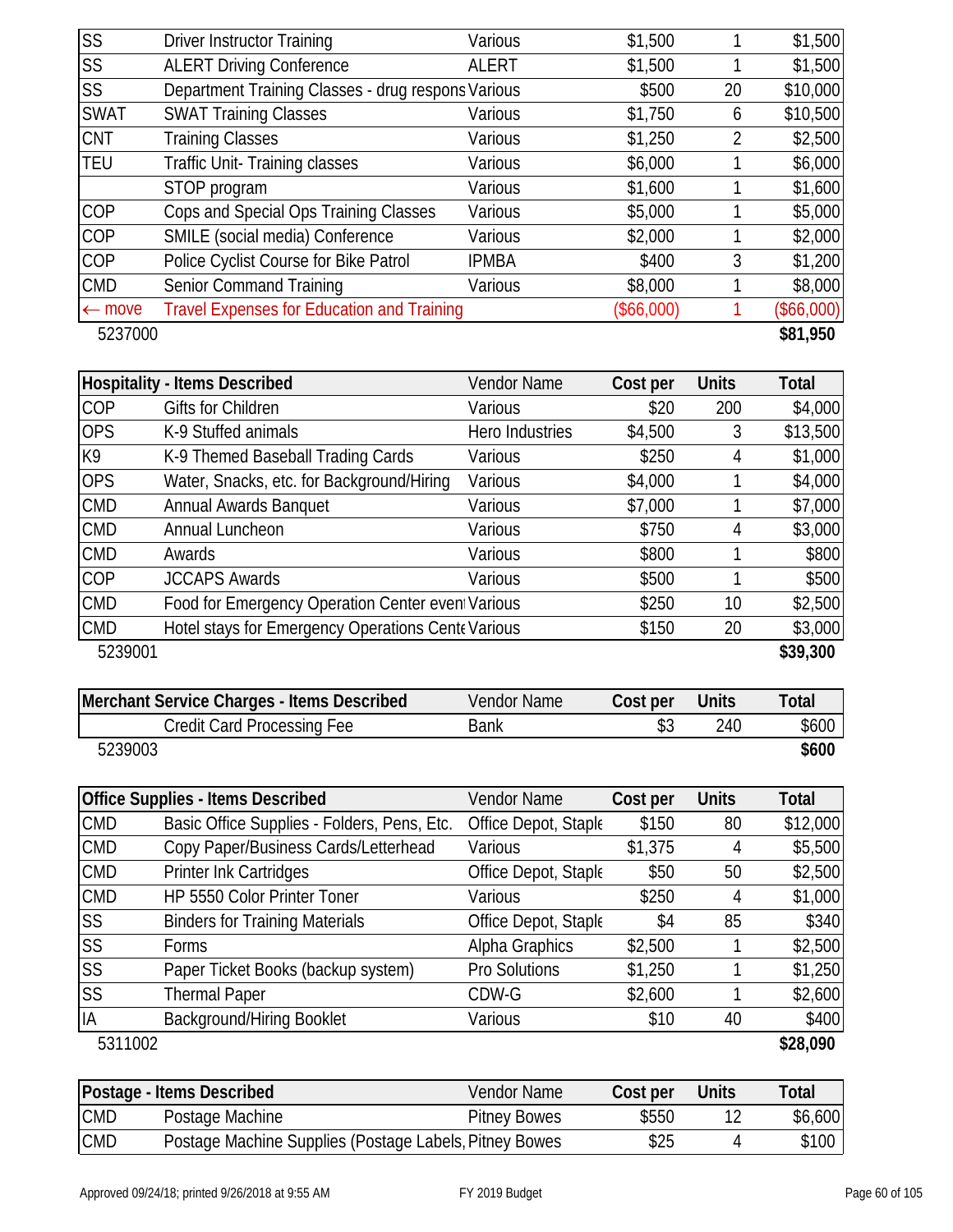| | | | | | |
|---|---|---|---|---|---|
| SS | Driver Instructor Training | Various | $1,500 | 1 | $1,500 |
| SS | ALERT Driving Conference | ALERT | $1,500 | 1 | $1,500 |
| SS | Department Training Classes - drug respons | Various | $500 | 20 | $10,000 |
| SWAT | SWAT Training Classes | Various | $1,750 | 6 | $10,500 |
| CNT | Training Classes | Various | $1,250 | 2 | $2,500 |
| TEU | Traffic Unit- Training classes | Various | $6,000 | 1 | $6,000 |
| | STOP program | Various | $1,600 | 1 | $1,600 |
| COP | Cops and Special Ops Training Classes | Various | $5,000 | 1 | $5,000 |
| COP | SMILE (social media) Conference | Various | $2,000 | 1 | $2,000 |
| COP | Police Cyclist Course for Bike Patrol | IPMBA | $400 | 3 | $1,200 |
| CMD | Senior Command Training | Various | $8,000 | 1 | $8,000 |
| ← move | Travel Expenses for Education and Training | | ($66,000) | 1 | ($66,000) |
| 5237000 | | | | | **$81,950** |

| Hospitality - Items Described | | Vendor Name | Cost per | Units | Total |
|---|---|---|---|---|---|
| COP | Gifts for Children | Various | $20 | 200 | $4,000 |
| OPS | K-9 Stuffed animals | Hero Industries | $4,500 | 3 | $13,500 |
| K9 | K-9 Themed Baseball Trading Cards | Various | $250 | 4 | $1,000 |
| OPS | Water, Snacks, etc. for Background/Hiring | Various | $4,000 | 1 | $4,000 |
| CMD | Annual Awards Banquet | Various | $7,000 | 1 | $7,000 |
| CMD | Annual Luncheon | Various | $750 | 4 | $3,000 |
| CMD | Awards | Various | $800 | 1 | $800 |
| COP | JCCAPS Awards | Various | $500 | 1 | $500 |
| CMD | Food for Emergency Operation Center event | Various | $250 | 10 | $2,500 |
| CMD | Hotel stays for Emergency Operations Cente | Various | $150 | 20 | $3,000 |
| 5239001 | | | | | **$39,300** |

| Merchant Service Charges - Items Described | | Vendor Name | Cost per | Units | Total |
|---|---|---|---|---|---|
| | Credit Card Processing Fee | Bank | $3 | 240 | $600 |
| 5239003 | | | | | **$600** |

| Office Supplies - Items Described | | Vendor Name | Cost per | Units | Total |
|---|---|---|---|---|---|
| CMD | Basic Office Supplies - Folders, Pens, Etc. | Office Depot, Staple | $150 | 80 | $12,000 |
| CMD | Copy Paper/Business Cards/Letterhead | Various | $1,375 | 4 | $5,500 |
| CMD | Printer Ink Cartridges | Office Depot, Staple | $50 | 50 | $2,500 |
| CMD | HP 5550 Color Printer Toner | Various | $250 | 4 | $1,000 |
| SS | Binders for Training Materials | Office Depot, Staple | $4 | 85 | $340 |
| SS | Forms | Alpha Graphics | $2,500 | 1 | $2,500 |
| SS | Paper Ticket Books (backup system) | Pro Solutions | $1,250 | 1 | $1,250 |
| SS | Thermal Paper | CDW-G | $2,600 | 1 | $2,600 |
| IA | Background/Hiring Booklet | Various | $10 | 40 | $400 |
| 5311002 | | | | | **$28,090** |

| Postage - Items Described | | Vendor Name | Cost per | Units | Total |
|---|---|---|---|---|---|
| CMD | Postage Machine | Pitney Bowes | $550 | 12 | $6,600 |
| CMD | Postage Machine Supplies (Postage Labels, | Pitney Bowes | $25 | 4 | $100 |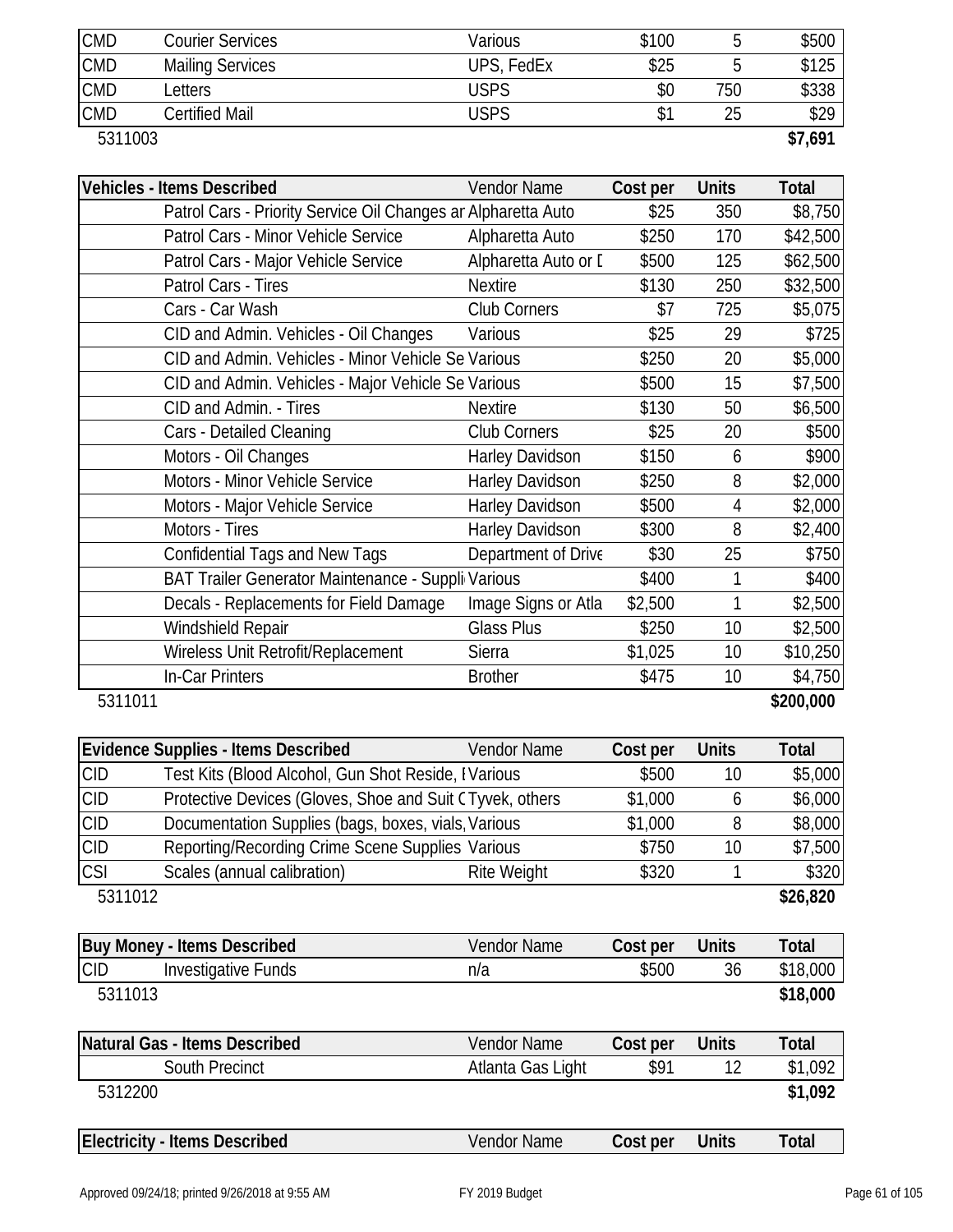| | | | | | |
|---|---|---|---|---|---|
| CMD | Courier Services | Various | $100 | 5 | $500 |
| CMD | Mailing Services | UPS, FedEx | $25 | 5 | $125 |
| CMD | Letters | USPS | $0 | 750 | $338 |
| CMD | Certified Mail | USPS | $1 | 25 | $29 |
| 5311003 | | | | | **$7,691** |

| Vehicles - Items Described | | Vendor Name | Cost per | Units | Total |
|---|---|---|---|---|---|
| | Patrol Cars - Priority Service Oil Changes ar | Alpharetta Auto | $25 | 350 | $8,750 |
| | Patrol Cars - Minor Vehicle Service | Alpharetta Auto | $250 | 170 | $42,500 |
| | Patrol Cars - Major Vehicle Service | Alpharetta Auto or I | $500 | 125 | $62,500 |
| | Patrol Cars - Tires | Nextire | $130 | 250 | $32,500 |
| | Cars - Car Wash | Club Corners | $7 | 725 | $5,075 |
| | CID and Admin. Vehicles - Oil Changes | Various | $25 | 29 | $725 |
| | CID and Admin. Vehicles - Minor Vehicle Se | Various | $250 | 20 | $5,000 |
| | CID and Admin. Vehicles - Major Vehicle Se | Various | $500 | 15 | $7,500 |
| | CID and Admin. - Tires | Nextire | $130 | 50 | $6,500 |
| | Cars - Detailed Cleaning | Club Corners | $25 | 20 | $500 |
| | Motors - Oil Changes | Harley Davidson | $150 | 6 | $900 |
| | Motors - Minor Vehicle Service | Harley Davidson | $250 | 8 | $2,000 |
| | Motors - Major Vehicle Service | Harley Davidson | $500 | 4 | $2,000 |
| | Motors - Tires | Harley Davidson | $300 | 8 | $2,400 |
| | Confidential Tags and New Tags | Department of Drive | $30 | 25 | $750 |
| | BAT Trailer Generator Maintenance - Suppli | Various | $400 | 1 | $400 |
| | Decals - Replacements for Field Damage | Image Signs or Atla | $2,500 | 1 | $2,500 |
| | Windshield Repair | Glass Plus | $250 | 10 | $2,500 |
| | Wireless Unit Retrofit/Replacement | Sierra | $1,025 | 10 | $10,250 |
| | In-Car Printers | Brother | $475 | 10 | $4,750 |
| 5311011 | | | | | **$200,000** |

| Evidence Supplies - Items Described | | Vendor Name | Cost per | Units | Total |
|---|---|---|---|---|---|
| CID | Test Kits (Blood Alcohol, Gun Shot Reside, I | Various | $500 | 10 | $5,000 |
| CID | Protective Devices (Gloves, Shoe and Suit C | Tyvek, others | $1,000 | 6 | $6,000 |
| CID | Documentation Supplies (bags, boxes, vials, | Various | $1,000 | 8 | $8,000 |
| CID | Reporting/Recording Crime Scene Supplies | Various | $750 | 10 | $7,500 |
| CSI | Scales (annual calibration) | Rite Weight | $320 | 1 | $320 |
| 5311012 | | | | | **$26,820** |

| Buy Money - Items Described | | Vendor Name | Cost per | Units | Total |
|---|---|---|---|---|---|
| CID | Investigative Funds | n/a | $500 | 36 | $18,000 |
| 5311013 | | | | | **$18,000** |

| Natural Gas - Items Described | | Vendor Name | Cost per | Units | Total |
|---|---|---|---|---|---|
| | South Precinct | Atlanta Gas Light | $91 | 12 | $1,092 |
| 5312200 | | | | | **$1,092** |

| Electricity - Items Described | | Vendor Name | Cost per | Units | Total |
|---|---|---|---|---|---|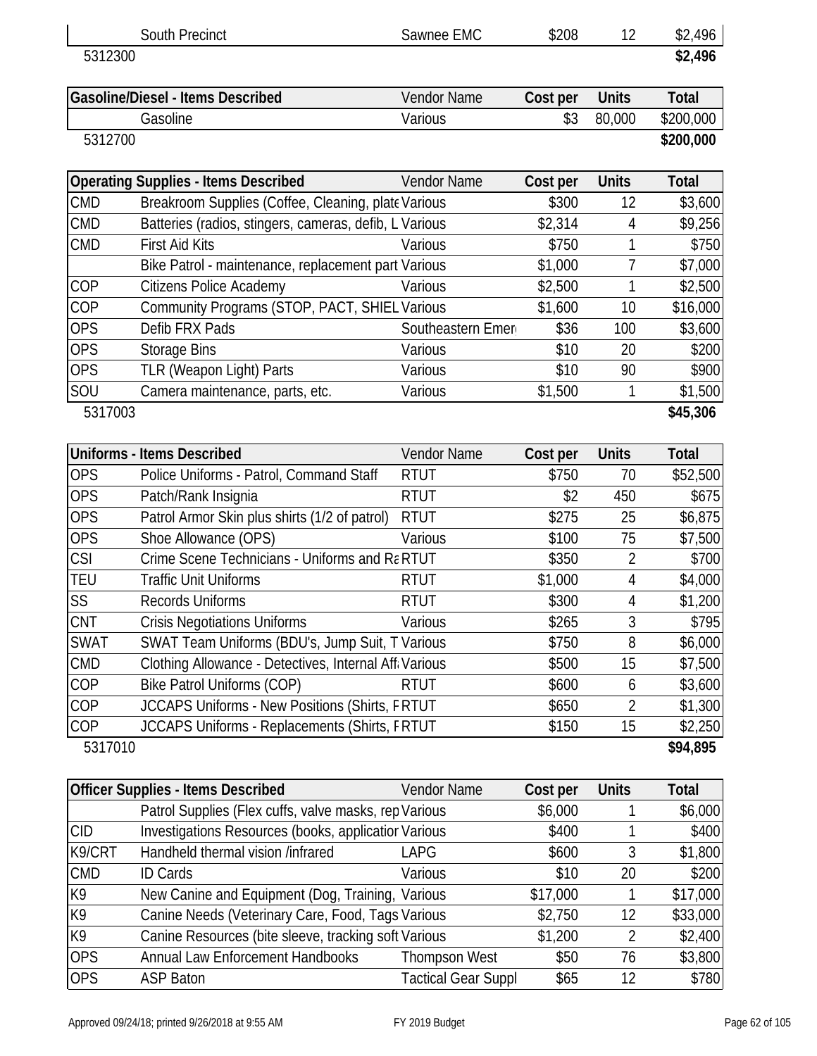| | South Precinct | Sawnee EMC | $208 | 12 | $2,496 |
|---|---|---|---|---|---|
| 5312300 | | | | | **$2,496** |

| **Gasoline/Diesel - Items Described** | | Vendor Name | **Cost per** | **Units** | **Total** |
|---|---|---|---|---|---|
| | Gasoline | Various | $3 | 80,000 | $200,000 |
| 5312700 | | | | | **$200,000** |

| **Operating Supplies - Items Described** | | Vendor Name | **Cost per** | **Units** | **Total** |
|---|---|---|---|---|---|
| CMD | Breakroom Supplies (Coffee, Cleaning, plate | Various | $300 | 12 | $3,600 |
| CMD | Batteries (radios, stingers, cameras, defib, L | Various | $2,314 | 4 | $9,256 |
| CMD | First Aid Kits | Various | $750 | 1 | $750 |
| | Bike Patrol - maintenance, replacement part | Various | $1,000 | 7 | $7,000 |
| COP | Citizens Police Academy | Various | $2,500 | 1 | $2,500 |
| COP | Community Programs (STOP, PACT, SHIEL | Various | $1,600 | 10 | $16,000 |
| OPS | Defib FRX Pads | Southeastern Emer | $36 | 100 | $3,600 |
| OPS | Storage Bins | Various | $10 | 20 | $200 |
| OPS | TLR (Weapon Light) Parts | Various | $10 | 90 | $900 |
| SOU | Camera maintenance, parts, etc. | Various | $1,500 | 1 | $1,500 |
| 5317003 | | | | | **$45,306** |

| **Uniforms - Items Described** | | Vendor Name | **Cost per** | **Units** | **Total** |
|---|---|---|---|---|---|
| OPS | Police Uniforms - Patrol, Command Staff | RTUT | $750 | 70 | $52,500 |
| OPS | Patch/Rank Insignia | RTUT | $2 | 450 | $675 |
| OPS | Patrol Armor Skin plus shirts (1/2 of patrol) | RTUT | $275 | 25 | $6,875 |
| OPS | Shoe Allowance (OPS) | Various | $100 | 75 | $7,500 |
| CSI | Crime Scene Technicians - Uniforms and Ra | RTUT | $350 | 2 | $700 |
| TEU | Traffic Unit Uniforms | RTUT | $1,000 | 4 | $4,000 |
| SS | Records Uniforms | RTUT | $300 | 4 | $1,200 |
| CNT | Crisis Negotiations Uniforms | Various | $265 | 3 | $795 |
| SWAT | SWAT Team Uniforms (BDU's, Jump Suit, T | Various | $750 | 8 | $6,000 |
| CMD | Clothing Allowance - Detectives, Internal Aff | Various | $500 | 15 | $7,500 |
| COP | Bike Patrol Uniforms (COP) | RTUT | $600 | 6 | $3,600 |
| COP | JCCAPS Uniforms - New Positions (Shirts, F | RTUT | $650 | 2 | $1,300 |
| COP | JCCAPS Uniforms - Replacements (Shirts, F | RTUT | $150 | 15 | $2,250 |
| 5317010 | | | | | **$94,895** |

| **Officer Supplies - Items Described** | | Vendor Name | **Cost per** | **Units** | **Total** |
|---|---|---|---|---|---|
| | Patrol Supplies (Flex cuffs, valve masks, rep | Various | $6,000 | 1 | $6,000 |
| CID | Investigations Resources (books, applicatior | Various | $400 | 1 | $400 |
| K9/CRT | Handheld thermal vision /infrared | LAPG | $600 | 3 | $1,800 |
| CMD | ID Cards | Various | $10 | 20 | $200 |
| K9 | New Canine and Equipment (Dog, Training, | Various | $17,000 | 1 | $17,000 |
| K9 | Canine Needs (Veterinary Care, Food, Tags | Various | $2,750 | 12 | $33,000 |
| K9 | Canine Resources (bite sleeve, tracking soft | Various | $1,200 | 2 | $2,400 |
| OPS | Annual Law Enforcement Handbooks | Thompson West | $50 | 76 | $3,800 |
| OPS | ASP Baton | Tactical Gear Suppl | $65 | 12 | $780 |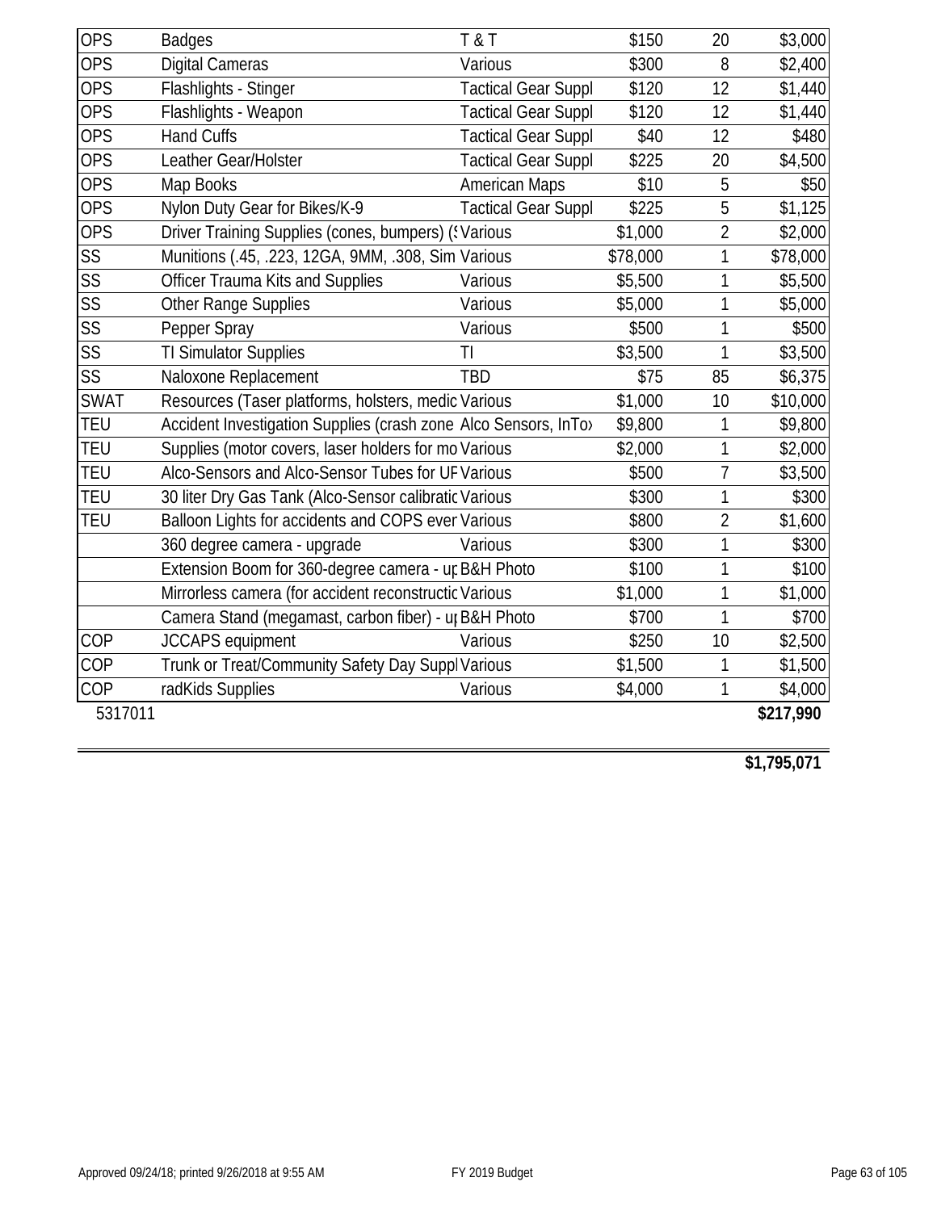| | | | | | |
|---|---|---|---|---|---|
| OPS | Badges | T & T | $150 | 20 | $3,000 |
| OPS | Digital Cameras | Various | $300 | 8 | $2,400 |
| OPS | Flashlights - Stinger | Tactical Gear Suppl | $120 | 12 | $1,440 |
| OPS | Flashlights - Weapon | Tactical Gear Suppl | $120 | 12 | $1,440 |
| OPS | Hand Cuffs | Tactical Gear Suppl | $40 | 12 | $480 |
| OPS | Leather Gear/Holster | Tactical Gear Suppl | $225 | 20 | $4,500 |
| OPS | Map Books | American Maps | $10 | 5 | $50 |
| OPS | Nylon Duty Gear for Bikes/K-9 | Tactical Gear Suppl | $225 | 5 | $1,125 |
| OPS | Driver Training Supplies (cones, bumpers) (S | Various | $1,000 | 2 | $2,000 |
| SS | Munitions (.45, .223, 12GA, 9MM, .308, Sim | Various | $78,000 | 1 | $78,000 |
| SS | Officer Trauma Kits and Supplies | Various | $5,500 | 1 | $5,500 |
| SS | Other Range Supplies | Various | $5,000 | 1 | $5,000 |
| SS | Pepper Spray | Various | $500 | 1 | $500 |
| SS | TI Simulator Supplies | TI | $3,500 | 1 | $3,500 |
| SS | Naloxone Replacement | TBD | $75 | 85 | $6,375 |
| SWAT | Resources (Taser platforms, holsters, medic | Various | $1,000 | 10 | $10,000 |
| TEU | Accident Investigation Supplies (crash zone | Alco Sensors, InTox | $9,800 | 1 | $9,800 |
| TEU | Supplies (motor covers, laser holders for mo | Various | $2,000 | 1 | $2,000 |
| TEU | Alco-Sensors and Alco-Sensor Tubes for UF | Various | $500 | 7 | $3,500 |
| TEU | 30 liter Dry Gas Tank (Alco-Sensor calibratic | Various | $300 | 1 | $300 |
| TEU | Balloon Lights for accidents and COPS ever | Various | $800 | 2 | $1,600 |
| | 360 degree camera - upgrade | Various | $300 | 1 | $300 |
| | Extension Boom for 360-degree camera - up | B&H Photo | $100 | 1 | $100 |
| | Mirrorless camera (for accident reconstructic | Various | $1,000 | 1 | $1,000 |
| | Camera Stand (megamast, carbon fiber) - up | B&H Photo | $700 | 1 | $700 |
| COP | JCCAPS equipment | Various | $250 | 10 | $2,500 |
| COP | Trunk or Treat/Community Safety Day Suppl | Various | $1,500 | 1 | $1,500 |
| COP | radKids Supplies | Various | $4,000 | 1 | $4,000 |
| 5317011 | | | | | **$217,990** |
| | | | | | **$1,795,071** |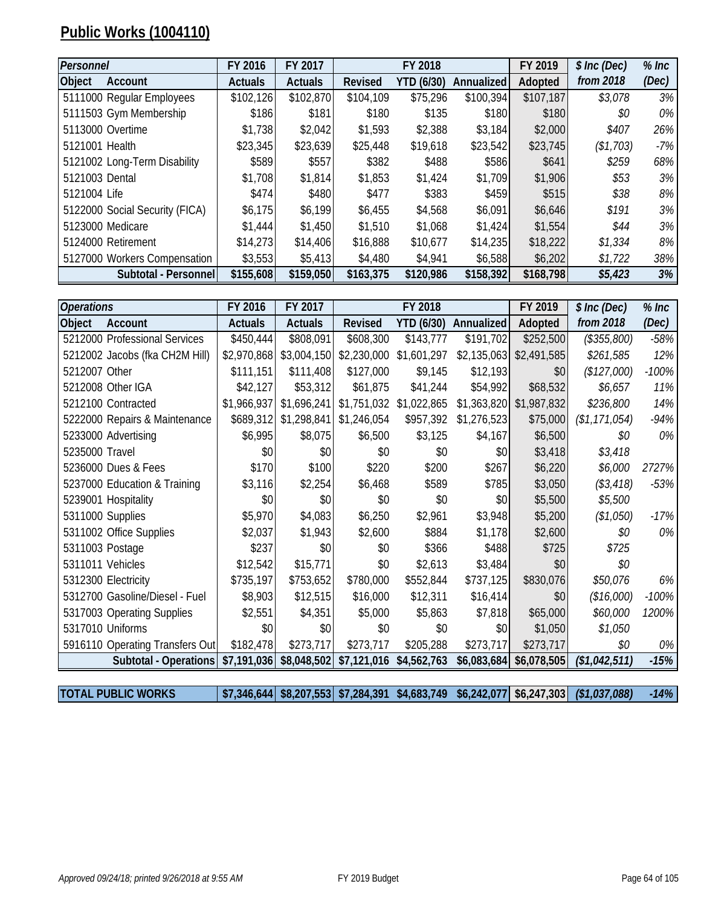# Public Works (1004110)

| *Personnel* | | FY 2016 | FY 2017 | FY 2018 | | | FY 2019 | *$ Inc (Dec)* | *% Inc* |
|---|---|---|---|---|---|---|---|---|---|
| **Object** | **Account** | **Actuals** | **Actuals** | **Revised** | **YTD (6/30)** | **Annualized** | **Adopted** | ***from 2018*** | ***(Dec)*** |
| 5111000 | Regular Employees | $102,126 | $102,870 | $104,109 | $75,296 | $100,394 | $107,187 | *$3,078* | *3%* |
| 5111503 | Gym Membership | $186 | $181 | $180 | $135 | $180 | $180 | *$0* | *0%* |
| 5113000 | Overtime | $1,738 | $2,042 | $1,593 | $2,388 | $3,184 | $2,000 | *$407* | *26%* |
| 5121001 | Health | $23,345 | $23,639 | $25,448 | $19,618 | $23,542 | $23,745 | *($1,703)* | *-7%* |
| 5121002 | Long-Term Disability | $589 | $557 | $382 | $488 | $586 | $641 | *$259* | *68%* |
| 5121003 | Dental | $1,708 | $1,814 | $1,853 | $1,424 | $1,709 | $1,906 | *$53* | *3%* |
| 5121004 | Life | $474 | $480 | $477 | $383 | $459 | $515 | *$38* | *8%* |
| 5122000 | Social Security (FICA) | $6,175 | $6,199 | $6,455 | $4,568 | $6,091 | $6,646 | *$191* | *3%* |
| 5123000 | Medicare | $1,444 | $1,450 | $1,510 | $1,068 | $1,424 | $1,554 | *$44* | *3%* |
| 5124000 | Retirement | $14,273 | $14,406 | $16,888 | $10,677 | $14,235 | $18,222 | *$1,334* | *8%* |
| 5127000 | Workers Compensation | $3,553 | $5,413 | $4,480 | $4,941 | $6,588 | $6,202 | *$1,722* | *38%* |
| | **Subtotal - Personnel** | **$155,608** | **$159,050** | **$163,375** | **$120,986** | **$158,392** | **$168,798** | ***$5,423*** | ***3%*** |

| *Operations* | | FY 2016 | FY 2017 | FY 2018 | | | FY 2019 | *$ Inc (Dec)* | *% Inc* |
|---|---|---|---|---|---|---|---|---|---|
| **Object** | **Account** | **Actuals** | **Actuals** | **Revised** | **YTD (6/30)** | **Annualized** | **Adopted** | ***from 2018*** | ***(Dec)*** |
| 5212000 | Professional Services | $450,444 | $808,091 | $608,300 | $143,777 | $191,702 | $252,500 | *($355,800)* | *-58%* |
| 5212002 | Jacobs (fka CH2M Hill) | $2,970,868 | $3,004,150 | $2,230,000 | $1,601,297 | $2,135,063 | $2,491,585 | *$261,585* | *12%* |
| 5212007 | Other | $111,151 | $111,408 | $127,000 | $9,145 | $12,193 | $0 | *($127,000)* | *-100%* |
| 5212008 | Other IGA | $42,127 | $53,312 | $61,875 | $41,244 | $54,992 | $68,532 | *$6,657* | *11%* |
| 5212100 | Contracted | $1,966,937 | $1,696,241 | $1,751,032 | $1,022,865 | $1,363,820 | $1,987,832 | *$236,800* | *14%* |
| 5222000 | Repairs & Maintenance | $689,312 | $1,298,841 | $1,246,054 | $957,392 | $1,276,523 | $75,000 | *($1,171,054)* | *-94%* |
| 5233000 | Advertising | $6,995 | $8,075 | $6,500 | $3,125 | $4,167 | $6,500 | *$0* | *0%* |
| 5235000 | Travel | $0 | $0 | $0 | $0 | $0 | $3,418 | *$3,418* | |
| 5236000 | Dues & Fees | $170 | $100 | $220 | $200 | $267 | $6,220 | *$6,000* | *2727%* |
| 5237000 | Education & Training | $3,116 | $2,254 | $6,468 | $589 | $785 | $3,050 | *($3,418)* | *-53%* |
| 5239001 | Hospitality | $0 | $0 | $0 | $0 | $0 | $5,500 | *$5,500* | |
| 5311000 | Supplies | $5,970 | $4,083 | $6,250 | $2,961 | $3,948 | $5,200 | *($1,050)* | *-17%* |
| 5311002 | Office Supplies | $2,037 | $1,943 | $2,600 | $884 | $1,178 | $2,600 | *$0* | *0%* |
| 5311003 | Postage | $237 | $0 | $0 | $366 | $488 | $725 | *$725* | |
| 5311011 | Vehicles | $12,542 | $15,771 | $0 | $2,613 | $3,484 | $0 | *$0* | |
| 5312300 | Electricity | $735,197 | $753,652 | $780,000 | $552,844 | $737,125 | $830,076 | *$50,076* | *6%* |
| 5312700 | Gasoline/Diesel - Fuel | $8,903 | $12,515 | $16,000 | $12,311 | $16,414 | $0 | *($16,000)* | *-100%* |
| 5317003 | Operating Supplies | $2,551 | $4,351 | $5,000 | $5,863 | $7,818 | $65,000 | *$60,000* | *1200%* |
| 5317010 | Uniforms | $0 | $0 | $0 | $0 | $0 | $1,050 | *$1,050* | |
| 5916110 | Operating Transfers Out | $182,478 | $273,717 | $273,717 | $205,288 | $273,717 | $273,717 | *$0* | *0%* |
| | **Subtotal - Operations** | **$7,191,036** | **$8,048,502** | **$7,121,016** | **$4,562,763** | **$6,083,684** | **$6,078,505** | ***($1,042,511)*** | ***-15%*** |

| **TOTAL PUBLIC WORKS** | | **$7,346,644** | **$8,207,553** | **$7,284,391** | **$4,683,749** | **$6,242,077** | **$6,247,303** | ***($1,037,088)*** | ***-14%*** |
|---|---|---|---|---|---|---|---|---|---|

*Approved 09/24/18; printed 9/26/2018 at 9:55 AM* FY 2019 Budget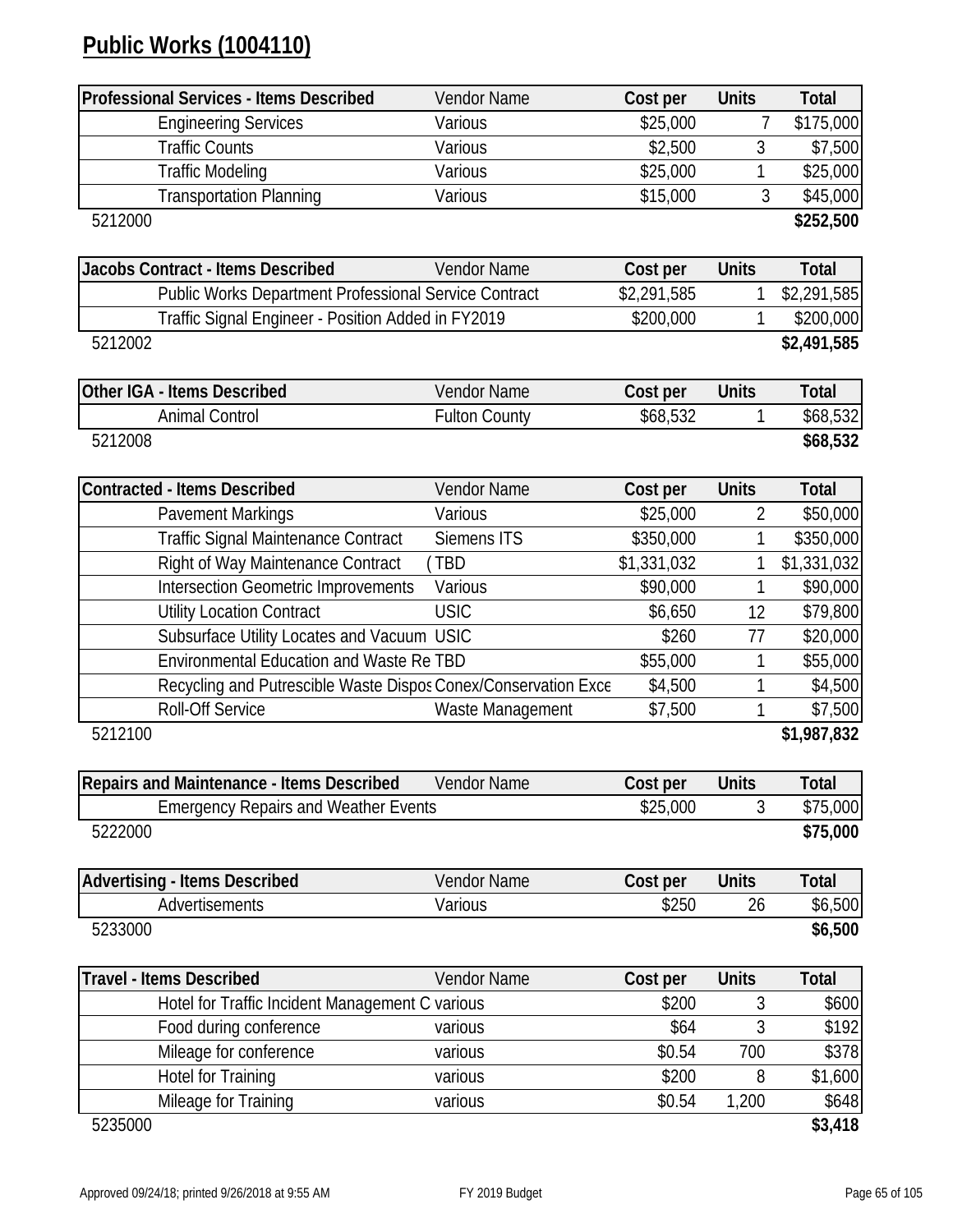# Public Works (1004110)

| Professional Services - Items Described | Vendor Name | Cost per | Units | Total |
|---|---|---|---|---|
| Engineering Services | Various | $25,000 | 7 | $175,000 |
| Traffic Counts | Various | $2,500 | 3 | $7,500 |
| Traffic Modeling | Various | $25,000 | 1 | $25,000 |
| Transportation Planning | Various | $15,000 | 3 | $45,000 |
| 5212000 | | | | **$252,500** |

| Jacobs Contract - Items Described | Vendor Name | Cost per | Units | Total |
|---|---|---|---|---|
| Public Works Department Professional Service Contract | | $2,291,585 | 1 | $2,291,585 |
| Traffic Signal Engineer - Position Added in FY2019 | | $200,000 | 1 | $200,000 |
| 5212002 | | | | **$2,491,585** |

| Other IGA - Items Described | Vendor Name | Cost per | Units | Total |
|---|---|---|---|---|
| Animal Control | Fulton County | $68,532 | 1 | $68,532 |
| 5212008 | | | | **$68,532** |

| Contracted - Items Described | Vendor Name | Cost per | Units | Total |
|---|---|---|---|---|
| Pavement Markings | Various | $25,000 | 2 | $50,000 |
| Traffic Signal Maintenance Contract | Siemens ITS | $350,000 | 1 | $350,000 |
| Right of Way Maintenance Contract | ( TBD | $1,331,032 | 1 | $1,331,032 |
| Intersection Geometric Improvements | Various | $90,000 | 1 | $90,000 |
| Utility Location Contract | USIC | $6,650 | 12 | $79,800 |
| Subsurface Utility Locates and Vacuum | USIC | $260 | 77 | $20,000 |
| Environmental Education and Waste Re | TBD | $55,000 | 1 | $55,000 |
| Recycling and Putrescible Waste Dispos | Conex/Conservation Exce | $4,500 | 1 | $4,500 |
| Roll-Off Service | Waste Management | $7,500 | 1 | $7,500 |
| 5212100 | | | | **$1,987,832** |

| Repairs and Maintenance - Items Described | Vendor Name | Cost per | Units | Total |
|---|---|---|---|---|
| Emergency Repairs and Weather Events | | $25,000 | 3 | $75,000 |
| 5222000 | | | | **$75,000** |

| Advertising - Items Described | Vendor Name | Cost per | Units | Total |
|---|---|---|---|---|
| Advertisements | Various | $250 | 26 | $6,500 |
| 5233000 | | | | **$6,500** |

| Travel - Items Described | Vendor Name | Cost per | Units | Total |
|---|---|---|---|---|
| Hotel for Traffic Incident Management C | various | $200 | 3 | $600 |
| Food during conference | various | $64 | 3 | $192 |
| Mileage for conference | various | $0.54 | 700 | $378 |
| Hotel for Training | various | $200 | 8 | $1,600 |
| Mileage for Training | various | $0.54 | 1,200 | $648 |
| 5235000 | | | | **$3,418** |

Approved 09/24/18; printed 9/26/2018 at 9:55 AM FY 2019 Budget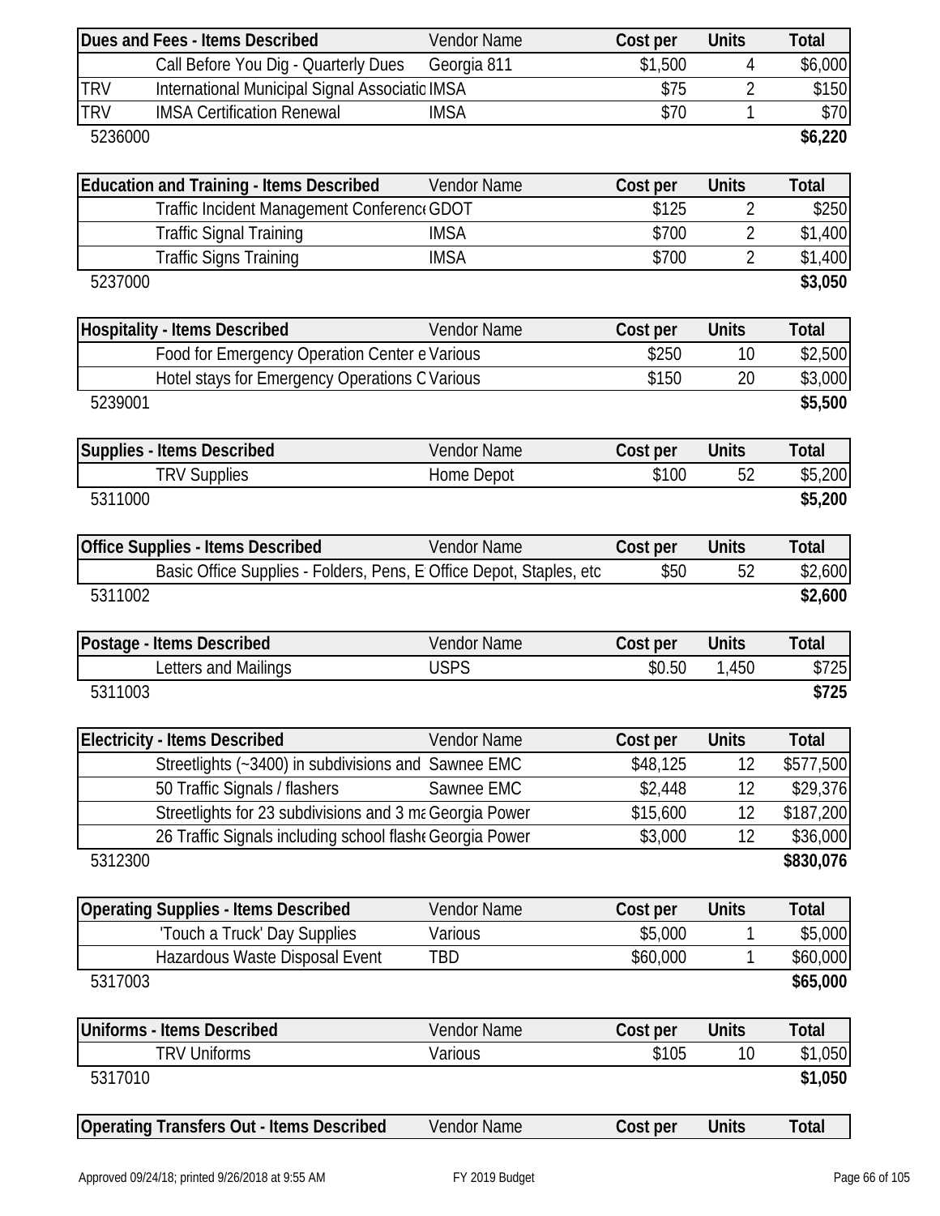| Dues and Fees - Items Described | | Vendor Name | Cost per | Units | Total |
|---|---|---|---|---|---|
| | Call Before You Dig - Quarterly Dues | Georgia 811 | $1,500 | 4 | $6,000 |
| TRV | International Municipal Signal Associatio | IMSA | $75 | 2 | $150 |
| TRV | IMSA Certification Renewal | IMSA | $70 | 1 | $70 |
| 5236000 | | | | | **$6,220** |

| Education and Training - Items Described | | Vendor Name | Cost per | Units | Total |
|---|---|---|---|---|---|
| | Traffic Incident Management Conference | GDOT | $125 | 2 | $250 |
| | Traffic Signal Training | IMSA | $700 | 2 | $1,400 |
| | Traffic Signs Training | IMSA | $700 | 2 | $1,400 |
| 5237000 | | | | | **$3,050** |

| Hospitality - Items Described | | Vendor Name | Cost per | Units | Total |
|---|---|---|---|---|---|
| | Food for Emergency Operation Center e | Various | $250 | 10 | $2,500 |
| | Hotel stays for Emergency Operations C | Various | $150 | 20 | $3,000 |
| 5239001 | | | | | **$5,500** |

| Supplies - Items Described | | Vendor Name | Cost per | Units | Total |
|---|---|---|---|---|---|
| | TRV Supplies | Home Depot | $100 | 52 | $5,200 |
| 5311000 | | | | | **$5,200** |

| Office Supplies - Items Described | | Vendor Name | Cost per | Units | Total |
|---|---|---|---|---|---|
| | Basic Office Supplies - Folders, Pens, E | Office Depot, Staples, etc | $50 | 52 | $2,600 |
| 5311002 | | | | | **$2,600** |

| Postage - Items Described | | Vendor Name | Cost per | Units | Total |
|---|---|---|---|---|---|
| | Letters and Mailings | USPS | $0.50 | 1,450 | $725 |
| 5311003 | | | | | **$725** |

| Electricity - Items Described | | Vendor Name | Cost per | Units | Total |
|---|---|---|---|---|---|
| | Streetlights (~3400) in subdivisions and | Sawnee EMC | $48,125 | 12 | $577,500 |
| | 50 Traffic Signals / flashers | Sawnee EMC | $2,448 | 12 | $29,376 |
| | Streetlights for 23 subdivisions and 3 ma | Georgia Power | $15,600 | 12 | $187,200 |
| | 26 Traffic Signals including school flashe | Georgia Power | $3,000 | 12 | $36,000 |
| 5312300 | | | | | **$830,076** |

| Operating Supplies - Items Described | | Vendor Name | Cost per | Units | Total |
|---|---|---|---|---|---|
| | 'Touch a Truck' Day Supplies | Various | $5,000 | 1 | $5,000 |
| | Hazardous Waste Disposal Event | TBD | $60,000 | 1 | $60,000 |
| 5317003 | | | | | **$65,000** |

| Uniforms - Items Described | | Vendor Name | Cost per | Units | Total |
|---|---|---|---|---|---|
| | TRV Uniforms | Various | $105 | 10 | $1,050 |
| 5317010 | | | | | **$1,050** |

| Operating Transfers Out - Items Described | | Vendor Name | Cost per | Units | Total |
|---|---|---|---|---|---|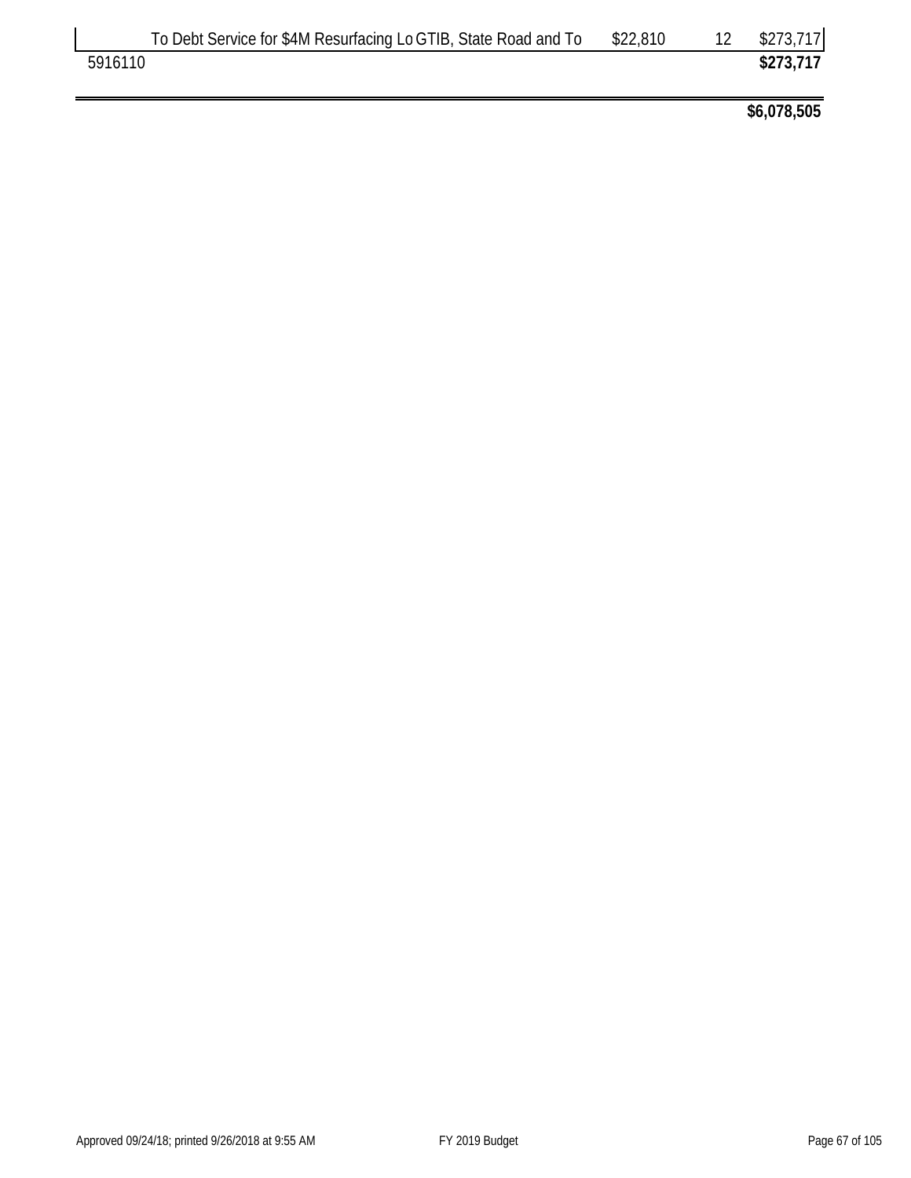| | Description | Amount | Qty | Total |
|---|---|---|---|---|
| | To Debt Service for $4M Resurfacing Lo GTIB, State Road and To | $22,810 | 12 | $273,717 |
| 5916110 | | | | **$273,717** |
| | | | | **$6,078,505** |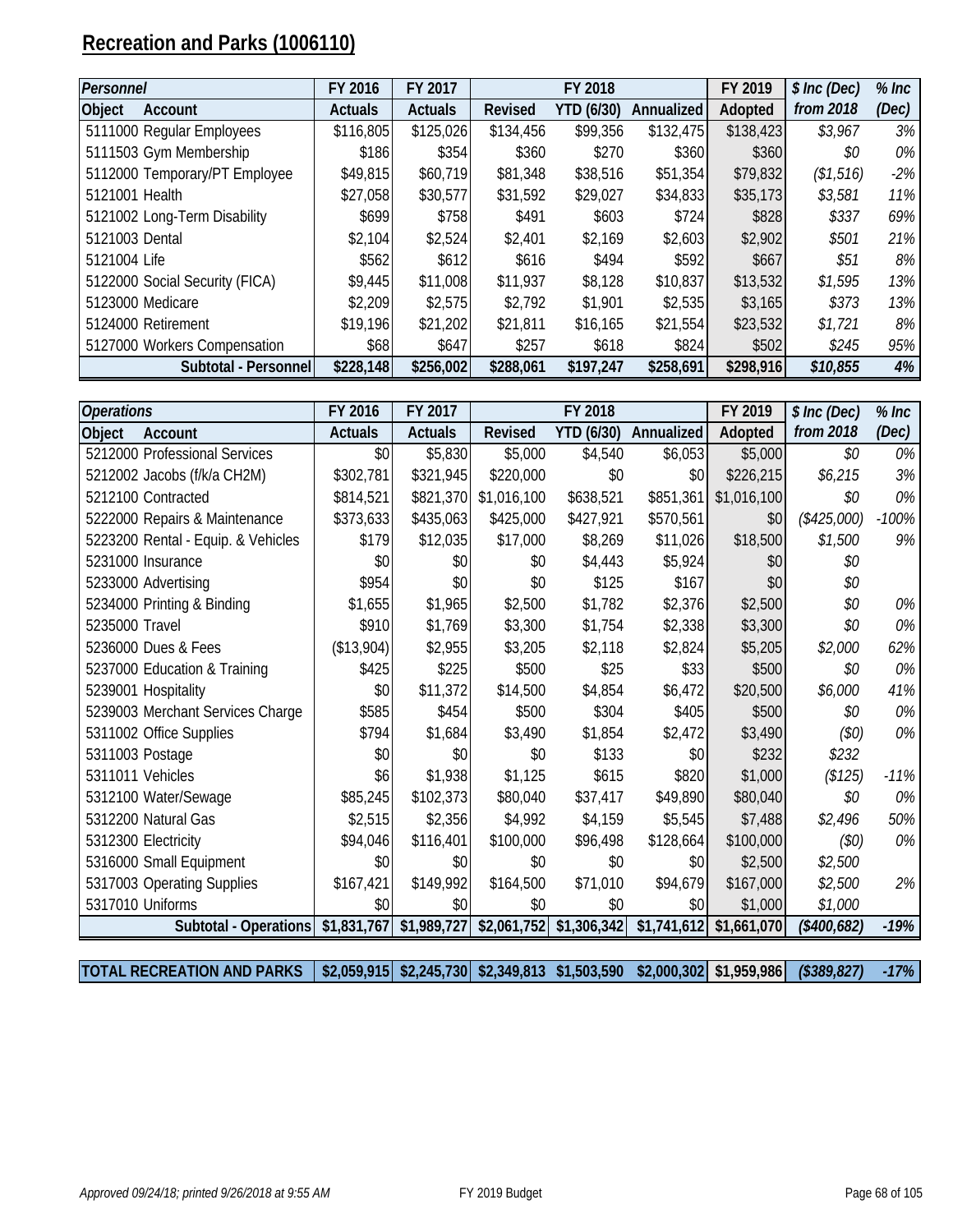# Recreation and Parks (1006110)

| *Personnel* | | FY 2016 | FY 2017 | FY 2018 | | | FY 2019 | *$ Inc (Dec)* | *% Inc* |
|---|---|---|---|---|---|---|---|---|---|
| **Object** | **Account** | **Actuals** | **Actuals** | **Revised** | **YTD (6/30)** | **Annualized** | **Adopted** | ***from 2018*** | ***(Dec)*** |
| 5111000 | Regular Employees | $116,805 | $125,026 | $134,456 | $99,356 | $132,475 | $138,423 | *$3,967* | *3%* |
| 5111503 | Gym Membership | $186 | $354 | $360 | $270 | $360 | $360 | *$0* | *0%* |
| 5112000 | Temporary/PT Employee | $49,815 | $60,719 | $81,348 | $38,516 | $51,354 | $79,832 | *($1,516)* | *-2%* |
| 5121001 | Health | $27,058 | $30,577 | $31,592 | $29,027 | $34,833 | $35,173 | *$3,581* | *11%* |
| 5121002 | Long-Term Disability | $699 | $758 | $491 | $603 | $724 | $828 | *$337* | *69%* |
| 5121003 | Dental | $2,104 | $2,524 | $2,401 | $2,169 | $2,603 | $2,902 | *$501* | *21%* |
| 5121004 | Life | $562 | $612 | $616 | $494 | $592 | $667 | *$51* | *8%* |
| 5122000 | Social Security (FICA) | $9,445 | $11,008 | $11,937 | $8,128 | $10,837 | $13,532 | *$1,595* | *13%* |
| 5123000 | Medicare | $2,209 | $2,575 | $2,792 | $1,901 | $2,535 | $3,165 | *$373* | *13%* |
| 5124000 | Retirement | $19,196 | $21,202 | $21,811 | $16,165 | $21,554 | $23,532 | *$1,721* | *8%* |
| 5127000 | Workers Compensation | $68 | $647 | $257 | $618 | $824 | $502 | *$245* | *95%* |
| | **Subtotal - Personnel** | **$228,148** | **$256,002** | **$288,061** | **$197,247** | **$258,691** | **$298,916** | ***$10,855*** | ***4%*** |

| *Operations* | | FY 2016 | FY 2017 | FY 2018 | | | FY 2019 | *$ Inc (Dec)* | *% Inc* |
|---|---|---|---|---|---|---|---|---|---|
| **Object** | **Account** | **Actuals** | **Actuals** | **Revised** | **YTD (6/30)** | **Annualized** | **Adopted** | ***from 2018*** | ***(Dec)*** |
| 5212000 | Professional Services | $0 | $5,830 | $5,000 | $4,540 | $6,053 | $5,000 | *$0* | *0%* |
| 5212002 | Jacobs (f/k/a CH2M) | $302,781 | $321,945 | $220,000 | $0 | $0 | $226,215 | *$6,215* | *3%* |
| 5212100 | Contracted | $814,521 | $821,370 | $1,016,100 | $638,521 | $851,361 | $1,016,100 | *$0* | *0%* |
| 5222000 | Repairs & Maintenance | $373,633 | $435,063 | $425,000 | $427,921 | $570,561 | $0 | *($425,000)* | *-100%* |
| 5223200 | Rental - Equip. & Vehicles | $179 | $12,035 | $17,000 | $8,269 | $11,026 | $18,500 | *$1,500* | *9%* |
| 5231000 | Insurance | $0 | $0 | $0 | $4,443 | $5,924 | $0 | *$0* | |
| 5233000 | Advertising | $954 | $0 | $0 | $125 | $167 | $0 | *$0* | |
| 5234000 | Printing & Binding | $1,655 | $1,965 | $2,500 | $1,782 | $2,376 | $2,500 | *$0* | *0%* |
| 5235000 | Travel | $910 | $1,769 | $3,300 | $1,754 | $2,338 | $3,300 | *$0* | *0%* |
| 5236000 | Dues & Fees | ($13,904) | $2,955 | $3,205 | $2,118 | $2,824 | $5,205 | *$2,000* | *62%* |
| 5237000 | Education & Training | $425 | $225 | $500 | $25 | $33 | $500 | *$0* | *0%* |
| 5239001 | Hospitality | $0 | $11,372 | $14,500 | $4,854 | $6,472 | $20,500 | *$6,000* | *41%* |
| 5239003 | Merchant Services Charge | $585 | $454 | $500 | $304 | $405 | $500 | *$0* | *0%* |
| 5311002 | Office Supplies | $794 | $1,684 | $3,490 | $1,854 | $2,472 | $3,490 | *($0)* | *0%* |
| 5311003 | Postage | $0 | $0 | $0 | $133 | $0 | $232 | *$232* | |
| 5311011 | Vehicles | $6 | $1,938 | $1,125 | $615 | $820 | $1,000 | *($125)* | *-11%* |
| 5312100 | Water/Sewage | $85,245 | $102,373 | $80,040 | $37,417 | $49,890 | $80,040 | *$0* | *0%* |
| 5312200 | Natural Gas | $2,515 | $2,356 | $4,992 | $4,159 | $5,545 | $7,488 | *$2,496* | *50%* |
| 5312300 | Electricity | $94,046 | $116,401 | $100,000 | $96,498 | $128,664 | $100,000 | *($0)* | *0%* |
| 5316000 | Small Equipment | $0 | $0 | $0 | $0 | $0 | $2,500 | *$2,500* | |
| 5317003 | Operating Supplies | $167,421 | $149,992 | $164,500 | $71,010 | $94,679 | $167,000 | *$2,500* | *2%* |
| 5317010 | Uniforms | $0 | $0 | $0 | $0 | $0 | $1,000 | *$1,000* | |
| | **Subtotal - Operations** | **$1,831,767** | **$1,989,727** | **$2,061,752** | **$1,306,342** | **$1,741,612** | **$1,661,070** | ***($400,682)*** | ***-19%*** |

| **TOTAL RECREATION AND PARKS** | **$2,059,915** | **$2,245,730** | **$2,349,813** | **$1,503,590** | **$2,000,302** | **$1,959,986** | ***($389,827)*** | ***-17%*** |
|---|---|---|---|---|---|---|---|---|

*Approved 09/24/18; printed 9/26/2018 at 9:55 AM* FY 2019 Budget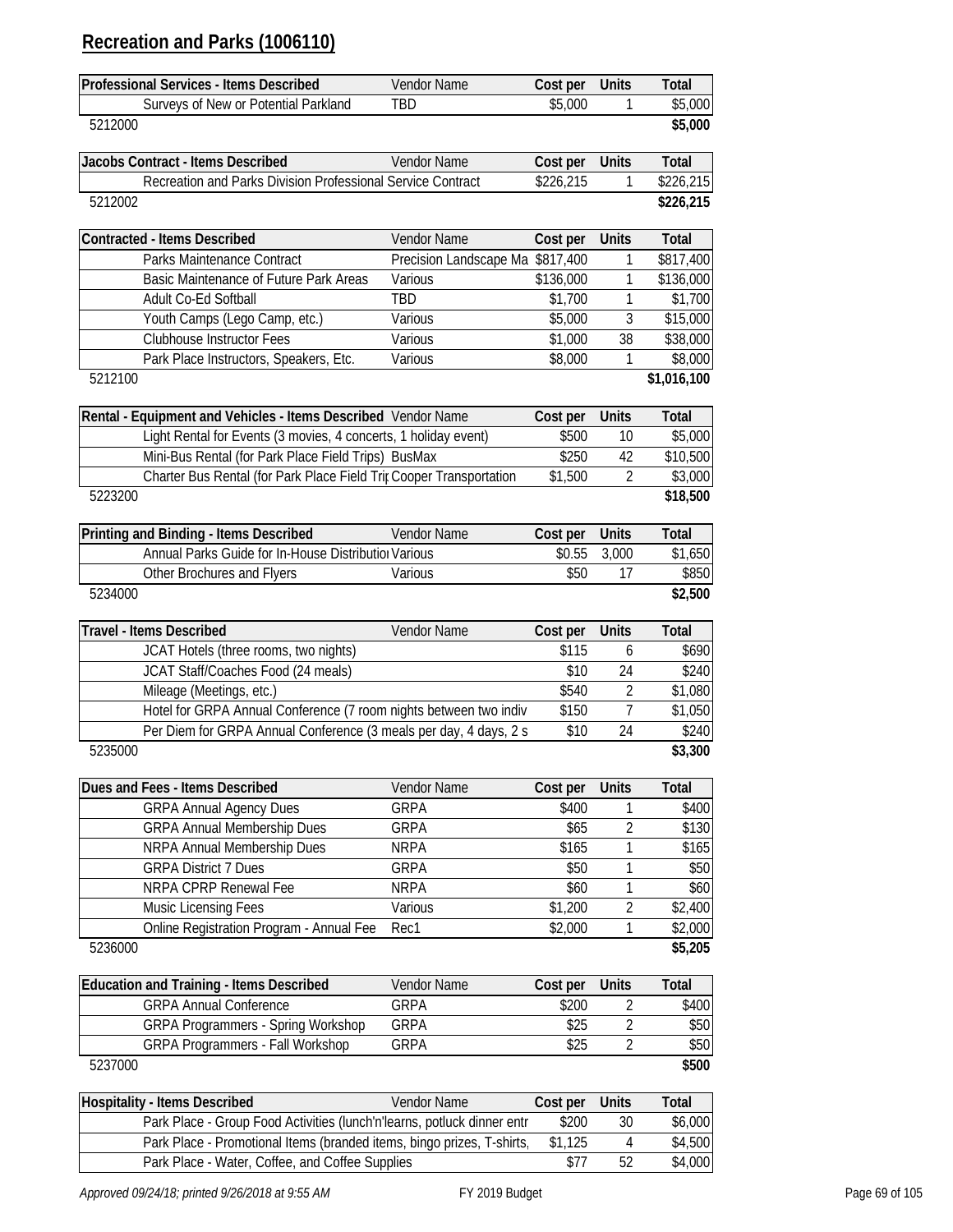## Recreation and Parks (1006110)

| Professional Services - Items Described | Vendor Name | Cost per | Units | Total |
|---|---|---|---|---|
| Surveys of New or Potential Parkland | TBD | $5,000 | 1 | $5,000 |
| 5212000 | | | | **$5,000** |

| Jacobs Contract - Items Described | Vendor Name | Cost per | Units | Total |
|---|---|---|---|---|
| Recreation and Parks Division Professional Service Contract | | $226,215 | 1 | $226,215 |
| 5212002 | | | | **$226,215** |

| Contracted - Items Described | Vendor Name | Cost per | Units | Total |
|---|---|---|---|---|
| Parks Maintenance Contract | Precision Landscape Ma | $817,400 | 1 | $817,400 |
| Basic Maintenance of Future Park Areas | Various | $136,000 | 1 | $136,000 |
| Adult Co-Ed Softball | TBD | $1,700 | 1 | $1,700 |
| Youth Camps (Lego Camp, etc.) | Various | $5,000 | 3 | $15,000 |
| Clubhouse Instructor Fees | Various | $1,000 | 38 | $38,000 |
| Park Place Instructors, Speakers, Etc. | Various | $8,000 | 1 | $8,000 |
| 5212100 | | | | **$1,016,100** |

| Rental - Equipment and Vehicles - Items Described | Vendor Name | Cost per | Units | Total |
|---|---|---|---|---|
| Light Rental for Events (3 movies, 4 concerts, 1 holiday event) | | $500 | 10 | $5,000 |
| Mini-Bus Rental (for Park Place Field Trips) | BusMax | $250 | 42 | $10,500 |
| Charter Bus Rental (for Park Place Field Tri | Cooper Transportation | $1,500 | 2 | $3,000 |
| 5223200 | | | | **$18,500** |

| Printing and Binding - Items Described | Vendor Name | Cost per | Units | Total |
|---|---|---|---|---|
| Annual Parks Guide for In-House Distributio | Various | $0.55 | 3,000 | $1,650 |
| Other Brochures and Flyers | Various | $50 | 17 | $850 |
| 5234000 | | | | **$2,500** |

| Travel - Items Described | Vendor Name | Cost per | Units | Total |
|---|---|---|---|---|
| JCAT Hotels (three rooms, two nights) | | $115 | 6 | $690 |
| JCAT Staff/Coaches Food (24 meals) | | $10 | 24 | $240 |
| Mileage (Meetings, etc.) | | $540 | 2 | $1,080 |
| Hotel for GRPA Annual Conference (7 room nights between two indiv | | $150 | 7 | $1,050 |
| Per Diem for GRPA Annual Conference (3 meals per day, 4 days, 2 s | | $10 | 24 | $240 |
| 5235000 | | | | **$3,300** |

| Dues and Fees - Items Described | Vendor Name | Cost per | Units | Total |
|---|---|---|---|---|
| GRPA Annual Agency Dues | GRPA | $400 | 1 | $400 |
| GRPA Annual Membership Dues | GRPA | $65 | 2 | $130 |
| NRPA Annual Membership Dues | NRPA | $165 | 1 | $165 |
| GRPA District 7 Dues | GRPA | $50 | 1 | $50 |
| NRPA CPRP Renewal Fee | NRPA | $60 | 1 | $60 |
| Music Licensing Fees | Various | $1,200 | 2 | $2,400 |
| Online Registration Program - Annual Fee | Rec1 | $2,000 | 1 | $2,000 |
| 5236000 | | | | **$5,205** |

| Education and Training - Items Described | Vendor Name | Cost per | Units | Total |
|---|---|---|---|---|
| GRPA Annual Conference | GRPA | $200 | 2 | $400 |
| GRPA Programmers - Spring Workshop | GRPA | $25 | 2 | $50 |
| GRPA Programmers - Fall Workshop | GRPA | $25 | 2 | $50 |
| 5237000 | | | | **$500** |

| Hospitality - Items Described | Vendor Name | Cost per | Units | Total |
|---|---|---|---|---|
| Park Place - Group Food Activities (lunch'n'learns, potluck dinner entr | | $200 | 30 | $6,000 |
| Park Place - Promotional Items (branded items, bingo prizes, T-shirts, | | $1,125 | 4 | $4,500 |
| Park Place - Water, Coffee, and Coffee Supplies | | $77 | 52 | $4,000 |

*Approved 09/24/18; printed 9/26/2018 at 9:55 AM* FY 2019 Budget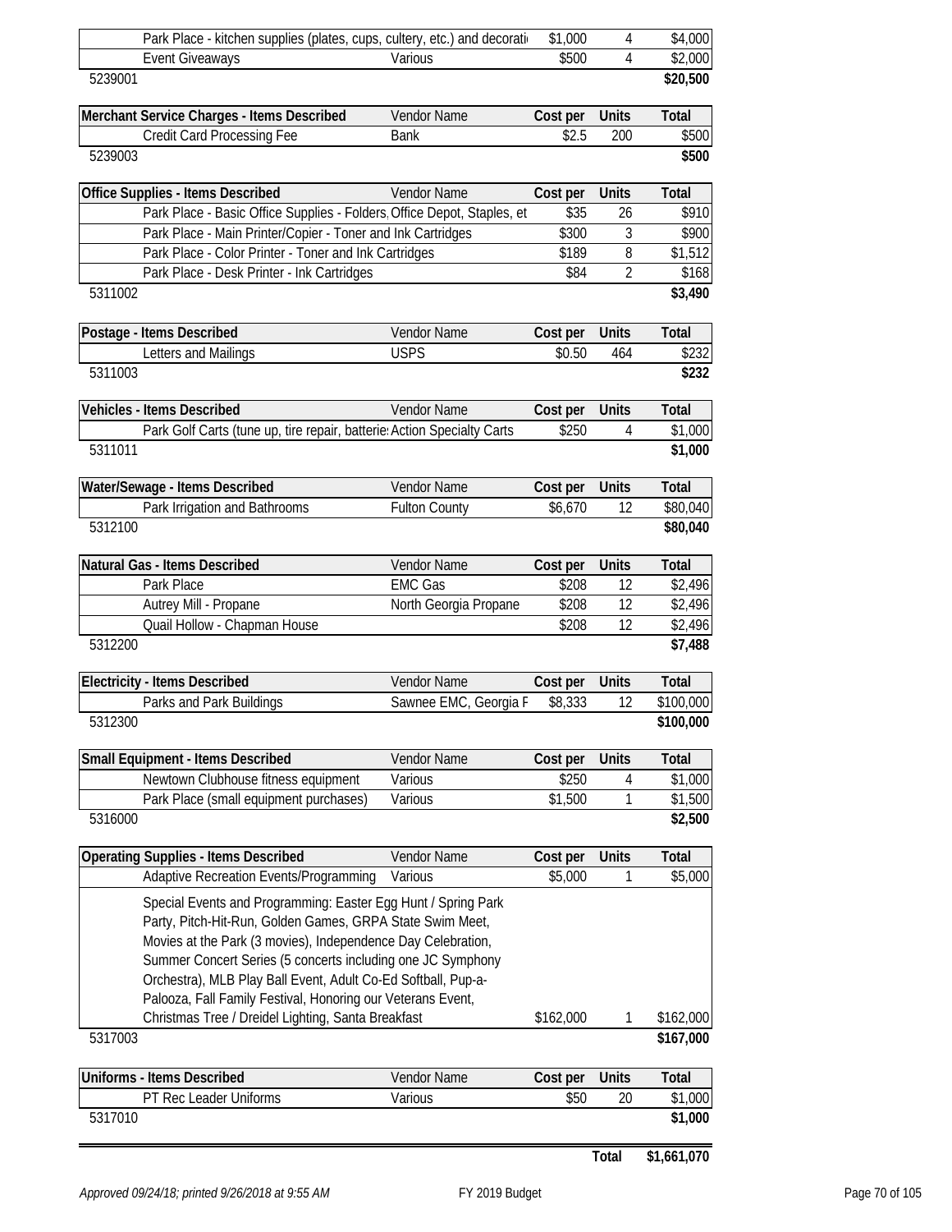| | | | | |
|---|---|---|---|---|
| Park Place - kitchen supplies (plates, cups, cultery, etc.) and decorati | | $1,000 | 4 | $4,000 |
| Event Giveaways | Various | $500 | 4 | $2,000 |
| 5239001 | | | | $20,500 |

| Merchant Service Charges - Items Described | Vendor Name | Cost per | Units | Total |
|---|---|---|---|---|
| Credit Card Processing Fee | Bank | $2.5 | 200 | $500 |
| 5239003 | | | | $500 |

| Office Supplies - Items Described | Vendor Name | Cost per | Units | Total |
|---|---|---|---|---|
| Park Place - Basic Office Supplies - Folders, | Office Depot, Staples, et | $35 | 26 | $910 |
| Park Place - Main Printer/Copier - Toner and Ink Cartridges | | $300 | 3 | $900 |
| Park Place - Color Printer - Toner and Ink Cartridges | | $189 | 8 | $1,512 |
| Park Place - Desk Printer - Ink Cartridges | | $84 | 2 | $168 |
| 5311002 | | | | $3,490 |

| Postage - Items Described | Vendor Name | Cost per | Units | Total |
|---|---|---|---|---|
| Letters and Mailings | USPS | $0.50 | 464 | $232 |
| 5311003 | | | | $232 |

| Vehicles - Items Described | Vendor Name | Cost per | Units | Total |
|---|---|---|---|---|
| Park Golf Carts (tune up, tire repair, batterie | Action Specialty Carts | $250 | 4 | $1,000 |
| 5311011 | | | | $1,000 |

| Water/Sewage - Items Described | Vendor Name | Cost per | Units | Total |
|---|---|---|---|---|
| Park Irrigation and Bathrooms | Fulton County | $6,670 | 12 | $80,040 |
| 5312100 | | | | $80,040 |

| Natural Gas - Items Described | Vendor Name | Cost per | Units | Total |
|---|---|---|---|---|
| Park Place | EMC Gas | $208 | 12 | $2,496 |
| Autrey Mill - Propane | North Georgia Propane | $208 | 12 | $2,496 |
| Quail Hollow - Chapman House | | $208 | 12 | $2,496 |
| 5312200 | | | | $7,488 |

| Electricity - Items Described | Vendor Name | Cost per | Units | Total |
|---|---|---|---|---|
| Parks and Park Buildings | Sawnee EMC, Georgia F | $8,333 | 12 | $100,000 |
| 5312300 | | | | $100,000 |

| Small Equipment - Items Described | Vendor Name | Cost per | Units | Total |
|---|---|---|---|---|
| Newtown Clubhouse fitness equipment | Various | $250 | 4 | $1,000 |
| Park Place (small equipment purchases) | Various | $1,500 | 1 | $1,500 |
| 5316000 | | | | $2,500 |

| Operating Supplies - Items Described | Vendor Name | Cost per | Units | Total |
|---|---|---|---|---|
| Adaptive Recreation Events/Programming | Various | $5,000 | 1 | $5,000 |
| Special Events and Programming: Easter Egg Hunt / Spring Park Party, Pitch-Hit-Run, Golden Games, GRPA State Swim Meet, Movies at the Park (3 movies), Independence Day Celebration, Summer Concert Series (5 concerts including one JC Symphony Orchestra), MLB Play Ball Event, Adult Co-Ed Softball, Pup-a-Palooza, Fall Family Festival, Honoring our Veterans Event, Christmas Tree / Dreidel Lighting, Santa Breakfast | | $162,000 | 1 | $162,000 |
| 5317003 | | | | $167,000 |

| Uniforms - Items Described | Vendor Name | Cost per | Units | Total |
|---|---|---|---|---|
| PT Rec Leader Uniforms | Various | $50 | 20 | $1,000 |
| 5317010 | | | | $1,000 |

**Total $1,661,070**

*Approved 09/24/18; printed 9/26/2018 at 9:55 AM* FY 2019 Budget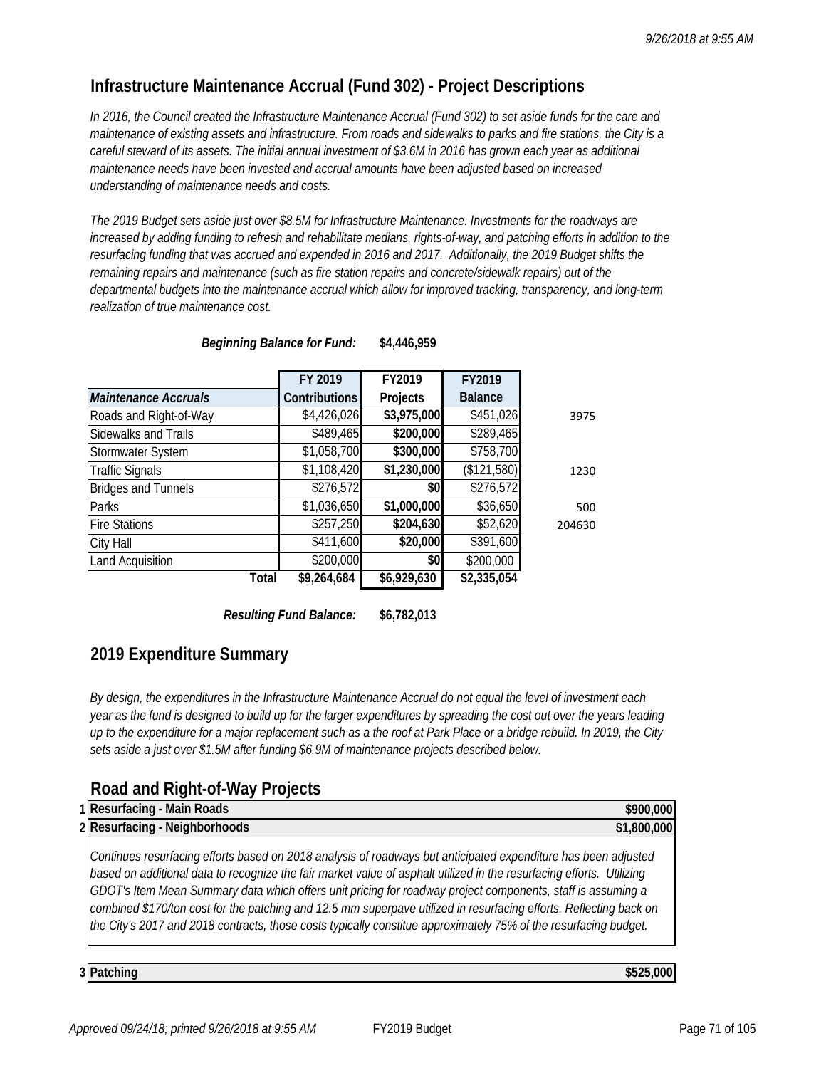## Infrastructure Maintenance Accrual (Fund 302) - Project Descriptions

*In 2016, the Council created the Infrastructure Maintenance Accrual (Fund 302) to set aside funds for the care and maintenance of existing assets and infrastructure. From roads and sidewalks to parks and fire stations, the City is a careful steward of its assets. The initial annual investment of $3.6M in 2016 has grown each year as additional maintenance needs have been invested and accrual amounts have been adjusted based on increased understanding of maintenance needs and costs.*

*The 2019 Budget sets aside just over $8.5M for Infrastructure Maintenance. Investments for the roadways are increased by adding funding to refresh and rehabilitate medians, rights-of-way, and patching efforts in addition to the resurfacing funding that was accrued and expended in 2016 and 2017. Additionally, the 2019 Budget shifts the remaining repairs and maintenance (such as fire station repairs and concrete/sidewalk repairs) out of the departmental budgets into the maintenance accrual which allow for improved tracking, transparency, and long-term realization of true maintenance cost.*

***Beginning Balance for Fund:*** **$4,446,959**

| *Maintenance Accruals* | FY 2019 Contributions | FY2019 Projects | FY2019 Balance | |
|---|---|---|---|---|
| Roads and Right-of-Way | $4,426,026 | **$3,975,000** | $451,026 | 3975 |
| Sidewalks and Trails | $489,465 | **$200,000** | $289,465 | |
| Stormwater System | $1,058,700 | **$300,000** | $758,700 | |
| Traffic Signals | $1,108,420 | **$1,230,000** | ($121,580) | 1230 |
| Bridges and Tunnels | $276,572 | **$0** | $276,572 | |
| Parks | $1,036,650 | **$1,000,000** | $36,650 | 500 |
| Fire Stations | $257,250 | **$204,630** | $52,620 | 204630 |
| City Hall | $411,600 | **$20,000** | $391,600 | |
| Land Acquisition | $200,000 | **$0** | $200,000 | |
| **Total** | **$9,264,684** | **$6,929,630** | **$2,335,054** | |

***Resulting Fund Balance:*** **$6,782,013**

## 2019 Expenditure Summary

*By design, the expenditures in the Infrastructure Maintenance Accrual do not equal the level of investment each year as the fund is designed to build up for the larger expenditures by spreading the cost out over the years leading up to the expenditure for a major replacement such as a the roof at Park Place or a bridge rebuild. In 2019, the City sets aside a just over $1.5M after funding $6.9M of maintenance projects described below.*

## Road and Right-of-Way Projects

| # | Project | Amount |
|---|---|---|
| 1 | **Resurfacing - Main Roads** | **$900,000** |
| 2 | **Resurfacing - Neighborhoods** | **$1,800,000** |

*Continues resurfacing efforts based on 2018 analysis of roadways but anticipated expenditure has been adjusted based on additional data to recognize the fair market value of asphalt utilized in the resurfacing efforts. Utilizing GDOT's Item Mean Summary data which offers unit pricing for roadway project components, staff is assuming a combined $170/ton cost for the patching and 12.5 mm superpave utilized in resurfacing efforts. Reflecting back on the City's 2017 and 2018 contracts, those costs typically constitue approximately 75% of the resurfacing budget.*

| # | Project | Amount |
|---|---|---|
| 3 | **Patching** | **$525,000** |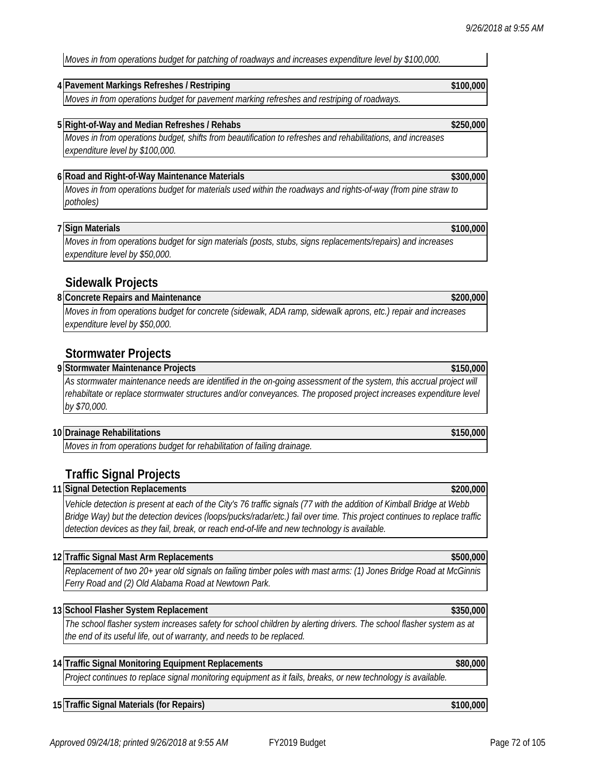*Moves in from operations budget for patching of roadways and increases expenditure level by $100,000.*

| | | |
|---|---|---|
| **4** | **Pavement Markings Refreshes / Restriping** | **$100,000** |
| | *Moves in from operations budget for pavement marking refreshes and restriping of roadways.* | |
| **5** | **Right-of-Way and Median Refreshes / Rehabs** | **$250,000** |
| | *Moves in from operations budget, shifts from beautification to refreshes and rehabilitations, and increases expenditure level by $100,000.* | |
| **6** | **Road and Right-of-Way Maintenance Materials** | **$300,000** |
| | *Moves in from operations budget for materials used within the roadways and rights-of-way (from pine straw to potholes)* | |
| **7** | **Sign Materials** | **$100,000** |
| | *Moves in from operations budget for sign materials (posts, stubs, signs replacements/repairs) and increases expenditure level by $50,000.* | |

## Sidewalk Projects

| | | |
|---|---|---|
| **8** | **Concrete Repairs and Maintenance** | **$200,000** |
| | *Moves in from operations budget for concrete (sidewalk, ADA ramp, sidewalk aprons, etc.) repair and increases expenditure level by $50,000.* | |

## Stormwater Projects

| | | |
|---|---|---|
| **9** | **Stormwater Maintenance Projects** | **$150,000** |
| | *As stormwater maintenance needs are identified in the on-going assessment of the system, this accrual project will rehabiltate or replace stormwater structures and/or conveyances. The proposed project increases expenditure level by $70,000.* | |
| **10** | **Drainage Rehabilitations** | **$150,000** |
| | *Moves in from operations budget for rehabilitation of failing drainage.* | |

## Traffic Signal Projects

| | | |
|---|---|---|
| **11** | **Signal Detection Replacements** | **$200,000** |
| | *Vehicle detection is present at each of the City's 76 traffic signals (77 with the addition of Kimball Bridge at Webb Bridge Way) but the detection devices (loops/pucks/radar/etc.) fail over time. This project continues to replace traffic detection devices as they fail, break, or reach end-of-life and new technology is available.* | |
| **12** | **Traffic Signal Mast Arm Replacements** | **$500,000** |
| | *Replacement of two 20+ year old signals on failing timber poles with mast arms: (1) Jones Bridge Road at McGinnis Ferry Road and (2) Old Alabama Road at Newtown Park.* | |
| **13** | **School Flasher System Replacement** | **$350,000** |
| | *The school flasher system increases safety for school children by alerting drivers. The school flasher system as at the end of its useful life, out of warranty, and needs to be replaced.* | |
| **14** | **Traffic Signal Monitoring Equipment Replacements** | **$80,000** |
| | *Project continues to replace signal monitoring equipment as it fails, breaks, or new technology is available.* | |
| **15** | **Traffic Signal Materials (for Repairs)** | **$100,000** |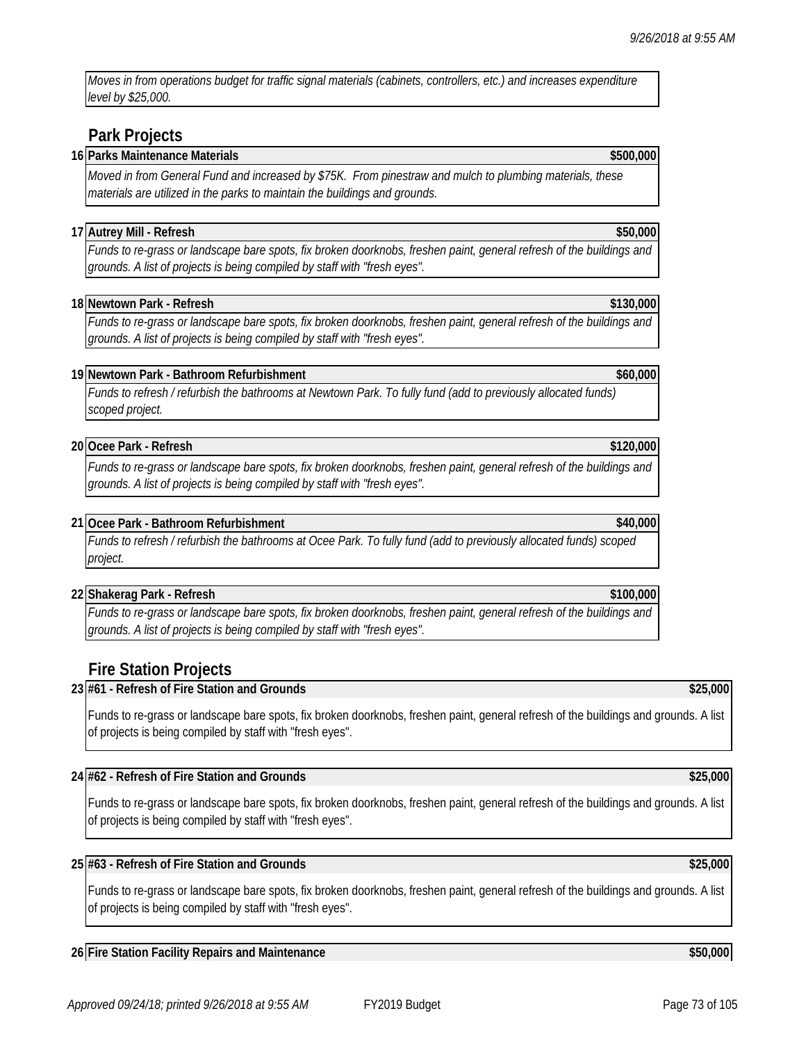*Moves in from operations budget for traffic signal materials (cabinets, controllers, etc.) and increases expenditure level by $25,000.*

## Park Projects

**16 Parks Maintenance Materials** **$500,000**

*Moved in from General Fund and increased by $75K. From pinestraw and mulch to plumbing materials, these materials are utilized in the parks to maintain the buildings and grounds.*

**17 Autrey Mill - Refresh** **$50,000**

*Funds to re-grass or landscape bare spots, fix broken doorknobs, freshen paint, general refresh of the buildings and grounds. A list of projects is being compiled by staff with "fresh eyes".*

**18 Newtown Park - Refresh** **$130,000**

*Funds to re-grass or landscape bare spots, fix broken doorknobs, freshen paint, general refresh of the buildings and grounds. A list of projects is being compiled by staff with "fresh eyes".*

**19 Newtown Park - Bathroom Refurbishment** **$60,000**

*Funds to refresh / refurbish the bathrooms at Newtown Park. To fully fund (add to previously allocated funds) scoped project.*

**20 Ocee Park - Refresh** **$120,000**

*Funds to re-grass or landscape bare spots, fix broken doorknobs, freshen paint, general refresh of the buildings and grounds. A list of projects is being compiled by staff with "fresh eyes".*

**21 Ocee Park - Bathroom Refurbishment** **$40,000**

*Funds to refresh / refurbish the bathrooms at Ocee Park. To fully fund (add to previously allocated funds) scoped project.*

**22 Shakerag Park - Refresh** **$100,000**

*Funds to re-grass or landscape bare spots, fix broken doorknobs, freshen paint, general refresh of the buildings and grounds. A list of projects is being compiled by staff with "fresh eyes".*

## Fire Station Projects

**23 #61 - Refresh of Fire Station and Grounds** **$25,000**

Funds to re-grass or landscape bare spots, fix broken doorknobs, freshen paint, general refresh of the buildings and grounds. A list of projects is being compiled by staff with "fresh eyes".

**24 #62 - Refresh of Fire Station and Grounds** **$25,000**

Funds to re-grass or landscape bare spots, fix broken doorknobs, freshen paint, general refresh of the buildings and grounds. A list of projects is being compiled by staff with "fresh eyes".

**25 #63 - Refresh of Fire Station and Grounds** **$25,000**

Funds to re-grass or landscape bare spots, fix broken doorknobs, freshen paint, general refresh of the buildings and grounds. A list of projects is being compiled by staff with "fresh eyes".

**26 Fire Station Facility Repairs and Maintenance** **$50,000**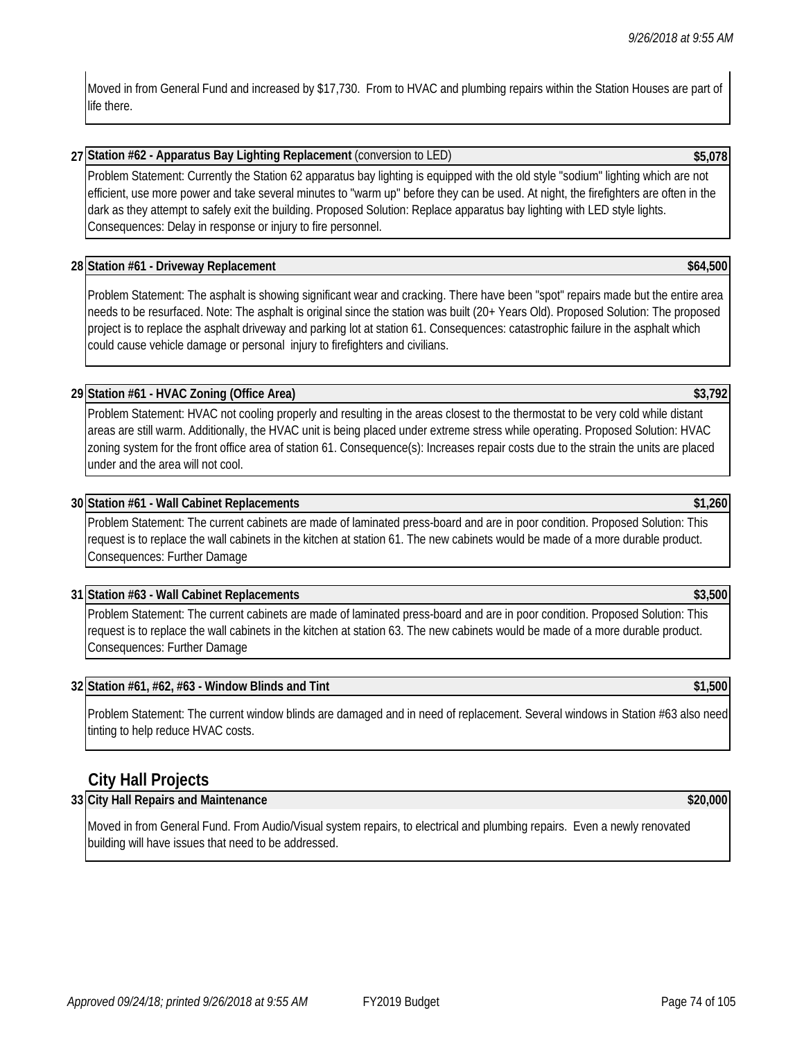Moved in from General Fund and increased by $17,730. From to HVAC and plumbing repairs within the Station Houses are part of life there.

**27 Station #62 - Apparatus Bay Lighting Replacement** (conversion to LED) **$5,078**

Problem Statement: Currently the Station 62 apparatus bay lighting is equipped with the old style "sodium" lighting which are not efficient, use more power and take several minutes to "warm up" before they can be used. At night, the firefighters are often in the dark as they attempt to safely exit the building. Proposed Solution: Replace apparatus bay lighting with LED style lights. Consequences: Delay in response or injury to fire personnel.

**28 Station #61 - Driveway Replacement** **$64,500**

Problem Statement: The asphalt is showing significant wear and cracking. There have been "spot" repairs made but the entire area needs to be resurfaced. Note: The asphalt is original since the station was built (20+ Years Old). Proposed Solution: The proposed project is to replace the asphalt driveway and parking lot at station 61. Consequences: catastrophic failure in the asphalt which could cause vehicle damage or personal injury to firefighters and civilians.

**29 Station #61 - HVAC Zoning (Office Area)** **$3,792**

Problem Statement: HVAC not cooling properly and resulting in the areas closest to the thermostat to be very cold while distant areas are still warm. Additionally, the HVAC unit is being placed under extreme stress while operating. Proposed Solution: HVAC zoning system for the front office area of station 61. Consequence(s): Increases repair costs due to the strain the units are placed under and the area will not cool.

**30 Station #61 - Wall Cabinet Replacements** **$1,260**

Problem Statement: The current cabinets are made of laminated press-board and are in poor condition. Proposed Solution: This request is to replace the wall cabinets in the kitchen at station 61. The new cabinets would be made of a more durable product. Consequences: Further Damage

**31 Station #63 - Wall Cabinet Replacements** **$3,500**

Problem Statement: The current cabinets are made of laminated press-board and are in poor condition. Proposed Solution: This request is to replace the wall cabinets in the kitchen at station 63. The new cabinets would be made of a more durable product. Consequences: Further Damage

**32 Station #61, #62, #63 - Window Blinds and Tint** **$1,500**

Problem Statement: The current window blinds are damaged and in need of replacement. Several windows in Station #63 also need tinting to help reduce HVAC costs.

## City Hall Projects

**33 City Hall Repairs and Maintenance** **$20,000**

Moved in from General Fund. From Audio/Visual system repairs, to electrical and plumbing repairs. Even a newly renovated building will have issues that need to be addressed.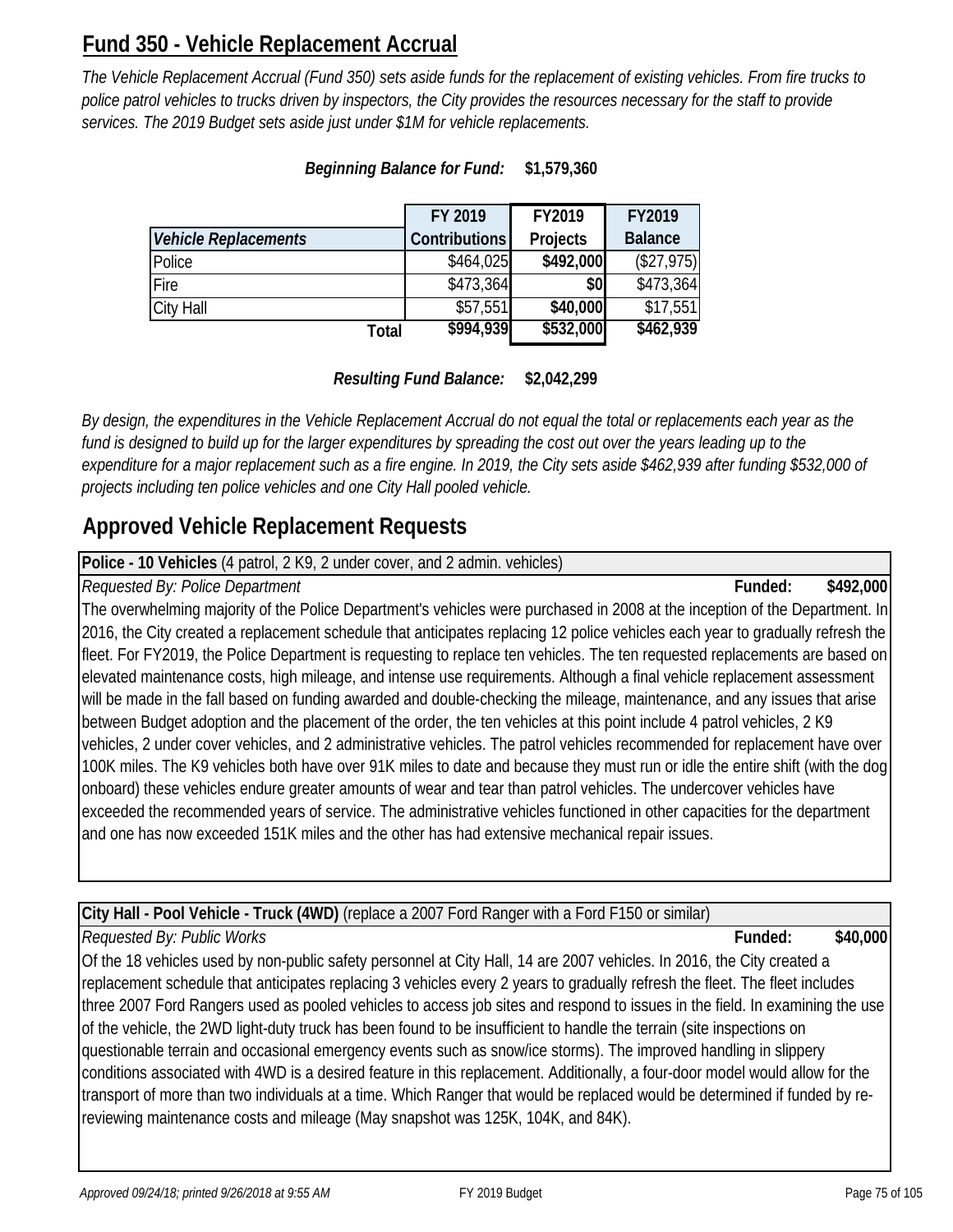# Fund 350 - Vehicle Replacement Accrual

*The Vehicle Replacement Accrual (Fund 350) sets aside funds for the replacement of existing vehicles. From fire trucks to police patrol vehicles to trucks driven by inspectors, the City provides the resources necessary for the staff to provide services. The 2019 Budget sets aside just under $1M for vehicle replacements.*

***Beginning Balance for Fund:*** **$1,579,360**

| *Vehicle Replacements* | FY 2019 Contributions | FY2019 Projects | FY2019 Balance |
|---|---|---|---|
| Police | $464,025 | **$492,000** | ($27,975) |
| Fire | $473,364 | **$0** | $473,364 |
| City Hall | $57,551 | **$40,000** | $17,551 |
| **Total** | **$994,939** | **$532,000** | **$462,939** |

***Resulting Fund Balance:*** **$2,042,299**

*By design, the expenditures in the Vehicle Replacement Accrual do not equal the total or replacements each year as the fund is designed to build up for the larger expenditures by spreading the cost out over the years leading up to the expenditure for a major replacement such as a fire engine. In 2019, the City sets aside $462,939 after funding $532,000 of projects including ten police vehicles and one City Hall pooled vehicle.*

## Approved Vehicle Replacement Requests

**Police - 10 Vehicles** (4 patrol, 2 K9, 2 under cover, and 2 admin. vehicles)

*Requested By: Police Department* **Funded: $492,000**

The overwhelming majority of the Police Department's vehicles were purchased in 2008 at the inception of the Department. In 2016, the City created a replacement schedule that anticipates replacing 12 police vehicles each year to gradually refresh the fleet. For FY2019, the Police Department is requesting to replace ten vehicles. The ten requested replacements are based on elevated maintenance costs, high mileage, and intense use requirements. Although a final vehicle replacement assessment will be made in the fall based on funding awarded and double-checking the mileage, maintenance, and any issues that arise between Budget adoption and the placement of the order, the ten vehicles at this point include 4 patrol vehicles, 2 K9 vehicles, 2 under cover vehicles, and 2 administrative vehicles. The patrol vehicles recommended for replacement have over 100K miles. The K9 vehicles both have over 91K miles to date and because they must run or idle the entire shift (with the dog onboard) these vehicles endure greater amounts of wear and tear than patrol vehicles. The undercover vehicles have exceeded the recommended years of service. The administrative vehicles functioned in other capacities for the department and one has now exceeded 151K miles and the other has had extensive mechanical repair issues.

**City Hall - Pool Vehicle - Truck (4WD)** (replace a 2007 Ford Ranger with a Ford F150 or similar)

*Requested By: Public Works* **Funded: $40,000**

Of the 18 vehicles used by non-public safety personnel at City Hall, 14 are 2007 vehicles. In 2016, the City created a replacement schedule that anticipates replacing 3 vehicles every 2 years to gradually refresh the fleet. The fleet includes three 2007 Ford Rangers used as pooled vehicles to access job sites and respond to issues in the field. In examining the use of the vehicle, the 2WD light-duty truck has been found to be insufficient to handle the terrain (site inspections on questionable terrain and occasional emergency events such as snow/ice storms). The improved handling in slippery conditions associated with 4WD is a desired feature in this replacement. Additionally, a four-door model would allow for the transport of more than two individuals at a time. Which Ranger that would be replaced would be determined if funded by re-reviewing maintenance costs and mileage (May snapshot was 125K, 104K, and 84K).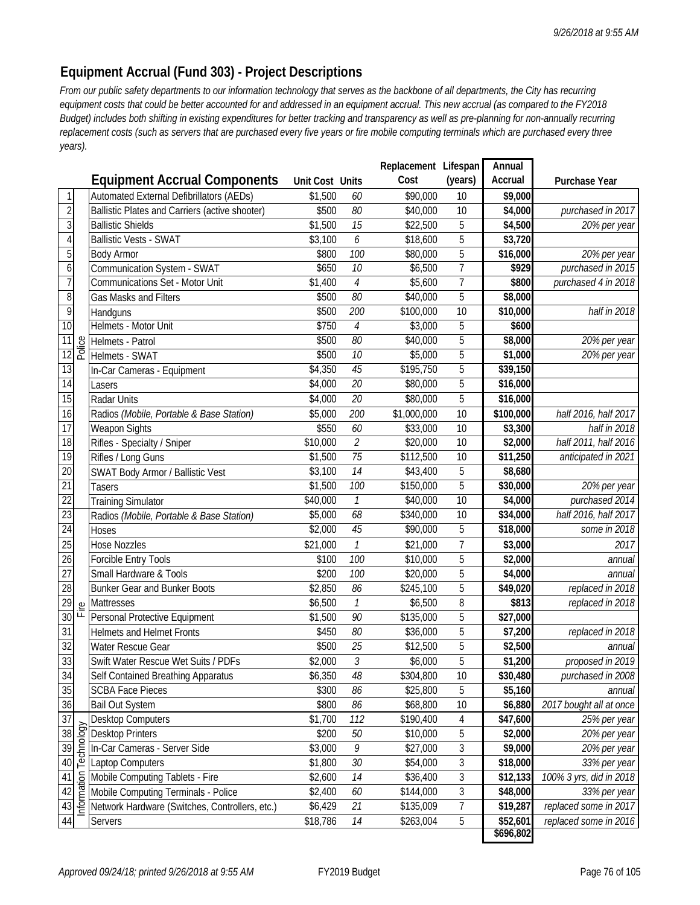## Equipment Accrual (Fund 303) - Project Descriptions

*From our public safety departments to our information technology that serves as the backbone of all departments, the City has recurring equipment costs that could be better accounted for and addressed in an equipment accrual. This new accrual (as compared to the FY2018 Budget) includes both shifting in existing expenditures for better tracking and transparency as well as pre-planning for non-annually recurring replacement costs (such as servers that are purchased every five years or fire mobile computing terminals which are purchased every three years).*

| # | Dept | Equipment Accrual Components | Unit Cost | Units | Replacement Cost | Lifespan (years) | Annual Accrual | Purchase Year |
|---|---|---|---|---|---|---|---|---|
| 1 | Police | Automated External Defibrillators (AEDs) | $1,500 | *60* | $90,000 | 10 | **$9,000** | |
| 2 | Police | Ballistic Plates and Carriers (active shooter) | $500 | *80* | $40,000 | 10 | **$4,000** | *purchased in 2017* |
| 3 | Police | Ballistic Shields | $1,500 | *15* | $22,500 | 5 | **$4,500** | *20% per year* |
| 4 | Police | Ballistic Vests - SWAT | $3,100 | *6* | $18,600 | 5 | **$3,720** | |
| 5 | Police | Body Armor | $800 | *100* | $80,000 | 5 | **$16,000** | *20% per year* |
| 6 | Police | Communication System - SWAT | $650 | *10* | $6,500 | 7 | **$929** | *purchased in 2015* |
| 7 | Police | Communications Set - Motor Unit | $1,400 | *4* | $5,600 | 7 | **$800** | *purchased 4 in 2018* |
| 8 | Police | Gas Masks and Filters | $500 | *80* | $40,000 | 5 | **$8,000** | |
| 9 | Police | Handguns | $500 | *200* | $100,000 | 10 | **$10,000** | *half in 2018* |
| 10 | Police | Helmets - Motor Unit | $750 | *4* | $3,000 | 5 | **$600** | |
| 11 | Police | Helmets - Patrol | $500 | *80* | $40,000 | 5 | **$8,000** | *20% per year* |
| 12 | Police | Helmets - SWAT | $500 | *10* | $5,000 | 5 | **$1,000** | *20% per year* |
| 13 | Police | In-Car Cameras - Equipment | $4,350 | *45* | $195,750 | 5 | **$39,150** | |
| 14 | Police | Lasers | $4,000 | *20* | $80,000 | 5 | **$16,000** | |
| 15 | Police | Radar Units | $4,000 | *20* | $80,000 | 5 | **$16,000** | |
| 16 | Police | Radios *(Mobile, Portable & Base Station)* | $5,000 | *200* | $1,000,000 | 10 | **$100,000** | *half 2016, half 2017* |
| 17 | Police | Weapon Sights | $550 | *60* | $33,000 | 10 | **$3,300** | *half in 2018* |
| 18 | Police | Rifles - Specialty / Sniper | $10,000 | *2* | $20,000 | 10 | **$2,000** | *half 2011, half 2016* |
| 19 | Police | Rifles / Long Guns | $1,500 | *75* | $112,500 | 10 | **$11,250** | *anticipated in 2021* |
| 20 | Police | SWAT Body Armor / Ballistic Vest | $3,100 | *14* | $43,400 | 5 | **$8,680** | |
| 21 | Police | Tasers | $1,500 | *100* | $150,000 | 5 | **$30,000** | *20% per year* |
| 22 | Police | Training Simulator | $40,000 | *1* | $40,000 | 10 | **$4,000** | *purchased 2014* |
| 23 | Fire | Radios *(Mobile, Portable & Base Station)* | $5,000 | *68* | $340,000 | 10 | **$34,000** | *half 2016, half 2017* |
| 24 | Fire | Hoses | $2,000 | *45* | $90,000 | 5 | **$18,000** | *some in 2018* |
| 25 | Fire | Hose Nozzles | $21,000 | *1* | $21,000 | 7 | **$3,000** | *2017* |
| 26 | Fire | Forcible Entry Tools | $100 | *100* | $10,000 | 5 | **$2,000** | *annual* |
| 27 | Fire | Small Hardware & Tools | $200 | *100* | $20,000 | 5 | **$4,000** | *annual* |
| 28 | Fire | Bunker Gear and Bunker Boots | $2,850 | *86* | $245,100 | 5 | **$49,020** | *replaced in 2018* |
| 29 | Fire | Mattresses | $6,500 | *1* | $6,500 | 8 | **$813** | *replaced in 2018* |
| 30 | Fire | Personal Protective Equipment | $1,500 | *90* | $135,000 | 5 | **$27,000** | |
| 31 | Fire | Helmets and Helmet Fronts | $450 | *80* | $36,000 | 5 | **$7,200** | *replaced in 2018* |
| 32 | Fire | Water Rescue Gear | $500 | *25* | $12,500 | 5 | **$2,500** | *annual* |
| 33 | Fire | Swift Water Rescue Wet Suits / PDFs | $2,000 | *3* | $6,000 | 5 | **$1,200** | *proposed in 2019* |
| 34 | Fire | Self Contained Breathing Apparatus | $6,350 | *48* | $304,800 | 10 | **$30,480** | *purchased in 2008* |
| 35 | Fire | SCBA Face Pieces | $300 | *86* | $25,800 | 5 | **$5,160** | *annual* |
| 36 | Fire | Bail Out System | $800 | *86* | $68,800 | 10 | **$6,880** | *2017 bought all at once* |
| 37 | Information Technology | Desktop Computers | $1,700 | *112* | $190,400 | 4 | **$47,600** | *25% per year* |
| 38 | Information Technology | Desktop Printers | $200 | *50* | $10,000 | 5 | **$2,000** | *20% per year* |
| 39 | Information Technology | In-Car Cameras - Server Side | $3,000 | *9* | $27,000 | 3 | **$9,000** | *20% per year* |
| 40 | Information Technology | Laptop Computers | $1,800 | *30* | $54,000 | 3 | **$18,000** | *33% per year* |
| 41 | Information Technology | Mobile Computing Tablets - Fire | $2,600 | *14* | $36,400 | 3 | **$12,133** | *100% 3 yrs, did in 2018* |
| 42 | Information Technology | Mobile Computing Terminals - Police | $2,400 | *60* | $144,000 | 3 | **$48,000** | *33% per year* |
| 43 | Information Technology | Network Hardware (Switches, Controllers, etc.) | $6,429 | *21* | $135,009 | 7 | **$19,287** | *replaced some in 2017* |
| 44 | Information Technology | Servers | $18,786 | *14* | $263,004 | 5 | **$52,601** | *replaced some in 2016* |
| | | | | | | | **$696,802** | |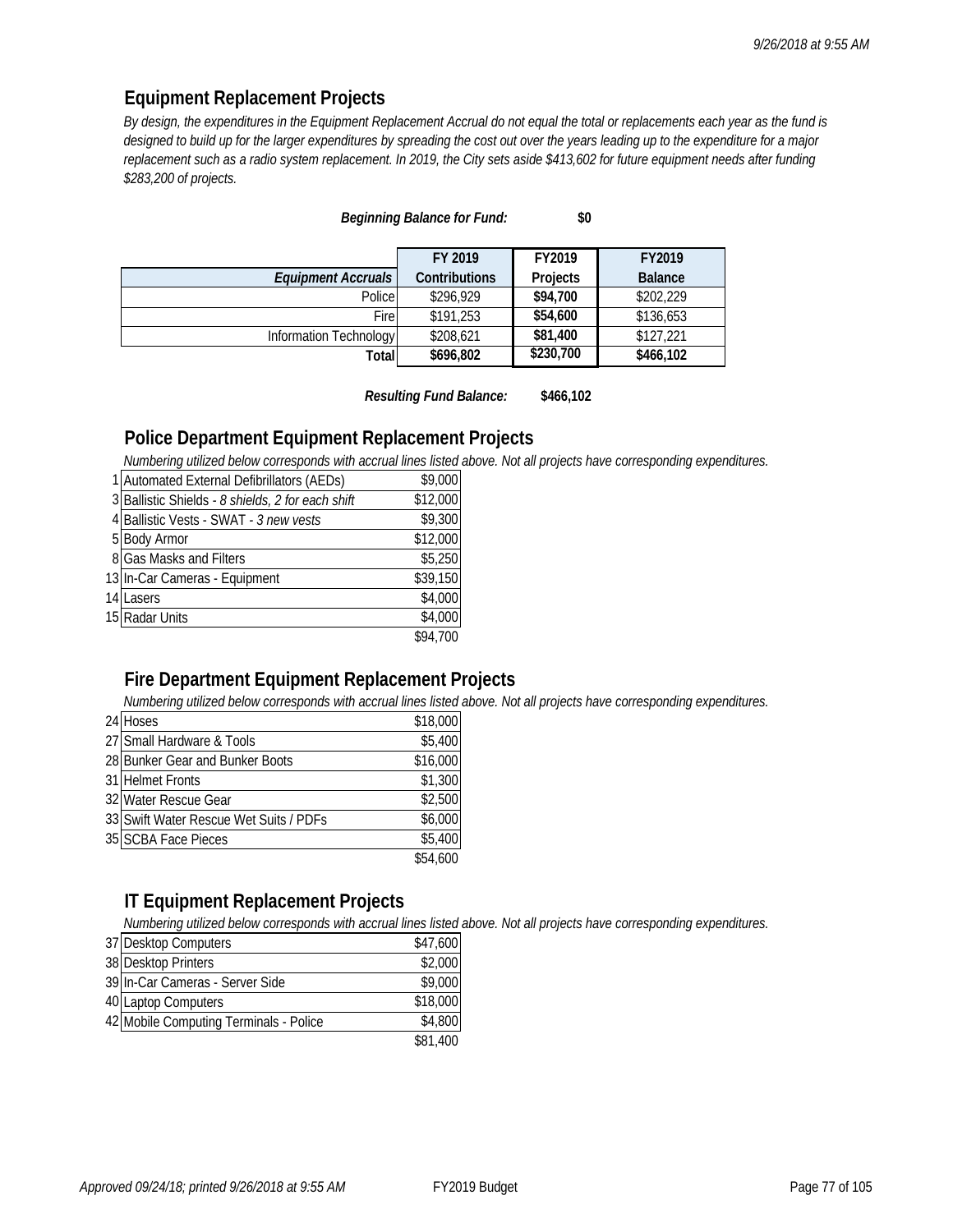## Equipment Replacement Projects

*By design, the expenditures in the Equipment Replacement Accrual do not equal the total or replacements each year as the fund is designed to build up for the larger expenditures by spreading the cost out over the years leading up to the expenditure for a major replacement such as a radio system replacement. In 2019, the City sets aside $413,602 for future equipment needs after funding $283,200 of projects.*

***Beginning Balance for Fund:*** **$0**

| *Equipment Accruals* | FY 2019 Contributions | FY2019 Projects | FY2019 Balance |
|---|---|---|---|
| Police | $296,929 | **$94,700** | $202,229 |
| Fire | $191,253 | **$54,600** | $136,653 |
| Information Technology | $208,621 | **$81,400** | $127,221 |
| **Total** | **$696,802** | **$230,700** | **$466,102** |

***Resulting Fund Balance:*** **$466,102**

## Police Department Equipment Replacement Projects

*Numbering utilized below corresponds with accrual lines listed above. Not all projects have corresponding expenditures.*

| # | Project | Amount |
|---|---|---|
| 1 | Automated External Defibrillators (AEDs) | $9,000 |
| 3 | Ballistic Shields - *8 shields, 2 for each shift* | $12,000 |
| 4 | Ballistic Vests - SWAT - *3 new vests* | $9,300 |
| 5 | Body Armor | $12,000 |
| 8 | Gas Masks and Filters | $5,250 |
| 13 | In-Car Cameras - Equipment | $39,150 |
| 14 | Lasers | $4,000 |
| 15 | Radar Units | $4,000 |
| | | $94,700 |

## Fire Department Equipment Replacement Projects

*Numbering utilized below corresponds with accrual lines listed above. Not all projects have corresponding expenditures.*

| # | Project | Amount |
|---|---|---|
| 24 | Hoses | $18,000 |
| 27 | Small Hardware & Tools | $5,400 |
| 28 | Bunker Gear and Bunker Boots | $16,000 |
| 31 | Helmet Fronts | $1,300 |
| 32 | Water Rescue Gear | $2,500 |
| 33 | Swift Water Rescue Wet Suits / PDFs | $6,000 |
| 35 | SCBA Face Pieces | $5,400 |
| | | $54,600 |

## IT Equipment Replacement Projects

*Numbering utilized below corresponds with accrual lines listed above. Not all projects have corresponding expenditures.*

| # | Project | Amount |
|---|---|---|
| 37 | Desktop Computers | $47,600 |
| 38 | Desktop Printers | $2,000 |
| 39 | In-Car Cameras - Server Side | $9,000 |
| 40 | Laptop Computers | $18,000 |
| 42 | Mobile Computing Terminals - Police | $4,800 |
| | | $81,400 |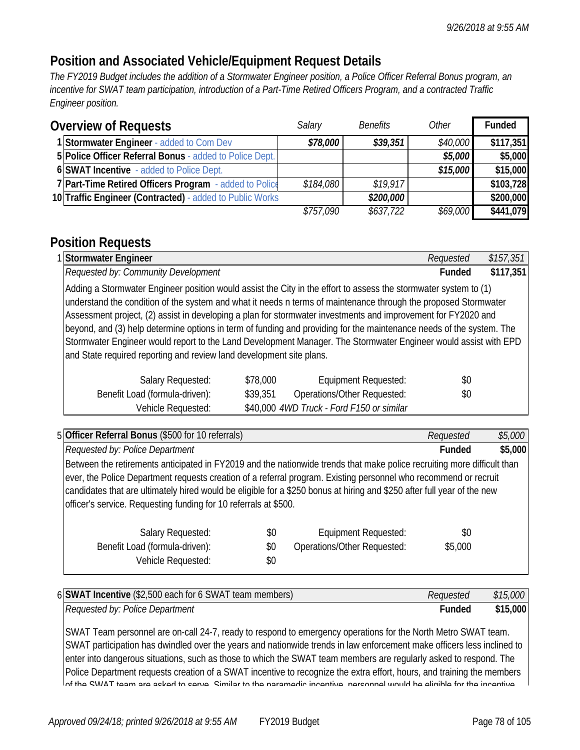## Position and Associated Vehicle/Equipment Request Details

*The FY2019 Budget includes the addition of a Stormwater Engineer position, a Police Officer Referral Bonus program, an incentive for SWAT team participation, introduction of a Part-Time Retired Officers Program, and a contracted Traffic Engineer position.*

| # | Overview of Requests | Salary | Benefits | Other | Funded |
|---|---|---|---|---|---|
| 1 | **Stormwater Engineer** - added to Com Dev | ***$78,000*** | ***$39,351*** | *$40,000* | **$117,351** |
| 5 | **Police Officer Referral Bonus** - added to Police Dept. | | | ***$5,000*** | **$5,000** |
| 6 | **SWAT Incentive** - added to Police Dept. | | | ***$15,000*** | **$15,000** |
| 7 | **Part-Time Retired Officers Program** - added to Police | *$184,080* | *$19,917* | | **$103,728** |
| 10 | **Traffic Engineer (Contracted)** - added to Public Works | | ***$200,000*** | | **$200,000** |
| | | *$757,090* | *$637,722* | *$69,000* | **$441,079** |

## Position Requests

| 1 | **Stormwater Engineer** | *Requested* | *$157,351* |
|---|---|---|---|
| | *Requested by: Community Development* | **Funded** | **$117,351** |

Adding a Stormwater Engineer position would assist the City in the effort to assess the stormwater system to (1) understand the condition of the system and what it needs n terms of maintenance through the proposed Stormwater Assessment project, (2) assist in developing a plan for stormwater investments and improvement for FY2020 and beyond, and (3) help determine options in term of funding and providing for the maintenance needs of the system. The Stormwater Engineer would report to the Land Development Manager. The Stormwater Engineer would assist with EPD and State required reporting and review land development site plans.

| | | | |
|---|---|---|---|
| Salary Requested: | $78,000 | Equipment Requested: | $0 |
| Benefit Load (formula-driven): | $39,351 | Operations/Other Requested: | $0 |
| Vehicle Requested: | $40,000 *4WD Truck - Ford F150 or similar* | | |

| 5 | **Officer Referral Bonus** ($500 for 10 referrals) | *Requested* | *$5,000* |
|---|---|---|---|
| | *Requested by: Police Department* | **Funded** | **$5,000** |

Between the retirements anticipated in FY2019 and the nationwide trends that make police recruiting more difficult than ever, the Police Department requests creation of a referral program. Existing personnel who recommend or recruit candidates that are ultimately hired would be eligible for a $250 bonus at hiring and $250 after full year of the new officer's service. Requesting funding for 10 referrals at $500.

| | | | |
|---|---|---|---|
| Salary Requested: | $0 | Equipment Requested: | $0 |
| Benefit Load (formula-driven): | $0 | Operations/Other Requested: | $5,000 |
| Vehicle Requested: | $0 | | |

| 6 | **SWAT Incentive** ($2,500 each for 6 SWAT team members) | *Requested* | *$15,000* |
|---|---|---|---|
| | *Requested by: Police Department* | **Funded** | **$15,000** |

SWAT Team personnel are on-call 24-7, ready to respond to emergency operations for the North Metro SWAT team. SWAT participation has dwindled over the years and nationwide trends in law enforcement make officers less inclined to enter into dangerous situations, such as those to which the SWAT team members are regularly asked to respond. The Police Department requests creation of a SWAT incentive to recognize the extra effort, hours, and training the members of the SWAT team are asked to serve. Similar to the paramedic incentive, personnel would be eligible for the incentive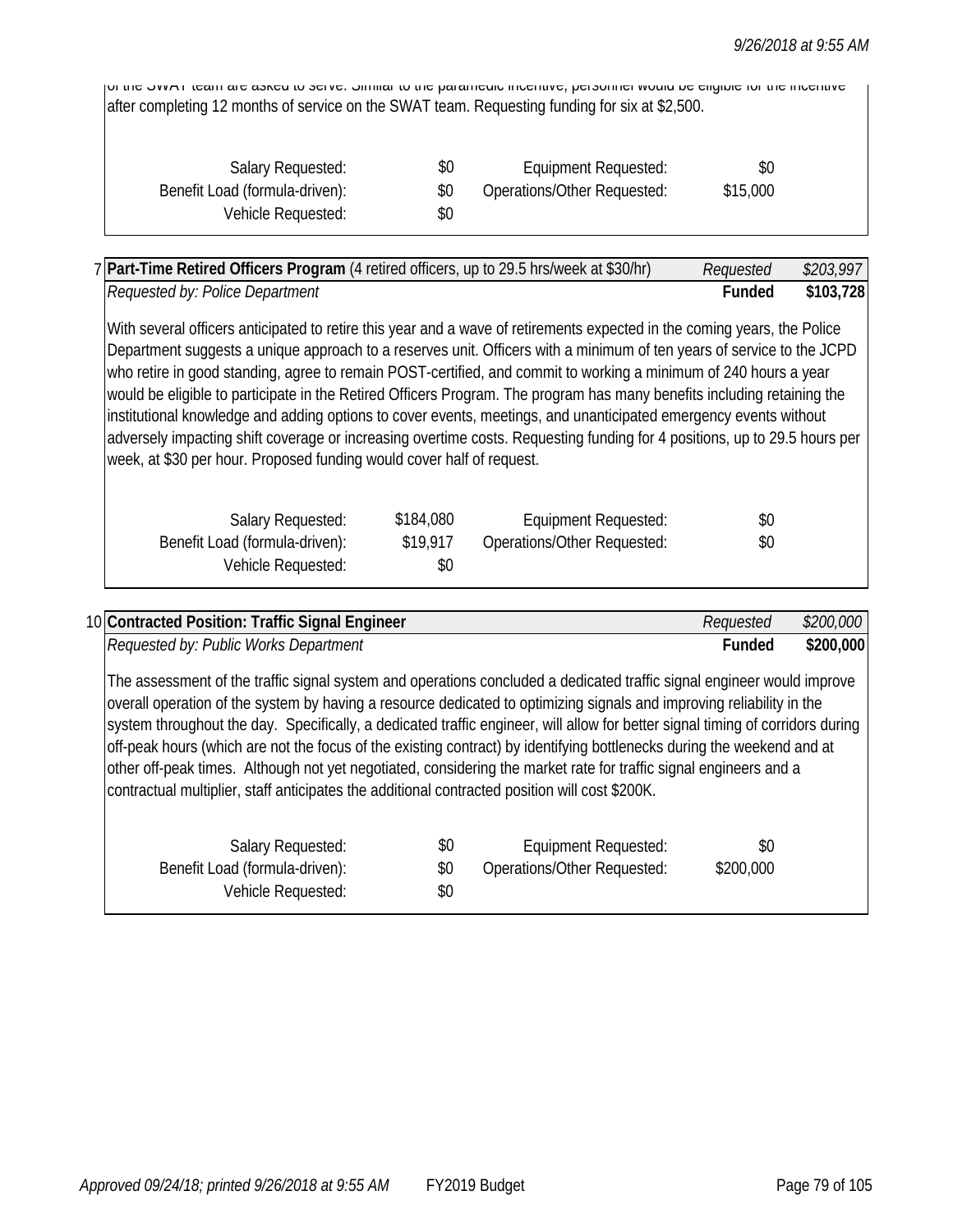of the SWAT team are asked to serve. Similar to the paramedic incentive, personnel would be eligible for the incentive after completing 12 months of service on the SWAT team. Requesting funding for six at $2,500.

| | | | |
|---|---|---|---|
| Salary Requested: | $0 | Equipment Requested: | $0 |
| Benefit Load (formula-driven): | $0 | Operations/Other Requested: | $15,000 |
| Vehicle Requested: | $0 | | |

---

7 **Part-Time Retired Officers Program** (4 retired officers, up to 29.5 hrs/week at $30/hr) — *Requested* *$203,997*

*Requested by: Police Department* — **Funded** **$103,728**

With several officers anticipated to retire this year and a wave of retirements expected in the coming years, the Police Department suggests a unique approach to a reserves unit. Officers with a minimum of ten years of service to the JCPD who retire in good standing, agree to remain POST-certified, and commit to working a minimum of 240 hours a year would be eligible to participate in the Retired Officers Program. The program has many benefits including retaining the institutional knowledge and adding options to cover events, meetings, and unanticipated emergency events without adversely impacting shift coverage or increasing overtime costs. Requesting funding for 4 positions, up to 29.5 hours per week, at $30 per hour. Proposed funding would cover half of request.

| | | | |
|---|---|---|---|
| Salary Requested: | $184,080 | Equipment Requested: | $0 |
| Benefit Load (formula-driven): | $19,917 | Operations/Other Requested: | $0 |
| Vehicle Requested: | $0 | | |

---

10 **Contracted Position: Traffic Signal Engineer** — *Requested* *$200,000*

*Requested by: Public Works Department* — **Funded** **$200,000**

The assessment of the traffic signal system and operations concluded a dedicated traffic signal engineer would improve overall operation of the system by having a resource dedicated to optimizing signals and improving reliability in the system throughout the day. Specifically, a dedicated traffic engineer, will allow for better signal timing of corridors during off-peak hours (which are not the focus of the existing contract) by identifying bottlenecks during the weekend and at other off-peak times. Although not yet negotiated, considering the market rate for traffic signal engineers and a contractual multiplier, staff anticipates the additional contracted position will cost $200K.

| | | | |
|---|---|---|---|
| Salary Requested: | $0 | Equipment Requested: | $0 |
| Benefit Load (formula-driven): | $0 | Operations/Other Requested: | $200,000 |
| Vehicle Requested: | $0 | | |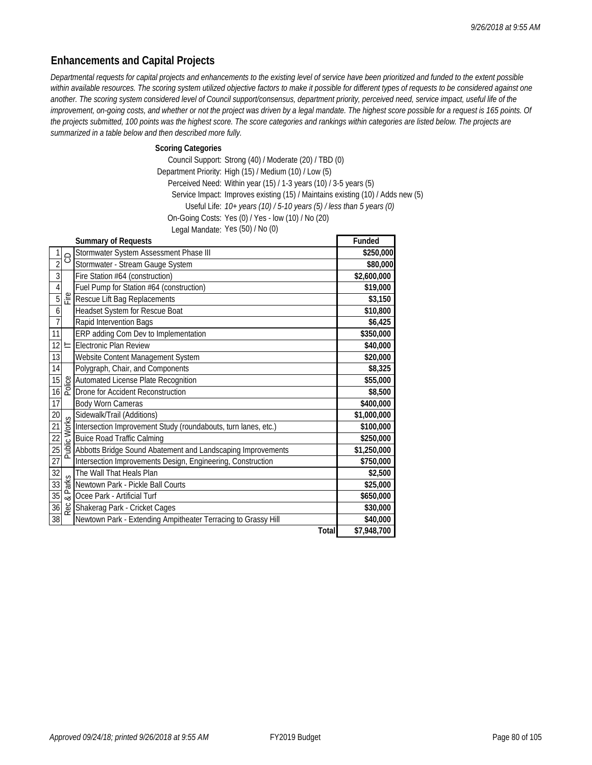## Enhancements and Capital Projects

*Departmental requests for capital projects and enhancements to the existing level of service have been prioritized and funded to the extent possible within available resources. The scoring system utilized objective factors to make it possible for different types of requests to be considered against one another. The scoring system considered level of Council support/consensus, department priority, perceived need, service impact, useful life of the improvement, on-going costs, and whether or not the project was driven by a legal mandate. The highest score possible for a request is 165 points. Of the projects submitted, 100 points was the highest score. The score categories and rankings within categories are listed below. The projects are summarized in a table below and then described more fully.*

**Scoring Categories**

Council Support: Strong (40) / Moderate (20) / TBD (0)
Department Priority: High (15) / Medium (10) / Low (5)
Perceived Need: Within year (15) / 1-3 years (10) / 3-5 years (5)
Service Impact: Improves existing (15) / Maintains existing (10) / Adds new (5)
Useful Life: *10+ years (10) / 5-10 years (5) / less than 5 years (0)*
On-Going Costs: Yes (0) / Yes - low (10) / No (20)
Legal Mandate: Yes (50) / No (0)

| # | Dept | Summary of Requests | Funded |
|---|---|---|---|
| 1 | CD | Stormwater System Assessment Phase III | $250,000 |
| 2 | CD | Stormwater - Stream Gauge System | $80,000 |
| 3 | Fire | Fire Station #64 (construction) | $2,600,000 |
| 4 | Fire | Fuel Pump for Station #64 (construction) | $19,000 |
| 5 | Fire | Rescue Lift Bag Replacements | $3,150 |
| 6 | Fire | Headset System for Rescue Boat | $10,800 |
| 7 | Fire | Rapid Intervention Bags | $6,425 |
| 11 | IT | ERP adding Com Dev to Implementation | $350,000 |
| 12 | IT | Electronic Plan Review | $40,000 |
| 13 | IT | Website Content Management System | $20,000 |
| 14 | Police | Polygraph, Chair, and Components | $8,325 |
| 15 | Police | Automated License Plate Recognition | $55,000 |
| 16 | Police | Drone for Accident Reconstruction | $8,500 |
| 17 | Police | Body Worn Cameras | $400,000 |
| 20 | Public Works | Sidewalk/Trail (Additions) | $1,000,000 |
| 21 | Public Works | Intersection Improvement Study (roundabouts, turn lanes, etc.) | $100,000 |
| 22 | Public Works | Buice Road Traffic Calming | $250,000 |
| 25 | Public Works | Abbotts Bridge Sound Abatement and Landscaping Improvements | $1,250,000 |
| 27 | Public Works | Intersection Improvements Design, Engineering, Construction | $750,000 |
| 32 | Rec & Parks | The Wall That Heals Plan | $2,500 |
| 33 | Rec & Parks | Newtown Park - Pickle Ball Courts | $25,000 |
| 35 | Rec & Parks | Ocee Park - Artificial Turf | $650,000 |
| 36 | Rec & Parks | Shakerag Park - Cricket Cages | $30,000 |
| 38 | Rec & Parks | Newtown Park - Extending Ampitheater Terracing to Grassy Hill | $40,000 |
| | | **Total** | **$7,948,700** |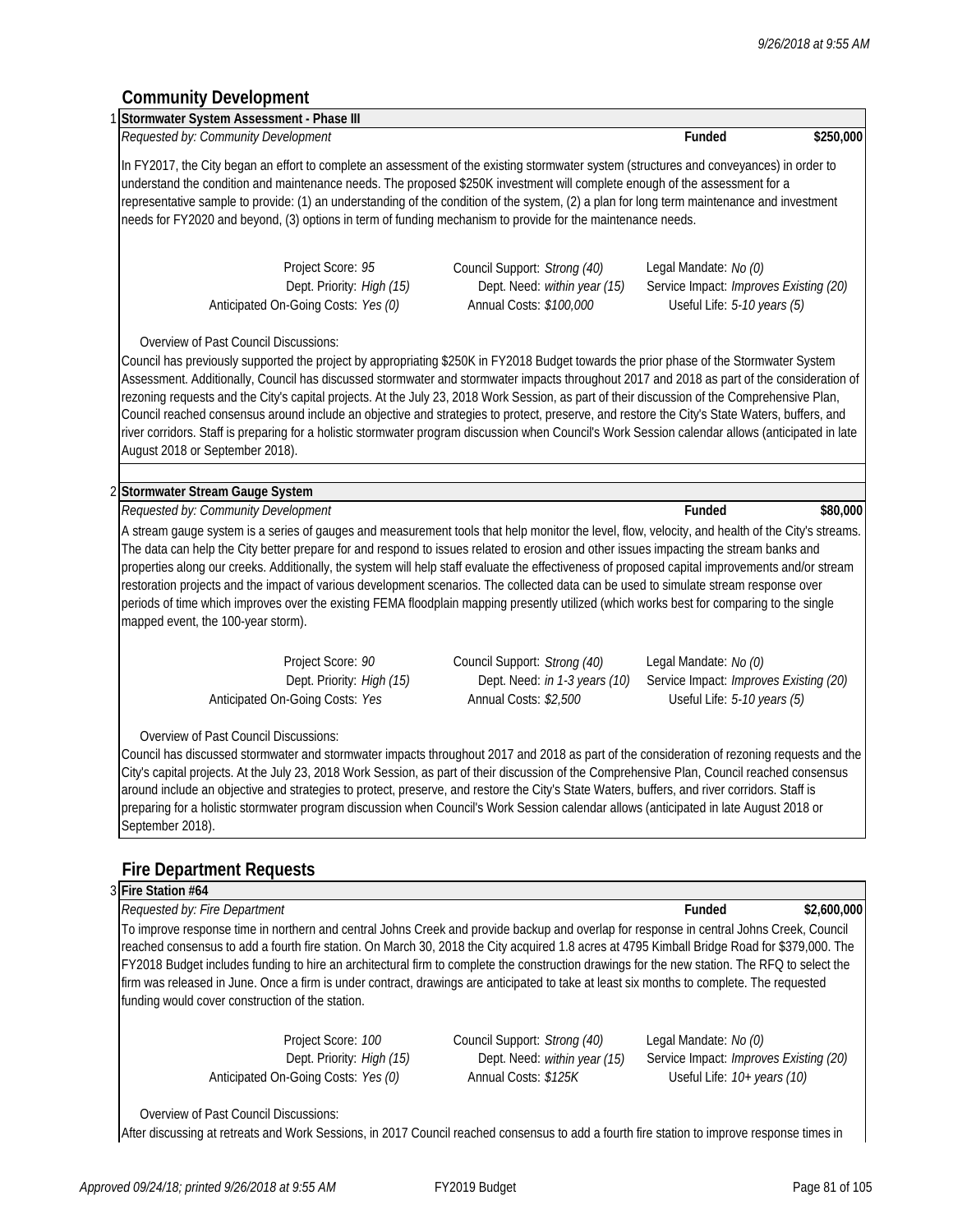## Community Development

### 1 Stormwater System Assessment - Phase III

*Requested by: Community Development* — **Funded** **$250,000**

In FY2017, the City began an effort to complete an assessment of the existing stormwater system (structures and conveyances) in order to understand the condition and maintenance needs. The proposed $250K investment will complete enough of the assessment for a representative sample to provide: (1) an understanding of the condition of the system, (2) a plan for long term maintenance and investment needs for FY2020 and beyond, (3) options in term of funding mechanism to provide for the maintenance needs.

| | | |
|---|---|---|
| Project Score: *95* | Council Support: *Strong (40)* | Legal Mandate: *No (0)* |
| Dept. Priority: *High (15)* | Dept. Need: *within year (15)* | Service Impact: *Improves Existing (20)* |
| Anticipated On-Going Costs: *Yes (0)* | Annual Costs: *$100,000* | Useful Life: *5-10 years (5)* |

Overview of Past Council Discussions:

Council has previously supported the project by appropriating $250K in FY2018 Budget towards the prior phase of the Stormwater System Assessment. Additionally, Council has discussed stormwater and stormwater impacts throughout 2017 and 2018 as part of the consideration of rezoning requests and the City's capital projects. At the July 23, 2018 Work Session, as part of their discussion of the Comprehensive Plan, Council reached consensus around include an objective and strategies to protect, preserve, and restore the City's State Waters, buffers, and river corridors. Staff is preparing for a holistic stormwater program discussion when Council's Work Session calendar allows (anticipated in late August 2018 or September 2018).

### 2 Stormwater Stream Gauge System

*Requested by: Community Development* — **Funded** **$80,000**

A stream gauge system is a series of gauges and measurement tools that help monitor the level, flow, velocity, and health of the City's streams. The data can help the City better prepare for and respond to issues related to erosion and other issues impacting the stream banks and properties along our creeks. Additionally, the system will help staff evaluate the effectiveness of proposed capital improvements and/or stream restoration projects and the impact of various development scenarios. The collected data can be used to simulate stream response over periods of time which improves over the existing FEMA floodplain mapping presently utilized (which works best for comparing to the single mapped event, the 100-year storm).

| | | |
|---|---|---|
| Project Score: *90* | Council Support: *Strong (40)* | Legal Mandate: *No (0)* |
| Dept. Priority: *High (15)* | Dept. Need: *in 1-3 years (10)* | Service Impact: *Improves Existing (20)* |
| Anticipated On-Going Costs: *Yes* | Annual Costs: *$2,500* | Useful Life: *5-10 years (5)* |

Overview of Past Council Discussions:

Council has discussed stormwater and stormwater impacts throughout 2017 and 2018 as part of the consideration of rezoning requests and the City's capital projects. At the July 23, 2018 Work Session, as part of their discussion of the Comprehensive Plan, Council reached consensus around include an objective and strategies to protect, preserve, and restore the City's State Waters, buffers, and river corridors. Staff is preparing for a holistic stormwater program discussion when Council's Work Session calendar allows (anticipated in late August 2018 or September 2018).

## Fire Department Requests

### 3 Fire Station #64

*Requested by: Fire Department* — **Funded** **$2,600,000**

To improve response time in northern and central Johns Creek and provide backup and overlap for response in central Johns Creek, Council reached consensus to add a fourth fire station. On March 30, 2018 the City acquired 1.8 acres at 4795 Kimball Bridge Road for $379,000. The FY2018 Budget includes funding to hire an architectural firm to complete the construction drawings for the new station. The RFQ to select the firm was released in June. Once a firm is under contract, drawings are anticipated to take at least six months to complete. The requested funding would cover construction of the station.

| | | |
|---|---|---|
| Project Score: *100* | Council Support: *Strong (40)* | Legal Mandate: *No (0)* |
| Dept. Priority: *High (15)* | Dept. Need: *within year (15)* | Service Impact: *Improves Existing (20)* |
| Anticipated On-Going Costs: *Yes (0)* | Annual Costs: *$125K* | Useful Life: *10+ years (10)* |

Overview of Past Council Discussions:

After discussing at retreats and Work Sessions, in 2017 Council reached consensus to add a fourth fire station to improve response times in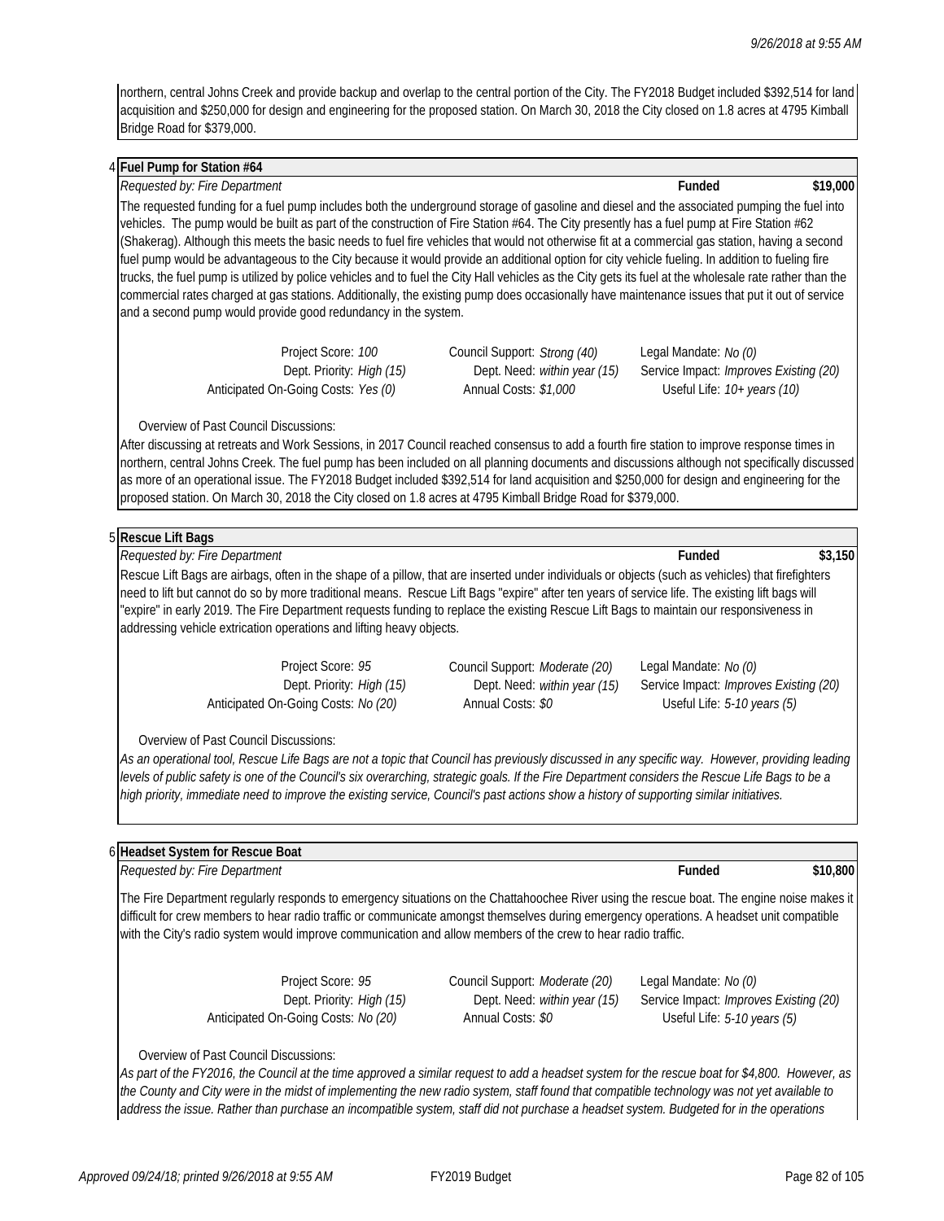northern, central Johns Creek and provide backup and overlap to the central portion of the City. The FY2018 Budget included $392,514 for land acquisition and $250,000 for design and engineering for the proposed station. On March 30, 2018 the City closed on 1.8 acres at 4795 Kimball Bridge Road for $379,000.

## 4 Fuel Pump for Station #64

*Requested by: Fire Department* — **Funded** — **$19,000**

The requested funding for a fuel pump includes both the underground storage of gasoline and diesel and the associated pumping the fuel into vehicles. The pump would be built as part of the construction of Fire Station #64. The City presently has a fuel pump at Fire Station #62 (Shakerag). Although this meets the basic needs to fuel fire vehicles that would not otherwise fit at a commercial gas station, having a second fuel pump would be advantageous to the City because it would provide an additional option for city vehicle fueling. In addition to fueling fire trucks, the fuel pump is utilized by police vehicles and to fuel the City Hall vehicles as the City gets its fuel at the wholesale rate rather than the commercial rates charged at gas stations. Additionally, the existing pump does occasionally have maintenance issues that put it out of service and a second pump would provide good redundancy in the system.

| | | |
|---|---|---|
| Project Score: *100* | Council Support: *Strong (40)* | Legal Mandate: *No (0)* |
| Dept. Priority: *High (15)* | Dept. Need: *within year (15)* | Service Impact: *Improves Existing (20)* |
| Anticipated On-Going Costs: *Yes (0)* | Annual Costs: *$1,000* | Useful Life: *10+ years (10)* |

Overview of Past Council Discussions:

After discussing at retreats and Work Sessions, in 2017 Council reached consensus to add a fourth fire station to improve response times in northern, central Johns Creek. The fuel pump has been included on all planning documents and discussions although not specifically discussed as more of an operational issue. The FY2018 Budget included $392,514 for land acquisition and $250,000 for design and engineering for the proposed station. On March 30, 2018 the City closed on 1.8 acres at 4795 Kimball Bridge Road for $379,000.

## 5 Rescue Lift Bags

*Requested by: Fire Department* — **Funded** — **$3,150**

Rescue Lift Bags are airbags, often in the shape of a pillow, that are inserted under individuals or objects (such as vehicles) that firefighters need to lift but cannot do so by more traditional means. Rescue Lift Bags "expire" after ten years of service life. The existing lift bags will "expire" in early 2019. The Fire Department requests funding to replace the existing Rescue Lift Bags to maintain our responsiveness in addressing vehicle extrication operations and lifting heavy objects.

| | | |
|---|---|---|
| Project Score: *95* | Council Support: *Moderate (20)* | Legal Mandate: *No (0)* |
| Dept. Priority: *High (15)* | Dept. Need: *within year (15)* | Service Impact: *Improves Existing (20)* |
| Anticipated On-Going Costs: *No (20)* | Annual Costs: *$0* | Useful Life: *5-10 years (5)* |

Overview of Past Council Discussions:

*As an operational tool, Rescue Life Bags are not a topic that Council has previously discussed in any specific way. However, providing leading levels of public safety is one of the Council's six overarching, strategic goals. If the Fire Department considers the Rescue Life Bags to be a high priority, immediate need to improve the existing service, Council's past actions show a history of supporting similar initiatives.*

## 6 Headset System for Rescue Boat

*Requested by: Fire Department* — **Funded** — **$10,800**

The Fire Department regularly responds to emergency situations on the Chattahoochee River using the rescue boat. The engine noise makes it difficult for crew members to hear radio traffic or communicate amongst themselves during emergency operations. A headset unit compatible with the City's radio system would improve communication and allow members of the crew to hear radio traffic.

| | | |
|---|---|---|
| Project Score: *95* | Council Support: *Moderate (20)* | Legal Mandate: *No (0)* |
| Dept. Priority: *High (15)* | Dept. Need: *within year (15)* | Service Impact: *Improves Existing (20)* |
| Anticipated On-Going Costs: *No (20)* | Annual Costs: *$0* | Useful Life: *5-10 years (5)* |

Overview of Past Council Discussions:

*As part of the FY2016, the Council at the time approved a similar request to add a headset system for the rescue boat for $4,800. However, as the County and City were in the midst of implementing the new radio system, staff found that compatible technology was not yet available to address the issue. Rather than purchase an incompatible system, staff did not purchase a headset system. Budgeted for in the operations*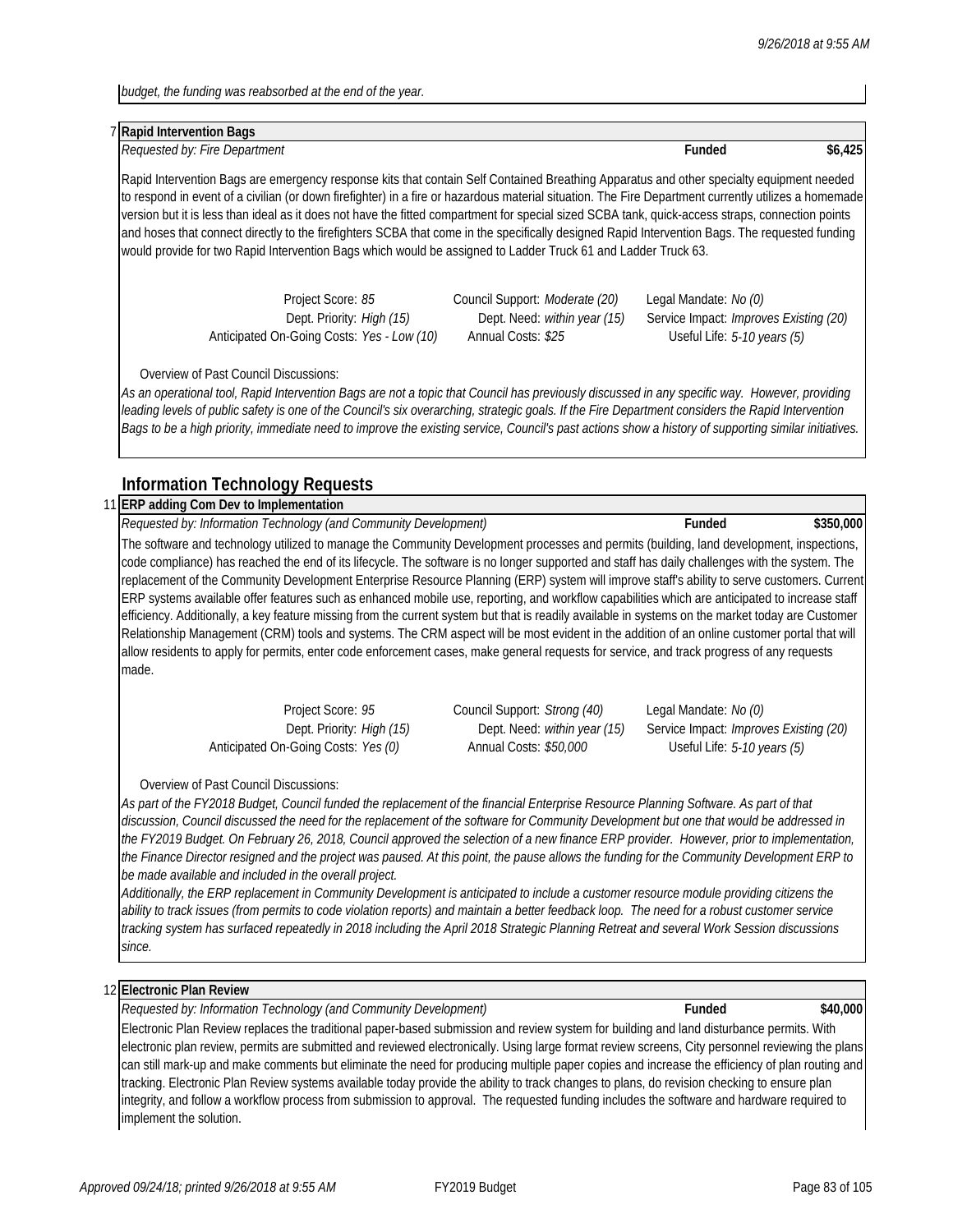*budget, the funding was reabsorbed at the end of the year.*

### 7 Rapid Intervention Bags

*Requested by: Fire Department* **Funded** **$6,425**

Rapid Intervention Bags are emergency response kits that contain Self Contained Breathing Apparatus and other specialty equipment needed to respond in event of a civilian (or down firefighter) in a fire or hazardous material situation. The Fire Department currently utilizes a homemade version but it is less than ideal as it does not have the fitted compartment for special sized SCBA tank, quick-access straps, connection points and hoses that connect directly to the firefighters SCBA that come in the specifically designed Rapid Intervention Bags. The requested funding would provide for two Rapid Intervention Bags which would be assigned to Ladder Truck 61 and Ladder Truck 63.

| | | |
|---|---|---|
| Project Score: *85* | Council Support: *Moderate (20)* | Legal Mandate: *No (0)* |
| Dept. Priority: *High (15)* | Dept. Need: *within year (15)* | Service Impact: *Improves Existing (20)* |
| Anticipated On-Going Costs: *Yes - Low (10)* | Annual Costs: *$25* | Useful Life: *5-10 years (5)* |

Overview of Past Council Discussions:

*As an operational tool, Rapid Intervention Bags are not a topic that Council has previously discussed in any specific way. However, providing leading levels of public safety is one of the Council's six overarching, strategic goals. If the Fire Department considers the Rapid Intervention Bags to be a high priority, immediate need to improve the existing service, Council's past actions show a history of supporting similar initiatives.*

## Information Technology Requests

### 11 ERP adding Com Dev to Implementation

*Requested by: Information Technology (and Community Development)* **Funded** **$350,000**

The software and technology utilized to manage the Community Development processes and permits (building, land development, inspections, code compliance) has reached the end of its lifecycle. The software is no longer supported and staff has daily challenges with the system. The replacement of the Community Development Enterprise Resource Planning (ERP) system will improve staff's ability to serve customers. Current ERP systems available offer features such as enhanced mobile use, reporting, and workflow capabilities which are anticipated to increase staff efficiency. Additionally, a key feature missing from the current system but that is readily available in systems on the market today are Customer Relationship Management (CRM) tools and systems. The CRM aspect will be most evident in the addition of an online customer portal that will allow residents to apply for permits, enter code enforcement cases, make general requests for service, and track progress of any requests made.

| | | |
|---|---|---|
| Project Score: *95* | Council Support: *Strong (40)* | Legal Mandate: *No (0)* |
| Dept. Priority: *High (15)* | Dept. Need: *within year (15)* | Service Impact: *Improves Existing (20)* |
| Anticipated On-Going Costs: *Yes (0)* | Annual Costs: *$50,000* | Useful Life: *5-10 years (5)* |

Overview of Past Council Discussions:

*As part of the FY2018 Budget, Council funded the replacement of the financial Enterprise Resource Planning Software. As part of that discussion, Council discussed the need for the replacement of the software for Community Development but one that would be addressed in the FY2019 Budget. On February 26, 2018, Council approved the selection of a new finance ERP provider. However, prior to implementation, the Finance Director resigned and the project was paused. At this point, the pause allows the funding for the Community Development ERP to be made available and included in the overall project.*

*Additionally, the ERP replacement in Community Development is anticipated to include a customer resource module providing citizens the ability to track issues (from permits to code violation reports) and maintain a better feedback loop. The need for a robust customer service tracking system has surfaced repeatedly in 2018 including the April 2018 Strategic Planning Retreat and several Work Session discussions since.*

### 12 Electronic Plan Review

*Requested by: Information Technology (and Community Development)* **Funded** **$40,000**

Electronic Plan Review replaces the traditional paper-based submission and review system for building and land disturbance permits. With electronic plan review, permits are submitted and reviewed electronically. Using large format review screens, City personnel reviewing the plans can still mark-up and make comments but eliminate the need for producing multiple paper copies and increase the efficiency of plan routing and tracking. Electronic Plan Review systems available today provide the ability to track changes to plans, do revision checking to ensure plan integrity, and follow a workflow process from submission to approval. The requested funding includes the software and hardware required to implement the solution.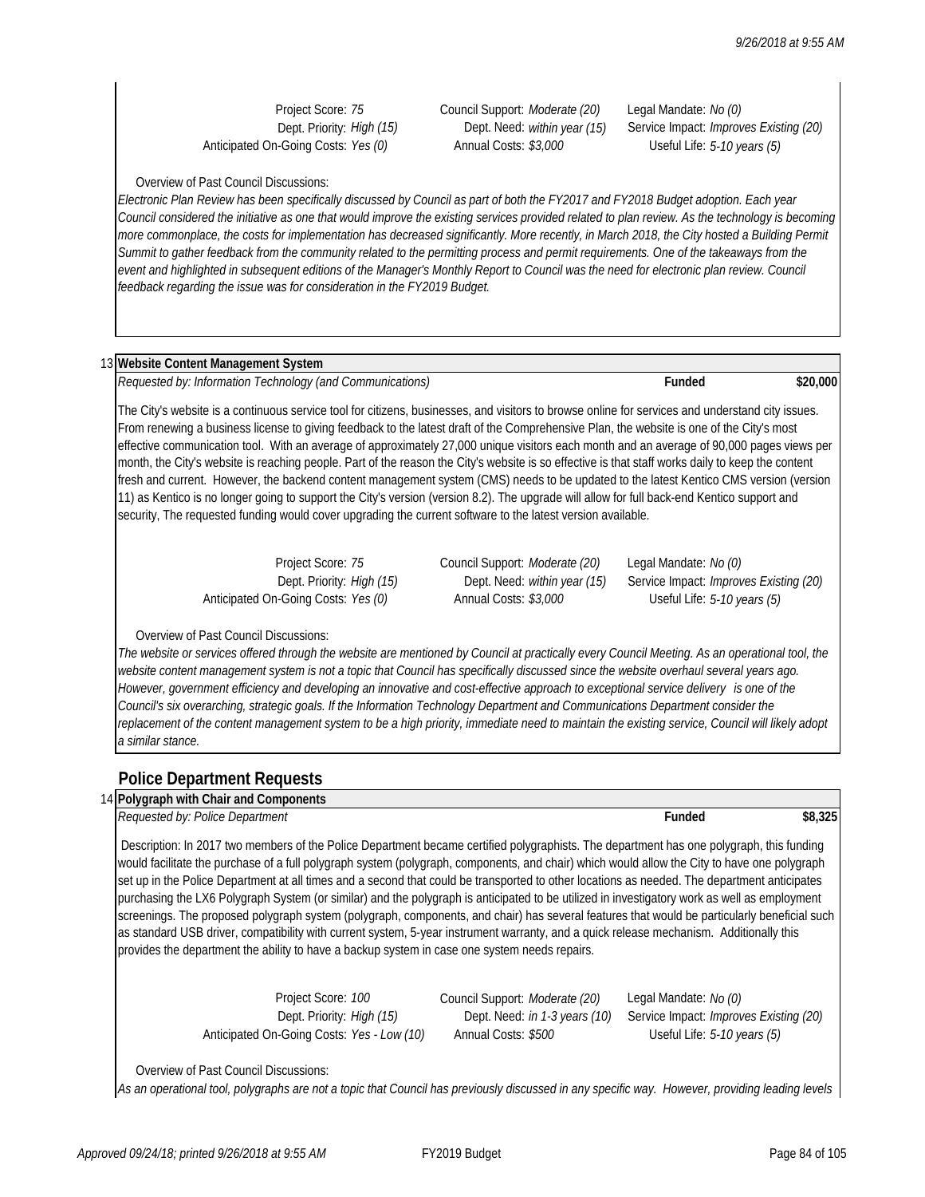Project Score: *75* | Council Support: *Moderate (20)* | Legal Mandate: *No (0)*
Dept. Priority: *High (15)* | Dept. Need: *within year (15)* | Service Impact: *Improves Existing (20)*
Anticipated On-Going Costs: *Yes (0)* | Annual Costs: *$3,000* | Useful Life: *5-10 years (5)*

Overview of Past Council Discussions:

*Electronic Plan Review has been specifically discussed by Council as part of both the FY2017 and FY2018 Budget adoption. Each year Council considered the initiative as one that would improve the existing services provided related to plan review. As the technology is becoming more commonplace, the costs for implementation has decreased significantly. More recently, in March 2018, the City hosted a Building Permit Summit to gather feedback from the community related to the permitting process and permit requirements. One of the takeaways from the event and highlighted in subsequent editions of the Manager's Monthly Report to Council was the need for electronic plan review. Council feedback regarding the issue was for consideration in the FY2019 Budget.*

**13 Website Content Management System**

*Requested by: Information Technology (and Communications)* — **Funded** — **$20,000**

The City's website is a continuous service tool for citizens, businesses, and visitors to browse online for services and understand city issues. From renewing a business license to giving feedback to the latest draft of the Comprehensive Plan, the website is one of the City's most effective communication tool. With an average of approximately 27,000 unique visitors each month and an average of 90,000 pages views per month, the City's website is reaching people. Part of the reason the City's website is so effective is that staff works daily to keep the content fresh and current. However, the backend content management system (CMS) needs to be updated to the latest Kentico CMS version (version 11) as Kentico is no longer going to support the City's version (version 8.2). The upgrade will allow for full back-end Kentico support and security, The requested funding would cover upgrading the current software to the latest version available.

Project Score: *75* | Council Support: *Moderate (20)* | Legal Mandate: *No (0)*
Dept. Priority: *High (15)* | Dept. Need: *within year (15)* | Service Impact: *Improves Existing (20)*
Anticipated On-Going Costs: *Yes (0)* | Annual Costs: *$3,000* | Useful Life: *5-10 years (5)*

Overview of Past Council Discussions:

*The website or services offered through the website are mentioned by Council at practically every Council Meeting. As an operational tool, the website content management system is not a topic that Council has specifically discussed since the website overhaul several years ago. However, government efficiency and developing an innovative and cost-effective approach to exceptional service delivery is one of the Council's six overarching, strategic goals. If the Information Technology Department and Communications Department consider the replacement of the content management system to be a high priority, immediate need to maintain the existing service, Council will likely adopt a similar stance.*

## Police Department Requests

**14 Polygraph with Chair and Components**

*Requested by: Police Department* — **Funded** — **$8,325**

Description: In 2017 two members of the Police Department became certified polygraphists. The department has one polygraph, this funding would facilitate the purchase of a full polygraph system (polygraph, components, and chair) which would allow the City to have one polygraph set up in the Police Department at all times and a second that could be transported to other locations as needed. The department anticipates purchasing the LX6 Polygraph System (or similar) and the polygraph is anticipated to be utilized in investigatory work as well as employment screenings. The proposed polygraph system (polygraph, components, and chair) has several features that would be particularly beneficial such as standard USB driver, compatibility with current system, 5-year instrument warranty, and a quick release mechanism. Additionally this provides the department the ability to have a backup system in case one system needs repairs.

Project Score: *100* | Council Support: *Moderate (20)* | Legal Mandate: *No (0)*
Dept. Priority: *High (15)* | Dept. Need: *in 1-3 years (10)* | Service Impact: *Improves Existing (20)*
Anticipated On-Going Costs: *Yes - Low (10)* | Annual Costs: *$500* | Useful Life: *5-10 years (5)*

Overview of Past Council Discussions:

*As an operational tool, polygraphs are not a topic that Council has previously discussed in any specific way. However, providing leading levels*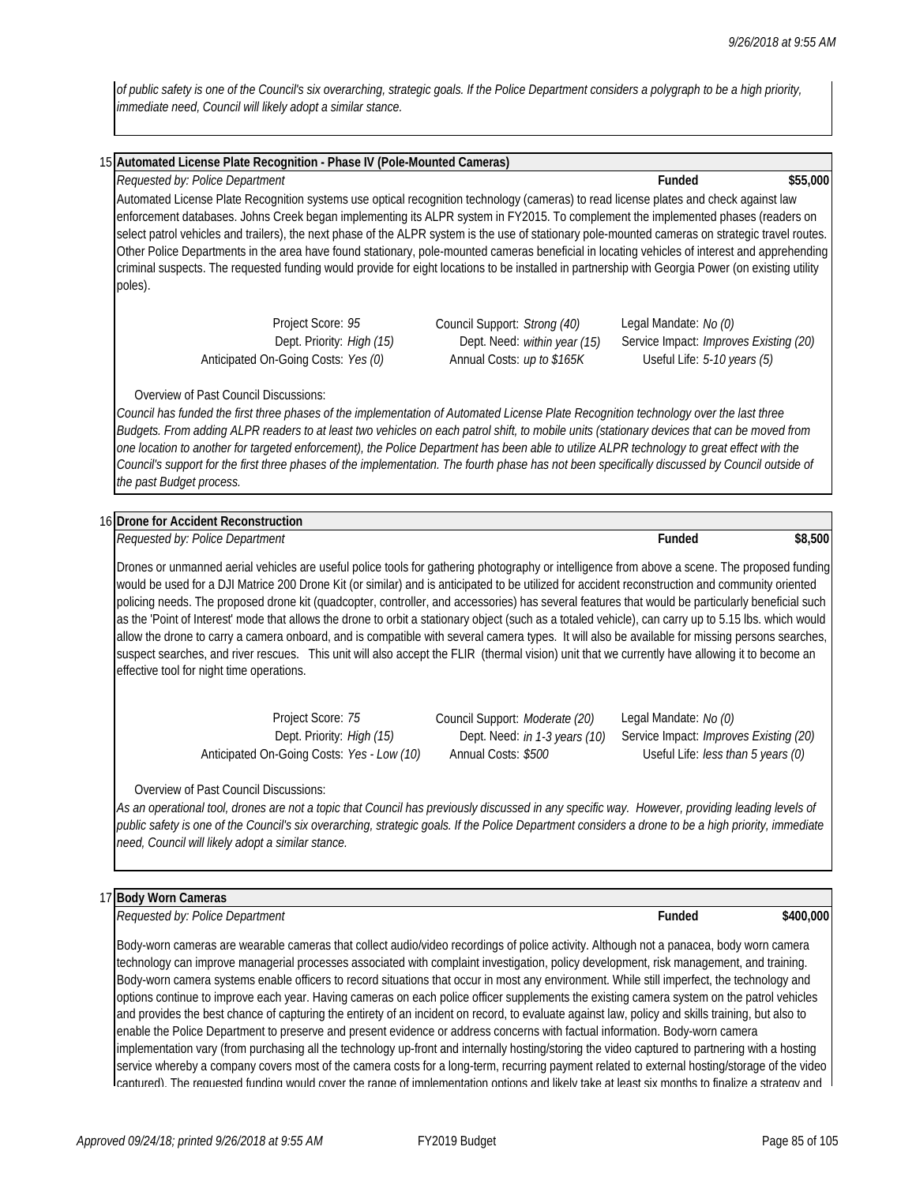*of public safety is one of the Council's six overarching, strategic goals. If the Police Department considers a polygraph to be a high priority, immediate need, Council will likely adopt a similar stance.*

## 15 Automated License Plate Recognition - Phase IV (Pole-Mounted Cameras)

*Requested by: Police Department* **Funded** **$55,000**

Automated License Plate Recognition systems use optical recognition technology (cameras) to read license plates and check against law enforcement databases. Johns Creek began implementing its ALPR system in FY2015. To complement the implemented phases (readers on select patrol vehicles and trailers), the next phase of the ALPR system is the use of stationary pole-mounted cameras on strategic travel routes. Other Police Departments in the area have found stationary, pole-mounted cameras beneficial in locating vehicles of interest and apprehending criminal suspects. The requested funding would provide for eight locations to be installed in partnership with Georgia Power (on existing utility poles).

| | | |
|---|---|---|
| Project Score: *95* | Council Support: *Strong (40)* | Legal Mandate: *No (0)* |
| Dept. Priority: *High (15)* | Dept. Need: *within year (15)* | Service Impact: *Improves Existing (20)* |
| Anticipated On-Going Costs: *Yes (0)* | Annual Costs: *up to $165K* | Useful Life: *5-10 years (5)* |

Overview of Past Council Discussions:

*Council has funded the first three phases of the implementation of Automated License Plate Recognition technology over the last three Budgets. From adding ALPR readers to at least two vehicles on each patrol shift, to mobile units (stationary devices that can be moved from one location to another for targeted enforcement), the Police Department has been able to utilize ALPR technology to great effect with the Council's support for the first three phases of the implementation. The fourth phase has not been specifically discussed by Council outside of the past Budget process.*

## 16 Drone for Accident Reconstruction

*Requested by: Police Department* **Funded** **$8,500**

Drones or unmanned aerial vehicles are useful police tools for gathering photography or intelligence from above a scene. The proposed funding would be used for a DJI Matrice 200 Drone Kit (or similar) and is anticipated to be utilized for accident reconstruction and community oriented policing needs. The proposed drone kit (quadcopter, controller, and accessories) has several features that would be particularly beneficial such as the 'Point of Interest' mode that allows the drone to orbit a stationary object (such as a totaled vehicle), can carry up to 5.15 lbs. which would allow the drone to carry a camera onboard, and is compatible with several camera types. It will also be available for missing persons searches, suspect searches, and river rescues. This unit will also accept the FLIR (thermal vision) unit that we currently have allowing it to become an effective tool for night time operations.

| | | |
|---|---|---|
| Project Score: *75* | Council Support: *Moderate (20)* | Legal Mandate: *No (0)* |
| Dept. Priority: *High (15)* | Dept. Need: *in 1-3 years (10)* | Service Impact: *Improves Existing (20)* |
| Anticipated On-Going Costs: *Yes - Low (10)* | Annual Costs: *$500* | Useful Life: *less than 5 years (0)* |

Overview of Past Council Discussions:

*As an operational tool, drones are not a topic that Council has previously discussed in any specific way. However, providing leading levels of public safety is one of the Council's six overarching, strategic goals. If the Police Department considers a drone to be a high priority, immediate need, Council will likely adopt a similar stance.*

## 17 Body Worn Cameras

*Requested by: Police Department* **Funded** **$400,000**

Body-worn cameras are wearable cameras that collect audio/video recordings of police activity. Although not a panacea, body worn camera technology can improve managerial processes associated with complaint investigation, policy development, risk management, and training. Body-worn camera systems enable officers to record situations that occur in most any environment. While still imperfect, the technology and options continue to improve each year. Having cameras on each police officer supplements the existing camera system on the patrol vehicles and provides the best chance of capturing the entirety of an incident on record, to evaluate against law, policy and skills training, but also to enable the Police Department to preserve and present evidence or address concerns with factual information. Body-worn camera implementation vary (from purchasing all the technology up-front and internally hosting/storing the video captured to partnering with a hosting service whereby a company covers most of the camera costs for a long-term, recurring payment related to external hosting/storage of the video captured). The requested funding would cover the range of implementation options and likely take at least six months to finalize a strategy and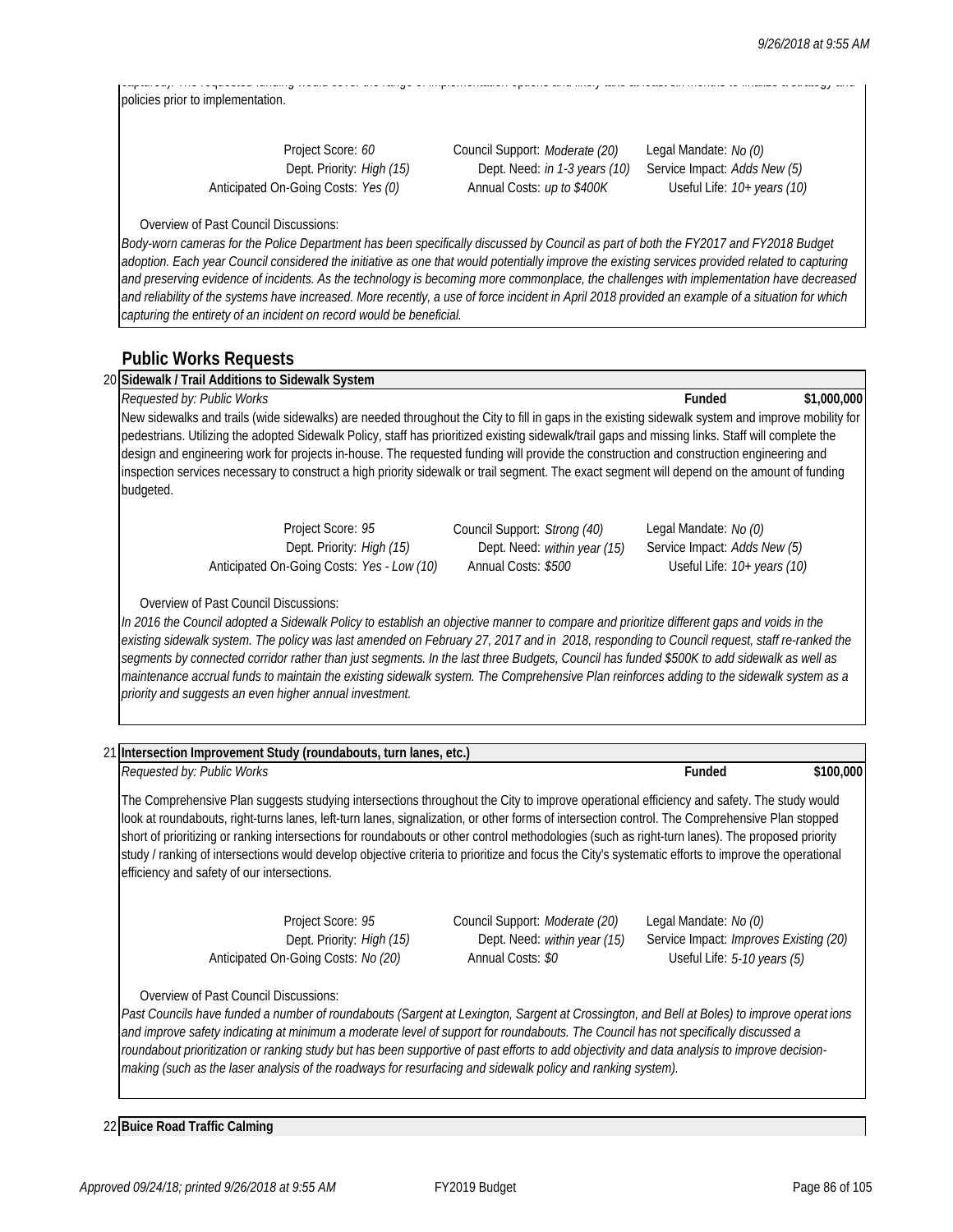policies prior to implementation.

Project Score: *60* | Council Support: *Moderate (20)* | Legal Mandate: *No (0)*
Dept. Priority: *High (15)* | Dept. Need: *in 1-3 years (10)* | Service Impact: *Adds New (5)*
Anticipated On-Going Costs: *Yes (0)* | Annual Costs: *up to $400K* | Useful Life: *10+ years (10)*

Overview of Past Council Discussions:

*Body-worn cameras for the Police Department has been specifically discussed by Council as part of both the FY2017 and FY2018 Budget adoption. Each year Council considered the initiative as one that would potentially improve the existing services provided related to capturing and preserving evidence of incidents. As the technology is becoming more commonplace, the challenges with implementation have decreased and reliability of the systems have increased. More recently, a use of force incident in April 2018 provided an example of a situation for which capturing the entirety of an incident on record would be beneficial.*

## Public Works Requests

### 20 Sidewalk / Trail Additions to Sidewalk System

*Requested by: Public Works* — **Funded** — **$1,000,000**

New sidewalks and trails (wide sidewalks) are needed throughout the City to fill in gaps in the existing sidewalk system and improve mobility for pedestrians. Utilizing the adopted Sidewalk Policy, staff has prioritized existing sidewalk/trail gaps and missing links. Staff will complete the design and engineering work for projects in-house. The requested funding will provide the construction and construction engineering and inspection services necessary to construct a high priority sidewalk or trail segment. The exact segment will depend on the amount of funding budgeted.

Project Score: *95* | Council Support: *Strong (40)* | Legal Mandate: *No (0)*
Dept. Priority: *High (15)* | Dept. Need: *within year (15)* | Service Impact: *Adds New (5)*
Anticipated On-Going Costs: *Yes - Low (10)* | Annual Costs: *$500* | Useful Life: *10+ years (10)*

Overview of Past Council Discussions:

*In 2016 the Council adopted a Sidewalk Policy to establish an objective manner to compare and prioritize different gaps and voids in the existing sidewalk system. The policy was last amended on February 27, 2017 and in 2018, responding to Council request, staff re-ranked the segments by connected corridor rather than just segments. In the last three Budgets, Council has funded $500K to add sidewalk as well as maintenance accrual funds to maintain the existing sidewalk system. The Comprehensive Plan reinforces adding to the sidewalk system as a priority and suggests an even higher annual investment.*

### 21 Intersection Improvement Study (roundabouts, turn lanes, etc.)

*Requested by: Public Works* — **Funded** — **$100,000**

The Comprehensive Plan suggests studying intersections throughout the City to improve operational efficiency and safety. The study would look at roundabouts, right-turns lanes, left-turn lanes, signalization, or other forms of intersection control. The Comprehensive Plan stopped short of prioritizing or ranking intersections for roundabouts or other control methodologies (such as right-turn lanes). The proposed priority study / ranking of intersections would develop objective criteria to prioritize and focus the City's systematic efforts to improve the operational efficiency and safety of our intersections.

Project Score: *95* | Council Support: *Moderate (20)* | Legal Mandate: *No (0)*
Dept. Priority: *High (15)* | Dept. Need: *within year (15)* | Service Impact: *Improves Existing (20)*
Anticipated On-Going Costs: *No (20)* | Annual Costs: *$0* | Useful Life: *5-10 years (5)*

Overview of Past Council Discussions:

*Past Councils have funded a number of roundabouts (Sargent at Lexington, Sargent at Crossington, and Bell at Boles) to improve operat ions and improve safety indicating at minimum a moderate level of support for roundabouts. The Council has not specifically discussed a roundabout prioritization or ranking study but has been supportive of past efforts to add objectivity and data analysis to improve decision-making (such as the laser analysis of the roadways for resurfacing and sidewalk policy and ranking system).*

### 22 Buice Road Traffic Calming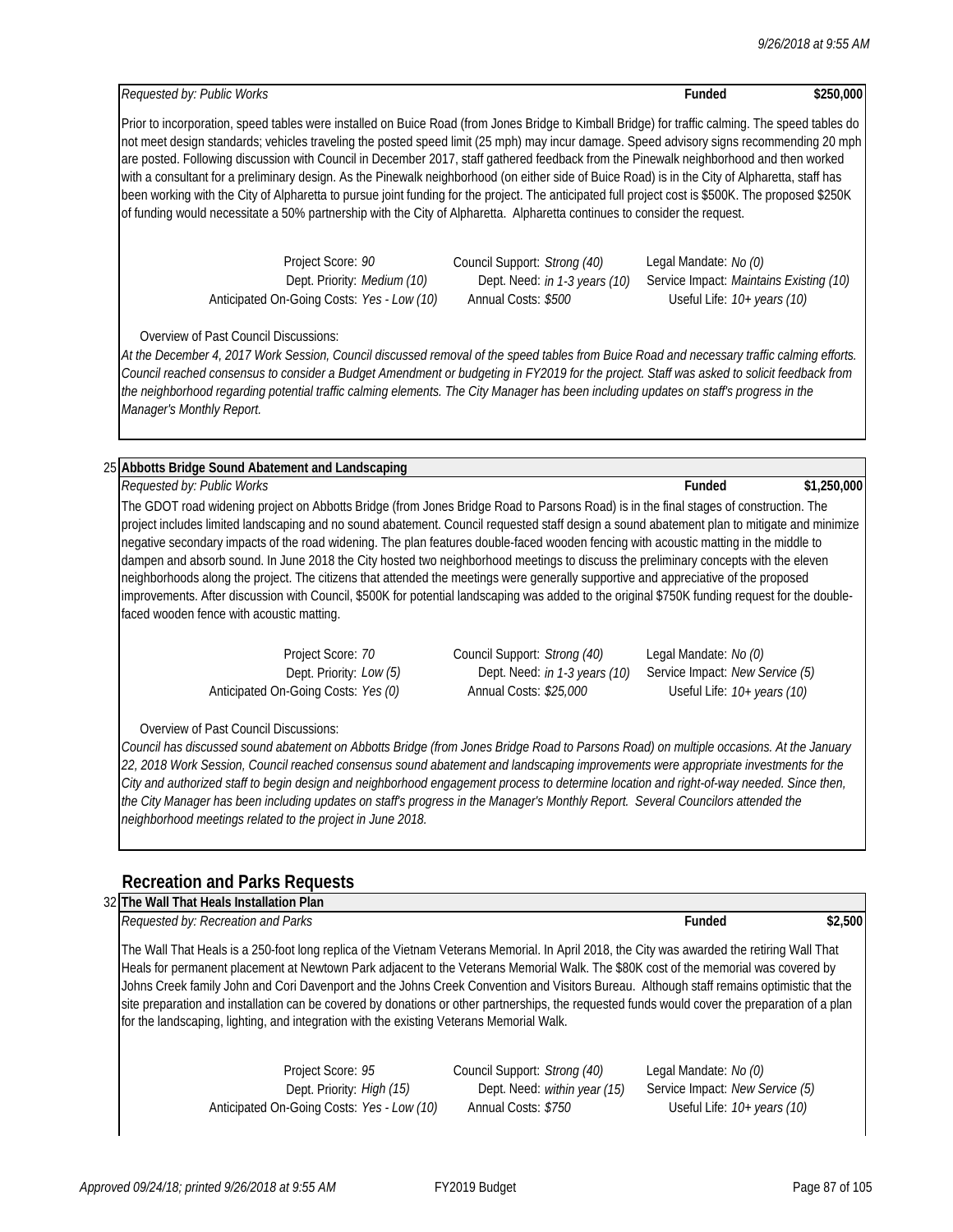*Requested by: Public Works* **Funded** **$250,000**

Prior to incorporation, speed tables were installed on Buice Road (from Jones Bridge to Kimball Bridge) for traffic calming. The speed tables do not meet design standards; vehicles traveling the posted speed limit (25 mph) may incur damage. Speed advisory signs recommending 20 mph are posted. Following discussion with Council in December 2017, staff gathered feedback from the Pinewalk neighborhood and then worked with a consultant for a preliminary design. As the Pinewalk neighborhood (on either side of Buice Road) is in the City of Alpharetta, staff has been working with the City of Alpharetta to pursue joint funding for the project. The anticipated full project cost is $500K. The proposed $250K of funding would necessitate a 50% partnership with the City of Alpharetta. Alpharetta continues to consider the request.

| | | |
|---|---|---|
| Project Score: *90* | Council Support: *Strong (40)* | Legal Mandate: *No (0)* |
| Dept. Priority: *Medium (10)* | Dept. Need: *in 1-3 years (10)* | Service Impact: *Maintains Existing (10)* |
| Anticipated On-Going Costs: *Yes - Low (10)* | Annual Costs: *$500* | Useful Life: *10+ years (10)* |

Overview of Past Council Discussions:

*At the December 4, 2017 Work Session, Council discussed removal of the speed tables from Buice Road and necessary traffic calming efforts. Council reached consensus to consider a Budget Amendment or budgeting in FY2019 for the project. Staff was asked to solicit feedback from the neighborhood regarding potential traffic calming elements. The City Manager has been including updates on staff's progress in the Manager's Monthly Report.*

### 25 Abbotts Bridge Sound Abatement and Landscaping

*Requested by: Public Works* **Funded** **$1,250,000**

The GDOT road widening project on Abbotts Bridge (from Jones Bridge Road to Parsons Road) is in the final stages of construction. The project includes limited landscaping and no sound abatement. Council requested staff design a sound abatement plan to mitigate and minimize negative secondary impacts of the road widening. The plan features double-faced wooden fencing with acoustic matting in the middle to dampen and absorb sound. In June 2018 the City hosted two neighborhood meetings to discuss the preliminary concepts with the eleven neighborhoods along the project. The citizens that attended the meetings were generally supportive and appreciative of the proposed improvements. After discussion with Council, $500K for potential landscaping was added to the original $750K funding request for the double-faced wooden fence with acoustic matting.

| | | |
|---|---|---|
| Project Score: *70* | Council Support: *Strong (40)* | Legal Mandate: *No (0)* |
| Dept. Priority: *Low (5)* | Dept. Need: *in 1-3 years (10)* | Service Impact: *New Service (5)* |
| Anticipated On-Going Costs: *Yes (0)* | Annual Costs: *$25,000* | Useful Life: *10+ years (10)* |

Overview of Past Council Discussions:

*Council has discussed sound abatement on Abbotts Bridge (from Jones Bridge Road to Parsons Road) on multiple occasions. At the January 22, 2018 Work Session, Council reached consensus sound abatement and landscaping improvements were appropriate investments for the City and authorized staff to begin design and neighborhood engagement process to determine location and right-of-way needed. Since then, the City Manager has been including updates on staff's progress in the Manager's Monthly Report. Several Councilors attended the neighborhood meetings related to the project in June 2018.*

## Recreation and Parks Requests

### 32 The Wall That Heals Installation Plan

*Requested by: Recreation and Parks* **Funded** **$2,500**

The Wall That Heals is a 250-foot long replica of the Vietnam Veterans Memorial. In April 2018, the City was awarded the retiring Wall That Heals for permanent placement at Newtown Park adjacent to the Veterans Memorial Walk. The $80K cost of the memorial was covered by Johns Creek family John and Cori Davenport and the Johns Creek Convention and Visitors Bureau. Although staff remains optimistic that the site preparation and installation can be covered by donations or other partnerships, the requested funds would cover the preparation of a plan for the landscaping, lighting, and integration with the existing Veterans Memorial Walk.

| | | |
|---|---|---|
| Project Score: *95* | Council Support: *Strong (40)* | Legal Mandate: *No (0)* |
| Dept. Priority: *High (15)* | Dept. Need: *within year (15)* | Service Impact: *New Service (5)* |
| Anticipated On-Going Costs: *Yes - Low (10)* | Annual Costs: *$750* | Useful Life: *10+ years (10)* |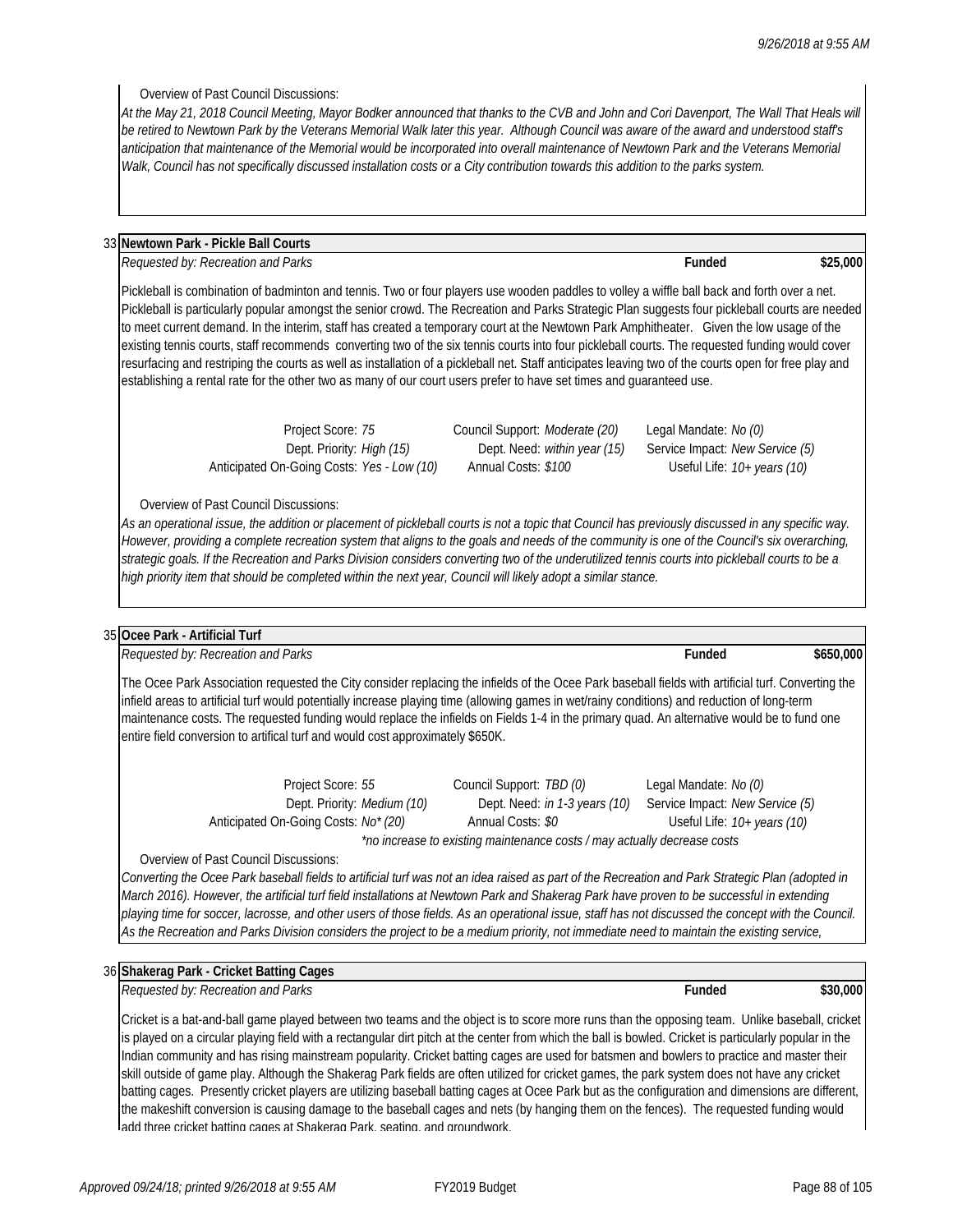Overview of Past Council Discussions:

*At the May 21, 2018 Council Meeting, Mayor Bodker announced that thanks to the CVB and John and Cori Davenport, The Wall That Heals will be retired to Newtown Park by the Veterans Memorial Walk later this year. Although Council was aware of the award and understood staff's anticipation that maintenance of the Memorial would be incorporated into overall maintenance of Newtown Park and the Veterans Memorial Walk, Council has not specifically discussed installation costs or a City contribution towards this addition to the parks system.*

## 33 Newtown Park - Pickle Ball Courts

*Requested by: Recreation and Parks* — **Funded** — **$25,000**

Pickleball is combination of badminton and tennis. Two or four players use wooden paddles to volley a wiffle ball back and forth over a net. Pickleball is particularly popular amongst the senior crowd. The Recreation and Parks Strategic Plan suggests four pickleball courts are needed to meet current demand. In the interim, staff has created a temporary court at the Newtown Park Amphitheater. Given the low usage of the existing tennis courts, staff recommends converting two of the six tennis courts into four pickleball courts. The requested funding would cover resurfacing and restriping the courts as well as installation of a pickleball net. Staff anticipates leaving two of the courts open for free play and establishing a rental rate for the other two as many of our court users prefer to have set times and guaranteed use.

| | | |
|---|---|---|
| Project Score: *75* | Council Support: *Moderate (20)* | Legal Mandate: *No (0)* |
| Dept. Priority: *High (15)* | Dept. Need: *within year (15)* | Service Impact: *New Service (5)* |
| Anticipated On-Going Costs: *Yes - Low (10)* | Annual Costs: *$100* | Useful Life: *10+ years (10)* |

Overview of Past Council Discussions:

*As an operational issue, the addition or placement of pickleball courts is not a topic that Council has previously discussed in any specific way. However, providing a complete recreation system that aligns to the goals and needs of the community is one of the Council's six overarching, strategic goals. If the Recreation and Parks Division considers converting two of the underutilized tennis courts into pickleball courts to be a high priority item that should be completed within the next year, Council will likely adopt a similar stance.*

## 35 Ocee Park - Artificial Turf

*Requested by: Recreation and Parks* — **Funded** — **$650,000**

The Ocee Park Association requested the City consider replacing the infields of the Ocee Park baseball fields with artificial turf. Converting the infield areas to artificial turf would potentially increase playing time (allowing games in wet/rainy conditions) and reduction of long-term maintenance costs. The requested funding would replace the infields on Fields 1-4 in the primary quad. An alternative would be to fund one entire field conversion to artifical turf and would cost approximately $650K.

| | | |
|---|---|---|
| Project Score: *55* | Council Support: *TBD (0)* | Legal Mandate: *No (0)* |
| Dept. Priority: *Medium (10)* | Dept. Need: *in 1-3 years (10)* | Service Impact: *New Service (5)* |
| Anticipated On-Going Costs: *No\* (20)* | Annual Costs: *$0* | Useful Life: *10+ years (10)* |

*\*no increase to existing maintenance costs / may actually decrease costs*

Overview of Past Council Discussions:

*Converting the Ocee Park baseball fields to artificial turf was not an idea raised as part of the Recreation and Park Strategic Plan (adopted in March 2016). However, the artificial turf field installations at Newtown Park and Shakerag Park have proven to be successful in extending playing time for soccer, lacrosse, and other users of those fields. As an operational issue, staff has not discussed the concept with the Council. As the Recreation and Parks Division considers the project to be a medium priority, not immediate need to maintain the existing service,*

## 36 Shakerag Park - Cricket Batting Cages

*Requested by: Recreation and Parks* — **Funded** — **$30,000**

Cricket is a bat-and-ball game played between two teams and the object is to score more runs than the opposing team. Unlike baseball, cricket is played on a circular playing field with a rectangular dirt pitch at the center from which the ball is bowled. Cricket is particularly popular in the Indian community and has rising mainstream popularity. Cricket batting cages are used for batsmen and bowlers to practice and master their skill outside of game play. Although the Shakerag Park fields are often utilized for cricket games, the park system does not have any cricket batting cages. Presently cricket players are utilizing baseball batting cages at Ocee Park but as the configuration and dimensions are different, the makeshift conversion is causing damage to the baseball cages and nets (by hanging them on the fences). The requested funding would add three cricket batting cages at Shakerag Park, seating, and groundwork.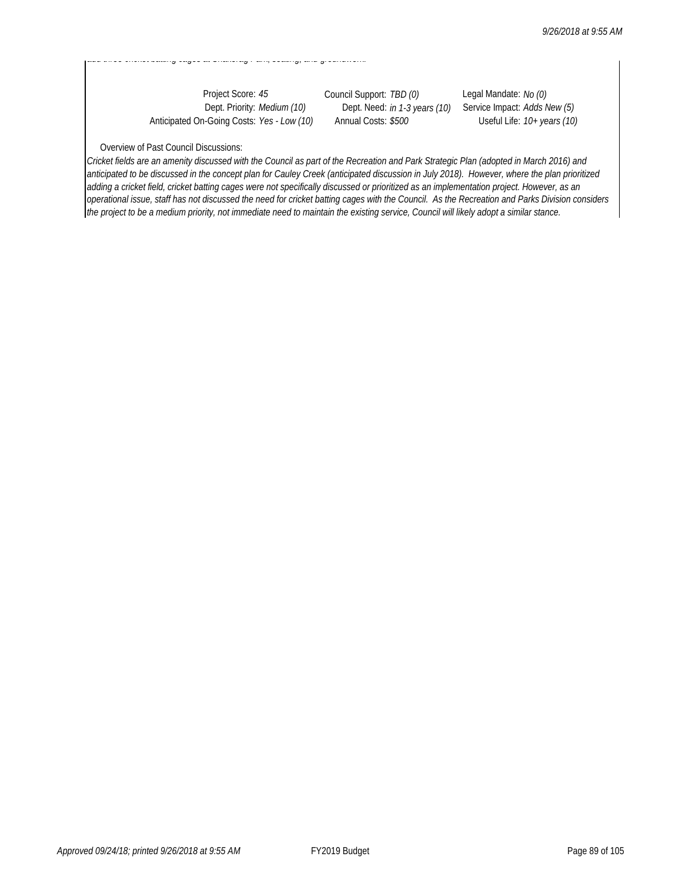add three cricket batting cages at Shakerag Park, seating, and groundwork.

| Project Score: *45* | Council Support: *TBD (0)* | Legal Mandate: *No (0)* |
| --- | --- | --- |
| Dept. Priority: *Medium (10)* | Dept. Need: *in 1-3 years (10)* | Service Impact: *Adds New (5)* |
| Anticipated On-Going Costs: *Yes - Low (10)* | Annual Costs: *$500* | Useful Life: *10+ years (10)* |

Overview of Past Council Discussions:

*Cricket fields are an amenity discussed with the Council as part of the Recreation and Park Strategic Plan (adopted in March 2016) and anticipated to be discussed in the concept plan for Cauley Creek (anticipated discussion in July 2018). However, where the plan prioritized adding a cricket field, cricket batting cages were not specifically discussed or prioritized as an implementation project. However, as an operational issue, staff has not discussed the need for cricket batting cages with the Council. As the Recreation and Parks Division considers the project to be a medium priority, not immediate need to maintain the existing service, Council will likely adopt a similar stance.*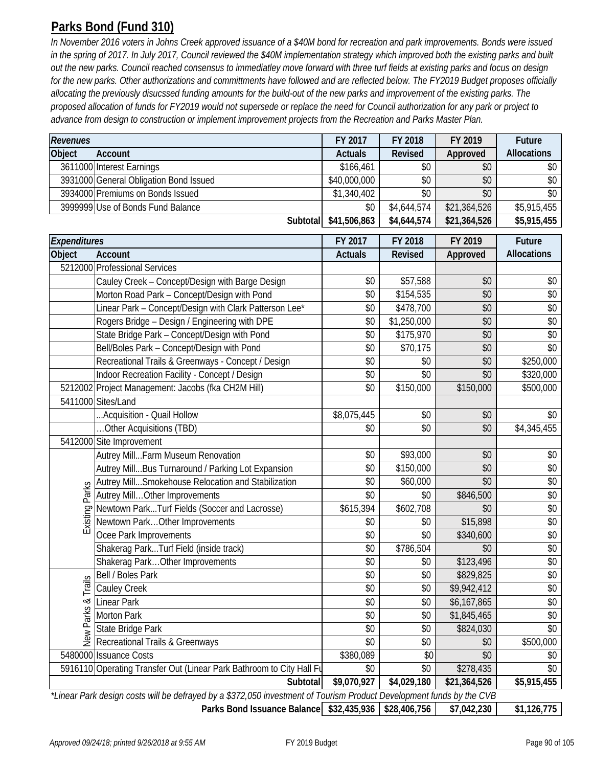## Parks Bond (Fund 310)

*In November 2016 voters in Johns Creek approved issuance of a $40M bond for recreation and park improvements. Bonds were issued in the spring of 2017. In July 2017, Council reviewed the $40M implementation strategy which improved both the existing parks and built out the new parks. Council reached consensus to immediatley move forward with three turf fields at existing parks and focus on design for the new parks. Other authorizations and committments have followed and are reflected below. The FY2019 Budget proposes officially allocating the previously disucssed funding amounts for the build-out of the new parks and improvement of the existing parks. The proposed allocation of funds for FY2019 would not supersede or replace the need for Council authorization for any park or project to advance from design to construction or implement improvement projects from the Recreation and Parks Master Plan.*

| *Revenues* | | FY 2017 | FY 2018 | FY 2019 | Future |
|---|---|---|---|---|---|
| Object | Account | Actuals | Revised | Approved | Allocations |
| 3611000 | Interest Earnings | $166,461 | $0 | $0 | $0 |
| 3931000 | General Obligation Bond Issued | $40,000,000 | $0 | $0 | $0 |
| 3934000 | Premiums on Bonds Issued | $1,340,402 | $0 | $0 | $0 |
| 3999999 | Use of Bonds Fund Balance | $0 | $4,644,574 | $21,364,526 | $5,915,455 |
| | **Subtotal** | **$41,506,863** | **$4,644,574** | **$21,364,526** | **$5,915,455** |

| *Expenditures* | | FY 2017 | FY 2018 | FY 2019 | Future |
|---|---|---|---|---|---|
| Object | Account | Actuals | Revised | Approved | Allocations |
| 5212000 | Professional Services | | | | |
| | Cauley Creek – Concept/Design with Barge Design | $0 | $57,588 | $0 | $0 |
| | Morton Road Park – Concept/Design with Pond | $0 | $154,535 | $0 | $0 |
| | Linear Park – Concept/Design with Clark Patterson Lee* | $0 | $478,700 | $0 | $0 |
| | Rogers Bridge – Design / Engineering with DPE | $0 | $1,250,000 | $0 | $0 |
| | State Bridge Park – Concept/Design with Pond | $0 | $175,970 | $0 | $0 |
| | Bell/Boles Park – Concept/Design with Pond | $0 | $70,175 | $0 | $0 |
| | Recreational Trails & Greenways - Concept / Design | $0 | $0 | $0 | $250,000 |
| | Indoor Recreation Facility - Concept / Design | $0 | $0 | $0 | $320,000 |
| 5212002 | Project Management: Jacobs (fka CH2M Hill) | $0 | $150,000 | $150,000 | $500,000 |
| 5411000 | Sites/Land | | | | |
| | ...Acquisition - Quail Hollow | $8,075,445 | $0 | $0 | $0 |
| | …Other Acquisitions (TBD) | $0 | $0 | $0 | $4,345,455 |
| 5412000 | Site Improvement | | | | |
| Existing Parks | Autrey Mill...Farm Museum Renovation | $0 | $93,000 | $0 | $0 |
| Existing Parks | Autrey Mill...Bus Turnaround / Parking Lot Expansion | $0 | $150,000 | $0 | $0 |
| Existing Parks | Autrey Mill...Smokehouse Relocation and Stabilization | $0 | $60,000 | $0 | $0 |
| Existing Parks | Autrey Mill…Other Improvements | $0 | $0 | $846,500 | $0 |
| Existing Parks | Newtown Park...Turf Fields (Soccer and Lacrosse) | $615,394 | $602,708 | $0 | $0 |
| Existing Parks | Newtown Park…Other Improvements | $0 | $0 | $15,898 | $0 |
| Existing Parks | Ocee Park Improvements | $0 | $0 | $340,600 | $0 |
| Existing Parks | Shakerag Park...Turf Field (inside track) | $0 | $786,504 | $0 | $0 |
| Existing Parks | Shakerag Park…Other Improvements | $0 | $0 | $123,496 | $0 |
| New Parks & Trails | Bell / Boles Park | $0 | $0 | $829,825 | $0 |
| New Parks & Trails | Cauley Creek | $0 | $0 | $9,942,412 | $0 |
| New Parks & Trails | Linear Park | $0 | $0 | $6,167,865 | $0 |
| New Parks & Trails | Morton Park | $0 | $0 | $1,845,465 | $0 |
| New Parks & Trails | State Bridge Park | $0 | $0 | $824,030 | $0 |
| New Parks & Trails | Recreational Trails & Greenways | $0 | $0 | $0 | $500,000 |
| 5480000 | Issuance Costs | $380,089 | $0 | $0 | $0 |
| 5916110 | Operating Transfer Out (Linear Park Bathroom to City Hall Fu | $0 | $0 | $278,435 | $0 |
| | **Subtotal** | **$9,070,927** | **$4,029,180** | **$21,364,526** | **$5,915,455** |

*\*Linear Park design costs will be defrayed by a $372,050 investment of Tourism Product Development funds by the CVB*

| | FY 2017 | FY 2018 | FY 2019 | Future |
|---|---|---|---|---|
| **Parks Bond Issuance Balance** | **$32,435,936** | **$28,406,756** | **$7,042,230** | **$1,126,775** |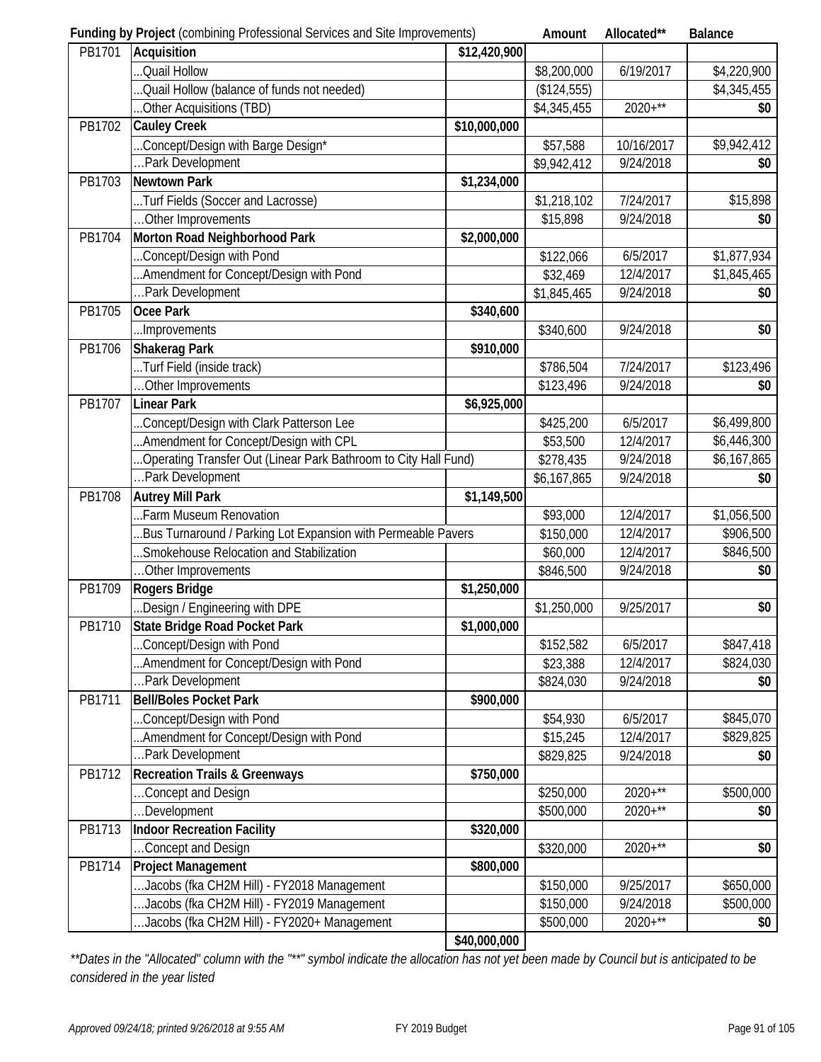| **Funding by Project** (combining Professional Services and Site Improvements) | | | **Amount** | **Allocated**\*\* | **Balance** |
|---|---|---|---|---|---|
| PB1701 | **Acquisition** | **$12,420,900** | | | |
| | ...Quail Hollow | | $8,200,000 | 6/19/2017 | $4,220,900 |
| | ...Quail Hollow (balance of funds not needed) | | ($124,555) | | $4,345,455 |
| | ...Other Acquisitions (TBD) | | $4,345,455 | 2020+** | **$0** |
| PB1702 | **Cauley Creek** | **$10,000,000** | | | |
| | ...Concept/Design with Barge Design* | | $57,588 | 10/16/2017 | $9,942,412 |
| | …Park Development | | $9,942,412 | 9/24/2018 | **$0** |
| PB1703 | **Newtown Park** | **$1,234,000** | | | |
| | ...Turf Fields (Soccer and Lacrosse) | | $1,218,102 | 7/24/2017 | $15,898 |
| | …Other Improvements | | $15,898 | 9/24/2018 | **$0** |
| PB1704 | **Morton Road Neighborhood Park** | **$2,000,000** | | | |
| | ...Concept/Design with Pond | | $122,066 | 6/5/2017 | $1,877,934 |
| | ...Amendment for Concept/Design with Pond | | $32,469 | 12/4/2017 | $1,845,465 |
| | …Park Development | | $1,845,465 | 9/24/2018 | **$0** |
| PB1705 | **Ocee Park** | **$340,600** | | | |
| | ...Improvements | | $340,600 | 9/24/2018 | **$0** |
| PB1706 | **Shakerag Park** | **$910,000** | | | |
| | ...Turf Field (inside track) | | $786,504 | 7/24/2017 | $123,496 |
| | …Other Improvements | | $123,496 | 9/24/2018 | **$0** |
| PB1707 | **Linear Park** | **$6,925,000** | | | |
| | ...Concept/Design with Clark Patterson Lee | | $425,200 | 6/5/2017 | $6,499,800 |
| | ...Amendment for Concept/Design with CPL | | $53,500 | 12/4/2017 | $6,446,300 |
| | ...Operating Transfer Out (Linear Park Bathroom to City Hall Fund) | | $278,435 | 9/24/2018 | $6,167,865 |
| | …Park Development | | $6,167,865 | 9/24/2018 | **$0** |
| PB1708 | **Autrey Mill Park** | **$1,149,500** | | | |
| | ...Farm Museum Renovation | | $93,000 | 12/4/2017 | $1,056,500 |
| | ...Bus Turnaround / Parking Lot Expansion with Permeable Pavers | | $150,000 | 12/4/2017 | $906,500 |
| | ...Smokehouse Relocation and Stabilization | | $60,000 | 12/4/2017 | $846,500 |
| | …Other Improvements | | $846,500 | 9/24/2018 | **$0** |
| PB1709 | **Rogers Bridge** | **$1,250,000** | | | |
| | ...Design / Engineering with DPE | | $1,250,000 | 9/25/2017 | **$0** |
| PB1710 | **State Bridge Road Pocket Park** | **$1,000,000** | | | |
| | ...Concept/Design with Pond | | $152,582 | 6/5/2017 | $847,418 |
| | ...Amendment for Concept/Design with Pond | | $23,388 | 12/4/2017 | $824,030 |
| | …Park Development | | $824,030 | 9/24/2018 | **$0** |
| PB1711 | **Bell/Boles Pocket Park** | **$900,000** | | | |
| | ...Concept/Design with Pond | | $54,930 | 6/5/2017 | $845,070 |
| | ...Amendment for Concept/Design with Pond | | $15,245 | 12/4/2017 | $829,825 |
| | …Park Development | | $829,825 | 9/24/2018 | **$0** |
| PB1712 | **Recreation Trails & Greenways** | **$750,000** | | | |
| | …Concept and Design | | $250,000 | 2020+** | $500,000 |
| | …Development | | $500,000 | 2020+** | **$0** |
| PB1713 | **Indoor Recreation Facility** | **$320,000** | | | |
| | …Concept and Design | | $320,000 | 2020+** | **$0** |
| PB1714 | **Project Management** | **$800,000** | | | |
| | …Jacobs (fka CH2M Hill) - FY2018 Management | | $150,000 | 9/25/2017 | $650,000 |
| | …Jacobs (fka CH2M Hill) - FY2019 Management | | $150,000 | 9/24/2018 | $500,000 |
| | …Jacobs (fka CH2M Hill) - FY2020+ Management | | $500,000 | 2020+** | **$0** |
| | | **$40,000,000** | | | |

*\*\*Dates in the "Allocated" column with the "\*\*" symbol indicate the allocation has not yet been made by Council but is anticipated to be considered in the year listed*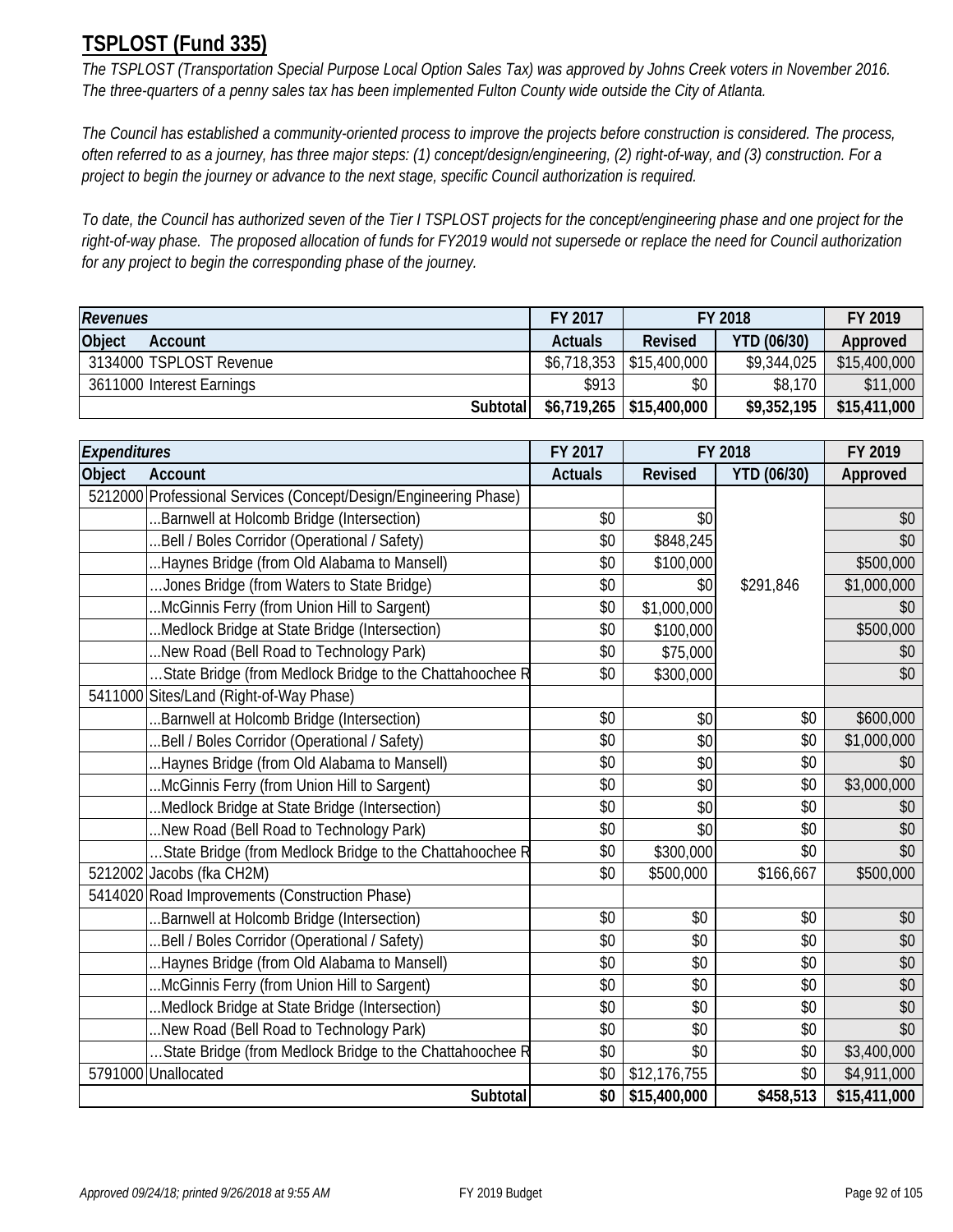## TSPLOST (Fund 335)

*The TSPLOST (Transportation Special Purpose Local Option Sales Tax) was approved by Johns Creek voters in November 2016. The three-quarters of a penny sales tax has been implemented Fulton County wide outside the City of Atlanta.*

*The Council has established a community-oriented process to improve the projects before construction is considered. The process, often referred to as a journey, has three major steps: (1) concept/design/engineering, (2) right-of-way, and (3) construction. For a project to begin the journey or advance to the next stage, specific Council authorization is required.*

*To date, the Council has authorized seven of the Tier I TSPLOST projects for the concept/engineering phase and one project for the right-of-way phase. The proposed allocation of funds for FY2019 would not supersede or replace the need for Council authorization for any project to begin the corresponding phase of the journey.*

| ***Revenues*** | | FY 2017 | FY 2018 | | FY 2019 |
|---|---|---|---|---|---|
| **Object** | **Account** | **Actuals** | **Revised** | **YTD (06/30)** | **Approved** |
| 3134000 | TSPLOST Revenue | $6,718,353 | $15,400,000 | $9,344,025 | $15,400,000 |
| 3611000 | Interest Earnings | $913 | $0 | $8,170 | $11,000 |
| | **Subtotal** | **$6,719,265** | **$15,400,000** | **$9,352,195** | **$15,411,000** |

| ***Expenditures*** | | FY 2017 | FY 2018 | | FY 2019 |
|---|---|---|---|---|---|
| **Object** | **Account** | **Actuals** | **Revised** | **YTD (06/30)** | **Approved** |
| 5212000 | Professional Services (Concept/Design/Engineering Phase) | | | | |
| | ...Barnwell at Holcomb Bridge (Intersection) | $0 | $0 | | $0 |
| | ...Bell / Boles Corridor (Operational / Safety) | $0 | $848,245 | | $0 |
| | ...Haynes Bridge (from Old Alabama to Mansell) | $0 | $100,000 | | $500,000 |
| | …Jones Bridge (from Waters to State Bridge) | $0 | $0 | $291,846 | $1,000,000 |
| | ...McGinnis Ferry (from Union Hill to Sargent) | $0 | $1,000,000 | | $0 |
| | ...Medlock Bridge at State Bridge (Intersection) | $0 | $100,000 | | $500,000 |
| | ...New Road (Bell Road to Technology Park) | $0 | $75,000 | | $0 |
| | …State Bridge (from Medlock Bridge to the Chattahoochee R | $0 | $300,000 | | $0 |
| 5411000 | Sites/Land (Right-of-Way Phase) | | | | |
| | ...Barnwell at Holcomb Bridge (Intersection) | $0 | $0 | $0 | $600,000 |
| | ...Bell / Boles Corridor (Operational / Safety) | $0 | $0 | $0 | $1,000,000 |
| | ...Haynes Bridge (from Old Alabama to Mansell) | $0 | $0 | $0 | $0 |
| | ...McGinnis Ferry (from Union Hill to Sargent) | $0 | $0 | $0 | $3,000,000 |
| | ...Medlock Bridge at State Bridge (Intersection) | $0 | $0 | $0 | $0 |
| | ...New Road (Bell Road to Technology Park) | $0 | $0 | $0 | $0 |
| | …State Bridge (from Medlock Bridge to the Chattahoochee R | $0 | $300,000 | $0 | $0 |
| 5212002 | Jacobs (fka CH2M) | $0 | $500,000 | $166,667 | $500,000 |
| 5414020 | Road Improvements (Construction Phase) | | | | |
| | ...Barnwell at Holcomb Bridge (Intersection) | $0 | $0 | $0 | $0 |
| | ...Bell / Boles Corridor (Operational / Safety) | $0 | $0 | $0 | $0 |
| | ...Haynes Bridge (from Old Alabama to Mansell) | $0 | $0 | $0 | $0 |
| | ...McGinnis Ferry (from Union Hill to Sargent) | $0 | $0 | $0 | $0 |
| | ...Medlock Bridge at State Bridge (Intersection) | $0 | $0 | $0 | $0 |
| | ...New Road (Bell Road to Technology Park) | $0 | $0 | $0 | $0 |
| | …State Bridge (from Medlock Bridge to the Chattahoochee R | $0 | $0 | $0 | $3,400,000 |
| 5791000 | Unallocated | $0 | $12,176,755 | $0 | $4,911,000 |
| | **Subtotal** | **$0** | **$15,400,000** | **$458,513** | **$15,411,000** |

*Approved 09/24/18; printed 9/26/2018 at 9:55 AM*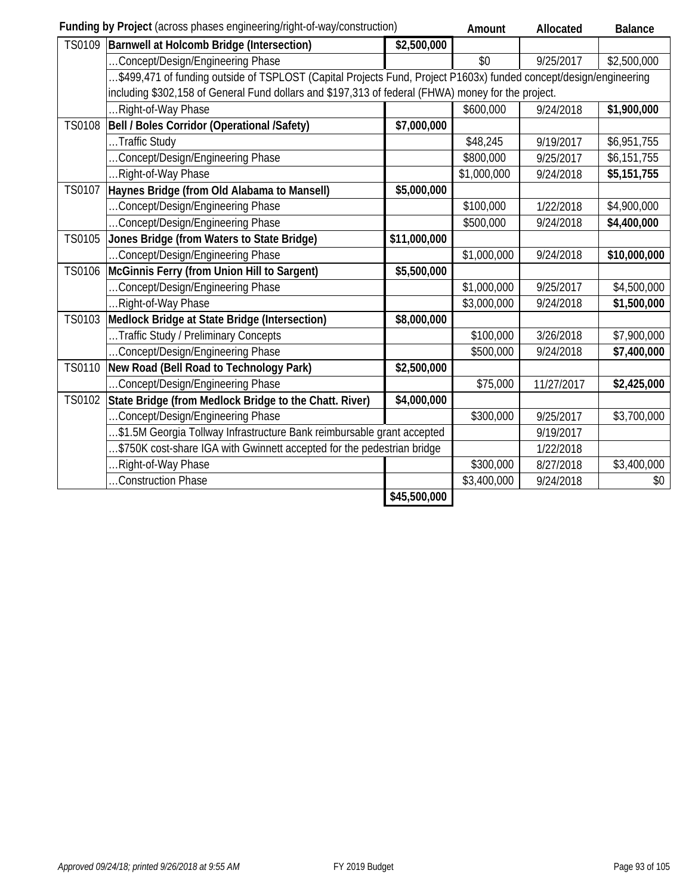| | **Funding by Project** (across phases engineering/right-of-way/construction) | | Amount | Allocated | Balance |
|---|---|---|---|---|---|
| TS0109 | **Barnwell at Holcomb Bridge (Intersection)** | **$2,500,000** | | | |
| | …Concept/Design/Engineering Phase | | $0 | 9/25/2017 | $2,500,000 |
| | …$499,471 of funding outside of TSPLOST (Capital Projects Fund, Project P1603x) funded concept/design/engineering including $302,158 of General Fund dollars and $197,313 of federal (FHWA) money for the project. | | | | |
| | …Right-of-Way Phase | | $600,000 | 9/24/2018 | **$1,900,000** |
| TS0108 | **Bell / Boles Corridor (Operational /Safety)** | **$7,000,000** | | | |
| | …Traffic Study | | $48,245 | 9/19/2017 | $6,951,755 |
| | …Concept/Design/Engineering Phase | | $800,000 | 9/25/2017 | $6,151,755 |
| | …Right-of-Way Phase | | $1,000,000 | 9/24/2018 | **$5,151,755** |
| TS0107 | **Haynes Bridge (from Old Alabama to Mansell)** | **$5,000,000** | | | |
| | …Concept/Design/Engineering Phase | | $100,000 | 1/22/2018 | $4,900,000 |
| | …Concept/Design/Engineering Phase | | $500,000 | 9/24/2018 | **$4,400,000** |
| TS0105 | **Jones Bridge (from Waters to State Bridge)** | **$11,000,000** | | | |
| | …Concept/Design/Engineering Phase | | $1,000,000 | 9/24/2018 | **$10,000,000** |
| TS0106 | **McGinnis Ferry (from Union Hill to Sargent)** | **$5,500,000** | | | |
| | …Concept/Design/Engineering Phase | | $1,000,000 | 9/25/2017 | $4,500,000 |
| | …Right-of-Way Phase | | $3,000,000 | 9/24/2018 | **$1,500,000** |
| TS0103 | **Medlock Bridge at State Bridge (Intersection)** | **$8,000,000** | | | |
| | …Traffic Study / Preliminary Concepts | | $100,000 | 3/26/2018 | $7,900,000 |
| | …Concept/Design/Engineering Phase | | $500,000 | 9/24/2018 | **$7,400,000** |
| TS0110 | **New Road (Bell Road to Technology Park)** | **$2,500,000** | | | |
| | …Concept/Design/Engineering Phase | | $75,000 | 11/27/2017 | **$2,425,000** |
| TS0102 | **State Bridge (from Medlock Bridge to the Chatt. River)** | **$4,000,000** | | | |
| | …Concept/Design/Engineering Phase | | $300,000 | 9/25/2017 | $3,700,000 |
| | …$1.5M Georgia Tollway Infrastructure Bank reimbursable grant accepted | | | 9/19/2017 | |
| | …$750K cost-share IGA with Gwinnett accepted for the pedestrian bridge | | | 1/22/2018 | |
| | …Right-of-Way Phase | | $300,000 | 8/27/2018 | $3,400,000 |
| | …Construction Phase | | $3,400,000 | 9/24/2018 | $0 |
| | | **$45,500,000** | | | |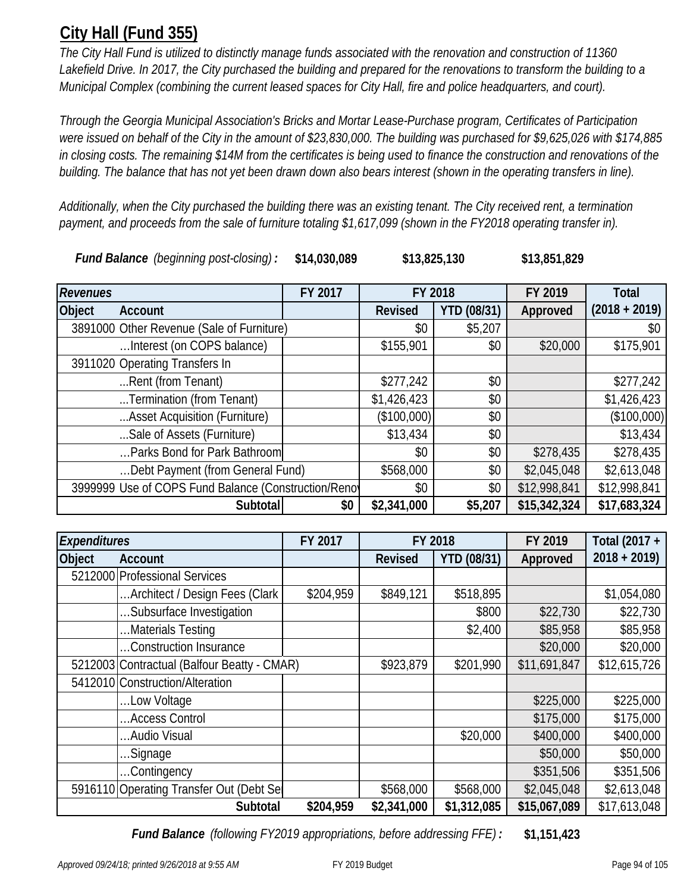## City Hall (Fund 355)

*The City Hall Fund is utilized to distinctly manage funds associated with the renovation and construction of 11360 Lakefield Drive. In 2017, the City purchased the building and prepared for the renovations to transform the building to a Municipal Complex (combining the current leased spaces for City Hall, fire and police headquarters, and court).*

*Through the Georgia Municipal Association's Bricks and Mortar Lease-Purchase program, Certificates of Participation were issued on behalf of the City in the amount of $23,830,000. The building was purchased for $9,625,026 with $174,885 in closing costs. The remaining $14M from the certificates is being used to finance the construction and renovations of the building. The balance that has not yet been drawn down also bears interest (shown in the operating transfers in line).*

*Additionally, when the City purchased the building there was an existing tenant. The City received rent, a termination payment, and proceeds from the sale of furniture totaling $1,617,099 (shown in the FY2018 operating transfer in).*

***Fund Balance** (beginning post-closing)* **:** **$14,030,089** **$13,825,130** **$13,851,829**

| *Revenues* | | FY 2017 | FY 2018 | | FY 2019 | Total |
|---|---|---|---|---|---|---|
| **Object** | **Account** | | **Revised** | **YTD (08/31)** | **Approved** | **(2018 + 2019)** |
| 3891000 | Other Revenue (Sale of Furniture) | | $0 | $5,207 | | $0 |
| | …Interest (on COPS balance) | | $155,901 | $0 | $20,000 | $175,901 |
| 3911020 | Operating Transfers In | | | | | |
| | ...Rent (from Tenant) | | $277,242 | $0 | | $277,242 |
| | ...Termination (from Tenant) | | $1,426,423 | $0 | | $1,426,423 |
| | ...Asset Acquisition (Furniture) | | ($100,000) | $0 | | ($100,000) |
| | ...Sale of Assets (Furniture) | | $13,434 | $0 | | $13,434 |
| | …Parks Bond for Park Bathroom | | $0 | $0 | $278,435 | $278,435 |
| | …Debt Payment (from General Fund) | | $568,000 | $0 | $2,045,048 | $2,613,048 |
| 3999999 | Use of COPS Fund Balance (Construction/Renov | | $0 | $0 | $12,998,841 | $12,998,841 |
| | **Subtotal** | **$0** | **$2,341,000** | **$5,207** | **$15,342,324** | **$17,683,324** |

| *Expenditures* | | FY 2017 | FY 2018 | | FY 2019 | Total (2017 + |
|---|---|---|---|---|---|---|
| **Object** | **Account** | | **Revised** | **YTD (08/31)** | **Approved** | **2018 + 2019)** |
| 5212000 | Professional Services | | | | | |
| | …Architect / Design Fees (Clark | $204,959 | $849,121 | $518,895 | | $1,054,080 |
| | …Subsurface Investigation | | | $800 | $22,730 | $22,730 |
| | …Materials Testing | | | $2,400 | $85,958 | $85,958 |
| | …Construction Insurance | | | | $20,000 | $20,000 |
| 5212003 | Contractual (Balfour Beatty - CMAR) | | $923,879 | $201,990 | $11,691,847 | $12,615,726 |
| 5412010 | Construction/Alteration | | | | | |
| | …Low Voltage | | | | $225,000 | $225,000 |
| | …Access Control | | | | $175,000 | $175,000 |
| | …Audio Visual | | | $20,000 | $400,000 | $400,000 |
| | …Signage | | | | $50,000 | $50,000 |
| | …Contingency | | | | $351,506 | $351,506 |
| 5916110 | Operating Transfer Out (Debt Se | | $568,000 | $568,000 | $2,045,048 | $2,613,048 |
| | **Subtotal** | **$204,959** | **$2,341,000** | **$1,312,085** | **$15,067,089** | $17,613,048 |

***Fund Balance** (following FY2019 appropriations, before addressing FFE)* **:** **$1,151,423**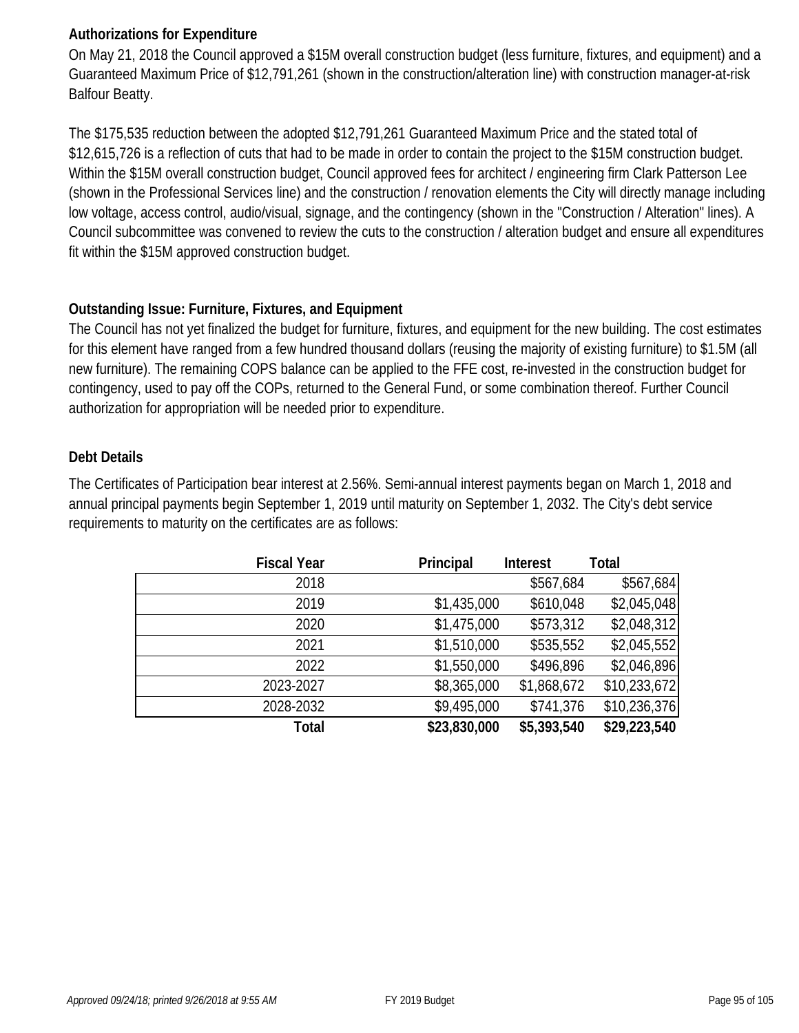**Authorizations for Expenditure**

On May 21, 2018 the Council approved a $15M overall construction budget (less furniture, fixtures, and equipment) and a Guaranteed Maximum Price of $12,791,261 (shown in the construction/alteration line) with construction manager-at-risk Balfour Beatty.

The $175,535 reduction between the adopted $12,791,261 Guaranteed Maximum Price and the stated total of $12,615,726 is a reflection of cuts that had to be made in order to contain the project to the $15M construction budget. Within the $15M overall construction budget, Council approved fees for architect / engineering firm Clark Patterson Lee (shown in the Professional Services line) and the construction / renovation elements the City will directly manage including low voltage, access control, audio/visual, signage, and the contingency (shown in the "Construction / Alteration" lines). A Council subcommittee was convened to review the cuts to the construction / alteration budget and ensure all expenditures fit within the $15M approved construction budget.

**Outstanding Issue: Furniture, Fixtures, and Equipment**

The Council has not yet finalized the budget for furniture, fixtures, and equipment for the new building. The cost estimates for this element have ranged from a few hundred thousand dollars (reusing the majority of existing furniture) to $1.5M (all new furniture). The remaining COPS balance can be applied to the FFE cost, re-invested in the construction budget for contingency, used to pay off the COPs, returned to the General Fund, or some combination thereof. Further Council authorization for appropriation will be needed prior to expenditure.

**Debt Details**

The Certificates of Participation bear interest at 2.56%. Semi-annual interest payments began on March 1, 2018 and annual principal payments begin September 1, 2019 until maturity on September 1, 2032. The City's debt service requirements to maturity on the certificates are as follows:

| Fiscal Year | Principal | Interest | Total |
|---|---|---|---|
| 2018 | | $567,684 | $567,684 |
| 2019 | $1,435,000 | $610,048 | $2,045,048 |
| 2020 | $1,475,000 | $573,312 | $2,048,312 |
| 2021 | $1,510,000 | $535,552 | $2,045,552 |
| 2022 | $1,550,000 | $496,896 | $2,046,896 |
| 2023-2027 | $8,365,000 | $1,868,672 | $10,233,672 |
| 2028-2032 | $9,495,000 | $741,376 | $10,236,376 |
| **Total** | **$23,830,000** | **$5,393,540** | **$29,223,540** |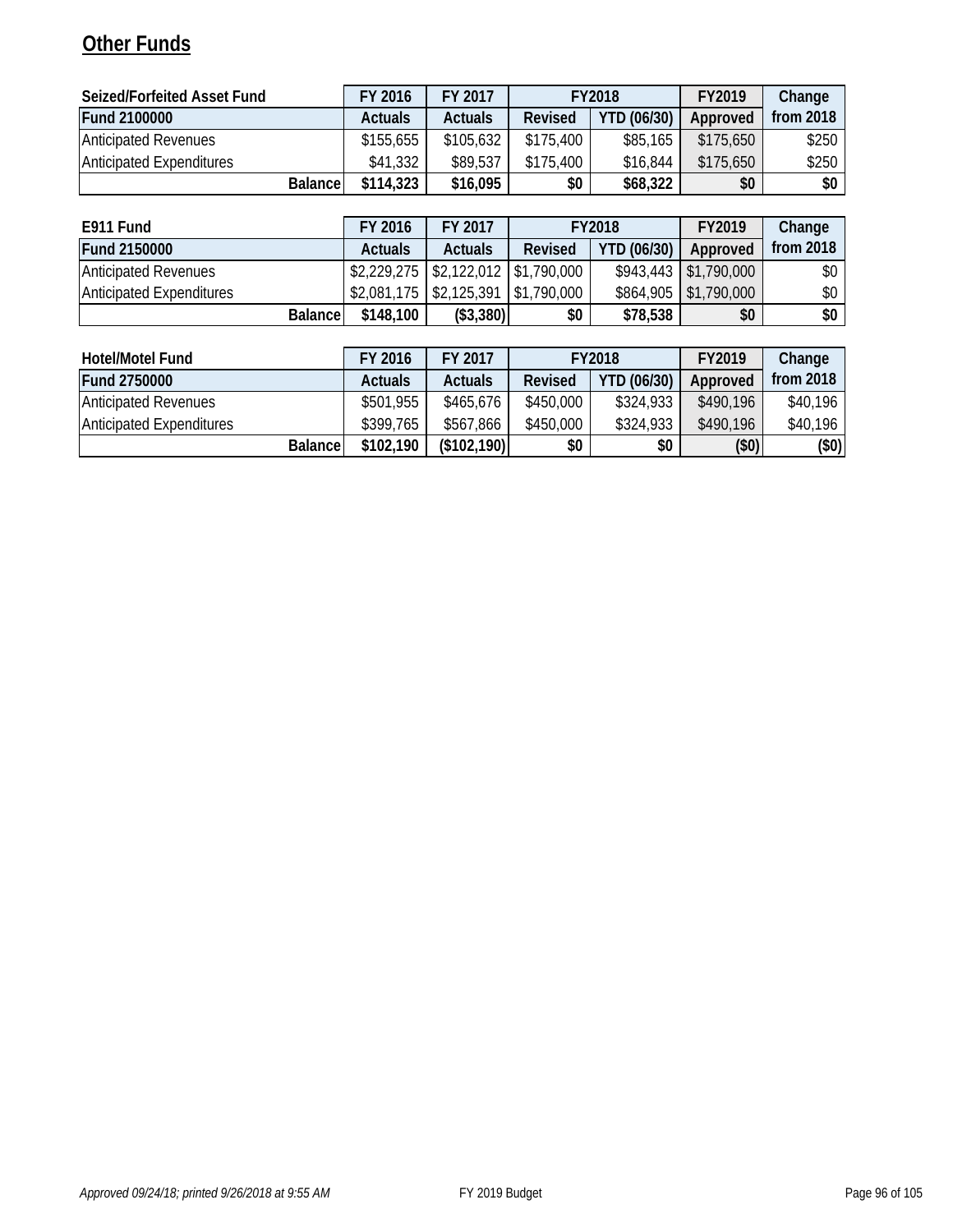## Other Funds

| Seized/Forfeited Asset Fund | FY 2016 | FY 2017 | FY2018 | | FY2019 | Change |
|---|---|---|---|---|---|---|
| Fund 2100000 | Actuals | Actuals | Revised | YTD (06/30) | Approved | from 2018 |
| Anticipated Revenues | $155,655 | $105,632 | $175,400 | $85,165 | $175,650 | $250 |
| Anticipated Expenditures | $41,332 | $89,537 | $175,400 | $16,844 | $175,650 | $250 |
| **Balance** | **$114,323** | **$16,095** | **$0** | **$68,322** | **$0** | **$0** |

| E911 Fund | FY 2016 | FY 2017 | FY2018 | | FY2019 | Change |
|---|---|---|---|---|---|---|
| Fund 2150000 | Actuals | Actuals | Revised | YTD (06/30) | Approved | from 2018 |
| Anticipated Revenues | $2,229,275 | $2,122,012 | $1,790,000 | $943,443 | $1,790,000 | $0 |
| Anticipated Expenditures | $2,081,175 | $2,125,391 | $1,790,000 | $864,905 | $1,790,000 | $0 |
| **Balance** | **$148,100** | **($3,380)** | **$0** | **$78,538** | **$0** | **$0** |

| Hotel/Motel Fund | FY 2016 | FY 2017 | FY2018 | | FY2019 | Change |
|---|---|---|---|---|---|---|
| Fund 2750000 | Actuals | Actuals | Revised | YTD (06/30) | Approved | from 2018 |
| Anticipated Revenues | $501,955 | $465,676 | $450,000 | $324,933 | $490,196 | $40,196 |
| Anticipated Expenditures | $399,765 | $567,866 | $450,000 | $324,933 | $490,196 | $40,196 |
| **Balance** | **$102,190** | **($102,190)** | **$0** | **$0** | **($0)** | **($0)** |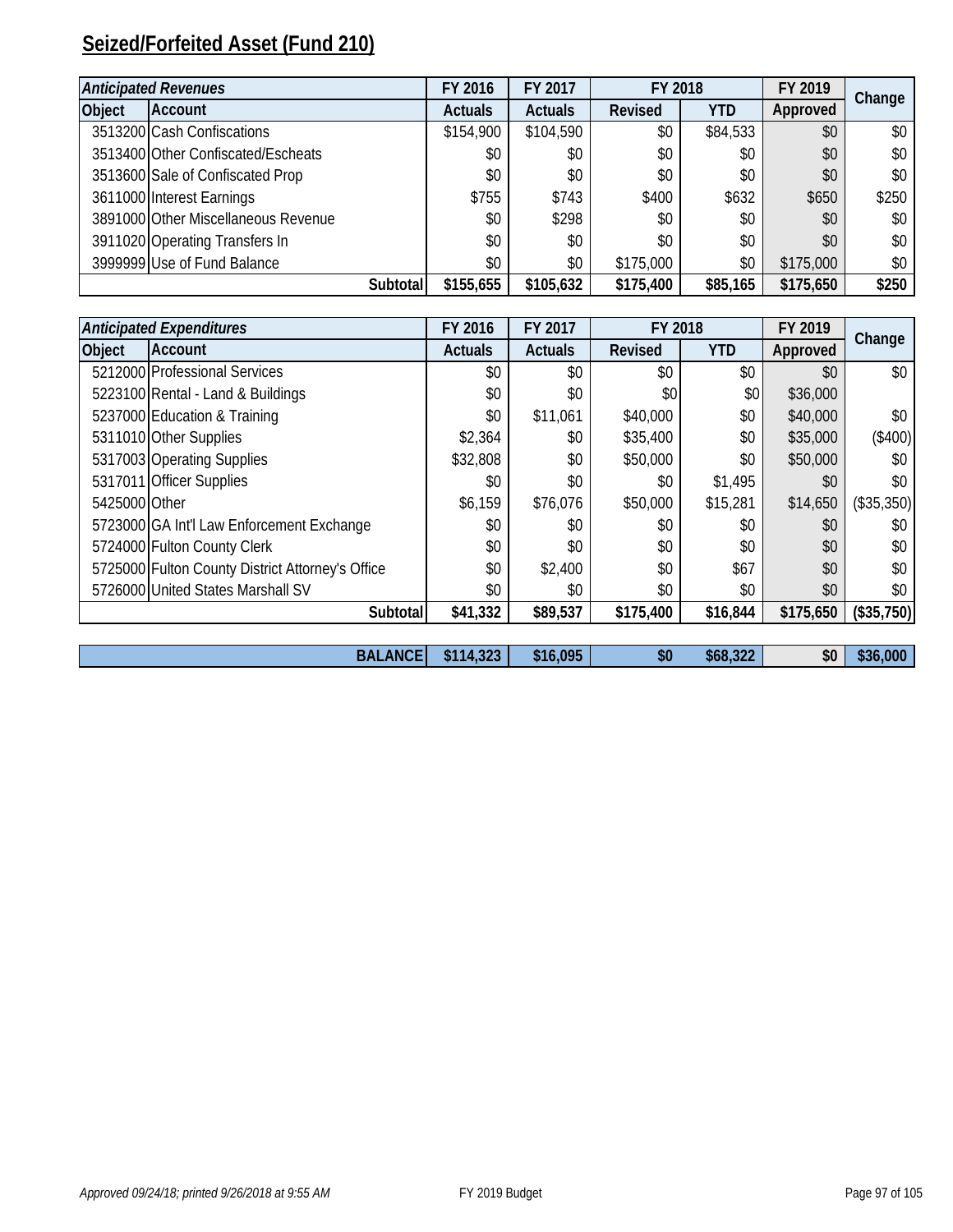## Seized/Forfeited Asset (Fund 210)

| *Anticipated Revenues* | | FY 2016 | FY 2017 | FY 2018 | | FY 2019 | Change |
|---|---|---|---|---|---|---|---|
| **Object** | **Account** | **Actuals** | **Actuals** | **Revised** | **YTD** | **Approved** | |
| 3513200 | Cash Confiscations | $154,900 | $104,590 | $0 | $84,533 | $0 | $0 |
| 3513400 | Other Confiscated/Escheats | $0 | $0 | $0 | $0 | $0 | $0 |
| 3513600 | Sale of Confiscated Prop | $0 | $0 | $0 | $0 | $0 | $0 |
| 3611000 | Interest Earnings | $755 | $743 | $400 | $632 | $650 | $250 |
| 3891000 | Other Miscellaneous Revenue | $0 | $298 | $0 | $0 | $0 | $0 |
| 3911020 | Operating Transfers In | $0 | $0 | $0 | $0 | $0 | $0 |
| 3999999 | Use of Fund Balance | $0 | $0 | $175,000 | $0 | $175,000 | $0 |
| | **Subtotal** | **$155,655** | **$105,632** | **$175,400** | **$85,165** | **$175,650** | **$250** |

| *Anticipated Expenditures* | | FY 2016 | FY 2017 | FY 2018 | | FY 2019 | Change |
|---|---|---|---|---|---|---|---|
| **Object** | **Account** | **Actuals** | **Actuals** | **Revised** | **YTD** | **Approved** | |
| 5212000 | Professional Services | $0 | $0 | $0 | $0 | $0 | $0 |
| 5223100 | Rental - Land & Buildings | $0 | $0 | $0 | $0 | $36,000 | |
| 5237000 | Education & Training | $0 | $11,061 | $40,000 | $0 | $40,000 | $0 |
| 5311010 | Other Supplies | $2,364 | $0 | $35,400 | $0 | $35,000 | ($400) |
| 5317003 | Operating Supplies | $32,808 | $0 | $50,000 | $0 | $50,000 | $0 |
| 5317011 | Officer Supplies | $0 | $0 | $0 | $1,495 | $0 | $0 |
| 5425000 | Other | $6,159 | $76,076 | $50,000 | $15,281 | $14,650 | ($35,350) |
| 5723000 | GA Int'l Law Enforcement Exchange | $0 | $0 | $0 | $0 | $0 | $0 |
| 5724000 | Fulton County Clerk | $0 | $0 | $0 | $0 | $0 | $0 |
| 5725000 | Fulton County District Attorney's Office | $0 | $2,400 | $0 | $67 | $0 | $0 |
| 5726000 | United States Marshall SV | $0 | $0 | $0 | $0 | $0 | $0 |
| | **Subtotal** | **$41,332** | **$89,537** | **$175,400** | **$16,844** | **$175,650** | **($35,750)** |
| | **BALANCE** | **$114,323** | **$16,095** | **$0** | **$68,322** | **$0** | **$36,000** |

*Approved 09/24/18; printed 9/26/2018 at 9:55 AM*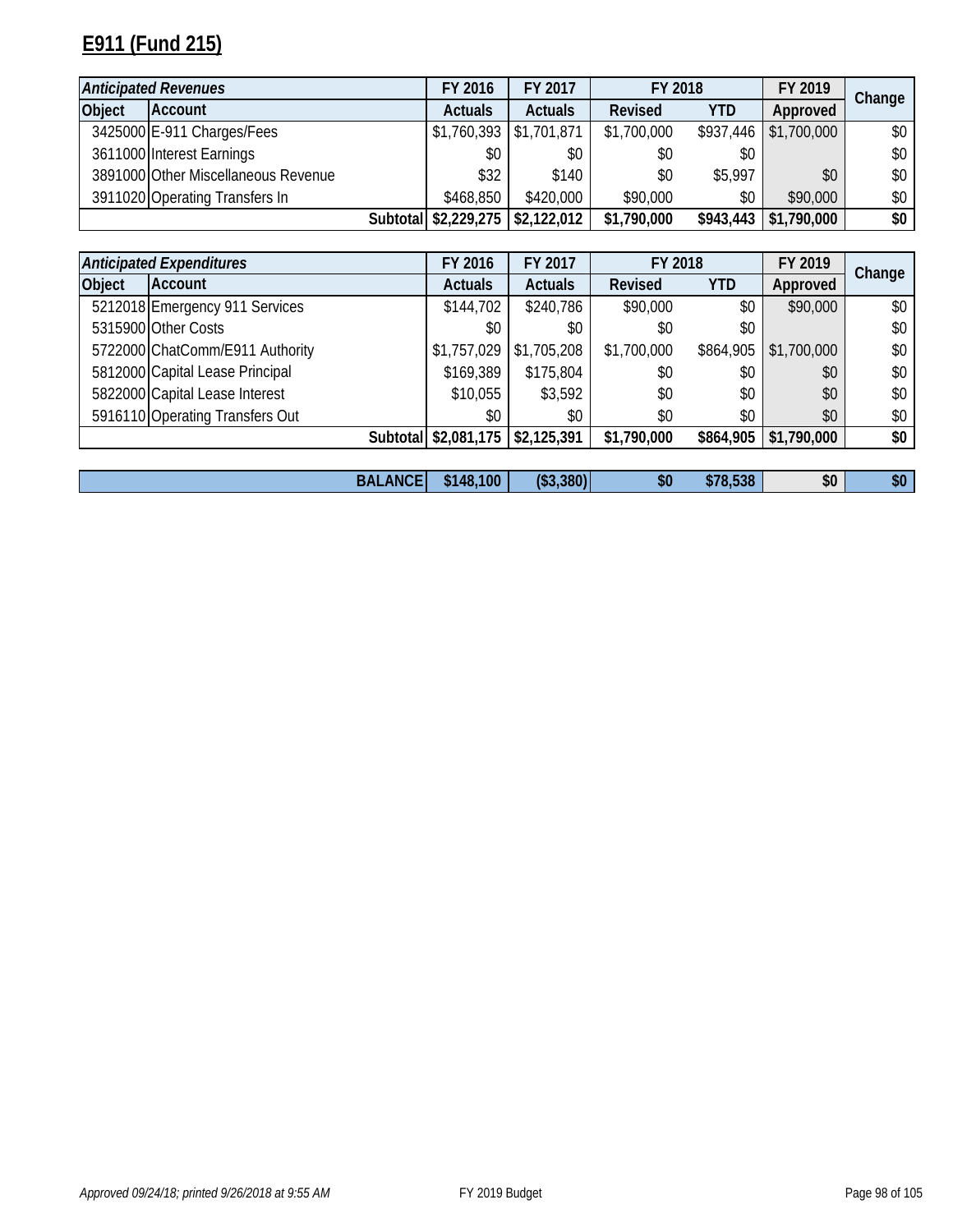# E911 (Fund 215)

| *Anticipated Revenues* | | FY 2016 | FY 2017 | FY 2018 | | FY 2019 | Change |
|---|---|---|---|---|---|---|---|
| **Object** | **Account** | **Actuals** | **Actuals** | **Revised** | **YTD** | **Approved** | |
| 3425000 | E-911 Charges/Fees | $1,760,393 | $1,701,871 | $1,700,000 | $937,446 | $1,700,000 | $0 |
| 3611000 | Interest Earnings | $0 | $0 | $0 | $0 | | $0 |
| 3891000 | Other Miscellaneous Revenue | $32 | $140 | $0 | $5,997 | $0 | $0 |
| 3911020 | Operating Transfers In | $468,850 | $420,000 | $90,000 | $0 | $90,000 | $0 |
| | **Subtotal** | **$2,229,275** | **$2,122,012** | **$1,790,000** | **$943,443** | **$1,790,000** | **$0** |

| *Anticipated Expenditures* | | FY 2016 | FY 2017 | FY 2018 | | FY 2019 | Change |
|---|---|---|---|---|---|---|---|
| **Object** | **Account** | **Actuals** | **Actuals** | **Revised** | **YTD** | **Approved** | |
| 5212018 | Emergency 911 Services | $144,702 | $240,786 | $90,000 | $0 | $90,000 | $0 |
| 5315900 | Other Costs | $0 | $0 | $0 | $0 | | $0 |
| 5722000 | ChatComm/E911 Authority | $1,757,029 | $1,705,208 | $1,700,000 | $864,905 | $1,700,000 | $0 |
| 5812000 | Capital Lease Principal | $169,389 | $175,804 | $0 | $0 | $0 | $0 |
| 5822000 | Capital Lease Interest | $10,055 | $3,592 | $0 | $0 | $0 | $0 |
| 5916110 | Operating Transfers Out | $0 | $0 | $0 | $0 | $0 | $0 |
| | **Subtotal** | **$2,081,175** | **$2,125,391** | **$1,790,000** | **$864,905** | **$1,790,000** | **$0** |

| | **BALANCE** | **$148,100** | **($3,380)** | **$0** | **$78,538** | **$0** | **$0** |
|---|---|---|---|---|---|---|---|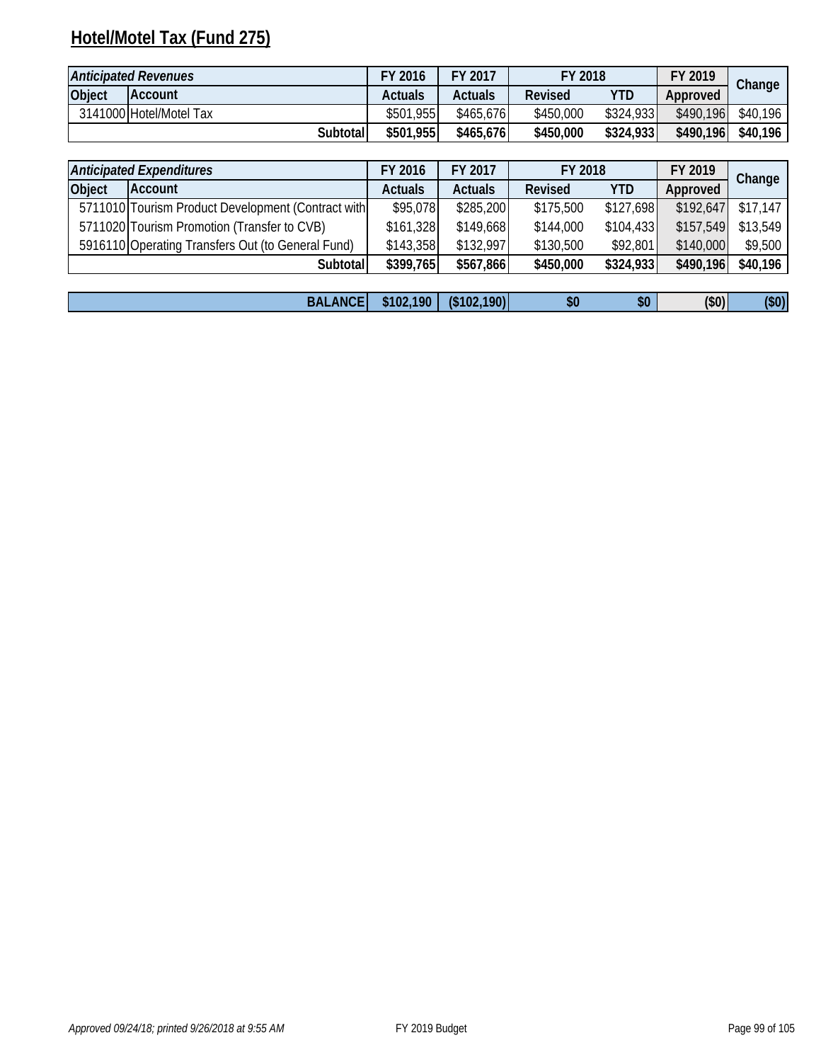# Hotel/Motel Tax (Fund 275)

| *Anticipated Revenues* | | FY 2016 | FY 2017 | FY 2018 | | FY 2019 | Change |
|---|---|---|---|---|---|---|---|
| Object | Account | Actuals | Actuals | Revised | YTD | Approved | |
| 3141000 | Hotel/Motel Tax | $501,955 | $465,676 | $450,000 | $324,933 | $490,196 | $40,196 |
| | **Subtotal** | **$501,955** | **$465,676** | **$450,000** | **$324,933** | **$490,196** | **$40,196** |

| *Anticipated Expenditures* | | FY 2016 | FY 2017 | FY 2018 | | FY 2019 | Change |
|---|---|---|---|---|---|---|---|
| Object | Account | Actuals | Actuals | Revised | YTD | Approved | |
| 5711010 | Tourism Product Development (Contract with | $95,078 | $285,200 | $175,500 | $127,698 | $192,647 | $17,147 |
| 5711020 | Tourism Promotion (Transfer to CVB) | $161,328 | $149,668 | $144,000 | $104,433 | $157,549 | $13,549 |
| 5916110 | Operating Transfers Out (to General Fund) | $143,358 | $132,997 | $130,500 | $92,801 | $140,000 | $9,500 |
| | **Subtotal** | **$399,765** | **$567,866** | **$450,000** | **$324,933** | **$490,196** | **$40,196** |
| | **BALANCE** | **$102,190** | **($102,190)** | **$0** | **$0** | **($0)** | **($0)** |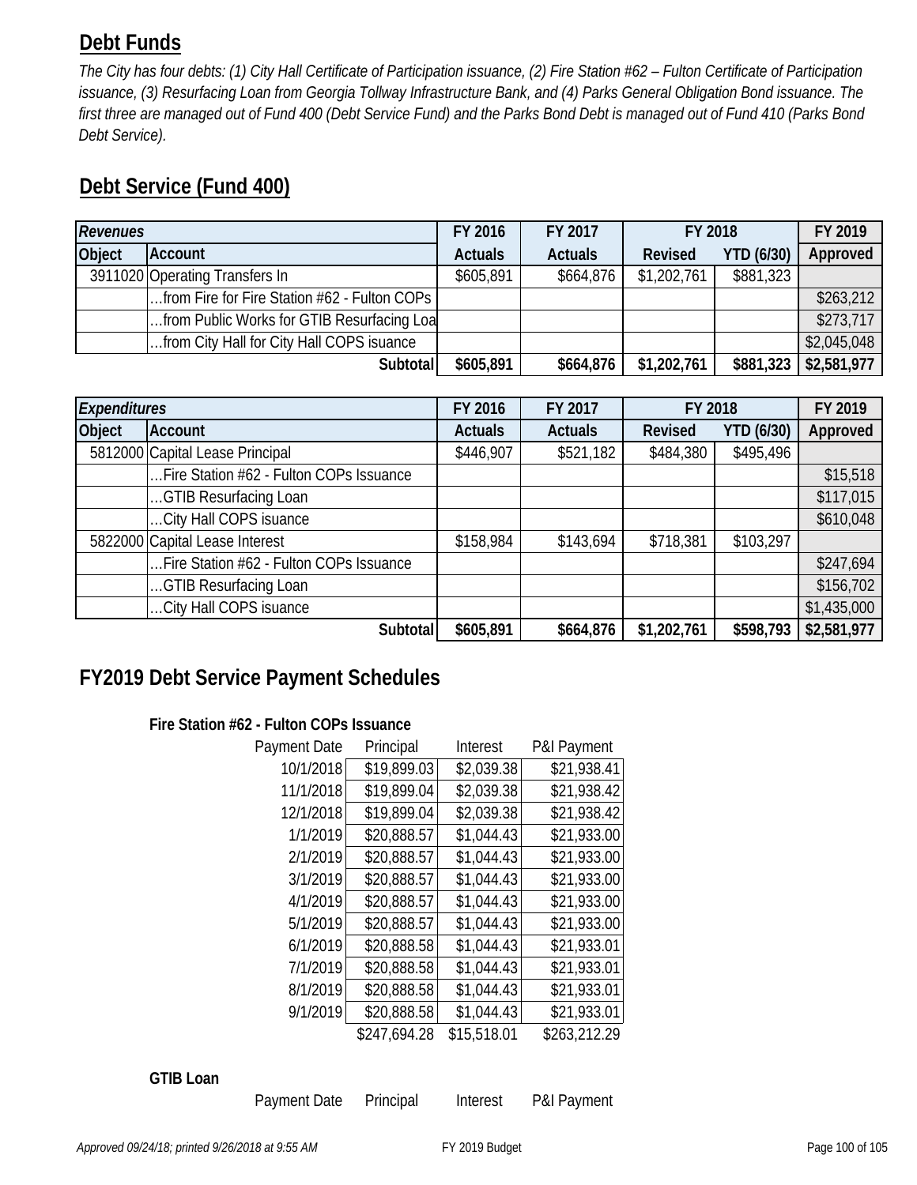## Debt Funds

*The City has four debts: (1) City Hall Certificate of Participation issuance, (2) Fire Station #62 – Fulton Certificate of Participation issuance, (3) Resurfacing Loan from Georgia Tollway Infrastructure Bank, and (4) Parks General Obligation Bond issuance. The first three are managed out of Fund 400 (Debt Service Fund) and the Parks Bond Debt is managed out of Fund 410 (Parks Bond Debt Service).*

## Debt Service (Fund 400)

| *Revenues* | | FY 2016 | FY 2017 | FY 2018 | | FY 2019 |
|---|---|---|---|---|---|---|
| Object | Account | Actuals | Actuals | Revised | YTD (6/30) | Approved |
| 3911020 | Operating Transfers In | $605,891 | $664,876 | $1,202,761 | $881,323 | |
| | …from Fire for Fire Station #62 - Fulton COPs | | | | | $263,212 |
| | …from Public Works for GTIB Resurfacing Loa | | | | | $273,717 |
| | …from City Hall for City Hall COPS isuance | | | | | $2,045,048 |
| | **Subtotal** | **$605,891** | **$664,876** | **$1,202,761** | **$881,323** | **$2,581,977** |

| *Expenditures* | | FY 2016 | FY 2017 | FY 2018 | | FY 2019 |
|---|---|---|---|---|---|---|
| Object | Account | Actuals | Actuals | Revised | YTD (6/30) | Approved |
| 5812000 | Capital Lease Principal | $446,907 | $521,182 | $484,380 | $495,496 | |
| | …Fire Station #62 - Fulton COPs Issuance | | | | | $15,518 |
| | …GTIB Resurfacing Loan | | | | | $117,015 |
| | …City Hall COPS isuance | | | | | $610,048 |
| 5822000 | Capital Lease Interest | $158,984 | $143,694 | $718,381 | $103,297 | |
| | …Fire Station #62 - Fulton COPs Issuance | | | | | $247,694 |
| | …GTIB Resurfacing Loan | | | | | $156,702 |
| | …City Hall COPS isuance | | | | | $1,435,000 |
| | **Subtotal** | **$605,891** | **$664,876** | **$1,202,761** | **$598,793** | **$2,581,977** |

## FY2019 Debt Service Payment Schedules

**Fire Station #62 - Fulton COPs Issuance**

| Payment Date | Principal | Interest | P&I Payment |
|---|---|---|---|
| 10/1/2018 | $19,899.03 | $2,039.38 | $21,938.41 |
| 11/1/2018 | $19,899.04 | $2,039.38 | $21,938.42 |
| 12/1/2018 | $19,899.04 | $2,039.38 | $21,938.42 |
| 1/1/2019 | $20,888.57 | $1,044.43 | $21,933.00 |
| 2/1/2019 | $20,888.57 | $1,044.43 | $21,933.00 |
| 3/1/2019 | $20,888.57 | $1,044.43 | $21,933.00 |
| 4/1/2019 | $20,888.57 | $1,044.43 | $21,933.00 |
| 5/1/2019 | $20,888.57 | $1,044.43 | $21,933.00 |
| 6/1/2019 | $20,888.58 | $1,044.43 | $21,933.01 |
| 7/1/2019 | $20,888.58 | $1,044.43 | $21,933.01 |
| 8/1/2019 | $20,888.58 | $1,044.43 | $21,933.01 |
| 9/1/2019 | $20,888.58 | $1,044.43 | $21,933.01 |
| | $247,694.28 | $15,518.01 | $263,212.29 |

**GTIB Loan**

| Payment Date | Principal | Interest | P&I Payment |
|---|---|---|---|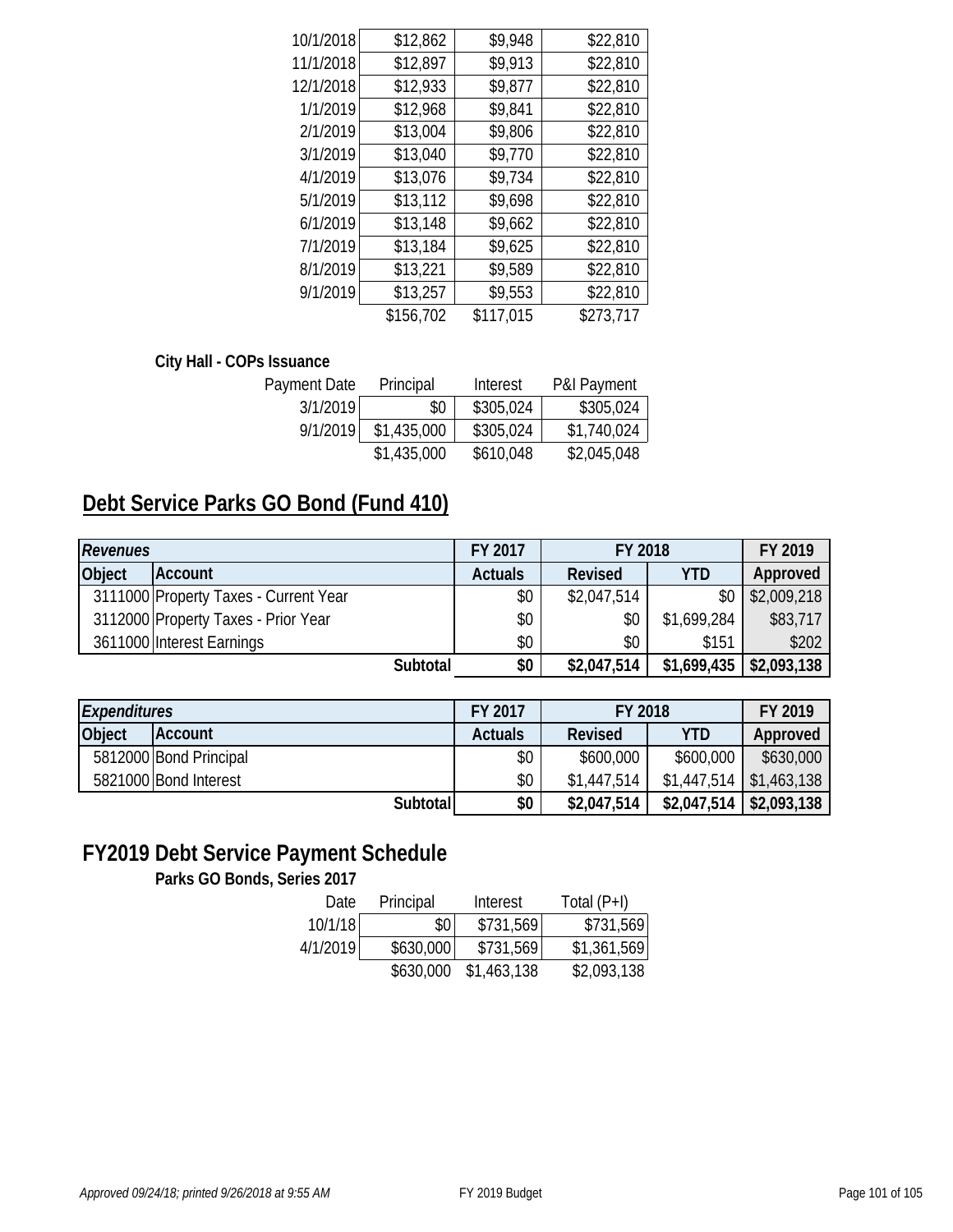| | | | |
|---|---|---|---|
| 10/1/2018 | $12,862 | $9,948 | $22,810 |
| 11/1/2018 | $12,897 | $9,913 | $22,810 |
| 12/1/2018 | $12,933 | $9,877 | $22,810 |
| 1/1/2019 | $12,968 | $9,841 | $22,810 |
| 2/1/2019 | $13,004 | $9,806 | $22,810 |
| 3/1/2019 | $13,040 | $9,770 | $22,810 |
| 4/1/2019 | $13,076 | $9,734 | $22,810 |
| 5/1/2019 | $13,112 | $9,698 | $22,810 |
| 6/1/2019 | $13,148 | $9,662 | $22,810 |
| 7/1/2019 | $13,184 | $9,625 | $22,810 |
| 8/1/2019 | $13,221 | $9,589 | $22,810 |
| 9/1/2019 | $13,257 | $9,553 | $22,810 |
| | $156,702 | $117,015 | $273,717 |

**City Hall - COPs Issuance**

| Payment Date | Principal | Interest | P&I Payment |
|---|---|---|---|
| 3/1/2019 | $0 | $305,024 | $305,024 |
| 9/1/2019 | $1,435,000 | $305,024 | $1,740,024 |
| | $1,435,000 | $610,048 | $2,045,048 |

## Debt Service Parks GO Bond (Fund 410)

| *Revenues* | | FY 2017 | FY 2018 | | FY 2019 |
|---|---|---|---|---|---|
| **Object** | **Account** | **Actuals** | **Revised** | **YTD** | **Approved** |
| 3111000 | Property Taxes - Current Year | $0 | $2,047,514 | $0 | $2,009,218 |
| 3112000 | Property Taxes - Prior Year | $0 | $0 | $1,699,284 | $83,717 |
| 3611000 | Interest Earnings | $0 | $0 | $151 | $202 |
| | **Subtotal** | **$0** | **$2,047,514** | **$1,699,435** | **$2,093,138** |

| *Expenditures* | | FY 2017 | FY 2018 | | FY 2019 |
|---|---|---|---|---|---|
| **Object** | **Account** | **Actuals** | **Revised** | **YTD** | **Approved** |
| 5812000 | Bond Principal | $0 | $600,000 | $600,000 | $630,000 |
| 5821000 | Bond Interest | $0 | $1,447,514 | $1,447,514 | $1,463,138 |
| | **Subtotal** | **$0** | **$2,047,514** | **$2,047,514** | **$2,093,138** |

## FY2019 Debt Service Payment Schedule

**Parks GO Bonds, Series 2017**

| Date | Principal | Interest | Total (P+I) |
|---|---|---|---|
| 10/1/18 | $0 | $731,569 | $731,569 |
| 4/1/2019 | $630,000 | $731,569 | $1,361,569 |
| | $630,000 | $1,463,138 | $2,093,138 |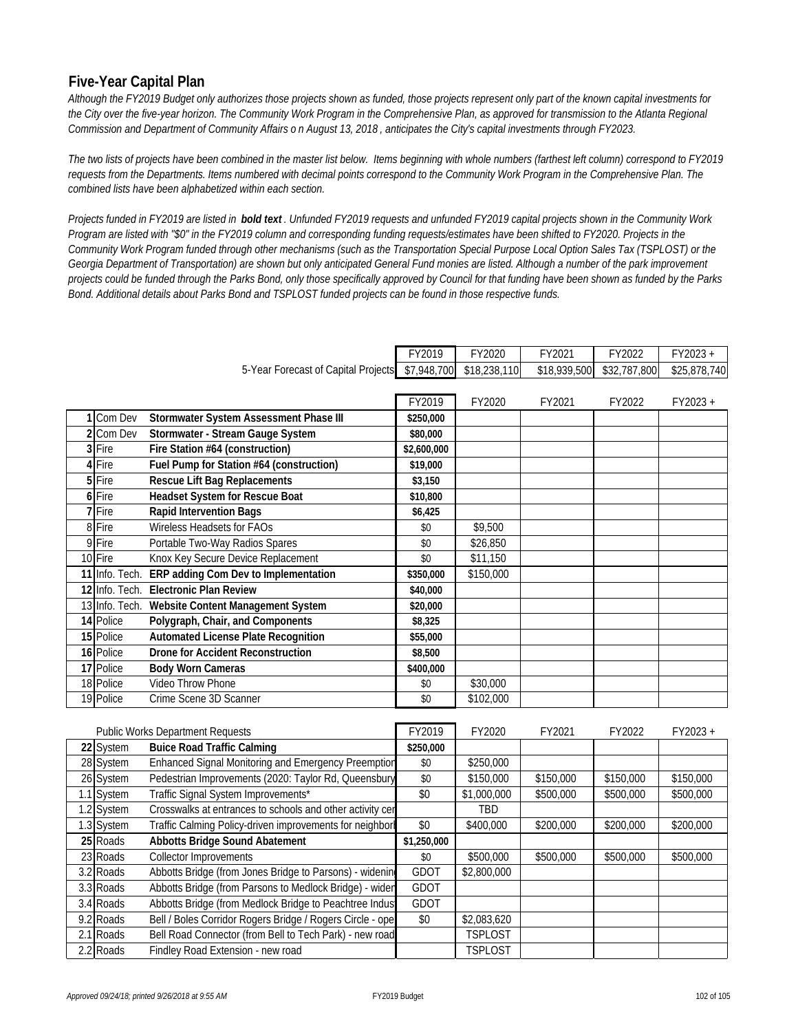## Five-Year Capital Plan

*Although the FY2019 Budget only authorizes those projects shown as funded, those projects represent only part of the known capital investments for the City over the five-year horizon. The Community Work Program in the Comprehensive Plan, as approved for transmission to the Atlanta Regional Commission and Department of Community Affairs o n August 13, 2018 , anticipates the City's capital investments through FY2023.*

*The two lists of projects have been combined in the master list below. Items beginning with whole numbers (farthest left column) correspond to FY2019 requests from the Departments. Items numbered with decimal points correspond to the Community Work Program in the Comprehensive Plan. The combined lists have been alphabetized within each section.*

*Projects funded in FY2019 are listed in **bold text** . Unfunded FY2019 requests and unfunded FY2019 capital projects shown in the Community Work Program are listed with "$0" in the FY2019 column and corresponding funding requests/estimates have been shifted to FY2020. Projects in the Community Work Program funded through other mechanisms (such as the Transportation Special Purpose Local Option Sales Tax (TSPLOST) or the Georgia Department of Transportation) are shown but only anticipated General Fund monies are listed. Although a number of the park improvement projects could be funded through the Parks Bond, only those specifically approved by Council for that funding have been shown as funded by the Parks Bond. Additional details about Parks Bond and TSPLOST funded projects can be found in those respective funds.*

| | FY2019 | FY2020 | FY2021 | FY2022 | FY2023 + |
|---|---|---|---|---|---|
| 5-Year Forecast of Capital Projects | $7,948,700 | $18,238,110 | $18,939,500 | $32,787,800 | $25,878,740 |

| # | Dept. | Project | FY2019 | FY2020 | FY2021 | FY2022 | FY2023 + |
|---|---|---|---|---|---|---|---|
| **1** | Com Dev | **Stormwater System Assessment Phase III** | **$250,000** | | | | |
| **2** | Com Dev | **Stormwater - Stream Gauge System** | **$80,000** | | | | |
| **3** | Fire | **Fire Station #64 (construction)** | **$2,600,000** | | | | |
| **4** | Fire | **Fuel Pump for Station #64 (construction)** | **$19,000** | | | | |
| **5** | Fire | **Rescue Lift Bag Replacements** | **$3,150** | | | | |
| **6** | Fire | **Headset System for Rescue Boat** | **$10,800** | | | | |
| **7** | Fire | **Rapid Intervention Bags** | **$6,425** | | | | |
| 8 | Fire | Wireless Headsets for FAOs | $0 | $9,500 | | | |
| 9 | Fire | Portable Two-Way Radios Spares | $0 | $26,850 | | | |
| 10 | Fire | Knox Key Secure Device Replacement | $0 | $11,150 | | | |
| **11** | Info. Tech. | **ERP adding Com Dev to Implementation** | **$350,000** | $150,000 | | | |
| **12** | Info. Tech. | **Electronic Plan Review** | **$40,000** | | | | |
| 13 | Info. Tech. | **Website Content Management System** | **$20,000** | | | | |
| **14** | Police | **Polygraph, Chair, and Components** | **$8,325** | | | | |
| **15** | Police | **Automated License Plate Recognition** | **$55,000** | | | | |
| **16** | Police | **Drone for Accident Reconstruction** | **$8,500** | | | | |
| **17** | Police | **Body Worn Cameras** | **$400,000** | | | | |
| 18 | Police | Video Throw Phone | $0 | $30,000 | | | |
| 19 | Police | Crime Scene 3D Scanner | $0 | $102,000 | | | |

| # | Dept. | Public Works Department Requests | FY2019 | FY2020 | FY2021 | FY2022 | FY2023 + |
|---|---|---|---|---|---|---|---|
| **22** | System | **Buice Road Traffic Calming** | **$250,000** | | | | |
| 28 | System | Enhanced Signal Monitoring and Emergency Preemption | $0 | $250,000 | | | |
| 26 | System | Pedestrian Improvements (2020: Taylor Rd, Queensbury | $0 | $150,000 | $150,000 | $150,000 | $150,000 |
| 1.1 | System | Traffic Signal System Improvements* | $0 | $1,000,000 | $500,000 | $500,000 | $500,000 |
| 1.2 | System | Crosswalks at entrances to schools and other activity cen | | TBD | | | |
| 1.3 | System | Traffic Calming Policy-driven improvements for neighbor | $0 | $400,000 | $200,000 | $200,000 | $200,000 |
| **25** | Roads | **Abbotts Bridge Sound Abatement** | **$1,250,000** | | | | |
| 23 | Roads | Collector Improvements | $0 | $500,000 | $500,000 | $500,000 | $500,000 |
| 3.2 | Roads | Abbotts Bridge (from Jones Bridge to Parsons) - widening | GDOT | $2,800,000 | | | |
| 3.3 | Roads | Abbotts Bridge (from Parsons to Medlock Bridge) - widen | GDOT | | | | |
| 3.4 | Roads | Abbotts Bridge (from Medlock Bridge to Peachtree Indus | GDOT | | | | |
| 9.2 | Roads | Bell / Boles Corridor Rogers Bridge / Rogers Circle - ope | $0 | $2,083,620 | | | |
| 2.1 | Roads | Bell Road Connector (from Bell to Tech Park) - new road | | TSPLOST | | | |
| 2.2 | Roads | Findley Road Extension - new road | | TSPLOST | | | |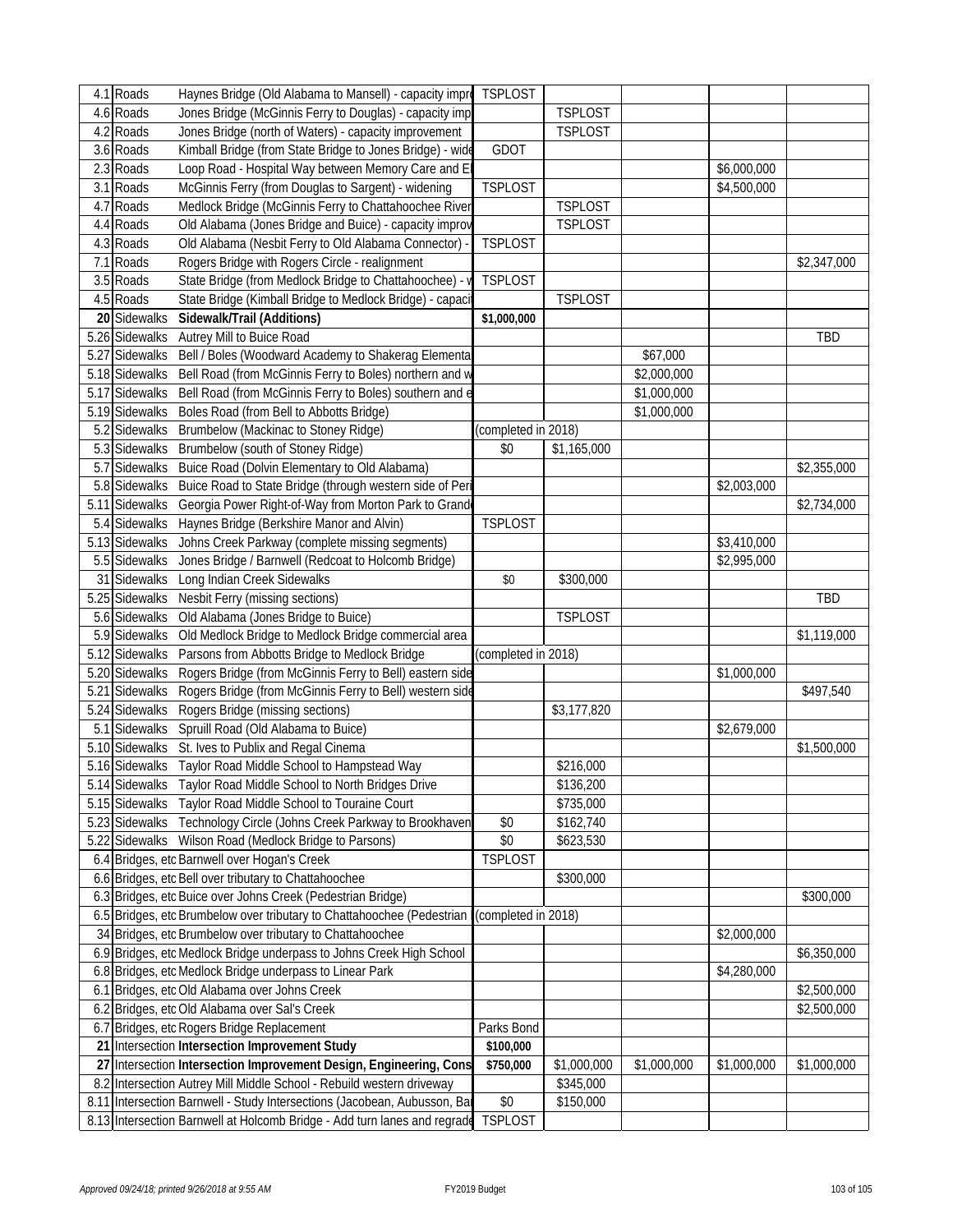| | | | | | | | |
|---|---|---|---|---|---|---|---|
| 4.1 | Roads | Haynes Bridge (Old Alabama to Mansell) - capacity impro | TSPLOST | | | | |
| 4.6 | Roads | Jones Bridge (McGinnis Ferry to Douglas) - capacity imp | | TSPLOST | | | |
| 4.2 | Roads | Jones Bridge (north of Waters) - capacity improvement | | TSPLOST | | | |
| 3.6 | Roads | Kimball Bridge (from State Bridge to Jones Bridge) - wide | GDOT | | | | |
| 2.3 | Roads | Loop Road - Hospital Way between Memory Care and E | | | | $6,000,000 | |
| 3.1 | Roads | McGinnis Ferry (from Douglas to Sargent) - widening | TSPLOST | | | $4,500,000 | |
| 4.7 | Roads | Medlock Bridge (McGinnis Ferry to Chattahoochee River | | TSPLOST | | | |
| 4.4 | Roads | Old Alabama (Jones Bridge and Buice) - capacity improv | | TSPLOST | | | |
| 4.3 | Roads | Old Alabama (Nesbit Ferry to Old Alabama Connector) - | TSPLOST | | | | |
| 7.1 | Roads | Rogers Bridge with Rogers Circle - realignment | | | | | $2,347,000 |
| 3.5 | Roads | State Bridge (from Medlock Bridge to Chattahoochee) - v | TSPLOST | | | | |
| 4.5 | Roads | State Bridge (Kimball Bridge to Medlock Bridge) - capaci | | TSPLOST | | | |
| **20** | Sidewalks | **Sidewalk/Trail (Additions)** | **$1,000,000** | | | | |
| 5.26 | Sidewalks | Autrey Mill to Buice Road | | | | | TBD |
| 5.27 | Sidewalks | Bell / Boles (Woodward Academy to Shakerag Elementa | | | $67,000 | | |
| 5.18 | Sidewalks | Bell Road (from McGinnis Ferry to Boles) northern and w | | | $2,000,000 | | |
| 5.17 | Sidewalks | Bell Road (from McGinnis Ferry to Boles) southern and e | | | $1,000,000 | | |
| 5.19 | Sidewalks | Boles Road (from Bell to Abbotts Bridge) | | | $1,000,000 | | |
| 5.2 | Sidewalks | Brumbelow (Mackinac to Stoney Ridge) | (completed in 2018) | | | | |
| 5.3 | Sidewalks | Brumbelow (south of Stoney Ridge) | $0 | $1,165,000 | | | |
| 5.7 | Sidewalks | Buice Road (Dolvin Elementary to Old Alabama) | | | | | $2,355,000 |
| 5.8 | Sidewalks | Buice Road to State Bridge (through western side of Peri | | | | $2,003,000 | |
| 5.11 | Sidewalks | Georgia Power Right-of-Way from Morton Park to Grand | | | | | $2,734,000 |
| 5.4 | Sidewalks | Haynes Bridge (Berkshire Manor and Alvin) | TSPLOST | | | | |
| 5.13 | Sidewalks | Johns Creek Parkway (complete missing segments) | | | | $3,410,000 | |
| 5.5 | Sidewalks | Jones Bridge / Barnwell (Redcoat to Holcomb Bridge) | | | | $2,995,000 | |
| 31 | Sidewalks | Long Indian Creek Sidewalks | $0 | $300,000 | | | |
| 5.25 | Sidewalks | Nesbit Ferry (missing sections) | | | | | TBD |
| 5.6 | Sidewalks | Old Alabama (Jones Bridge to Buice) | | TSPLOST | | | |
| 5.9 | Sidewalks | Old Medlock Bridge to Medlock Bridge commercial area | | | | | $1,119,000 |
| 5.12 | Sidewalks | Parsons from Abbotts Bridge to Medlock Bridge | (completed in 2018) | | | | |
| 5.20 | Sidewalks | Rogers Bridge (from McGinnis Ferry to Bell) eastern side | | | | $1,000,000 | |
| 5.21 | Sidewalks | Rogers Bridge (from McGinnis Ferry to Bell) western side | | | | | $497,540 |
| 5.24 | Sidewalks | Rogers Bridge (missing sections) | | $3,177,820 | | | |
| 5.1 | Sidewalks | Spruill Road (Old Alabama to Buice) | | | | $2,679,000 | |
| 5.10 | Sidewalks | St. Ives to Publix and Regal Cinema | | | | | $1,500,000 |
| 5.16 | Sidewalks | Taylor Road Middle School to Hampstead Way | | $216,000 | | | |
| 5.14 | Sidewalks | Taylor Road Middle School to North Bridges Drive | | $136,200 | | | |
| 5.15 | Sidewalks | Taylor Road Middle School to Touraine Court | | $735,000 | | | |
| 5.23 | Sidewalks | Technology Circle (Johns Creek Parkway to Brookhaven | $0 | $162,740 | | | |
| 5.22 | Sidewalks | Wilson Road (Medlock Bridge to Parsons) | $0 | $623,530 | | | |
| 6.4 | Bridges, etc | Barnwell over Hogan's Creek | TSPLOST | | | | |
| 6.6 | Bridges, etc | Bell over tributary to Chattahoochee | | $300,000 | | | |
| 6.3 | Bridges, etc | Buice over Johns Creek (Pedestrian Bridge) | | | | | $300,000 |
| 6.5 | Bridges, etc | Brumbelow over tributary to Chattahoochee (Pedestrian | (completed in 2018) | | | | |
| 34 | Bridges, etc | Brumbelow over tributary to Chattahoochee | | | | $2,000,000 | |
| 6.9 | Bridges, etc | Medlock Bridge underpass to Johns Creek High School | | | | | $6,350,000 |
| 6.8 | Bridges, etc | Medlock Bridge underpass to Linear Park | | | | $4,280,000 | |
| 6.1 | Bridges, etc | Old Alabama over Johns Creek | | | | | $2,500,000 |
| 6.2 | Bridges, etc | Old Alabama over Sal's Creek | | | | | $2,500,000 |
| 6.7 | Bridges, etc | Rogers Bridge Replacement | Parks Bond | | | | |
| **21** | Intersection | **Intersection Improvement Study** | **$100,000** | | | | |
| **27** | Intersection | **Intersection Improvement Design, Engineering, Cons** | **$750,000** | $1,000,000 | $1,000,000 | $1,000,000 | $1,000,000 |
| 8.2 | Intersection | Autrey Mill Middle School - Rebuild western driveway | | $345,000 | | | |
| 8.11 | Intersection | Barnwell - Study Intersections (Jacobean, Aubusson, Ba | $0 | $150,000 | | | |
| 8.13 | Intersection | Barnwell at Holcomb Bridge - Add turn lanes and regrade | TSPLOST | | | | |

*Approved 09/24/18; printed 9/26/2018 at 9:55 AM* FY2019 Budget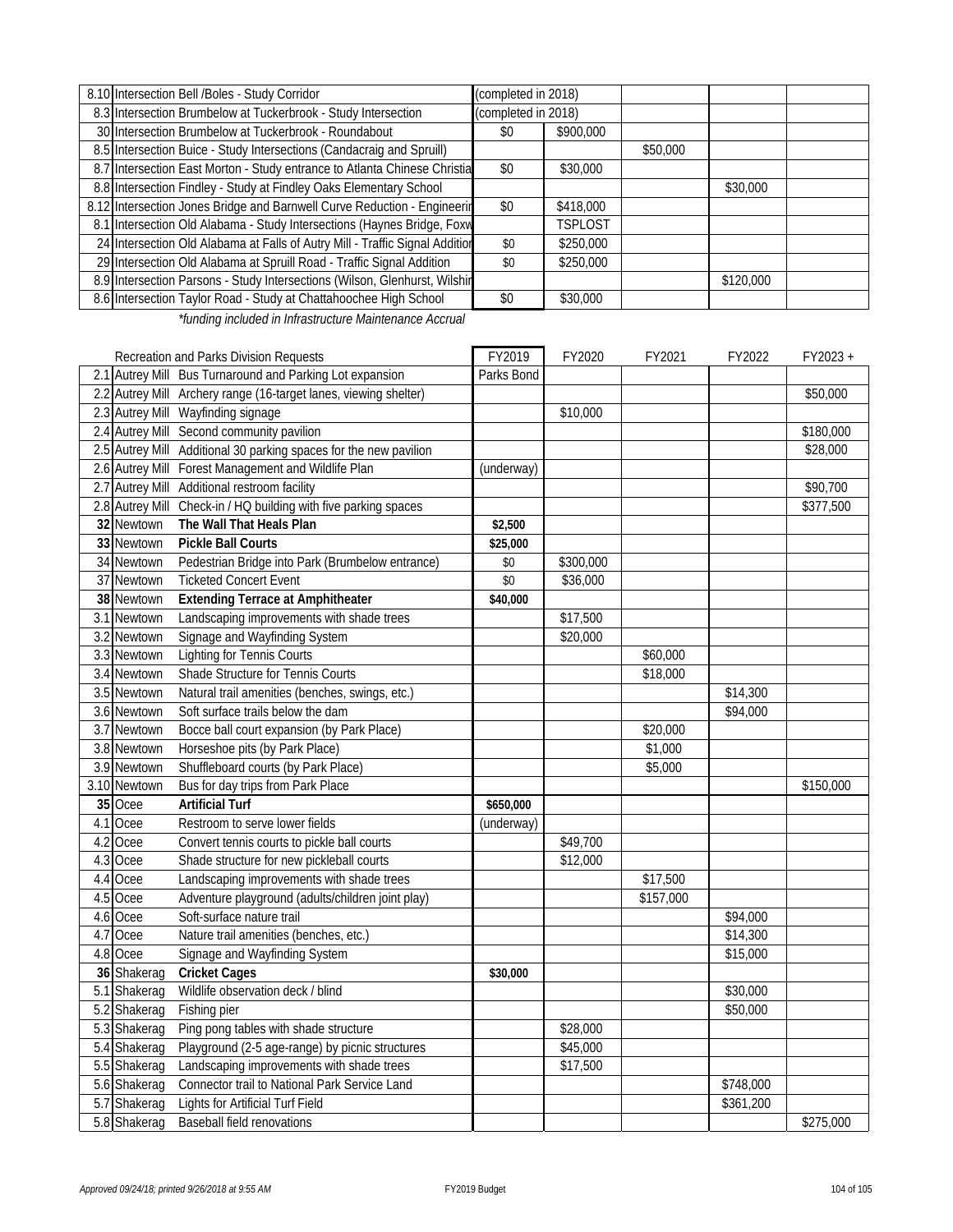| | | | | | | |
|---|---|---|---|---|---|---|
| 8.10 | Intersection Bell /Boles - Study Corridor | (completed in 2018) | | | | |
| 8.3 | Intersection Brumbelow at Tuckerbrook - Study Intersection | (completed in 2018) | | | | |
| 30 | Intersection Brumbelow at Tuckerbrook - Roundabout | $0 | $900,000 | | | |
| 8.5 | Intersection Buice - Study Intersections (Candacraig and Spruill) | | | $50,000 | | |
| 8.7 | Intersection East Morton - Study entrance to Atlanta Chinese Christia | $0 | $30,000 | | | |
| 8.8 | Intersection Findley - Study at Findley Oaks Elementary School | | | | $30,000 | |
| 8.12 | Intersection Jones Bridge and Barnwell Curve Reduction - Engineerir | $0 | $418,000 | | | |
| 8.1 | Intersection Old Alabama - Study Intersections (Haynes Bridge, Foxw | | TSPLOST | | | |
| 24 | Intersection Old Alabama at Falls of Autry Mill - Traffic Signal Additior | $0 | $250,000 | | | |
| 29 | Intersection Old Alabama at Spruill Road - Traffic Signal Addition | $0 | $250,000 | | | |
| 8.9 | Intersection Parsons - Study Intersections (Wilson, Glenhurst, Wilshir | | | | $120,000 | |
| 8.6 | Intersection Taylor Road - Study at Chattahoochee High School | $0 | $30,000 | | | |

*\*funding included in Infrastructure Maintenance Accrual*

| | | Recreation and Parks Division Requests | FY2019 | FY2020 | FY2021 | FY2022 | FY2023 + |
|---|---|---|---|---|---|---|---|
| 2.1 | Autrey Mill | Bus Turnaround and Parking Lot expansion | Parks Bond | | | | |
| 2.2 | Autrey Mill | Archery range (16-target lanes, viewing shelter) | | | | | $50,000 |
| 2.3 | Autrey Mill | Wayfinding signage | | $10,000 | | | |
| 2.4 | Autrey Mill | Second community pavilion | | | | | $180,000 |
| 2.5 | Autrey Mill | Additional 30 parking spaces for the new pavilion | | | | | $28,000 |
| 2.6 | Autrey Mill | Forest Management and Wildlife Plan | (underway) | | | | |
| 2.7 | Autrey Mill | Additional restroom facility | | | | | $90,700 |
| 2.8 | Autrey Mill | Check-in / HQ building with five parking spaces | | | | | $377,500 |
| **32** | Newtown | **The Wall That Heals Plan** | **$2,500** | | | | |
| **33** | Newtown | **Pickle Ball Courts** | **$25,000** | | | | |
| 34 | Newtown | Pedestrian Bridge into Park (Brumbelow entrance) | $0 | $300,000 | | | |
| 37 | Newtown | Ticketed Concert Event | $0 | $36,000 | | | |
| **38** | Newtown | **Extending Terrace at Amphitheater** | **$40,000** | | | | |
| 3.1 | Newtown | Landscaping improvements with shade trees | | $17,500 | | | |
| 3.2 | Newtown | Signage and Wayfinding System | | $20,000 | | | |
| 3.3 | Newtown | Lighting for Tennis Courts | | | $60,000 | | |
| 3.4 | Newtown | Shade Structure for Tennis Courts | | | $18,000 | | |
| 3.5 | Newtown | Natural trail amenities (benches, swings, etc.) | | | | $14,300 | |
| 3.6 | Newtown | Soft surface trails below the dam | | | | $94,000 | |
| 3.7 | Newtown | Bocce ball court expansion (by Park Place) | | | $20,000 | | |
| 3.8 | Newtown | Horseshoe pits (by Park Place) | | | $1,000 | | |
| 3.9 | Newtown | Shuffleboard courts (by Park Place) | | | $5,000 | | |
| 3.10 | Newtown | Bus for day trips from Park Place | | | | | $150,000 |
| **35** | Ocee | **Artificial Turf** | **$650,000** | | | | |
| 4.1 | Ocee | Restroom to serve lower fields | (underway) | | | | |
| 4.2 | Ocee | Convert tennis courts to pickle ball courts | | $49,700 | | | |
| 4.3 | Ocee | Shade structure for new pickleball courts | | $12,000 | | | |
| 4.4 | Ocee | Landscaping improvements with shade trees | | | $17,500 | | |
| 4.5 | Ocee | Adventure playground (adults/children joint play) | | | $157,000 | | |
| 4.6 | Ocee | Soft-surface nature trail | | | | $94,000 | |
| 4.7 | Ocee | Nature trail amenities (benches, etc.) | | | | $14,300 | |
| 4.8 | Ocee | Signage and Wayfinding System | | | | $15,000 | |
| **36** | Shakerag | **Cricket Cages** | **$30,000** | | | | |
| 5.1 | Shakerag | Wildlife observation deck / blind | | | | $30,000 | |
| 5.2 | Shakerag | Fishing pier | | | | $50,000 | |
| 5.3 | Shakerag | Ping pong tables with shade structure | | $28,000 | | | |
| 5.4 | Shakerag | Playground (2-5 age-range) by picnic structures | | $45,000 | | | |
| 5.5 | Shakerag | Landscaping improvements with shade trees | | $17,500 | | | |
| 5.6 | Shakerag | Connector trail to National Park Service Land | | | | $748,000 | |
| 5.7 | Shakerag | Lights for Artificial Turf Field | | | | $361,200 | |
| 5.8 | Shakerag | Baseball field renovations | | | | | $275,000 |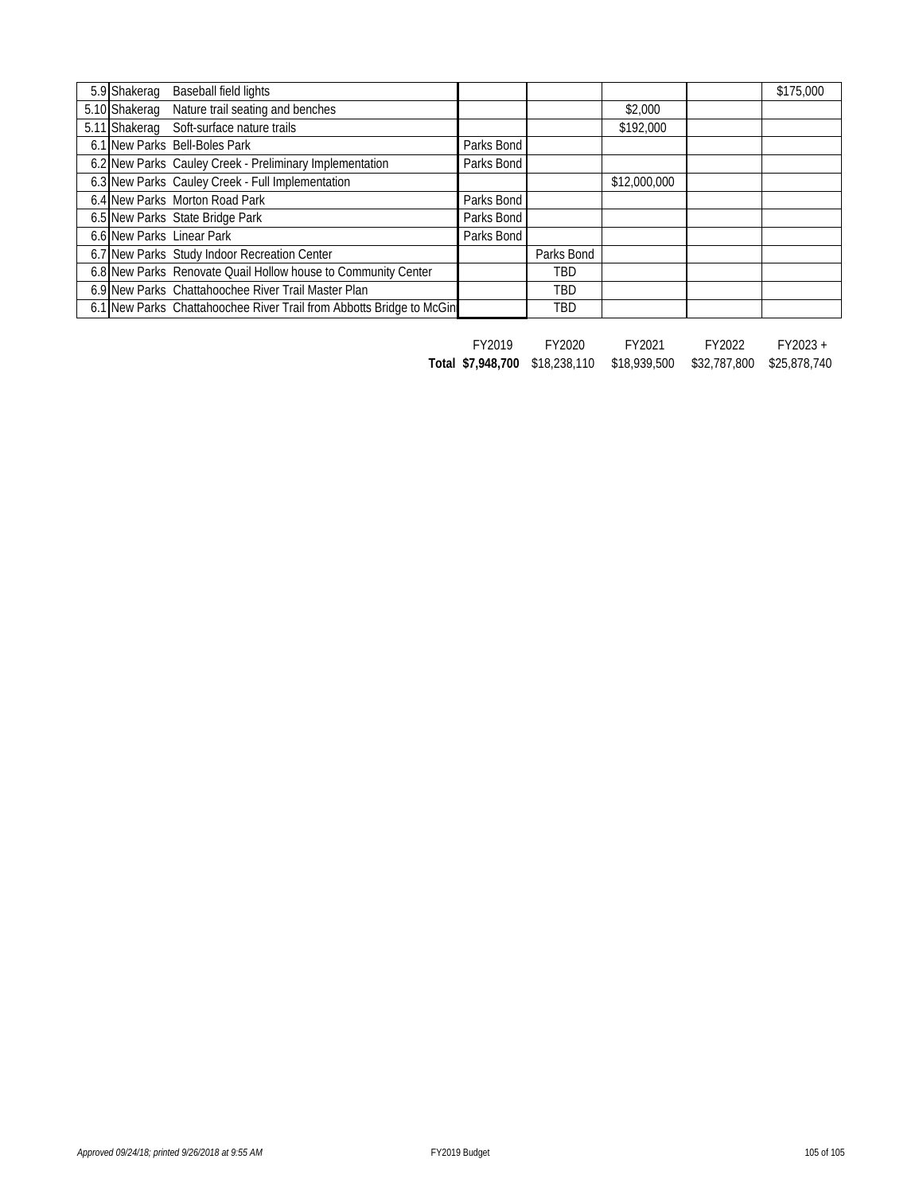| | | | | | | | |
|---|---|---|---|---|---|---|---|
| 5.9 | Shakerag | Baseball field lights | | | | | $175,000 |
| 5.10 | Shakerag | Nature trail seating and benches | | | $2,000 | | |
| 5.11 | Shakerag | Soft-surface nature trails | | | $192,000 | | |
| 6.1 | New Parks | Bell-Boles Park | Parks Bond | | | | |
| 6.2 | New Parks | Cauley Creek - Preliminary Implementation | Parks Bond | | | | |
| 6.3 | New Parks | Cauley Creek - Full Implementation | | | $12,000,000 | | |
| 6.4 | New Parks | Morton Road Park | Parks Bond | | | | |
| 6.5 | New Parks | State Bridge Park | Parks Bond | | | | |
| 6.6 | New Parks | Linear Park | Parks Bond | | | | |
| 6.7 | New Parks | Study Indoor Recreation Center | | Parks Bond | | | |
| 6.8 | New Parks | Renovate Quail Hollow house to Community Center | | TBD | | | |
| 6.9 | New Parks | Chattahoochee River Trail Master Plan | | TBD | | | |
| 6.1 | New Parks | Chattahoochee River Trail from Abbotts Bridge to McGin | | TBD | | | |

| | FY2019 | FY2020 | FY2021 | FY2022 | FY2023 + |
|---|---|---|---|---|---|
| **Total** | **$7,948,700** | $18,238,110 | $18,939,500 | $32,787,800 | $25,878,740 |